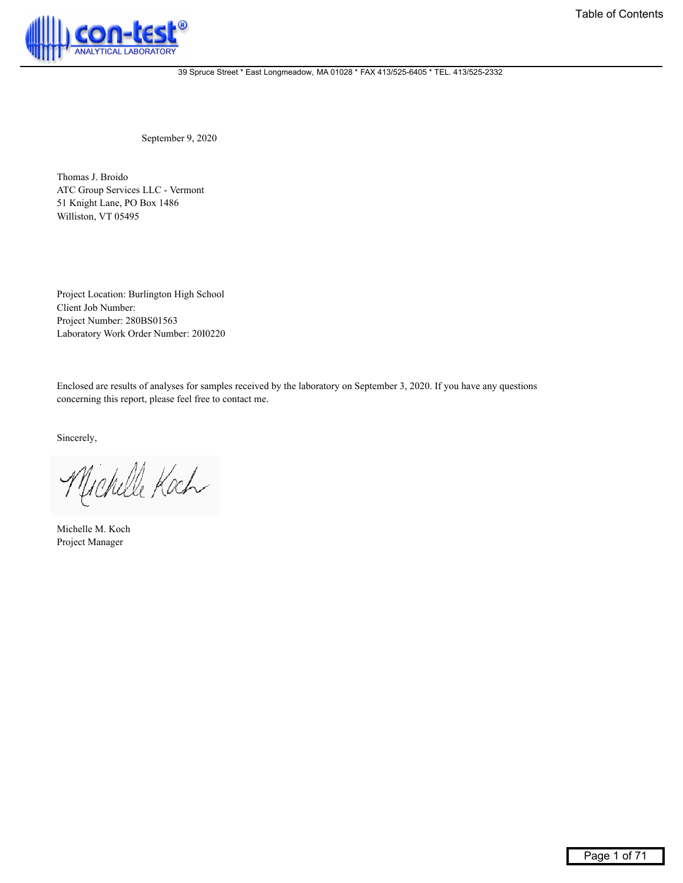con-test® ANALYTICAL LABORATORY

39 Spruce Street * East Longmeadow, MA 01028 * FAX 413/525-6405 * TEL. 413/525-2332

September 9, 2020

Thomas J. Broido
ATC Group Services LLC - Vermont
51 Knight Lane, PO Box 1486
Williston, VT 05495

Project Location: Burlington High School
Client Job Number:
Project Number: 280BS01563
Laboratory Work Order Number: 20I0220

Enclosed are results of analyses for samples received by the laboratory on September 3, 2020. If you have any questions concerning this report, please feel free to contact me.

Sincerely,

Michelle M. Koch
Project Manager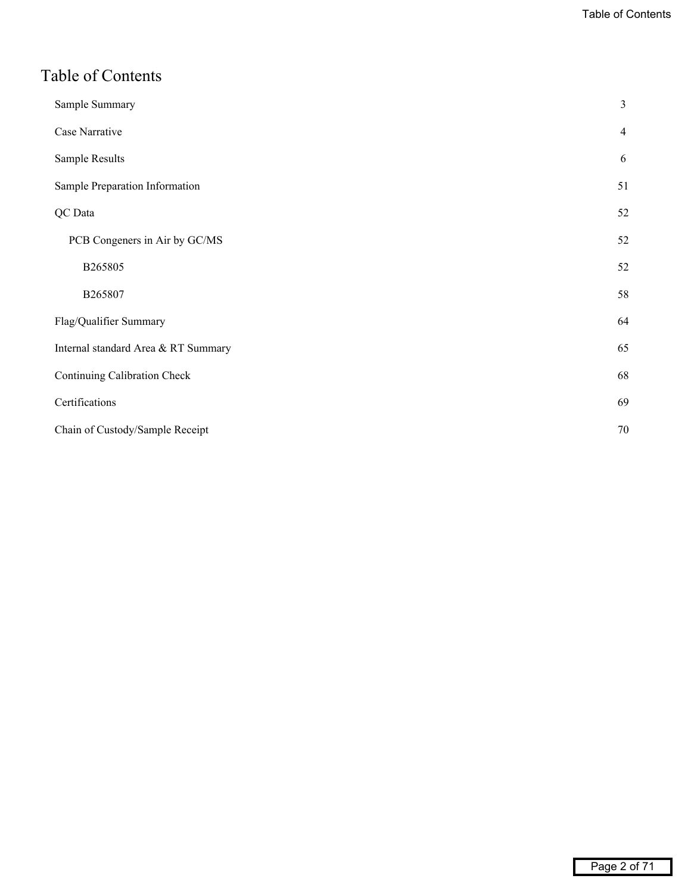# Table of Contents

| | |
|---|---|
| Sample Summary | 3 |
| Case Narrative | 4 |
| Sample Results | 6 |
| Sample Preparation Information | 51 |
| QC Data | 52 |
| PCB Congeners in Air by GC/MS | 52 |
| B265805 | 52 |
| B265807 | 58 |
| Flag/Qualifier Summary | 64 |
| Internal standard Area & RT Summary | 65 |
| Continuing Calibration Check | 68 |
| Certifications | 69 |
| Chain of Custody/Sample Receipt | 70 |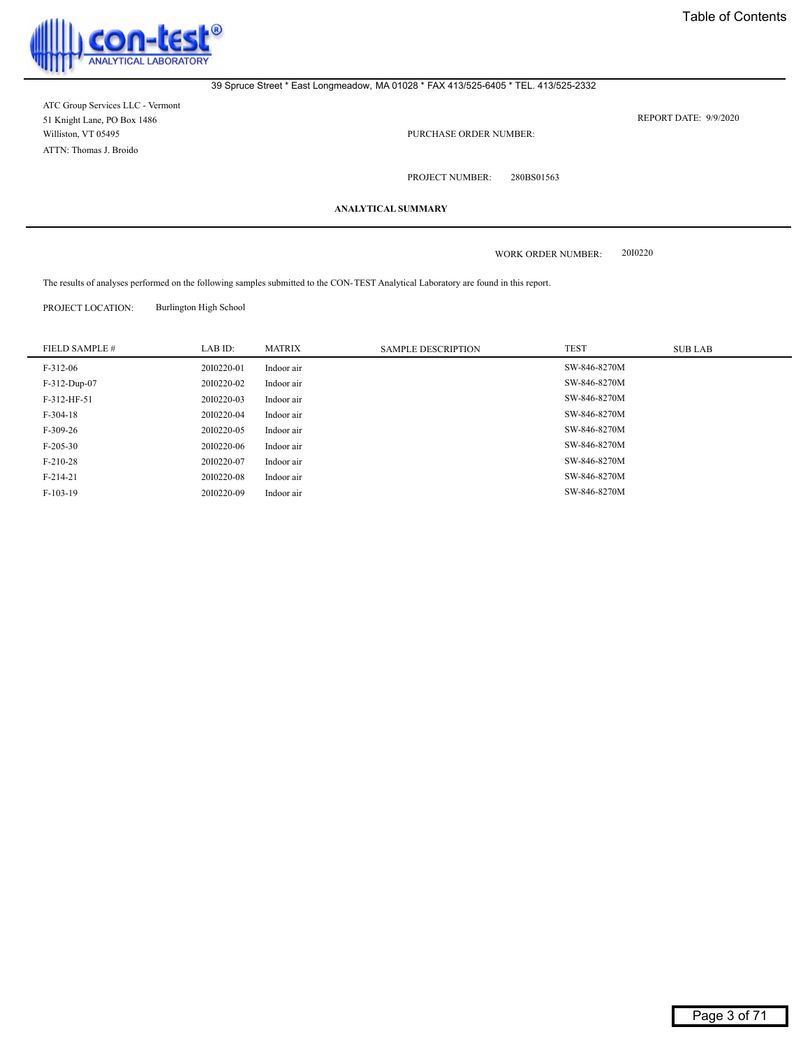Table of Contents

con-test® ANALYTICAL LABORATORY

39 Spruce Street * East Longmeadow, MA 01028 * FAX 413/525-6405 * TEL. 413/525-2332

ATC Group Services LLC - Vermont
51 Knight Lane, PO Box 1486
Williston, VT 05495
ATTN: Thomas J. Broido

REPORT DATE: 9/9/2020

PURCHASE ORDER NUMBER:

PROJECT NUMBER: 280BS01563

## ANALYTICAL SUMMARY

WORK ORDER NUMBER: 20I0220

The results of analyses performed on the following samples submitted to the CON-TEST Analytical Laboratory are found in this report.

PROJECT LOCATION: Burlington High School

| FIELD SAMPLE # | LAB ID: | MATRIX | SAMPLE DESCRIPTION | TEST | SUB LAB |
|---|---|---|---|---|---|
| F-312-06 | 20I0220-01 | Indoor air | | SW-846-8270M | |
| F-312-Dup-07 | 20I0220-02 | Indoor air | | SW-846-8270M | |
| F-312-HF-51 | 20I0220-03 | Indoor air | | SW-846-8270M | |
| F-304-18 | 20I0220-04 | Indoor air | | SW-846-8270M | |
| F-309-26 | 20I0220-05 | Indoor air | | SW-846-8270M | |
| F-205-30 | 20I0220-06 | Indoor air | | SW-846-8270M | |
| F-210-28 | 20I0220-07 | Indoor air | | SW-846-8270M | |
| F-214-21 | 20I0220-08 | Indoor air | | SW-846-8270M | |
| F-103-19 | 20I0220-09 | Indoor air | | SW-846-8270M | |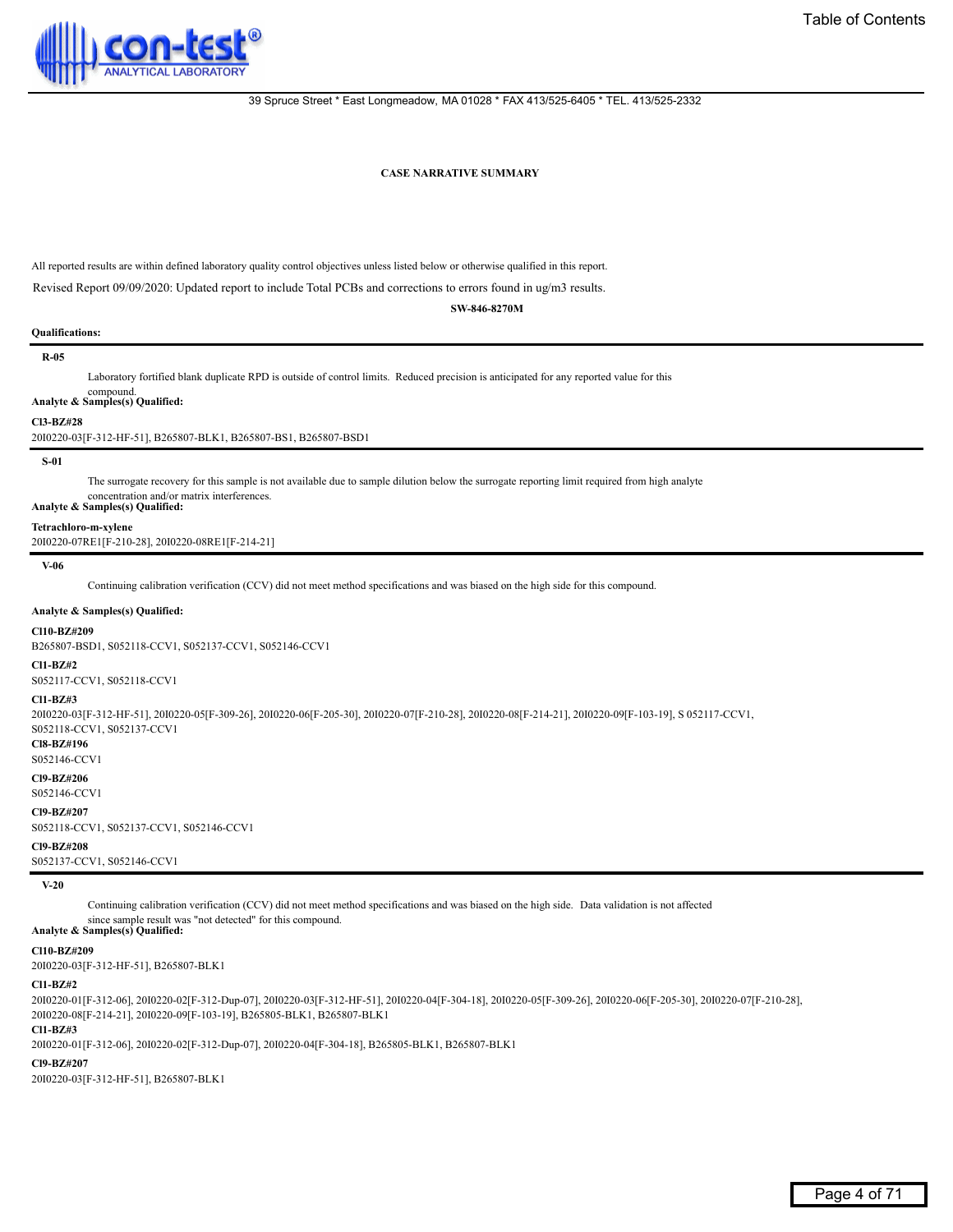39 Spruce Street * East Longmeadow, MA 01028 * FAX 413/525-6405 * TEL. 413/525-2332

## CASE NARRATIVE SUMMARY

All reported results are within defined laboratory quality control objectives unless listed below or otherwise qualified in this report.

Revised Report 09/09/2020: Updated report to include Total PCBs and corrections to errors found in ug/m3 results.

**SW-846-8270M**

**Qualifications:**

**R-05**

Laboratory fortified blank duplicate RPD is outside of control limits. Reduced precision is anticipated for any reported value for this compound.

**Analyte & Samples(s) Qualified:**

**Cl3-BZ#28**

20I0220-03[F-312-HF-51], B265807-BLK1, B265807-BS1, B265807-BSD1

**S-01**

The surrogate recovery for this sample is not available due to sample dilution below the surrogate reporting limit required from high analyte concentration and/or matrix interferences.

**Analyte & Samples(s) Qualified:**

**Tetrachloro-m-xylene**

20I0220-07RE1[F-210-28], 20I0220-08RE1[F-214-21]

**V-06**

Continuing calibration verification (CCV) did not meet method specifications and was biased on the high side for this compound.

**Analyte & Samples(s) Qualified:**

**Cl10-BZ#209**

B265807-BSD1, S052118-CCV1, S052137-CCV1, S052146-CCV1

**Cl1-BZ#2**

S052117-CCV1, S052118-CCV1

**Cl1-BZ#3**

20I0220-03[F-312-HF-51], 20I0220-05[F-309-26], 20I0220-06[F-205-30], 20I0220-07[F-210-28], 20I0220-08[F-214-21], 20I0220-09[F-103-19], S 052117-CCV1, S052118-CCV1, S052137-CCV1

**Cl8-BZ#196**

S052146-CCV1

**Cl9-BZ#206**

S052146-CCV1

**Cl9-BZ#207**

S052118-CCV1, S052137-CCV1, S052146-CCV1

**Cl9-BZ#208**

S052137-CCV1, S052146-CCV1

**V-20**

Continuing calibration verification (CCV) did not meet method specifications and was biased on the high side. Data validation is not affected since sample result was "not detected" for this compound.

**Analyte & Samples(s) Qualified:**

**Cl10-BZ#209**

20I0220-03[F-312-HF-51], B265807-BLK1

**Cl1-BZ#2**

20I0220-01[F-312-06], 20I0220-02[F-312-Dup-07], 20I0220-03[F-312-HF-51], 20I0220-04[F-304-18], 20I0220-05[F-309-26], 20I0220-06[F-205-30], 20I0220-07[F-210-28], 20I0220-08[F-214-21], 20I0220-09[F-103-19], B265805-BLK1, B265807-BLK1

**Cl1-BZ#3**

20I0220-01[F-312-06], 20I0220-02[F-312-Dup-07], 20I0220-04[F-304-18], B265805-BLK1, B265807-BLK1

**Cl9-BZ#207**

20I0220-03[F-312-HF-51], B265807-BLK1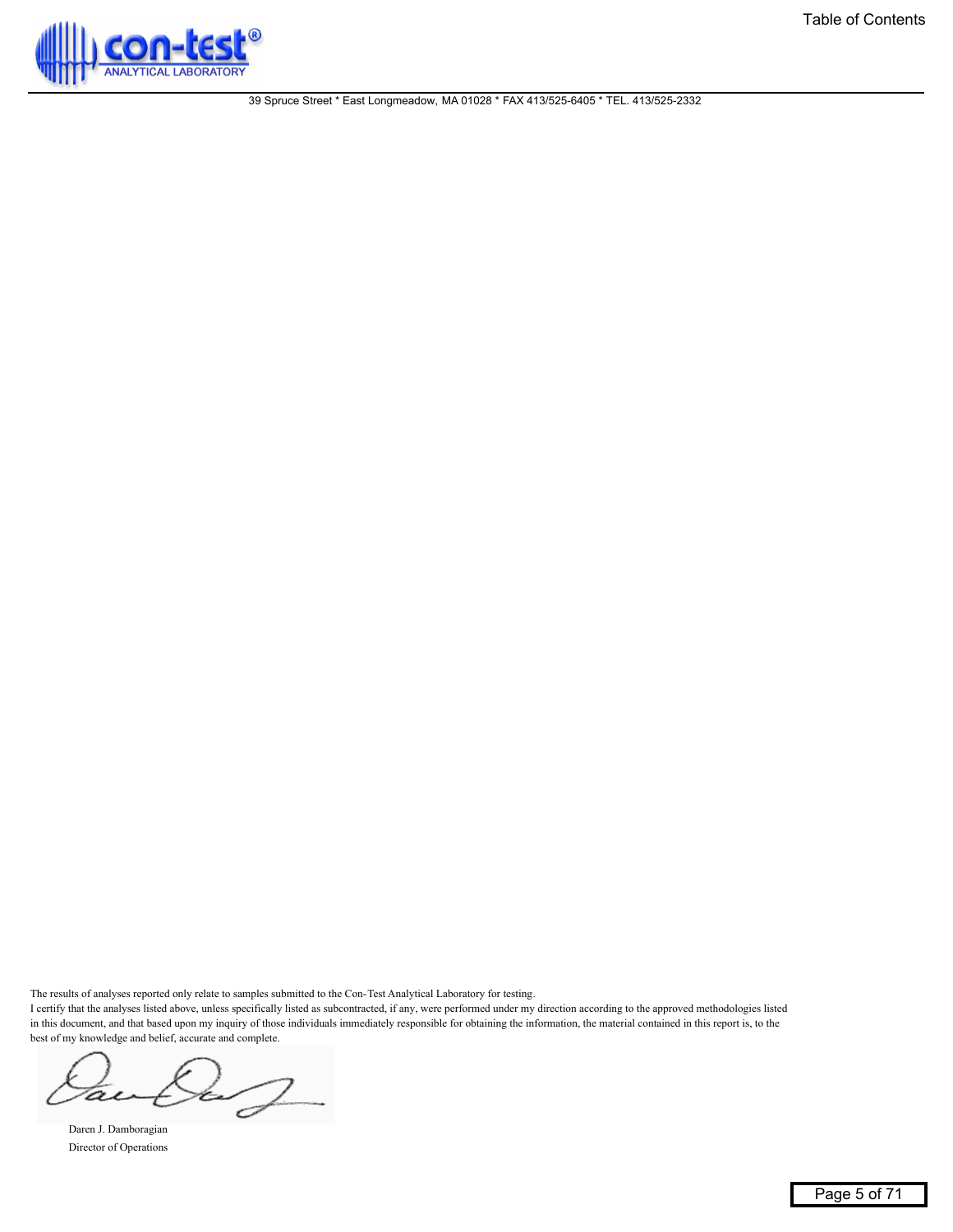The results of analyses reported only relate to samples submitted to the Con-Test Analytical Laboratory for testing.

I certify that the analyses listed above, unless specifically listed as subcontracted, if any, were performed under my direction according to the approved methodologies listed in this document, and that based upon my inquiry of those individuals immediately responsible for obtaining the information, the material contained in this report is, to the best of my knowledge and belief, accurate and complete.

Daren J. Damboragian

Director of Operations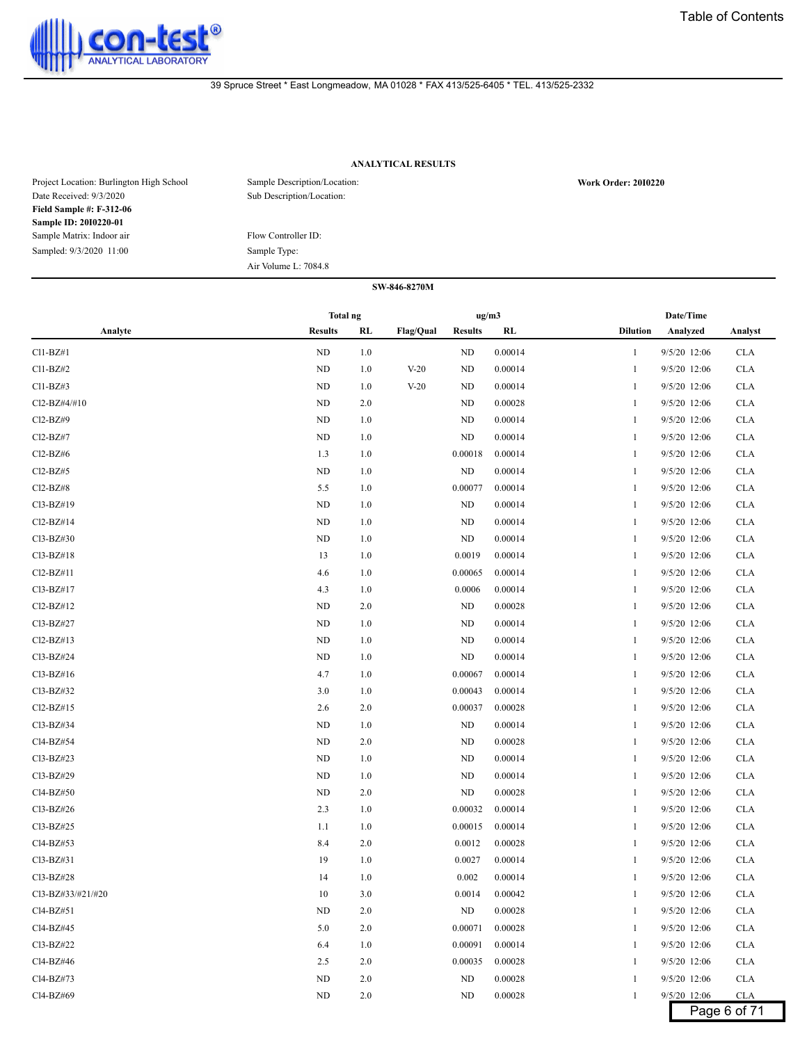39 Spruce Street * East Longmeadow, MA 01028 * FAX 413/525-6405 * TEL. 413/525-2332

### ANALYTICAL RESULTS

Project Location: Burlington High School
Date Received: 9/3/2020
**Field Sample #: F-312-06**
**Sample ID: 20I0220-01**
Sample Matrix: Indoor air
Sampled: 9/3/2020 11:00

Sample Description/Location:
Sub Description/Location:

Flow Controller ID:
Sample Type:
Air Volume L: 7084.8

**Work Order: 20I0220**

**SW-846-8270M**

| Analyte | Total ng Results | Total ng RL | Flag/Qual | ug/m3 Results | ug/m3 RL | Dilution | Date/Time Analyzed | Analyst |
|---|---|---|---|---|---|---|---|---|
| Cl1-BZ#1 | ND | 1.0 | | ND | 0.00014 | 1 | 9/5/20 12:06 | CLA |
| Cl1-BZ#2 | ND | 1.0 | V-20 | ND | 0.00014 | 1 | 9/5/20 12:06 | CLA |
| Cl1-BZ#3 | ND | 1.0 | V-20 | ND | 0.00014 | 1 | 9/5/20 12:06 | CLA |
| Cl2-BZ#4/#10 | ND | 2.0 | | ND | 0.00028 | 1 | 9/5/20 12:06 | CLA |
| Cl2-BZ#9 | ND | 1.0 | | ND | 0.00014 | 1 | 9/5/20 12:06 | CLA |
| Cl2-BZ#7 | ND | 1.0 | | ND | 0.00014 | 1 | 9/5/20 12:06 | CLA |
| Cl2-BZ#6 | 1.3 | 1.0 | | 0.00018 | 0.00014 | 1 | 9/5/20 12:06 | CLA |
| Cl2-BZ#5 | ND | 1.0 | | ND | 0.00014 | 1 | 9/5/20 12:06 | CLA |
| Cl2-BZ#8 | 5.5 | 1.0 | | 0.00077 | 0.00014 | 1 | 9/5/20 12:06 | CLA |
| Cl3-BZ#19 | ND | 1.0 | | ND | 0.00014 | 1 | 9/5/20 12:06 | CLA |
| Cl2-BZ#14 | ND | 1.0 | | ND | 0.00014 | 1 | 9/5/20 12:06 | CLA |
| Cl3-BZ#30 | ND | 1.0 | | ND | 0.00014 | 1 | 9/5/20 12:06 | CLA |
| Cl3-BZ#18 | 13 | 1.0 | | 0.0019 | 0.00014 | 1 | 9/5/20 12:06 | CLA |
| Cl2-BZ#11 | 4.6 | 1.0 | | 0.00065 | 0.00014 | 1 | 9/5/20 12:06 | CLA |
| Cl3-BZ#17 | 4.3 | 1.0 | | 0.0006 | 0.00014 | 1 | 9/5/20 12:06 | CLA |
| Cl2-BZ#12 | ND | 2.0 | | ND | 0.00028 | 1 | 9/5/20 12:06 | CLA |
| Cl3-BZ#27 | ND | 1.0 | | ND | 0.00014 | 1 | 9/5/20 12:06 | CLA |
| Cl2-BZ#13 | ND | 1.0 | | ND | 0.00014 | 1 | 9/5/20 12:06 | CLA |
| Cl3-BZ#24 | ND | 1.0 | | ND | 0.00014 | 1 | 9/5/20 12:06 | CLA |
| Cl3-BZ#16 | 4.7 | 1.0 | | 0.00067 | 0.00014 | 1 | 9/5/20 12:06 | CLA |
| Cl3-BZ#32 | 3.0 | 1.0 | | 0.00043 | 0.00014 | 1 | 9/5/20 12:06 | CLA |
| Cl2-BZ#15 | 2.6 | 2.0 | | 0.00037 | 0.00028 | 1 | 9/5/20 12:06 | CLA |
| Cl3-BZ#34 | ND | 1.0 | | ND | 0.00014 | 1 | 9/5/20 12:06 | CLA |
| Cl4-BZ#54 | ND | 2.0 | | ND | 0.00028 | 1 | 9/5/20 12:06 | CLA |
| Cl3-BZ#23 | ND | 1.0 | | ND | 0.00014 | 1 | 9/5/20 12:06 | CLA |
| Cl3-BZ#29 | ND | 1.0 | | ND | 0.00014 | 1 | 9/5/20 12:06 | CLA |
| Cl4-BZ#50 | ND | 2.0 | | ND | 0.00028 | 1 | 9/5/20 12:06 | CLA |
| Cl3-BZ#26 | 2.3 | 1.0 | | 0.00032 | 0.00014 | 1 | 9/5/20 12:06 | CLA |
| Cl3-BZ#25 | 1.1 | 1.0 | | 0.00015 | 0.00014 | 1 | 9/5/20 12:06 | CLA |
| Cl4-BZ#53 | 8.4 | 2.0 | | 0.0012 | 0.00028 | 1 | 9/5/20 12:06 | CLA |
| Cl3-BZ#31 | 19 | 1.0 | | 0.0027 | 0.00014 | 1 | 9/5/20 12:06 | CLA |
| Cl3-BZ#28 | 14 | 1.0 | | 0.002 | 0.00014 | 1 | 9/5/20 12:06 | CLA |
| Cl3-BZ#33/#21/#20 | 10 | 3.0 | | 0.0014 | 0.00042 | 1 | 9/5/20 12:06 | CLA |
| Cl4-BZ#51 | ND | 2.0 | | ND | 0.00028 | 1 | 9/5/20 12:06 | CLA |
| Cl4-BZ#45 | 5.0 | 2.0 | | 0.00071 | 0.00028 | 1 | 9/5/20 12:06 | CLA |
| Cl3-BZ#22 | 6.4 | 1.0 | | 0.00091 | 0.00014 | 1 | 9/5/20 12:06 | CLA |
| Cl4-BZ#46 | 2.5 | 2.0 | | 0.00035 | 0.00028 | 1 | 9/5/20 12:06 | CLA |
| Cl4-BZ#73 | ND | 2.0 | | ND | 0.00028 | 1 | 9/5/20 12:06 | CLA |
| Cl4-BZ#69 | ND | 2.0 | | ND | 0.00028 | 1 | 9/5/20 12:06 | CLA |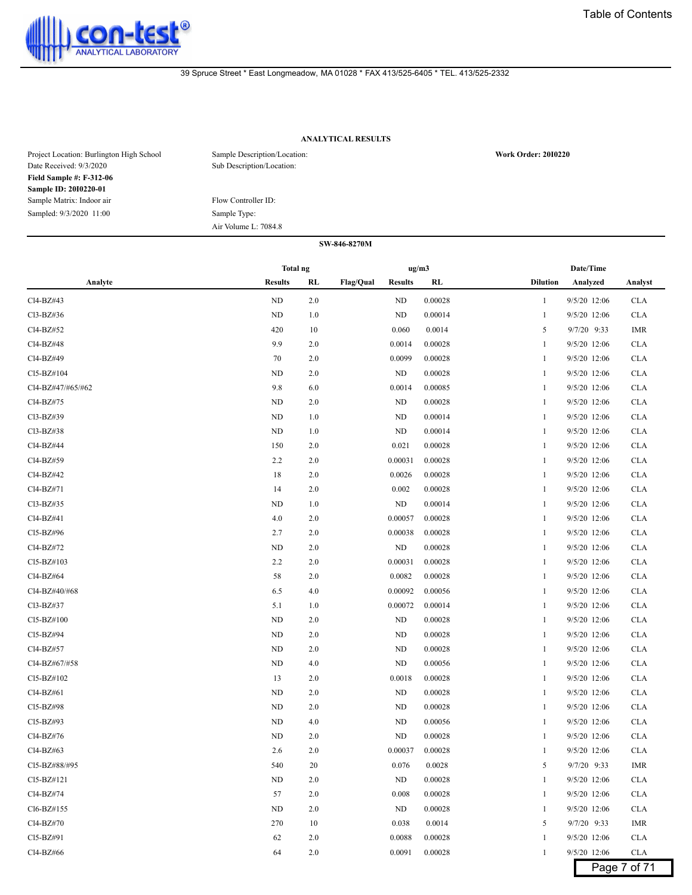con-test® ANALYTICAL LABORATORY

39 Spruce Street * East Longmeadow, MA 01028 * FAX 413/525-6405 * TEL. 413/525-2332

## ANALYTICAL RESULTS

Project Location: Burlington High School
Date Received: 9/3/2020
**Field Sample #: F-312-06**
**Sample ID: 20I0220-01**
Sample Matrix: Indoor air
Sampled: 9/3/2020 11:00

Sample Description/Location:
Sub Description/Location:

Flow Controller ID:
Sample Type:
Air Volume L: 7084.8

**Work Order: 20I0220**

**SW-846-8270M**

| Analyte | Total ng Results | Total ng RL | Flag/Qual | ug/m3 Results | ug/m3 RL | Dilution | Date/Time Analyzed | Analyst |
|---|---|---|---|---|---|---|---|---|
| Cl4-BZ#43 | ND | 2.0 | | ND | 0.00028 | 1 | 9/5/20 12:06 | CLA |
| Cl3-BZ#36 | ND | 1.0 | | ND | 0.00014 | 1 | 9/5/20 12:06 | CLA |
| Cl4-BZ#52 | 420 | 10 | | 0.060 | 0.0014 | 5 | 9/7/20 9:33 | IMR |
| Cl4-BZ#48 | 9.9 | 2.0 | | 0.0014 | 0.00028 | 1 | 9/5/20 12:06 | CLA |
| Cl4-BZ#49 | 70 | 2.0 | | 0.0099 | 0.00028 | 1 | 9/5/20 12:06 | CLA |
| Cl5-BZ#104 | ND | 2.0 | | ND | 0.00028 | 1 | 9/5/20 12:06 | CLA |
| Cl4-BZ#47/#65/#62 | 9.8 | 6.0 | | 0.0014 | 0.00085 | 1 | 9/5/20 12:06 | CLA |
| Cl4-BZ#75 | ND | 2.0 | | ND | 0.00028 | 1 | 9/5/20 12:06 | CLA |
| Cl3-BZ#39 | ND | 1.0 | | ND | 0.00014 | 1 | 9/5/20 12:06 | CLA |
| Cl3-BZ#38 | ND | 1.0 | | ND | 0.00014 | 1 | 9/5/20 12:06 | CLA |
| Cl4-BZ#44 | 150 | 2.0 | | 0.021 | 0.00028 | 1 | 9/5/20 12:06 | CLA |
| Cl4-BZ#59 | 2.2 | 2.0 | | 0.00031 | 0.00028 | 1 | 9/5/20 12:06 | CLA |
| Cl4-BZ#42 | 18 | 2.0 | | 0.0026 | 0.00028 | 1 | 9/5/20 12:06 | CLA |
| Cl4-BZ#71 | 14 | 2.0 | | 0.002 | 0.00028 | 1 | 9/5/20 12:06 | CLA |
| Cl3-BZ#35 | ND | 1.0 | | ND | 0.00014 | 1 | 9/5/20 12:06 | CLA |
| Cl4-BZ#41 | 4.0 | 2.0 | | 0.00057 | 0.00028 | 1 | 9/5/20 12:06 | CLA |
| Cl5-BZ#96 | 2.7 | 2.0 | | 0.00038 | 0.00028 | 1 | 9/5/20 12:06 | CLA |
| Cl4-BZ#72 | ND | 2.0 | | ND | 0.00028 | 1 | 9/5/20 12:06 | CLA |
| Cl5-BZ#103 | 2.2 | 2.0 | | 0.00031 | 0.00028 | 1 | 9/5/20 12:06 | CLA |
| Cl4-BZ#64 | 58 | 2.0 | | 0.0082 | 0.00028 | 1 | 9/5/20 12:06 | CLA |
| Cl4-BZ#40/#68 | 6.5 | 4.0 | | 0.00092 | 0.00056 | 1 | 9/5/20 12:06 | CLA |
| Cl3-BZ#37 | 5.1 | 1.0 | | 0.00072 | 0.00014 | 1 | 9/5/20 12:06 | CLA |
| Cl5-BZ#100 | ND | 2.0 | | ND | 0.00028 | 1 | 9/5/20 12:06 | CLA |
| Cl5-BZ#94 | ND | 2.0 | | ND | 0.00028 | 1 | 9/5/20 12:06 | CLA |
| Cl4-BZ#57 | ND | 2.0 | | ND | 0.00028 | 1 | 9/5/20 12:06 | CLA |
| Cl4-BZ#67/#58 | ND | 4.0 | | ND | 0.00056 | 1 | 9/5/20 12:06 | CLA |
| Cl5-BZ#102 | 13 | 2.0 | | 0.0018 | 0.00028 | 1 | 9/5/20 12:06 | CLA |
| Cl4-BZ#61 | ND | 2.0 | | ND | 0.00028 | 1 | 9/5/20 12:06 | CLA |
| Cl5-BZ#98 | ND | 2.0 | | ND | 0.00028 | 1 | 9/5/20 12:06 | CLA |
| Cl5-BZ#93 | ND | 4.0 | | ND | 0.00056 | 1 | 9/5/20 12:06 | CLA |
| Cl4-BZ#76 | ND | 2.0 | | ND | 0.00028 | 1 | 9/5/20 12:06 | CLA |
| Cl4-BZ#63 | 2.6 | 2.0 | | 0.00037 | 0.00028 | 1 | 9/5/20 12:06 | CLA |
| Cl5-BZ#88/#95 | 540 | 20 | | 0.076 | 0.0028 | 5 | 9/7/20 9:33 | IMR |
| Cl5-BZ#121 | ND | 2.0 | | ND | 0.00028 | 1 | 9/5/20 12:06 | CLA |
| Cl4-BZ#74 | 57 | 2.0 | | 0.008 | 0.00028 | 1 | 9/5/20 12:06 | CLA |
| Cl6-BZ#155 | ND | 2.0 | | ND | 0.00028 | 1 | 9/5/20 12:06 | CLA |
| Cl4-BZ#70 | 270 | 10 | | 0.038 | 0.0014 | 5 | 9/7/20 9:33 | IMR |
| Cl5-BZ#91 | 62 | 2.0 | | 0.0088 | 0.00028 | 1 | 9/5/20 12:06 | CLA |
| Cl4-BZ#66 | 64 | 2.0 | | 0.0091 | 0.00028 | 1 | 9/5/20 12:06 | CLA |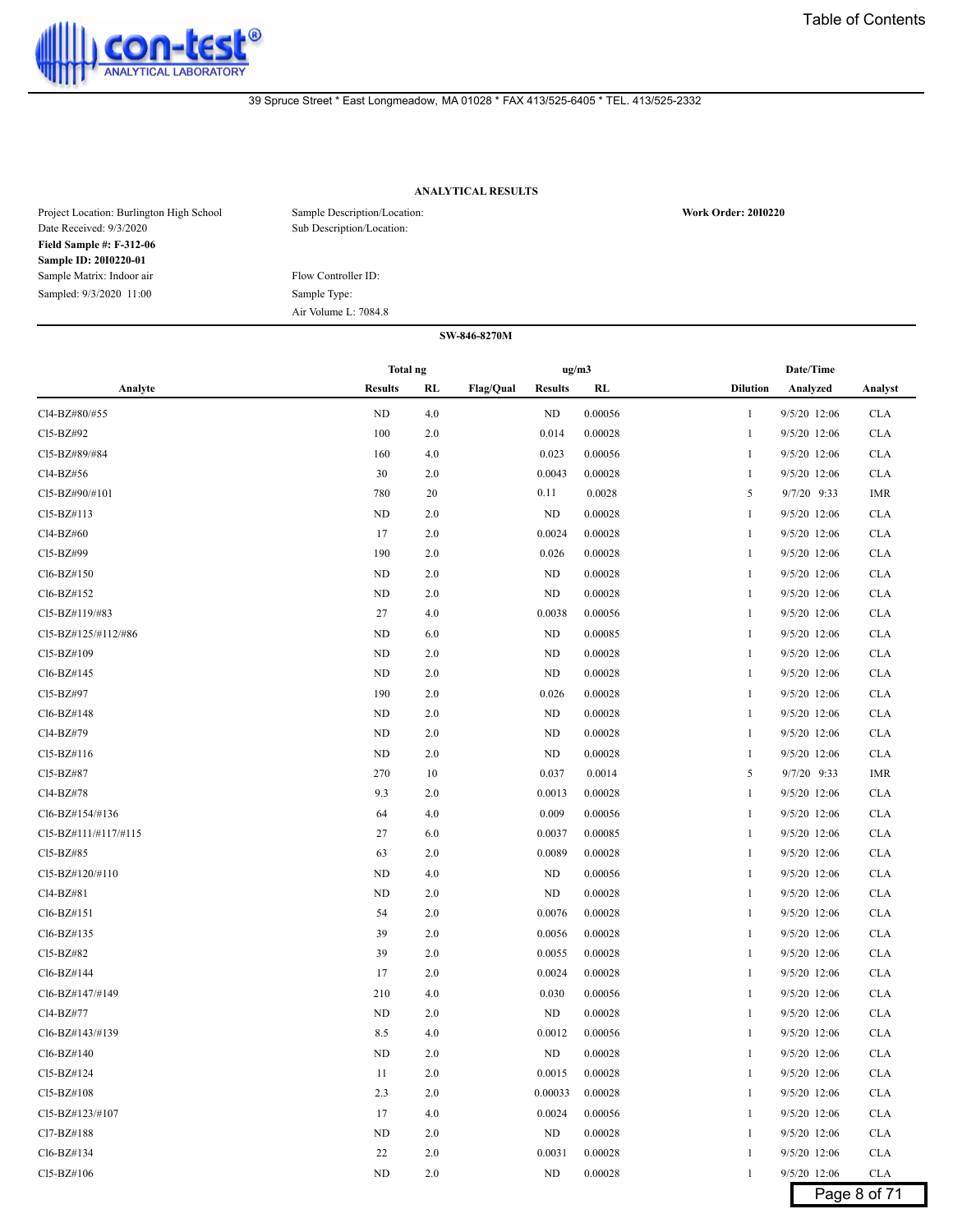con-test® ANALYTICAL LABORATORY

Table of Contents

39 Spruce Street * East Longmeadow, MA 01028 * FAX 413/525-6405 * TEL. 413/525-2332

**ANALYTICAL RESULTS**

Project Location: Burlington High School
Date Received: 9/3/2020
**Field Sample #: F-312-06**
**Sample ID: 20I0220-01**
Sample Matrix: Indoor air
Sampled: 9/3/2020 11:00

Sample Description/Location:
Sub Description/Location:

Flow Controller ID:
Sample Type:
Air Volume L: 7084.8

**Work Order: 20I0220**

**SW-846-8270M**

| Analyte | Total ng Results | Total ng RL | Flag/Qual | ug/m3 Results | ug/m3 RL | Dilution | Date/Time Analyzed | Analyst |
|---|---|---|---|---|---|---|---|---|
| Cl4-BZ#80/#55 | ND | 4.0 | | ND | 0.00056 | 1 | 9/5/20 12:06 | CLA |
| Cl5-BZ#92 | 100 | 2.0 | | 0.014 | 0.00028 | 1 | 9/5/20 12:06 | CLA |
| Cl5-BZ#89/#84 | 160 | 4.0 | | 0.023 | 0.00056 | 1 | 9/5/20 12:06 | CLA |
| Cl4-BZ#56 | 30 | 2.0 | | 0.0043 | 0.00028 | 1 | 9/5/20 12:06 | CLA |
| Cl5-BZ#90/#101 | 780 | 20 | | 0.11 | 0.0028 | 5 | 9/7/20 9:33 | IMR |
| Cl5-BZ#113 | ND | 2.0 | | ND | 0.00028 | 1 | 9/5/20 12:06 | CLA |
| Cl4-BZ#60 | 17 | 2.0 | | 0.0024 | 0.00028 | 1 | 9/5/20 12:06 | CLA |
| Cl5-BZ#99 | 190 | 2.0 | | 0.026 | 0.00028 | 1 | 9/5/20 12:06 | CLA |
| Cl6-BZ#150 | ND | 2.0 | | ND | 0.00028 | 1 | 9/5/20 12:06 | CLA |
| Cl6-BZ#152 | ND | 2.0 | | ND | 0.00028 | 1 | 9/5/20 12:06 | CLA |
| Cl5-BZ#119/#83 | 27 | 4.0 | | 0.0038 | 0.00056 | 1 | 9/5/20 12:06 | CLA |
| Cl5-BZ#125/#112/#86 | ND | 6.0 | | ND | 0.00085 | 1 | 9/5/20 12:06 | CLA |
| Cl5-BZ#109 | ND | 2.0 | | ND | 0.00028 | 1 | 9/5/20 12:06 | CLA |
| Cl6-BZ#145 | ND | 2.0 | | ND | 0.00028 | 1 | 9/5/20 12:06 | CLA |
| Cl5-BZ#97 | 190 | 2.0 | | 0.026 | 0.00028 | 1 | 9/5/20 12:06 | CLA |
| Cl6-BZ#148 | ND | 2.0 | | ND | 0.00028 | 1 | 9/5/20 12:06 | CLA |
| Cl4-BZ#79 | ND | 2.0 | | ND | 0.00028 | 1 | 9/5/20 12:06 | CLA |
| Cl5-BZ#116 | ND | 2.0 | | ND | 0.00028 | 1 | 9/5/20 12:06 | CLA |
| Cl5-BZ#87 | 270 | 10 | | 0.037 | 0.0014 | 5 | 9/7/20 9:33 | IMR |
| Cl4-BZ#78 | 9.3 | 2.0 | | 0.0013 | 0.00028 | 1 | 9/5/20 12:06 | CLA |
| Cl6-BZ#154/#136 | 64 | 4.0 | | 0.009 | 0.00056 | 1 | 9/5/20 12:06 | CLA |
| Cl5-BZ#111/#117/#115 | 27 | 6.0 | | 0.0037 | 0.00085 | 1 | 9/5/20 12:06 | CLA |
| Cl5-BZ#85 | 63 | 2.0 | | 0.0089 | 0.00028 | 1 | 9/5/20 12:06 | CLA |
| Cl5-BZ#120/#110 | ND | 4.0 | | ND | 0.00056 | 1 | 9/5/20 12:06 | CLA |
| Cl4-BZ#81 | ND | 2.0 | | ND | 0.00028 | 1 | 9/5/20 12:06 | CLA |
| Cl6-BZ#151 | 54 | 2.0 | | 0.0076 | 0.00028 | 1 | 9/5/20 12:06 | CLA |
| Cl6-BZ#135 | 39 | 2.0 | | 0.0056 | 0.00028 | 1 | 9/5/20 12:06 | CLA |
| Cl5-BZ#82 | 39 | 2.0 | | 0.0055 | 0.00028 | 1 | 9/5/20 12:06 | CLA |
| Cl6-BZ#144 | 17 | 2.0 | | 0.0024 | 0.00028 | 1 | 9/5/20 12:06 | CLA |
| Cl6-BZ#147/#149 | 210 | 4.0 | | 0.030 | 0.00056 | 1 | 9/5/20 12:06 | CLA |
| Cl4-BZ#77 | ND | 2.0 | | ND | 0.00028 | 1 | 9/5/20 12:06 | CLA |
| Cl6-BZ#143/#139 | 8.5 | 4.0 | | 0.0012 | 0.00056 | 1 | 9/5/20 12:06 | CLA |
| Cl6-BZ#140 | ND | 2.0 | | ND | 0.00028 | 1 | 9/5/20 12:06 | CLA |
| Cl5-BZ#124 | 11 | 2.0 | | 0.0015 | 0.00028 | 1 | 9/5/20 12:06 | CLA |
| Cl5-BZ#108 | 2.3 | 2.0 | | 0.00033 | 0.00028 | 1 | 9/5/20 12:06 | CLA |
| Cl5-BZ#123/#107 | 17 | 4.0 | | 0.0024 | 0.00056 | 1 | 9/5/20 12:06 | CLA |
| Cl7-BZ#188 | ND | 2.0 | | ND | 0.00028 | 1 | 9/5/20 12:06 | CLA |
| Cl6-BZ#134 | 22 | 2.0 | | 0.0031 | 0.00028 | 1 | 9/5/20 12:06 | CLA |
| Cl5-BZ#106 | ND | 2.0 | | ND | 0.00028 | 1 | 9/5/20 12:06 | CLA |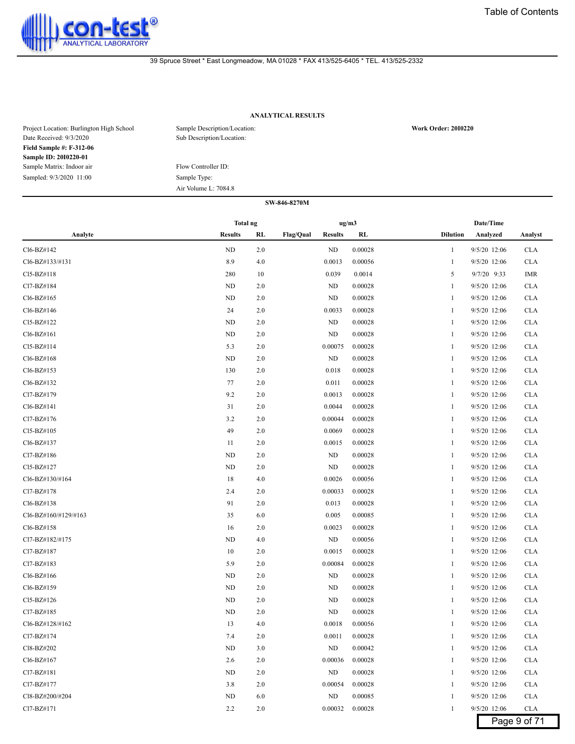39 Spruce Street * East Longmeadow, MA 01028 * FAX 413/525-6405 * TEL. 413/525-2332

## ANALYTICAL RESULTS

Project Location: Burlington High School
Date Received: 9/3/2020
**Field Sample #: F-312-06**
**Sample ID: 20I0220-01**
Sample Matrix: Indoor air
Sampled: 9/3/2020 11:00

Sample Description/Location:
Sub Description/Location:

Flow Controller ID:
Sample Type:
Air Volume L: 7084.8

**Work Order: 20I0220**

### SW-846-8270M

| Analyte | Total ng Results | Total ng RL | Flag/Qual | ug/m3 Results | ug/m3 RL | Dilution | Date/Time Analyzed | Analyst |
|---|---|---|---|---|---|---|---|---|
| Cl6-BZ#142 | ND | 2.0 | | ND | 0.00028 | 1 | 9/5/20 12:06 | CLA |
| Cl6-BZ#133/#131 | 8.9 | 4.0 | | 0.0013 | 0.00056 | 1 | 9/5/20 12:06 | CLA |
| Cl5-BZ#118 | 280 | 10 | | 0.039 | 0.0014 | 5 | 9/7/20 9:33 | IMR |
| Cl7-BZ#184 | ND | 2.0 | | ND | 0.00028 | 1 | 9/5/20 12:06 | CLA |
| Cl6-BZ#165 | ND | 2.0 | | ND | 0.00028 | 1 | 9/5/20 12:06 | CLA |
| Cl6-BZ#146 | 24 | 2.0 | | 0.0033 | 0.00028 | 1 | 9/5/20 12:06 | CLA |
| Cl5-BZ#122 | ND | 2.0 | | ND | 0.00028 | 1 | 9/5/20 12:06 | CLA |
| Cl6-BZ#161 | ND | 2.0 | | ND | 0.00028 | 1 | 9/5/20 12:06 | CLA |
| Cl5-BZ#114 | 5.3 | 2.0 | | 0.00075 | 0.00028 | 1 | 9/5/20 12:06 | CLA |
| Cl6-BZ#168 | ND | 2.0 | | ND | 0.00028 | 1 | 9/5/20 12:06 | CLA |
| Cl6-BZ#153 | 130 | 2.0 | | 0.018 | 0.00028 | 1 | 9/5/20 12:06 | CLA |
| Cl6-BZ#132 | 77 | 2.0 | | 0.011 | 0.00028 | 1 | 9/5/20 12:06 | CLA |
| Cl7-BZ#179 | 9.2 | 2.0 | | 0.0013 | 0.00028 | 1 | 9/5/20 12:06 | CLA |
| Cl6-BZ#141 | 31 | 2.0 | | 0.0044 | 0.00028 | 1 | 9/5/20 12:06 | CLA |
| Cl7-BZ#176 | 3.2 | 2.0 | | 0.00044 | 0.00028 | 1 | 9/5/20 12:06 | CLA |
| Cl5-BZ#105 | 49 | 2.0 | | 0.0069 | 0.00028 | 1 | 9/5/20 12:06 | CLA |
| Cl6-BZ#137 | 11 | 2.0 | | 0.0015 | 0.00028 | 1 | 9/5/20 12:06 | CLA |
| Cl7-BZ#186 | ND | 2.0 | | ND | 0.00028 | 1 | 9/5/20 12:06 | CLA |
| Cl5-BZ#127 | ND | 2.0 | | ND | 0.00028 | 1 | 9/5/20 12:06 | CLA |
| Cl6-BZ#130/#164 | 18 | 4.0 | | 0.0026 | 0.00056 | 1 | 9/5/20 12:06 | CLA |
| Cl7-BZ#178 | 2.4 | 2.0 | | 0.00033 | 0.00028 | 1 | 9/5/20 12:06 | CLA |
| Cl6-BZ#138 | 91 | 2.0 | | 0.013 | 0.00028 | 1 | 9/5/20 12:06 | CLA |
| Cl6-BZ#160/#129/#163 | 35 | 6.0 | | 0.005 | 0.00085 | 1 | 9/5/20 12:06 | CLA |
| Cl6-BZ#158 | 16 | 2.0 | | 0.0023 | 0.00028 | 1 | 9/5/20 12:06 | CLA |
| Cl7-BZ#182/#175 | ND | 4.0 | | ND | 0.00056 | 1 | 9/5/20 12:06 | CLA |
| Cl7-BZ#187 | 10 | 2.0 | | 0.0015 | 0.00028 | 1 | 9/5/20 12:06 | CLA |
| Cl7-BZ#183 | 5.9 | 2.0 | | 0.00084 | 0.00028 | 1 | 9/5/20 12:06 | CLA |
| Cl6-BZ#166 | ND | 2.0 | | ND | 0.00028 | 1 | 9/5/20 12:06 | CLA |
| Cl6-BZ#159 | ND | 2.0 | | ND | 0.00028 | 1 | 9/5/20 12:06 | CLA |
| Cl5-BZ#126 | ND | 2.0 | | ND | 0.00028 | 1 | 9/5/20 12:06 | CLA |
| Cl7-BZ#185 | ND | 2.0 | | ND | 0.00028 | 1 | 9/5/20 12:06 | CLA |
| Cl6-BZ#128/#162 | 13 | 4.0 | | 0.0018 | 0.00056 | 1 | 9/5/20 12:06 | CLA |
| Cl7-BZ#174 | 7.4 | 2.0 | | 0.0011 | 0.00028 | 1 | 9/5/20 12:06 | CLA |
| Cl8-BZ#202 | ND | 3.0 | | ND | 0.00042 | 1 | 9/5/20 12:06 | CLA |
| Cl6-BZ#167 | 2.6 | 2.0 | | 0.00036 | 0.00028 | 1 | 9/5/20 12:06 | CLA |
| Cl7-BZ#181 | ND | 2.0 | | ND | 0.00028 | 1 | 9/5/20 12:06 | CLA |
| Cl7-BZ#177 | 3.8 | 2.0 | | 0.00054 | 0.00028 | 1 | 9/5/20 12:06 | CLA |
| Cl8-BZ#200/#204 | ND | 6.0 | | ND | 0.00085 | 1 | 9/5/20 12:06 | CLA |
| Cl7-BZ#171 | 2.2 | 2.0 | | 0.00032 | 0.00028 | 1 | 9/5/20 12:06 | CLA |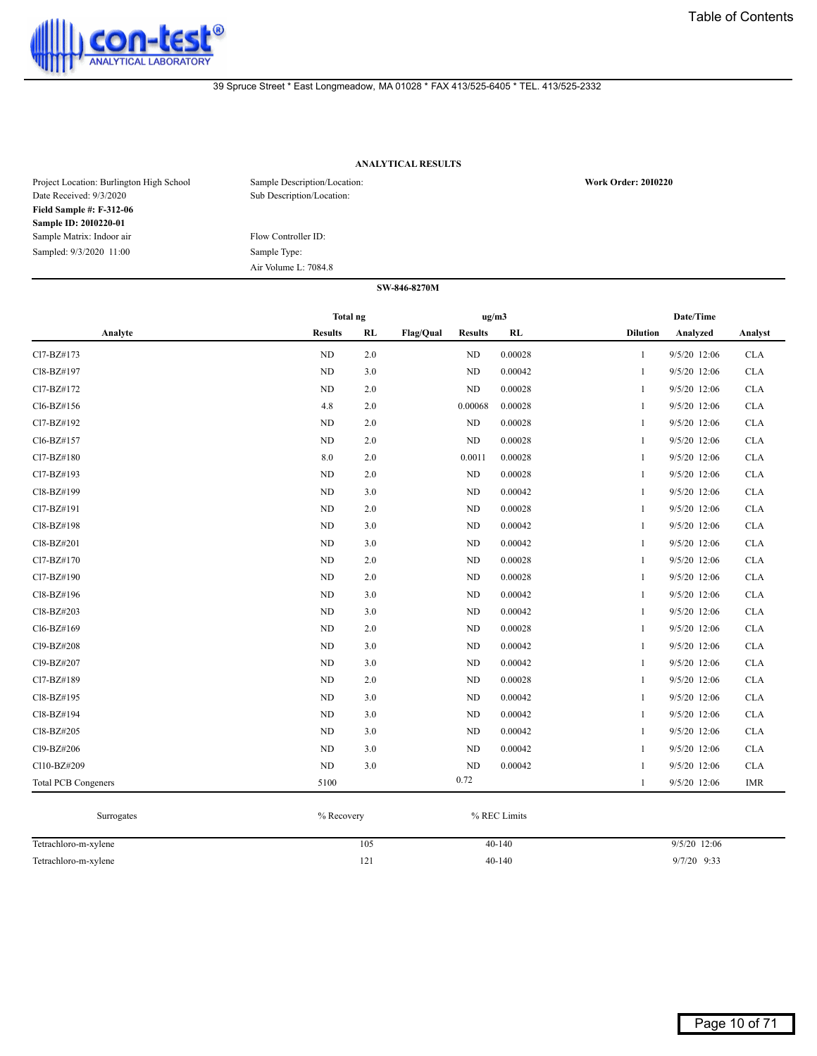con-test® ANALYTICAL LABORATORY

39 Spruce Street * East Longmeadow, MA 01028 * FAX 413/525-6405 * TEL. 413/525-2332

## ANALYTICAL RESULTS

Project Location: Burlington High School
Date Received: 9/3/2020
**Field Sample #: F-312-06**
**Sample ID: 20I0220-01**
Sample Matrix: Indoor air
Sampled: 9/3/2020 11:00

Sample Description/Location:
Sub Description/Location:

Flow Controller ID:
Sample Type:
Air Volume L: 7084.8

**Work Order: 20I0220**

**SW-846-8270M**

| Analyte | Total ng Results | Total ng RL | Flag/Qual | ug/m3 Results | ug/m3 RL | Dilution | Date/Time Analyzed | Analyst |
|---|---|---|---|---|---|---|---|---|
| Cl7-BZ#173 | ND | 2.0 | | ND | 0.00028 | 1 | 9/5/20 12:06 | CLA |
| Cl8-BZ#197 | ND | 3.0 | | ND | 0.00042 | 1 | 9/5/20 12:06 | CLA |
| Cl7-BZ#172 | ND | 2.0 | | ND | 0.00028 | 1 | 9/5/20 12:06 | CLA |
| Cl6-BZ#156 | 4.8 | 2.0 | | 0.00068 | 0.00028 | 1 | 9/5/20 12:06 | CLA |
| Cl7-BZ#192 | ND | 2.0 | | ND | 0.00028 | 1 | 9/5/20 12:06 | CLA |
| Cl6-BZ#157 | ND | 2.0 | | ND | 0.00028 | 1 | 9/5/20 12:06 | CLA |
| Cl7-BZ#180 | 8.0 | 2.0 | | 0.0011 | 0.00028 | 1 | 9/5/20 12:06 | CLA |
| Cl7-BZ#193 | ND | 2.0 | | ND | 0.00028 | 1 | 9/5/20 12:06 | CLA |
| Cl8-BZ#199 | ND | 3.0 | | ND | 0.00042 | 1 | 9/5/20 12:06 | CLA |
| Cl7-BZ#191 | ND | 2.0 | | ND | 0.00028 | 1 | 9/5/20 12:06 | CLA |
| Cl8-BZ#198 | ND | 3.0 | | ND | 0.00042 | 1 | 9/5/20 12:06 | CLA |
| Cl8-BZ#201 | ND | 3.0 | | ND | 0.00042 | 1 | 9/5/20 12:06 | CLA |
| Cl7-BZ#170 | ND | 2.0 | | ND | 0.00028 | 1 | 9/5/20 12:06 | CLA |
| Cl7-BZ#190 | ND | 2.0 | | ND | 0.00028 | 1 | 9/5/20 12:06 | CLA |
| Cl8-BZ#196 | ND | 3.0 | | ND | 0.00042 | 1 | 9/5/20 12:06 | CLA |
| Cl8-BZ#203 | ND | 3.0 | | ND | 0.00042 | 1 | 9/5/20 12:06 | CLA |
| Cl6-BZ#169 | ND | 2.0 | | ND | 0.00028 | 1 | 9/5/20 12:06 | CLA |
| Cl9-BZ#208 | ND | 3.0 | | ND | 0.00042 | 1 | 9/5/20 12:06 | CLA |
| Cl9-BZ#207 | ND | 3.0 | | ND | 0.00042 | 1 | 9/5/20 12:06 | CLA |
| Cl7-BZ#189 | ND | 2.0 | | ND | 0.00028 | 1 | 9/5/20 12:06 | CLA |
| Cl8-BZ#195 | ND | 3.0 | | ND | 0.00042 | 1 | 9/5/20 12:06 | CLA |
| Cl8-BZ#194 | ND | 3.0 | | ND | 0.00042 | 1 | 9/5/20 12:06 | CLA |
| Cl8-BZ#205 | ND | 3.0 | | ND | 0.00042 | 1 | 9/5/20 12:06 | CLA |
| Cl9-BZ#206 | ND | 3.0 | | ND | 0.00042 | 1 | 9/5/20 12:06 | CLA |
| Cl10-BZ#209 | ND | 3.0 | | ND | 0.00042 | 1 | 9/5/20 12:06 | CLA |
| Total PCB Congeners | 5100 | | | 0.72 | | 1 | 9/5/20 12:06 | IMR |

| Surrogates | % Recovery | % REC Limits | |
|---|---|---|---|
| Tetrachloro-m-xylene | 105 | 40-140 | 9/5/20 12:06 |
| Tetrachloro-m-xylene | 121 | 40-140 | 9/7/20 9:33 |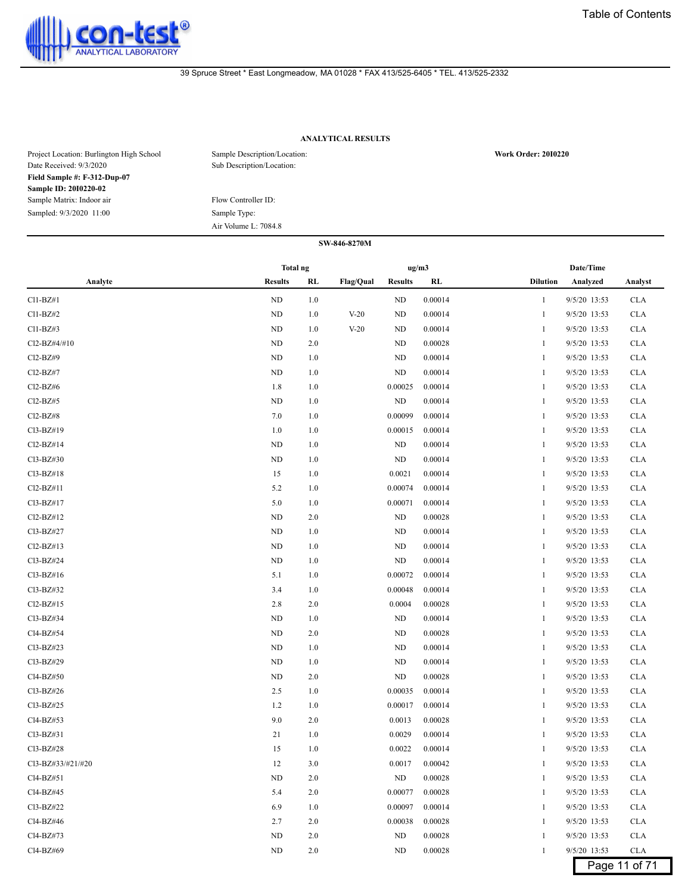39 Spruce Street * East Longmeadow, MA 01028 * FAX 413/525-6405 * TEL. 413/525-2332

## ANALYTICAL RESULTS

Project Location: Burlington High School
Date Received: 9/3/2020
**Field Sample #: F-312-Dup-07**
**Sample ID: 20I0220-02**
Sample Matrix: Indoor air
Sampled: 9/3/2020 11:00

Sample Description/Location:
Sub Description/Location:

Flow Controller ID:
Sample Type:
Air Volume L: 7084.8

**Work Order: 20I0220**

### SW-846-8270M

| Analyte | Total ng Results | Total ng RL | Flag/Qual | ug/m3 Results | ug/m3 RL | Dilution | Date/Time Analyzed | Analyst |
|---|---|---|---|---|---|---|---|---|
| Cl1-BZ#1 | ND | 1.0 | | ND | 0.00014 | 1 | 9/5/20 13:53 | CLA |
| Cl1-BZ#2 | ND | 1.0 | V-20 | ND | 0.00014 | 1 | 9/5/20 13:53 | CLA |
| Cl1-BZ#3 | ND | 1.0 | V-20 | ND | 0.00014 | 1 | 9/5/20 13:53 | CLA |
| Cl2-BZ#4/#10 | ND | 2.0 | | ND | 0.00028 | 1 | 9/5/20 13:53 | CLA |
| Cl2-BZ#9 | ND | 1.0 | | ND | 0.00014 | 1 | 9/5/20 13:53 | CLA |
| Cl2-BZ#7 | ND | 1.0 | | ND | 0.00014 | 1 | 9/5/20 13:53 | CLA |
| Cl2-BZ#6 | 1.8 | 1.0 | | 0.00025 | 0.00014 | 1 | 9/5/20 13:53 | CLA |
| Cl2-BZ#5 | ND | 1.0 | | ND | 0.00014 | 1 | 9/5/20 13:53 | CLA |
| Cl2-BZ#8 | 7.0 | 1.0 | | 0.00099 | 0.00014 | 1 | 9/5/20 13:53 | CLA |
| Cl3-BZ#19 | 1.0 | 1.0 | | 0.00015 | 0.00014 | 1 | 9/5/20 13:53 | CLA |
| Cl2-BZ#14 | ND | 1.0 | | ND | 0.00014 | 1 | 9/5/20 13:53 | CLA |
| Cl3-BZ#30 | ND | 1.0 | | ND | 0.00014 | 1 | 9/5/20 13:53 | CLA |
| Cl3-BZ#18 | 15 | 1.0 | | 0.0021 | 0.00014 | 1 | 9/5/20 13:53 | CLA |
| Cl2-BZ#11 | 5.2 | 1.0 | | 0.00074 | 0.00014 | 1 | 9/5/20 13:53 | CLA |
| Cl3-BZ#17 | 5.0 | 1.0 | | 0.00071 | 0.00014 | 1 | 9/5/20 13:53 | CLA |
| Cl2-BZ#12 | ND | 2.0 | | ND | 0.00028 | 1 | 9/5/20 13:53 | CLA |
| Cl3-BZ#27 | ND | 1.0 | | ND | 0.00014 | 1 | 9/5/20 13:53 | CLA |
| Cl2-BZ#13 | ND | 1.0 | | ND | 0.00014 | 1 | 9/5/20 13:53 | CLA |
| Cl3-BZ#24 | ND | 1.0 | | ND | 0.00014 | 1 | 9/5/20 13:53 | CLA |
| Cl3-BZ#16 | 5.1 | 1.0 | | 0.00072 | 0.00014 | 1 | 9/5/20 13:53 | CLA |
| Cl3-BZ#32 | 3.4 | 1.0 | | 0.00048 | 0.00014 | 1 | 9/5/20 13:53 | CLA |
| Cl2-BZ#15 | 2.8 | 2.0 | | 0.0004 | 0.00028 | 1 | 9/5/20 13:53 | CLA |
| Cl3-BZ#34 | ND | 1.0 | | ND | 0.00014 | 1 | 9/5/20 13:53 | CLA |
| Cl4-BZ#54 | ND | 2.0 | | ND | 0.00028 | 1 | 9/5/20 13:53 | CLA |
| Cl3-BZ#23 | ND | 1.0 | | ND | 0.00014 | 1 | 9/5/20 13:53 | CLA |
| Cl3-BZ#29 | ND | 1.0 | | ND | 0.00014 | 1 | 9/5/20 13:53 | CLA |
| Cl4-BZ#50 | ND | 2.0 | | ND | 0.00028 | 1 | 9/5/20 13:53 | CLA |
| Cl3-BZ#26 | 2.5 | 1.0 | | 0.00035 | 0.00014 | 1 | 9/5/20 13:53 | CLA |
| Cl3-BZ#25 | 1.2 | 1.0 | | 0.00017 | 0.00014 | 1 | 9/5/20 13:53 | CLA |
| Cl4-BZ#53 | 9.0 | 2.0 | | 0.0013 | 0.00028 | 1 | 9/5/20 13:53 | CLA |
| Cl3-BZ#31 | 21 | 1.0 | | 0.0029 | 0.00014 | 1 | 9/5/20 13:53 | CLA |
| Cl3-BZ#28 | 15 | 1.0 | | 0.0022 | 0.00014 | 1 | 9/5/20 13:53 | CLA |
| Cl3-BZ#33/#21/#20 | 12 | 3.0 | | 0.0017 | 0.00042 | 1 | 9/5/20 13:53 | CLA |
| Cl4-BZ#51 | ND | 2.0 | | ND | 0.00028 | 1 | 9/5/20 13:53 | CLA |
| Cl4-BZ#45 | 5.4 | 2.0 | | 0.00077 | 0.00028 | 1 | 9/5/20 13:53 | CLA |
| Cl3-BZ#22 | 6.9 | 1.0 | | 0.00097 | 0.00014 | 1 | 9/5/20 13:53 | CLA |
| Cl4-BZ#46 | 2.7 | 2.0 | | 0.00038 | 0.00028 | 1 | 9/5/20 13:53 | CLA |
| Cl4-BZ#73 | ND | 2.0 | | ND | 0.00028 | 1 | 9/5/20 13:53 | CLA |
| Cl4-BZ#69 | ND | 2.0 | | ND | 0.00028 | 1 | 9/5/20 13:53 | CLA |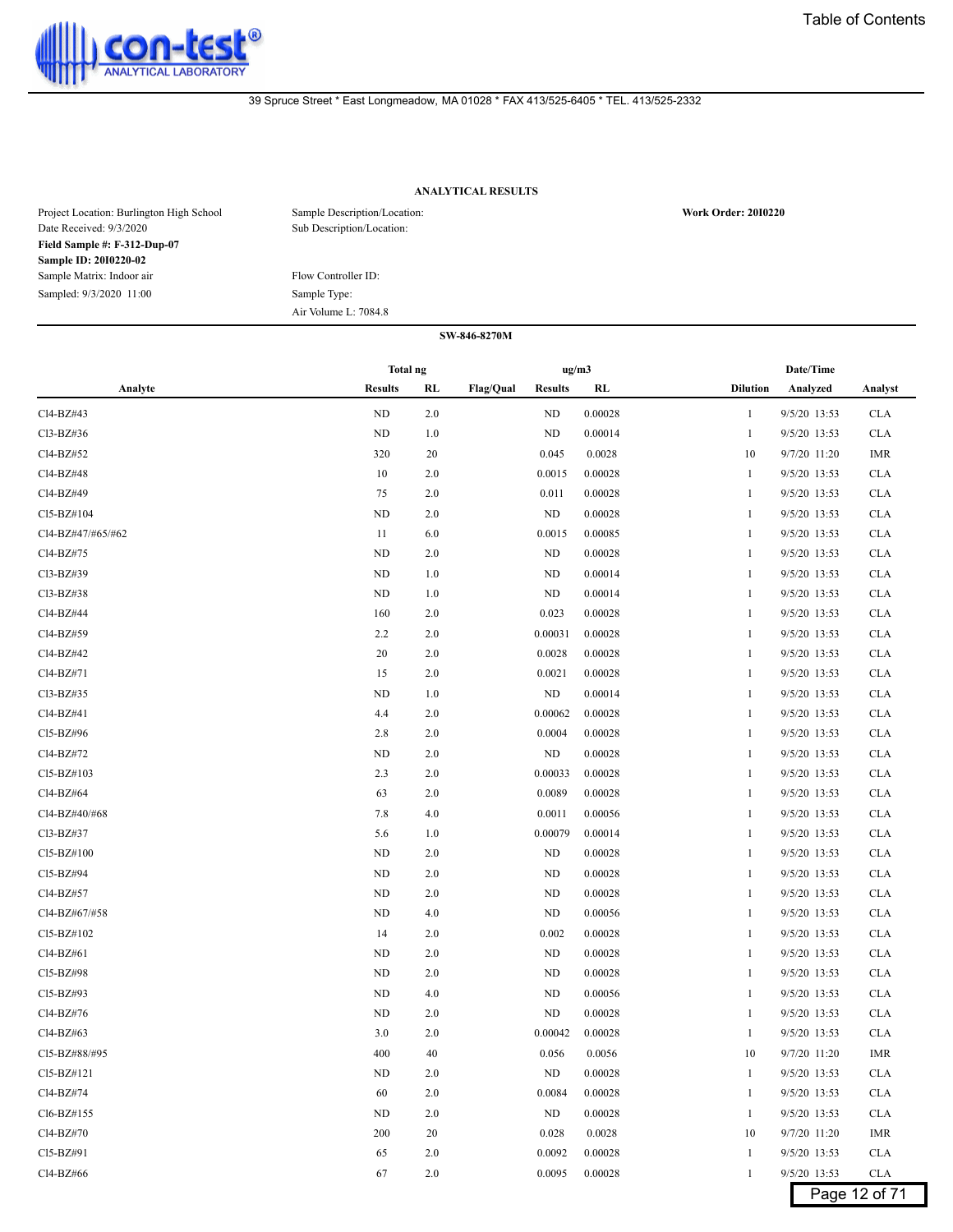39 Spruce Street * East Longmeadow, MA 01028 * FAX 413/525-6405 * TEL. 413/525-2332

## ANALYTICAL RESULTS

Project Location: Burlington High School
Date Received: 9/3/2020
**Field Sample #: F-312-Dup-07**
**Sample ID: 20I0220-02**
Sample Matrix: Indoor air
Sampled: 9/3/2020 11:00

Sample Description/Location:
Sub Description/Location:

Flow Controller ID:
Sample Type:
Air Volume L: 7084.8

**Work Order: 20I0220**

**SW-846-8270M**

| Analyte | Total ng Results | Total ng RL | Flag/Qual | ug/m3 Results | ug/m3 RL | Dilution | Date/Time Analyzed | Analyst |
|---|---|---|---|---|---|---|---|---|
| Cl4-BZ#43 | ND | 2.0 | | ND | 0.00028 | 1 | 9/5/20 13:53 | CLA |
| Cl3-BZ#36 | ND | 1.0 | | ND | 0.00014 | 1 | 9/5/20 13:53 | CLA |
| Cl4-BZ#52 | 320 | 20 | | 0.045 | 0.0028 | 10 | 9/7/20 11:20 | IMR |
| Cl4-BZ#48 | 10 | 2.0 | | 0.0015 | 0.00028 | 1 | 9/5/20 13:53 | CLA |
| Cl4-BZ#49 | 75 | 2.0 | | 0.011 | 0.00028 | 1 | 9/5/20 13:53 | CLA |
| Cl5-BZ#104 | ND | 2.0 | | ND | 0.00028 | 1 | 9/5/20 13:53 | CLA |
| Cl4-BZ#47/#65/#62 | 11 | 6.0 | | 0.0015 | 0.00085 | 1 | 9/5/20 13:53 | CLA |
| Cl4-BZ#75 | ND | 2.0 | | ND | 0.00028 | 1 | 9/5/20 13:53 | CLA |
| Cl3-BZ#39 | ND | 1.0 | | ND | 0.00014 | 1 | 9/5/20 13:53 | CLA |
| Cl3-BZ#38 | ND | 1.0 | | ND | 0.00014 | 1 | 9/5/20 13:53 | CLA |
| Cl4-BZ#44 | 160 | 2.0 | | 0.023 | 0.00028 | 1 | 9/5/20 13:53 | CLA |
| Cl4-BZ#59 | 2.2 | 2.0 | | 0.00031 | 0.00028 | 1 | 9/5/20 13:53 | CLA |
| Cl4-BZ#42 | 20 | 2.0 | | 0.0028 | 0.00028 | 1 | 9/5/20 13:53 | CLA |
| Cl4-BZ#71 | 15 | 2.0 | | 0.0021 | 0.00028 | 1 | 9/5/20 13:53 | CLA |
| Cl3-BZ#35 | ND | 1.0 | | ND | 0.00014 | 1 | 9/5/20 13:53 | CLA |
| Cl4-BZ#41 | 4.4 | 2.0 | | 0.00062 | 0.00028 | 1 | 9/5/20 13:53 | CLA |
| Cl5-BZ#96 | 2.8 | 2.0 | | 0.0004 | 0.00028 | 1 | 9/5/20 13:53 | CLA |
| Cl4-BZ#72 | ND | 2.0 | | ND | 0.00028 | 1 | 9/5/20 13:53 | CLA |
| Cl5-BZ#103 | 2.3 | 2.0 | | 0.00033 | 0.00028 | 1 | 9/5/20 13:53 | CLA |
| Cl4-BZ#64 | 63 | 2.0 | | 0.0089 | 0.00028 | 1 | 9/5/20 13:53 | CLA |
| Cl4-BZ#40/#68 | 7.8 | 4.0 | | 0.0011 | 0.00056 | 1 | 9/5/20 13:53 | CLA |
| Cl3-BZ#37 | 5.6 | 1.0 | | 0.00079 | 0.00014 | 1 | 9/5/20 13:53 | CLA |
| Cl5-BZ#100 | ND | 2.0 | | ND | 0.00028 | 1 | 9/5/20 13:53 | CLA |
| Cl5-BZ#94 | ND | 2.0 | | ND | 0.00028 | 1 | 9/5/20 13:53 | CLA |
| Cl4-BZ#57 | ND | 2.0 | | ND | 0.00028 | 1 | 9/5/20 13:53 | CLA |
| Cl4-BZ#67/#58 | ND | 4.0 | | ND | 0.00056 | 1 | 9/5/20 13:53 | CLA |
| Cl5-BZ#102 | 14 | 2.0 | | 0.002 | 0.00028 | 1 | 9/5/20 13:53 | CLA |
| Cl4-BZ#61 | ND | 2.0 | | ND | 0.00028 | 1 | 9/5/20 13:53 | CLA |
| Cl5-BZ#98 | ND | 2.0 | | ND | 0.00028 | 1 | 9/5/20 13:53 | CLA |
| Cl5-BZ#93 | ND | 4.0 | | ND | 0.00056 | 1 | 9/5/20 13:53 | CLA |
| Cl4-BZ#76 | ND | 2.0 | | ND | 0.00028 | 1 | 9/5/20 13:53 | CLA |
| Cl4-BZ#63 | 3.0 | 2.0 | | 0.00042 | 0.00028 | 1 | 9/5/20 13:53 | CLA |
| Cl5-BZ#88/#95 | 400 | 40 | | 0.056 | 0.0056 | 10 | 9/7/20 11:20 | IMR |
| Cl5-BZ#121 | ND | 2.0 | | ND | 0.00028 | 1 | 9/5/20 13:53 | CLA |
| Cl4-BZ#74 | 60 | 2.0 | | 0.0084 | 0.00028 | 1 | 9/5/20 13:53 | CLA |
| Cl6-BZ#155 | ND | 2.0 | | ND | 0.00028 | 1 | 9/5/20 13:53 | CLA |
| Cl4-BZ#70 | 200 | 20 | | 0.028 | 0.0028 | 10 | 9/7/20 11:20 | IMR |
| Cl5-BZ#91 | 65 | 2.0 | | 0.0092 | 0.00028 | 1 | 9/5/20 13:53 | CLA |
| Cl4-BZ#66 | 67 | 2.0 | | 0.0095 | 0.00028 | 1 | 9/5/20 13:53 | CLA |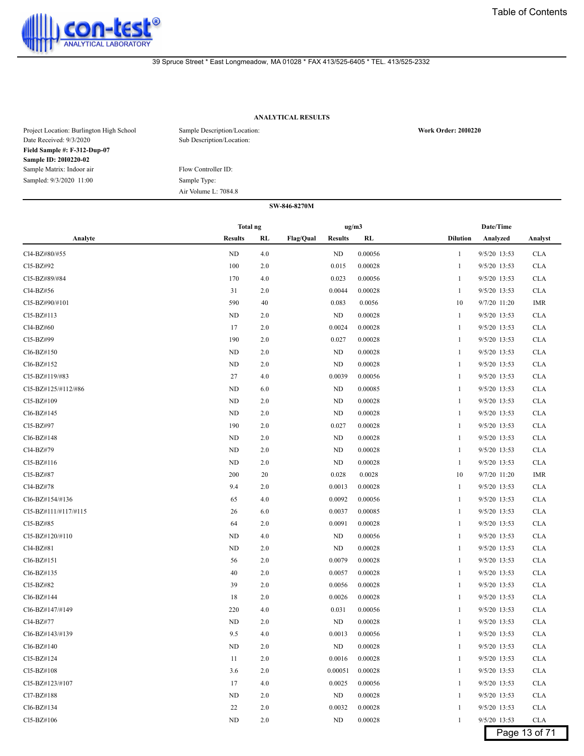con-test® ANALYTICAL LABORATORY

39 Spruce Street * East Longmeadow, MA 01028 * FAX 413/525-6405 * TEL. 413/525-2332

Table of Contents

## ANALYTICAL RESULTS

Project Location: Burlington High School
Date Received: 9/3/2020
**Field Sample #: F-312-Dup-07**
**Sample ID: 20I0220-02**
Sample Matrix: Indoor air
Sampled: 9/3/2020 11:00

Sample Description/Location:
Sub Description/Location:

Flow Controller ID:
Sample Type:
Air Volume L: 7084.8

**Work Order: 20I0220**

**SW-846-8270M**

| Analyte | Total ng | | Flag/Qual | ug/m3 | | Dilution | Date/Time | Analyst |
|---|---|---|---|---|---|---|---|---|
| | Results | RL | | Results | RL | | Analyzed | |
| Cl4-BZ#80/#55 | ND | 4.0 | | ND | 0.00056 | 1 | 9/5/20 13:53 | CLA |
| Cl5-BZ#92 | 100 | 2.0 | | 0.015 | 0.00028 | 1 | 9/5/20 13:53 | CLA |
| Cl5-BZ#89/#84 | 170 | 4.0 | | 0.023 | 0.00056 | 1 | 9/5/20 13:53 | CLA |
| Cl4-BZ#56 | 31 | 2.0 | | 0.0044 | 0.00028 | 1 | 9/5/20 13:53 | CLA |
| Cl5-BZ#90/#101 | 590 | 40 | | 0.083 | 0.0056 | 10 | 9/7/20 11:20 | IMR |
| Cl5-BZ#113 | ND | 2.0 | | ND | 0.00028 | 1 | 9/5/20 13:53 | CLA |
| Cl4-BZ#60 | 17 | 2.0 | | 0.0024 | 0.00028 | 1 | 9/5/20 13:53 | CLA |
| Cl5-BZ#99 | 190 | 2.0 | | 0.027 | 0.00028 | 1 | 9/5/20 13:53 | CLA |
| Cl6-BZ#150 | ND | 2.0 | | ND | 0.00028 | 1 | 9/5/20 13:53 | CLA |
| Cl6-BZ#152 | ND | 2.0 | | ND | 0.00028 | 1 | 9/5/20 13:53 | CLA |
| Cl5-BZ#119/#83 | 27 | 4.0 | | 0.0039 | 0.00056 | 1 | 9/5/20 13:53 | CLA |
| Cl5-BZ#125/#112/#86 | ND | 6.0 | | ND | 0.00085 | 1 | 9/5/20 13:53 | CLA |
| Cl5-BZ#109 | ND | 2.0 | | ND | 0.00028 | 1 | 9/5/20 13:53 | CLA |
| Cl6-BZ#145 | ND | 2.0 | | ND | 0.00028 | 1 | 9/5/20 13:53 | CLA |
| Cl5-BZ#97 | 190 | 2.0 | | 0.027 | 0.00028 | 1 | 9/5/20 13:53 | CLA |
| Cl6-BZ#148 | ND | 2.0 | | ND | 0.00028 | 1 | 9/5/20 13:53 | CLA |
| Cl4-BZ#79 | ND | 2.0 | | ND | 0.00028 | 1 | 9/5/20 13:53 | CLA |
| Cl5-BZ#116 | ND | 2.0 | | ND | 0.00028 | 1 | 9/5/20 13:53 | CLA |
| Cl5-BZ#87 | 200 | 20 | | 0.028 | 0.0028 | 10 | 9/7/20 11:20 | IMR |
| Cl4-BZ#78 | 9.4 | 2.0 | | 0.0013 | 0.00028 | 1 | 9/5/20 13:53 | CLA |
| Cl6-BZ#154/#136 | 65 | 4.0 | | 0.0092 | 0.00056 | 1 | 9/5/20 13:53 | CLA |
| Cl5-BZ#111/#117/#115 | 26 | 6.0 | | 0.0037 | 0.00085 | 1 | 9/5/20 13:53 | CLA |
| Cl5-BZ#85 | 64 | 2.0 | | 0.0091 | 0.00028 | 1 | 9/5/20 13:53 | CLA |
| Cl5-BZ#120/#110 | ND | 4.0 | | ND | 0.00056 | 1 | 9/5/20 13:53 | CLA |
| Cl4-BZ#81 | ND | 2.0 | | ND | 0.00028 | 1 | 9/5/20 13:53 | CLA |
| Cl6-BZ#151 | 56 | 2.0 | | 0.0079 | 0.00028 | 1 | 9/5/20 13:53 | CLA |
| Cl6-BZ#135 | 40 | 2.0 | | 0.0057 | 0.00028 | 1 | 9/5/20 13:53 | CLA |
| Cl5-BZ#82 | 39 | 2.0 | | 0.0056 | 0.00028 | 1 | 9/5/20 13:53 | CLA |
| Cl6-BZ#144 | 18 | 2.0 | | 0.0026 | 0.00028 | 1 | 9/5/20 13:53 | CLA |
| Cl6-BZ#147/#149 | 220 | 4.0 | | 0.031 | 0.00056 | 1 | 9/5/20 13:53 | CLA |
| Cl4-BZ#77 | ND | 2.0 | | ND | 0.00028 | 1 | 9/5/20 13:53 | CLA |
| Cl6-BZ#143/#139 | 9.5 | 4.0 | | 0.0013 | 0.00056 | 1 | 9/5/20 13:53 | CLA |
| Cl6-BZ#140 | ND | 2.0 | | ND | 0.00028 | 1 | 9/5/20 13:53 | CLA |
| Cl5-BZ#124 | 11 | 2.0 | | 0.0016 | 0.00028 | 1 | 9/5/20 13:53 | CLA |
| Cl5-BZ#108 | 3.6 | 2.0 | | 0.00051 | 0.00028 | 1 | 9/5/20 13:53 | CLA |
| Cl5-BZ#123/#107 | 17 | 4.0 | | 0.0025 | 0.00056 | 1 | 9/5/20 13:53 | CLA |
| Cl7-BZ#188 | ND | 2.0 | | ND | 0.00028 | 1 | 9/5/20 13:53 | CLA |
| Cl6-BZ#134 | 22 | 2.0 | | 0.0032 | 0.00028 | 1 | 9/5/20 13:53 | CLA |
| Cl5-BZ#106 | ND | 2.0 | | ND | 0.00028 | 1 | 9/5/20 13:53 | CLA |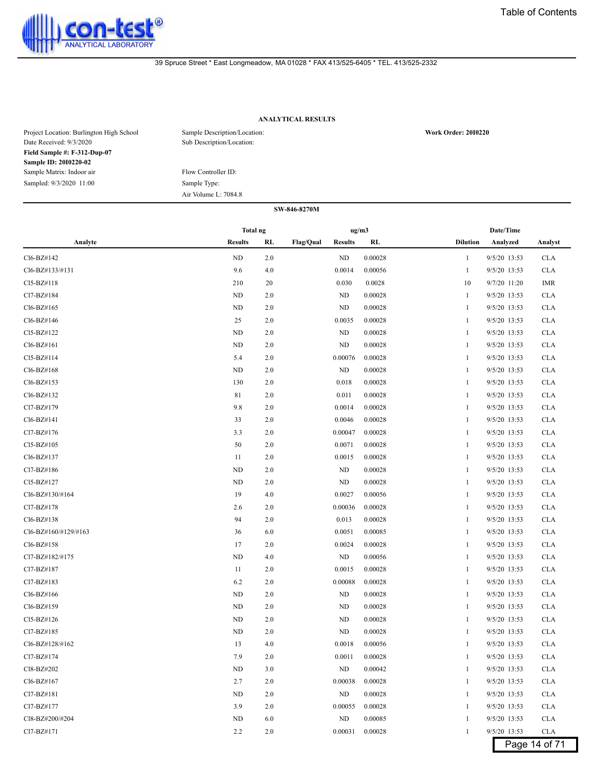con-test® ANALYTICAL LABORATORY

39 Spruce Street * East Longmeadow, MA 01028 * FAX 413/525-6405 * TEL. 413/525-2332

### ANALYTICAL RESULTS

Project Location: Burlington High School
Date Received: 9/3/2020
**Field Sample #: F-312-Dup-07**
**Sample ID: 20I0220-02**
Sample Matrix: Indoor air
Sampled: 9/3/2020 11:00

Sample Description/Location:
Sub Description/Location:

Flow Controller ID:
Sample Type:
Air Volume L: 7084.8

**Work Order: 20I0220**

**SW-846-8270M**

| Analyte | Total ng | | | ug/m3 | | | Date/Time | |
|---|---|---|---|---|---|---|---|---|
| | Results | RL | Flag/Qual | Results | RL | Dilution | Analyzed | Analyst |
| Cl6-BZ#142 | ND | 2.0 | | ND | 0.00028 | 1 | 9/5/20 13:53 | CLA |
| Cl6-BZ#133/#131 | 9.6 | 4.0 | | 0.0014 | 0.00056 | 1 | 9/5/20 13:53 | CLA |
| Cl5-BZ#118 | 210 | 20 | | 0.030 | 0.0028 | 10 | 9/7/20 11:20 | IMR |
| Cl7-BZ#184 | ND | 2.0 | | ND | 0.00028 | 1 | 9/5/20 13:53 | CLA |
| Cl6-BZ#165 | ND | 2.0 | | ND | 0.00028 | 1 | 9/5/20 13:53 | CLA |
| Cl6-BZ#146 | 25 | 2.0 | | 0.0035 | 0.00028 | 1 | 9/5/20 13:53 | CLA |
| Cl5-BZ#122 | ND | 2.0 | | ND | 0.00028 | 1 | 9/5/20 13:53 | CLA |
| Cl6-BZ#161 | ND | 2.0 | | ND | 0.00028 | 1 | 9/5/20 13:53 | CLA |
| Cl5-BZ#114 | 5.4 | 2.0 | | 0.00076 | 0.00028 | 1 | 9/5/20 13:53 | CLA |
| Cl6-BZ#168 | ND | 2.0 | | ND | 0.00028 | 1 | 9/5/20 13:53 | CLA |
| Cl6-BZ#153 | 130 | 2.0 | | 0.018 | 0.00028 | 1 | 9/5/20 13:53 | CLA |
| Cl6-BZ#132 | 81 | 2.0 | | 0.011 | 0.00028 | 1 | 9/5/20 13:53 | CLA |
| Cl7-BZ#179 | 9.8 | 2.0 | | 0.0014 | 0.00028 | 1 | 9/5/20 13:53 | CLA |
| Cl6-BZ#141 | 33 | 2.0 | | 0.0046 | 0.00028 | 1 | 9/5/20 13:53 | CLA |
| Cl7-BZ#176 | 3.3 | 2.0 | | 0.00047 | 0.00028 | 1 | 9/5/20 13:53 | CLA |
| Cl5-BZ#105 | 50 | 2.0 | | 0.0071 | 0.00028 | 1 | 9/5/20 13:53 | CLA |
| Cl6-BZ#137 | 11 | 2.0 | | 0.0015 | 0.00028 | 1 | 9/5/20 13:53 | CLA |
| Cl7-BZ#186 | ND | 2.0 | | ND | 0.00028 | 1 | 9/5/20 13:53 | CLA |
| Cl5-BZ#127 | ND | 2.0 | | ND | 0.00028 | 1 | 9/5/20 13:53 | CLA |
| Cl6-BZ#130/#164 | 19 | 4.0 | | 0.0027 | 0.00056 | 1 | 9/5/20 13:53 | CLA |
| Cl7-BZ#178 | 2.6 | 2.0 | | 0.00036 | 0.00028 | 1 | 9/5/20 13:53 | CLA |
| Cl6-BZ#138 | 94 | 2.0 | | 0.013 | 0.00028 | 1 | 9/5/20 13:53 | CLA |
| Cl6-BZ#160/#129/#163 | 36 | 6.0 | | 0.0051 | 0.00085 | 1 | 9/5/20 13:53 | CLA |
| Cl6-BZ#158 | 17 | 2.0 | | 0.0024 | 0.00028 | 1 | 9/5/20 13:53 | CLA |
| Cl7-BZ#182/#175 | ND | 4.0 | | ND | 0.00056 | 1 | 9/5/20 13:53 | CLA |
| Cl7-BZ#187 | 11 | 2.0 | | 0.0015 | 0.00028 | 1 | 9/5/20 13:53 | CLA |
| Cl7-BZ#183 | 6.2 | 2.0 | | 0.00088 | 0.00028 | 1 | 9/5/20 13:53 | CLA |
| Cl6-BZ#166 | ND | 2.0 | | ND | 0.00028 | 1 | 9/5/20 13:53 | CLA |
| Cl6-BZ#159 | ND | 2.0 | | ND | 0.00028 | 1 | 9/5/20 13:53 | CLA |
| Cl5-BZ#126 | ND | 2.0 | | ND | 0.00028 | 1 | 9/5/20 13:53 | CLA |
| Cl7-BZ#185 | ND | 2.0 | | ND | 0.00028 | 1 | 9/5/20 13:53 | CLA |
| Cl6-BZ#128/#162 | 13 | 4.0 | | 0.0018 | 0.00056 | 1 | 9/5/20 13:53 | CLA |
| Cl7-BZ#174 | 7.9 | 2.0 | | 0.0011 | 0.00028 | 1 | 9/5/20 13:53 | CLA |
| Cl8-BZ#202 | ND | 3.0 | | ND | 0.00042 | 1 | 9/5/20 13:53 | CLA |
| Cl6-BZ#167 | 2.7 | 2.0 | | 0.00038 | 0.00028 | 1 | 9/5/20 13:53 | CLA |
| Cl7-BZ#181 | ND | 2.0 | | ND | 0.00028 | 1 | 9/5/20 13:53 | CLA |
| Cl7-BZ#177 | 3.9 | 2.0 | | 0.00055 | 0.00028 | 1 | 9/5/20 13:53 | CLA |
| Cl8-BZ#200/#204 | ND | 6.0 | | ND | 0.00085 | 1 | 9/5/20 13:53 | CLA |
| Cl7-BZ#171 | 2.2 | 2.0 | | 0.00031 | 0.00028 | 1 | 9/5/20 13:53 | CLA |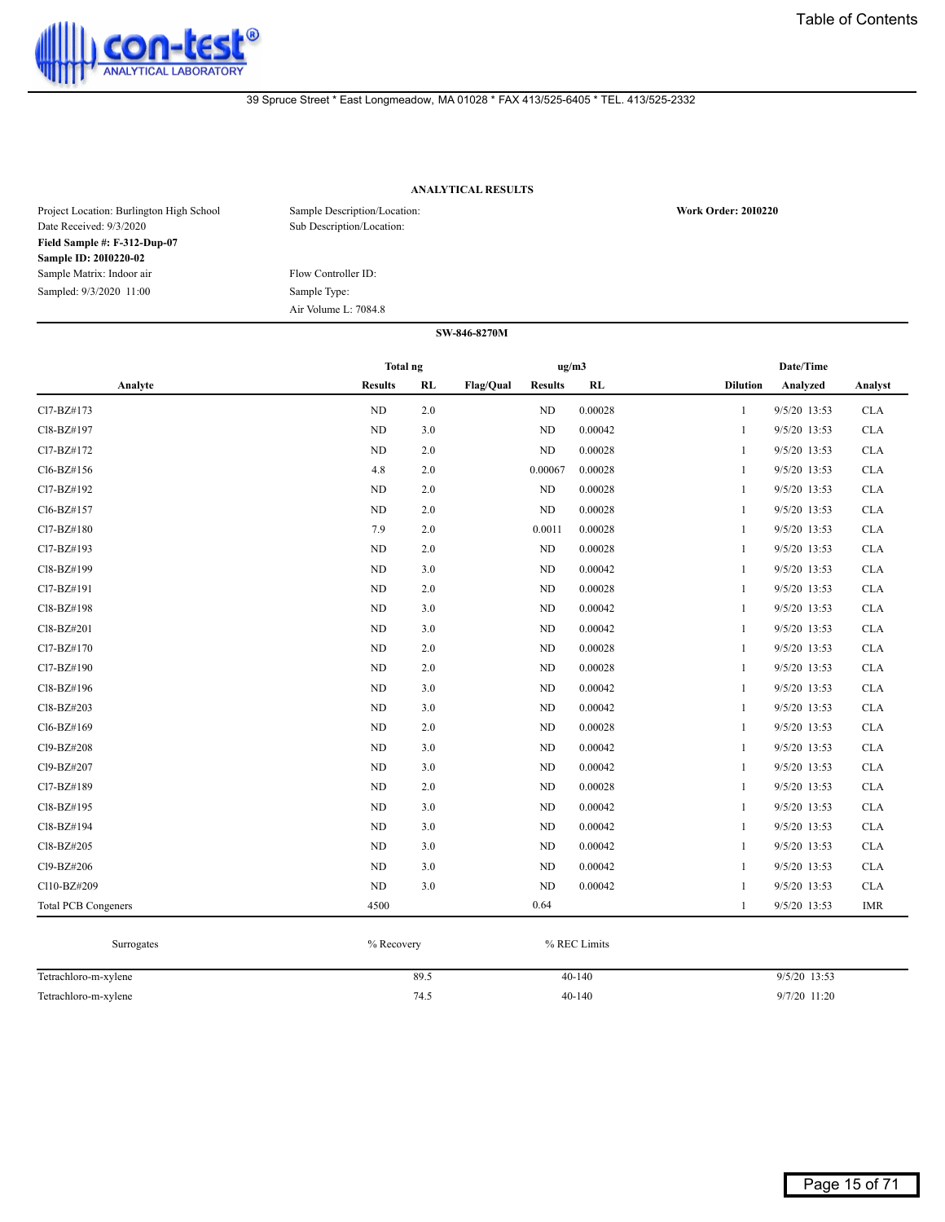con-test® ANALYTICAL LABORATORY

39 Spruce Street * East Longmeadow, MA 01028 * FAX 413/525-6405 * TEL. 413/525-2332

### ANALYTICAL RESULTS

Project Location: Burlington High School
Date Received: 9/3/2020
**Field Sample #: F-312-Dup-07**
**Sample ID: 20I0220-02**
Sample Matrix: Indoor air
Sampled: 9/3/2020 11:00

Sample Description/Location:
Sub Description/Location:

Flow Controller ID:
Sample Type:
Air Volume L: 7084.8

**Work Order: 20I0220**

**SW-846-8270M**

| Analyte | Total ng Results | Total ng RL | Flag/Qual | ug/m3 Results | ug/m3 RL | Dilution | Date/Time Analyzed | Analyst |
|---|---|---|---|---|---|---|---|---|
| Cl7-BZ#173 | ND | 2.0 | | ND | 0.00028 | 1 | 9/5/20 13:53 | CLA |
| Cl8-BZ#197 | ND | 3.0 | | ND | 0.00042 | 1 | 9/5/20 13:53 | CLA |
| Cl7-BZ#172 | ND | 2.0 | | ND | 0.00028 | 1 | 9/5/20 13:53 | CLA |
| Cl6-BZ#156 | 4.8 | 2.0 | | 0.00067 | 0.00028 | 1 | 9/5/20 13:53 | CLA |
| Cl7-BZ#192 | ND | 2.0 | | ND | 0.00028 | 1 | 9/5/20 13:53 | CLA |
| Cl6-BZ#157 | ND | 2.0 | | ND | 0.00028 | 1 | 9/5/20 13:53 | CLA |
| Cl7-BZ#180 | 7.9 | 2.0 | | 0.0011 | 0.00028 | 1 | 9/5/20 13:53 | CLA |
| Cl7-BZ#193 | ND | 2.0 | | ND | 0.00028 | 1 | 9/5/20 13:53 | CLA |
| Cl8-BZ#199 | ND | 3.0 | | ND | 0.00042 | 1 | 9/5/20 13:53 | CLA |
| Cl7-BZ#191 | ND | 2.0 | | ND | 0.00028 | 1 | 9/5/20 13:53 | CLA |
| Cl8-BZ#198 | ND | 3.0 | | ND | 0.00042 | 1 | 9/5/20 13:53 | CLA |
| Cl8-BZ#201 | ND | 3.0 | | ND | 0.00042 | 1 | 9/5/20 13:53 | CLA |
| Cl7-BZ#170 | ND | 2.0 | | ND | 0.00028 | 1 | 9/5/20 13:53 | CLA |
| Cl7-BZ#190 | ND | 2.0 | | ND | 0.00028 | 1 | 9/5/20 13:53 | CLA |
| Cl8-BZ#196 | ND | 3.0 | | ND | 0.00042 | 1 | 9/5/20 13:53 | CLA |
| Cl8-BZ#203 | ND | 3.0 | | ND | 0.00042 | 1 | 9/5/20 13:53 | CLA |
| Cl6-BZ#169 | ND | 2.0 | | ND | 0.00028 | 1 | 9/5/20 13:53 | CLA |
| Cl9-BZ#208 | ND | 3.0 | | ND | 0.00042 | 1 | 9/5/20 13:53 | CLA |
| Cl9-BZ#207 | ND | 3.0 | | ND | 0.00042 | 1 | 9/5/20 13:53 | CLA |
| Cl7-BZ#189 | ND | 2.0 | | ND | 0.00028 | 1 | 9/5/20 13:53 | CLA |
| Cl8-BZ#195 | ND | 3.0 | | ND | 0.00042 | 1 | 9/5/20 13:53 | CLA |
| Cl8-BZ#194 | ND | 3.0 | | ND | 0.00042 | 1 | 9/5/20 13:53 | CLA |
| Cl8-BZ#205 | ND | 3.0 | | ND | 0.00042 | 1 | 9/5/20 13:53 | CLA |
| Cl9-BZ#206 | ND | 3.0 | | ND | 0.00042 | 1 | 9/5/20 13:53 | CLA |
| Cl10-BZ#209 | ND | 3.0 | | ND | 0.00042 | 1 | 9/5/20 13:53 | CLA |
| Total PCB Congeners | 4500 | | | 0.64 | | 1 | 9/5/20 13:53 | IMR |

| Surrogates | % Recovery | % REC Limits | |
|---|---|---|---|
| Tetrachloro-m-xylene | 89.5 | 40-140 | 9/5/20 13:53 |
| Tetrachloro-m-xylene | 74.5 | 40-140 | 9/7/20 11:20 |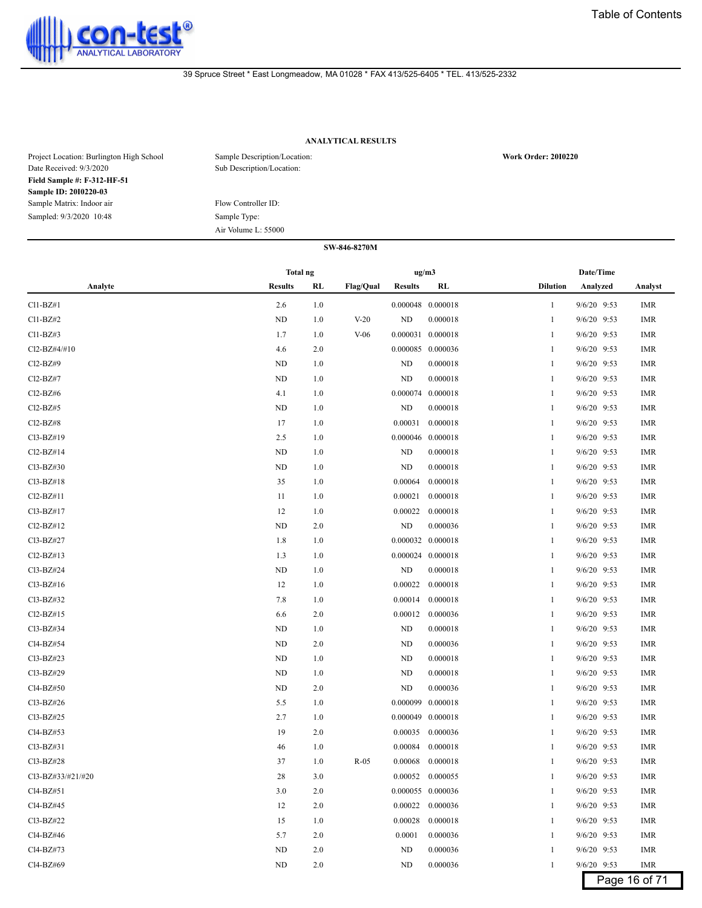39 Spruce Street * East Longmeadow, MA 01028 * FAX 413/525-6405 * TEL. 413/525-2332

### ANALYTICAL RESULTS

Project Location: Burlington High School
Date Received: 9/3/2020
**Field Sample #: F-312-HF-51**
**Sample ID: 20I0220-03**
Sample Matrix: Indoor air
Sampled: 9/3/2020 10:48

Sample Description/Location:
Sub Description/Location:

Flow Controller ID:
Sample Type:
Air Volume L: 55000

**Work Order: 20I0220**

**SW-846-8270M**

| Analyte | Total ng Results | Total ng RL | Flag/Qual | ug/m3 Results | ug/m3 RL | Dilution | Date/Time Analyzed | Analyst |
|---|---|---|---|---|---|---|---|---|
| Cl1-BZ#1 | 2.6 | 1.0 | | 0.000048 | 0.000018 | 1 | 9/6/20 9:53 | IMR |
| Cl1-BZ#2 | ND | 1.0 | V-20 | ND | 0.000018 | 1 | 9/6/20 9:53 | IMR |
| Cl1-BZ#3 | 1.7 | 1.0 | V-06 | 0.000031 | 0.000018 | 1 | 9/6/20 9:53 | IMR |
| Cl2-BZ#4/#10 | 4.6 | 2.0 | | 0.000085 | 0.000036 | 1 | 9/6/20 9:53 | IMR |
| Cl2-BZ#9 | ND | 1.0 | | ND | 0.000018 | 1 | 9/6/20 9:53 | IMR |
| Cl2-BZ#7 | ND | 1.0 | | ND | 0.000018 | 1 | 9/6/20 9:53 | IMR |
| Cl2-BZ#6 | 4.1 | 1.0 | | 0.000074 | 0.000018 | 1 | 9/6/20 9:53 | IMR |
| Cl2-BZ#5 | ND | 1.0 | | ND | 0.000018 | 1 | 9/6/20 9:53 | IMR |
| Cl2-BZ#8 | 17 | 1.0 | | 0.00031 | 0.000018 | 1 | 9/6/20 9:53 | IMR |
| Cl3-BZ#19 | 2.5 | 1.0 | | 0.000046 | 0.000018 | 1 | 9/6/20 9:53 | IMR |
| Cl2-BZ#14 | ND | 1.0 | | ND | 0.000018 | 1 | 9/6/20 9:53 | IMR |
| Cl3-BZ#30 | ND | 1.0 | | ND | 0.000018 | 1 | 9/6/20 9:53 | IMR |
| Cl3-BZ#18 | 35 | 1.0 | | 0.00064 | 0.000018 | 1 | 9/6/20 9:53 | IMR |
| Cl2-BZ#11 | 11 | 1.0 | | 0.00021 | 0.000018 | 1 | 9/6/20 9:53 | IMR |
| Cl3-BZ#17 | 12 | 1.0 | | 0.00022 | 0.000018 | 1 | 9/6/20 9:53 | IMR |
| Cl2-BZ#12 | ND | 2.0 | | ND | 0.000036 | 1 | 9/6/20 9:53 | IMR |
| Cl3-BZ#27 | 1.8 | 1.0 | | 0.000032 | 0.000018 | 1 | 9/6/20 9:53 | IMR |
| Cl2-BZ#13 | 1.3 | 1.0 | | 0.000024 | 0.000018 | 1 | 9/6/20 9:53 | IMR |
| Cl3-BZ#24 | ND | 1.0 | | ND | 0.000018 | 1 | 9/6/20 9:53 | IMR |
| Cl3-BZ#16 | 12 | 1.0 | | 0.00022 | 0.000018 | 1 | 9/6/20 9:53 | IMR |
| Cl3-BZ#32 | 7.8 | 1.0 | | 0.00014 | 0.000018 | 1 | 9/6/20 9:53 | IMR |
| Cl2-BZ#15 | 6.6 | 2.0 | | 0.00012 | 0.000036 | 1 | 9/6/20 9:53 | IMR |
| Cl3-BZ#34 | ND | 1.0 | | ND | 0.000018 | 1 | 9/6/20 9:53 | IMR |
| Cl4-BZ#54 | ND | 2.0 | | ND | 0.000036 | 1 | 9/6/20 9:53 | IMR |
| Cl3-BZ#23 | ND | 1.0 | | ND | 0.000018 | 1 | 9/6/20 9:53 | IMR |
| Cl3-BZ#29 | ND | 1.0 | | ND | 0.000018 | 1 | 9/6/20 9:53 | IMR |
| Cl4-BZ#50 | ND | 2.0 | | ND | 0.000036 | 1 | 9/6/20 9:53 | IMR |
| Cl3-BZ#26 | 5.5 | 1.0 | | 0.000099 | 0.000018 | 1 | 9/6/20 9:53 | IMR |
| Cl3-BZ#25 | 2.7 | 1.0 | | 0.000049 | 0.000018 | 1 | 9/6/20 9:53 | IMR |
| Cl4-BZ#53 | 19 | 2.0 | | 0.00035 | 0.000036 | 1 | 9/6/20 9:53 | IMR |
| Cl3-BZ#31 | 46 | 1.0 | | 0.00084 | 0.000018 | 1 | 9/6/20 9:53 | IMR |
| Cl3-BZ#28 | 37 | 1.0 | R-05 | 0.00068 | 0.000018 | 1 | 9/6/20 9:53 | IMR |
| Cl3-BZ#33/#21/#20 | 28 | 3.0 | | 0.00052 | 0.000055 | 1 | 9/6/20 9:53 | IMR |
| Cl4-BZ#51 | 3.0 | 2.0 | | 0.000055 | 0.000036 | 1 | 9/6/20 9:53 | IMR |
| Cl4-BZ#45 | 12 | 2.0 | | 0.00022 | 0.000036 | 1 | 9/6/20 9:53 | IMR |
| Cl3-BZ#22 | 15 | 1.0 | | 0.00028 | 0.000018 | 1 | 9/6/20 9:53 | IMR |
| Cl4-BZ#46 | 5.7 | 2.0 | | 0.0001 | 0.000036 | 1 | 9/6/20 9:53 | IMR |
| Cl4-BZ#73 | ND | 2.0 | | ND | 0.000036 | 1 | 9/6/20 9:53 | IMR |
| Cl4-BZ#69 | ND | 2.0 | | ND | 0.000036 | 1 | 9/6/20 9:53 | IMR |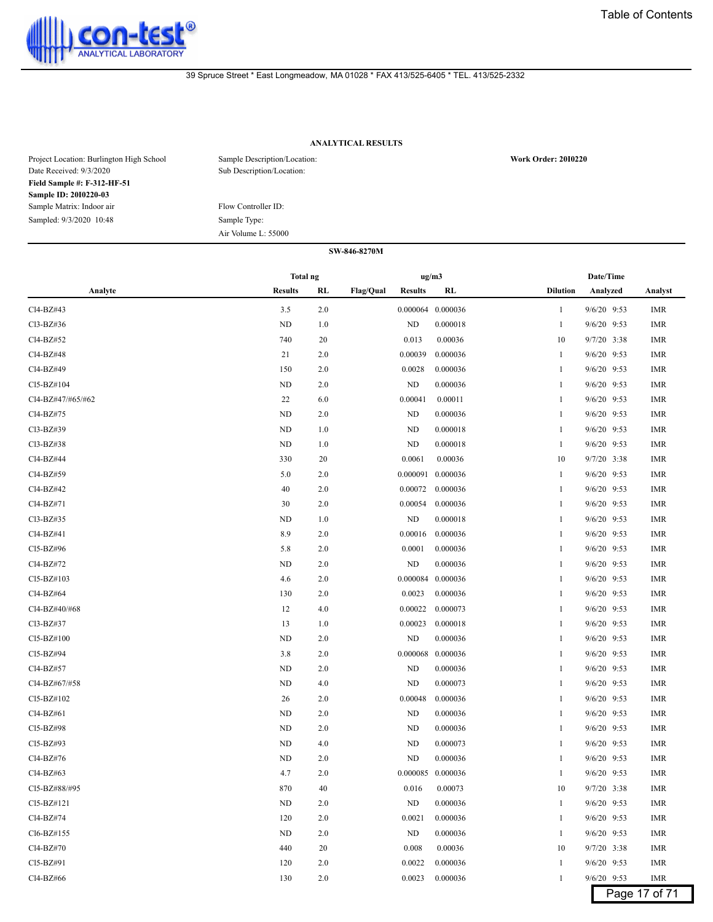con-test® ANALYTICAL LABORATORY

39 Spruce Street * East Longmeadow, MA 01028 * FAX 413/525-6405 * TEL. 413/525-2332

## ANALYTICAL RESULTS

Project Location: Burlington High School
Date Received: 9/3/2020
**Field Sample #: F-312-HF-51**
**Sample ID: 20I0220-03**
Sample Matrix: Indoor air
Sampled: 9/3/2020 10:48

Sample Description/Location:
Sub Description/Location:

Flow Controller ID:
Sample Type:
Air Volume L: 55000

**Work Order: 20I0220**

**SW-846-8270M**

| Analyte | Total ng Results | Total ng RL | Flag/Qual | ug/m3 Results | ug/m3 RL | Dilution | Date/Time Analyzed | Analyst |
|---|---|---|---|---|---|---|---|---|
| Cl4-BZ#43 | 3.5 | 2.0 | | 0.000064 | 0.000036 | 1 | 9/6/20 9:53 | IMR |
| Cl3-BZ#36 | ND | 1.0 | | ND | 0.000018 | 1 | 9/6/20 9:53 | IMR |
| Cl4-BZ#52 | 740 | 20 | | 0.013 | 0.00036 | 10 | 9/7/20 3:38 | IMR |
| Cl4-BZ#48 | 21 | 2.0 | | 0.00039 | 0.000036 | 1 | 9/6/20 9:53 | IMR |
| Cl4-BZ#49 | 150 | 2.0 | | 0.0028 | 0.000036 | 1 | 9/6/20 9:53 | IMR |
| Cl5-BZ#104 | ND | 2.0 | | ND | 0.000036 | 1 | 9/6/20 9:53 | IMR |
| Cl4-BZ#47/#65/#62 | 22 | 6.0 | | 0.00041 | 0.00011 | 1 | 9/6/20 9:53 | IMR |
| Cl4-BZ#75 | ND | 2.0 | | ND | 0.000036 | 1 | 9/6/20 9:53 | IMR |
| Cl3-BZ#39 | ND | 1.0 | | ND | 0.000018 | 1 | 9/6/20 9:53 | IMR |
| Cl3-BZ#38 | ND | 1.0 | | ND | 0.000018 | 1 | 9/6/20 9:53 | IMR |
| Cl4-BZ#44 | 330 | 20 | | 0.0061 | 0.00036 | 10 | 9/7/20 3:38 | IMR |
| Cl4-BZ#59 | 5.0 | 2.0 | | 0.000091 | 0.000036 | 1 | 9/6/20 9:53 | IMR |
| Cl4-BZ#42 | 40 | 2.0 | | 0.00072 | 0.000036 | 1 | 9/6/20 9:53 | IMR |
| Cl4-BZ#71 | 30 | 2.0 | | 0.00054 | 0.000036 | 1 | 9/6/20 9:53 | IMR |
| Cl3-BZ#35 | ND | 1.0 | | ND | 0.000018 | 1 | 9/6/20 9:53 | IMR |
| Cl4-BZ#41 | 8.9 | 2.0 | | 0.00016 | 0.000036 | 1 | 9/6/20 9:53 | IMR |
| Cl5-BZ#96 | 5.8 | 2.0 | | 0.0001 | 0.000036 | 1 | 9/6/20 9:53 | IMR |
| Cl4-BZ#72 | ND | 2.0 | | ND | 0.000036 | 1 | 9/6/20 9:53 | IMR |
| Cl5-BZ#103 | 4.6 | 2.0 | | 0.000084 | 0.000036 | 1 | 9/6/20 9:53 | IMR |
| Cl4-BZ#64 | 130 | 2.0 | | 0.0023 | 0.000036 | 1 | 9/6/20 9:53 | IMR |
| Cl4-BZ#40/#68 | 12 | 4.0 | | 0.00022 | 0.000073 | 1 | 9/6/20 9:53 | IMR |
| Cl3-BZ#37 | 13 | 1.0 | | 0.00023 | 0.000018 | 1 | 9/6/20 9:53 | IMR |
| Cl5-BZ#100 | ND | 2.0 | | ND | 0.000036 | 1 | 9/6/20 9:53 | IMR |
| Cl5-BZ#94 | 3.8 | 2.0 | | 0.000068 | 0.000036 | 1 | 9/6/20 9:53 | IMR |
| Cl4-BZ#57 | ND | 2.0 | | ND | 0.000036 | 1 | 9/6/20 9:53 | IMR |
| Cl4-BZ#67/#58 | ND | 4.0 | | ND | 0.000073 | 1 | 9/6/20 9:53 | IMR |
| Cl5-BZ#102 | 26 | 2.0 | | 0.00048 | 0.000036 | 1 | 9/6/20 9:53 | IMR |
| Cl4-BZ#61 | ND | 2.0 | | ND | 0.000036 | 1 | 9/6/20 9:53 | IMR |
| Cl5-BZ#98 | ND | 2.0 | | ND | 0.000036 | 1 | 9/6/20 9:53 | IMR |
| Cl5-BZ#93 | ND | 4.0 | | ND | 0.000073 | 1 | 9/6/20 9:53 | IMR |
| Cl4-BZ#76 | ND | 2.0 | | ND | 0.000036 | 1 | 9/6/20 9:53 | IMR |
| Cl4-BZ#63 | 4.7 | 2.0 | | 0.000085 | 0.000036 | 1 | 9/6/20 9:53 | IMR |
| Cl5-BZ#88/#95 | 870 | 40 | | 0.016 | 0.00073 | 10 | 9/7/20 3:38 | IMR |
| Cl5-BZ#121 | ND | 2.0 | | ND | 0.000036 | 1 | 9/6/20 9:53 | IMR |
| Cl4-BZ#74 | 120 | 2.0 | | 0.0021 | 0.000036 | 1 | 9/6/20 9:53 | IMR |
| Cl6-BZ#155 | ND | 2.0 | | ND | 0.000036 | 1 | 9/6/20 9:53 | IMR |
| Cl4-BZ#70 | 440 | 20 | | 0.008 | 0.00036 | 10 | 9/7/20 3:38 | IMR |
| Cl5-BZ#91 | 120 | 2.0 | | 0.0022 | 0.000036 | 1 | 9/6/20 9:53 | IMR |
| Cl4-BZ#66 | 130 | 2.0 | | 0.0023 | 0.000036 | 1 | 9/6/20 9:53 | IMR |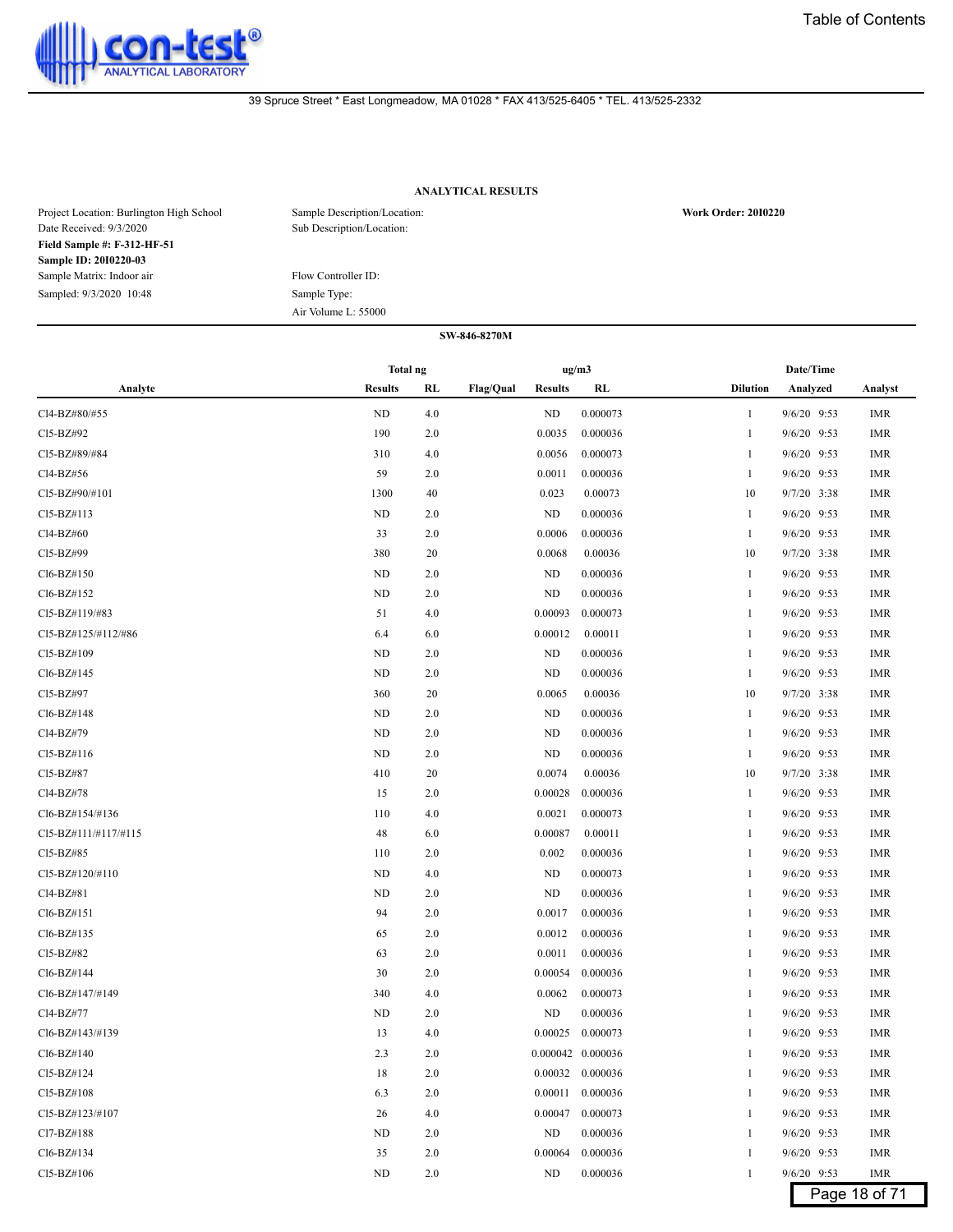## ANALYTICAL RESULTS

Project Location: Burlington High School
Date Received: 9/3/2020
**Field Sample #: F-312-HF-51**
**Sample ID: 20I0220-03**
Sample Matrix: Indoor air
Sampled: 9/3/2020 10:48

Sample Description/Location:
Sub Description/Location:

Flow Controller ID:
Sample Type:
Air Volume L: 55000

**Work Order: 20I0220**

**SW-846-8270M**

| Analyte | Total ng | | | ug/m3 | | | Date/Time | |
|---|---|---|---|---|---|---|---|---|
| | Results | RL | Flag/Qual | Results | RL | Dilution | Analyzed | Analyst |
| Cl4-BZ#80/#55 | ND | 4.0 | | ND | 0.000073 | 1 | 9/6/20 9:53 | IMR |
| Cl5-BZ#92 | 190 | 2.0 | | 0.0035 | 0.000036 | 1 | 9/6/20 9:53 | IMR |
| Cl5-BZ#89/#84 | 310 | 4.0 | | 0.0056 | 0.000073 | 1 | 9/6/20 9:53 | IMR |
| Cl4-BZ#56 | 59 | 2.0 | | 0.0011 | 0.000036 | 1 | 9/6/20 9:53 | IMR |
| Cl5-BZ#90/#101 | 1300 | 40 | | 0.023 | 0.00073 | 10 | 9/7/20 3:38 | IMR |
| Cl5-BZ#113 | ND | 2.0 | | ND | 0.000036 | 1 | 9/6/20 9:53 | IMR |
| Cl4-BZ#60 | 33 | 2.0 | | 0.0006 | 0.000036 | 1 | 9/6/20 9:53 | IMR |
| Cl5-BZ#99 | 380 | 20 | | 0.0068 | 0.00036 | 10 | 9/7/20 3:38 | IMR |
| Cl6-BZ#150 | ND | 2.0 | | ND | 0.000036 | 1 | 9/6/20 9:53 | IMR |
| Cl6-BZ#152 | ND | 2.0 | | ND | 0.000036 | 1 | 9/6/20 9:53 | IMR |
| Cl5-BZ#119/#83 | 51 | 4.0 | | 0.00093 | 0.000073 | 1 | 9/6/20 9:53 | IMR |
| Cl5-BZ#125/#112/#86 | 6.4 | 6.0 | | 0.00012 | 0.00011 | 1 | 9/6/20 9:53 | IMR |
| Cl5-BZ#109 | ND | 2.0 | | ND | 0.000036 | 1 | 9/6/20 9:53 | IMR |
| Cl6-BZ#145 | ND | 2.0 | | ND | 0.000036 | 1 | 9/6/20 9:53 | IMR |
| Cl5-BZ#97 | 360 | 20 | | 0.0065 | 0.00036 | 10 | 9/7/20 3:38 | IMR |
| Cl6-BZ#148 | ND | 2.0 | | ND | 0.000036 | 1 | 9/6/20 9:53 | IMR |
| Cl4-BZ#79 | ND | 2.0 | | ND | 0.000036 | 1 | 9/6/20 9:53 | IMR |
| Cl5-BZ#116 | ND | 2.0 | | ND | 0.000036 | 1 | 9/6/20 9:53 | IMR |
| Cl5-BZ#87 | 410 | 20 | | 0.0074 | 0.00036 | 10 | 9/7/20 3:38 | IMR |
| Cl4-BZ#78 | 15 | 2.0 | | 0.00028 | 0.000036 | 1 | 9/6/20 9:53 | IMR |
| Cl6-BZ#154/#136 | 110 | 4.0 | | 0.0021 | 0.000073 | 1 | 9/6/20 9:53 | IMR |
| Cl5-BZ#111/#117/#115 | 48 | 6.0 | | 0.00087 | 0.00011 | 1 | 9/6/20 9:53 | IMR |
| Cl5-BZ#85 | 110 | 2.0 | | 0.002 | 0.000036 | 1 | 9/6/20 9:53 | IMR |
| Cl5-BZ#120/#110 | ND | 4.0 | | ND | 0.000073 | 1 | 9/6/20 9:53 | IMR |
| Cl4-BZ#81 | ND | 2.0 | | ND | 0.000036 | 1 | 9/6/20 9:53 | IMR |
| Cl6-BZ#151 | 94 | 2.0 | | 0.0017 | 0.000036 | 1 | 9/6/20 9:53 | IMR |
| Cl6-BZ#135 | 65 | 2.0 | | 0.0012 | 0.000036 | 1 | 9/6/20 9:53 | IMR |
| Cl5-BZ#82 | 63 | 2.0 | | 0.0011 | 0.000036 | 1 | 9/6/20 9:53 | IMR |
| Cl6-BZ#144 | 30 | 2.0 | | 0.00054 | 0.000036 | 1 | 9/6/20 9:53 | IMR |
| Cl6-BZ#147/#149 | 340 | 4.0 | | 0.0062 | 0.000073 | 1 | 9/6/20 9:53 | IMR |
| Cl4-BZ#77 | ND | 2.0 | | ND | 0.000036 | 1 | 9/6/20 9:53 | IMR |
| Cl6-BZ#143/#139 | 13 | 4.0 | | 0.00025 | 0.000073 | 1 | 9/6/20 9:53 | IMR |
| Cl6-BZ#140 | 2.3 | 2.0 | | 0.000042 | 0.000036 | 1 | 9/6/20 9:53 | IMR |
| Cl5-BZ#124 | 18 | 2.0 | | 0.00032 | 0.000036 | 1 | 9/6/20 9:53 | IMR |
| Cl5-BZ#108 | 6.3 | 2.0 | | 0.00011 | 0.000036 | 1 | 9/6/20 9:53 | IMR |
| Cl5-BZ#123/#107 | 26 | 4.0 | | 0.00047 | 0.000073 | 1 | 9/6/20 9:53 | IMR |
| Cl7-BZ#188 | ND | 2.0 | | ND | 0.000036 | 1 | 9/6/20 9:53 | IMR |
| Cl6-BZ#134 | 35 | 2.0 | | 0.00064 | 0.000036 | 1 | 9/6/20 9:53 | IMR |
| Cl5-BZ#106 | ND | 2.0 | | ND | 0.000036 | 1 | 9/6/20 9:53 | IMR |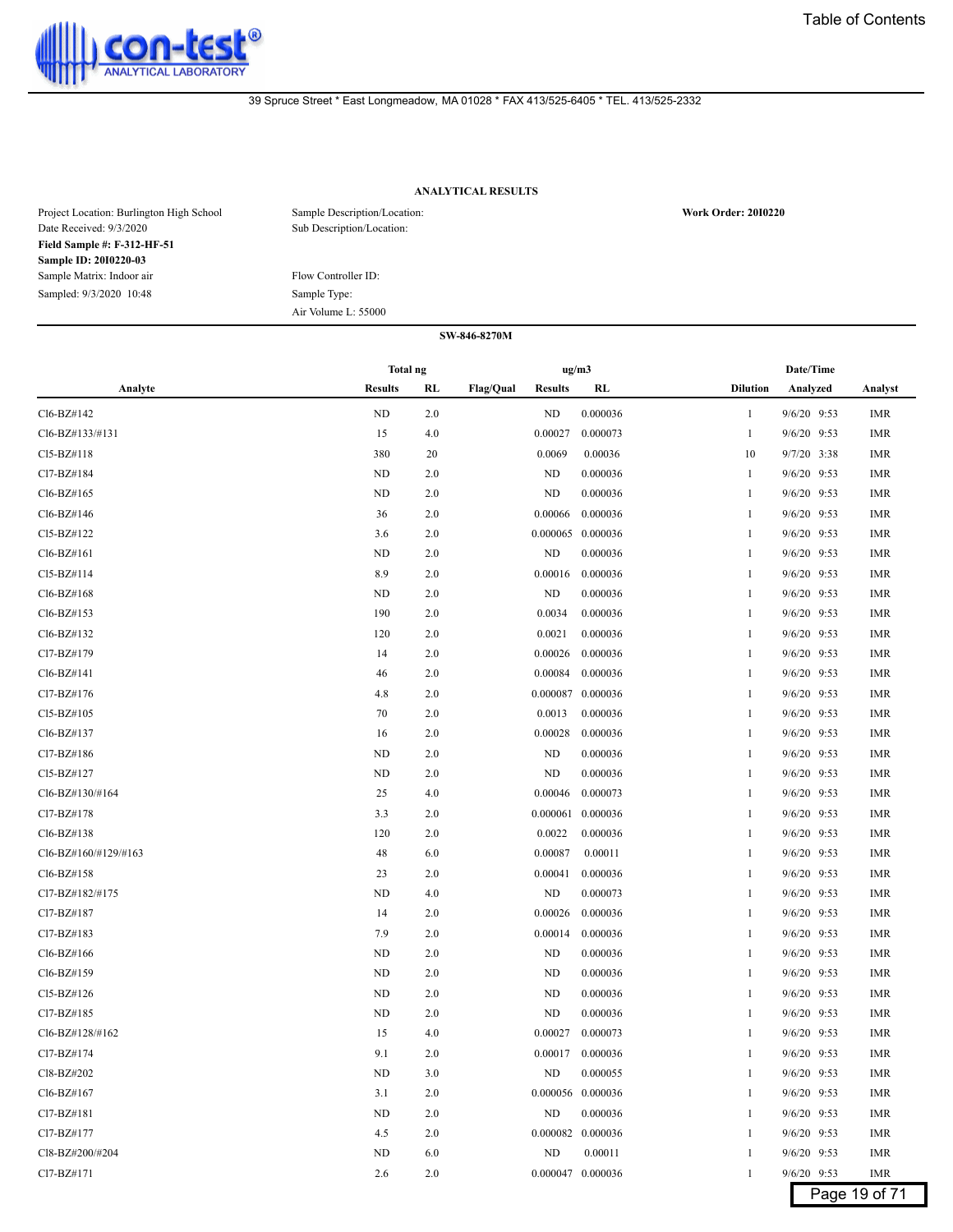con-test® ANALYTICAL LABORATORY

Table of Contents

39 Spruce Street * East Longmeadow, MA 01028 * FAX 413/525-6405 * TEL. 413/525-2332

## ANALYTICAL RESULTS

| | | |
|---|---|---|
| Project Location: Burlington High School | Sample Description/Location: | **Work Order: 20I0220** |
| Date Received: 9/3/2020 | Sub Description/Location: | |
| **Field Sample #: F-312-HF-51** | | |
| **Sample ID: 20I0220-03** | | |
| Sample Matrix: Indoor air | Flow Controller ID: | |
| Sampled: 9/3/2020 10:48 | Sample Type: | |
| | Air Volume L: 55000 | |

### SW-846-8270M

| Analyte | Total ng Results | Total ng RL | Flag/Qual | ug/m3 Results | ug/m3 RL | Dilution | Date/Time Analyzed | Analyst |
|---|---|---|---|---|---|---|---|---|
| Cl6-BZ#142 | ND | 2.0 | | ND | 0.000036 | 1 | 9/6/20 9:53 | IMR |
| Cl6-BZ#133/#131 | 15 | 4.0 | | 0.00027 | 0.000073 | 1 | 9/6/20 9:53 | IMR |
| Cl5-BZ#118 | 380 | 20 | | 0.0069 | 0.00036 | 10 | 9/7/20 3:38 | IMR |
| Cl7-BZ#184 | ND | 2.0 | | ND | 0.000036 | 1 | 9/6/20 9:53 | IMR |
| Cl6-BZ#165 | ND | 2.0 | | ND | 0.000036 | 1 | 9/6/20 9:53 | IMR |
| Cl6-BZ#146 | 36 | 2.0 | | 0.00066 | 0.000036 | 1 | 9/6/20 9:53 | IMR |
| Cl5-BZ#122 | 3.6 | 2.0 | | 0.000065 | 0.000036 | 1 | 9/6/20 9:53 | IMR |
| Cl6-BZ#161 | ND | 2.0 | | ND | 0.000036 | 1 | 9/6/20 9:53 | IMR |
| Cl5-BZ#114 | 8.9 | 2.0 | | 0.00016 | 0.000036 | 1 | 9/6/20 9:53 | IMR |
| Cl6-BZ#168 | ND | 2.0 | | ND | 0.000036 | 1 | 9/6/20 9:53 | IMR |
| Cl6-BZ#153 | 190 | 2.0 | | 0.0034 | 0.000036 | 1 | 9/6/20 9:53 | IMR |
| Cl6-BZ#132 | 120 | 2.0 | | 0.0021 | 0.000036 | 1 | 9/6/20 9:53 | IMR |
| Cl7-BZ#179 | 14 | 2.0 | | 0.00026 | 0.000036 | 1 | 9/6/20 9:53 | IMR |
| Cl6-BZ#141 | 46 | 2.0 | | 0.00084 | 0.000036 | 1 | 9/6/20 9:53 | IMR |
| Cl7-BZ#176 | 4.8 | 2.0 | | 0.000087 | 0.000036 | 1 | 9/6/20 9:53 | IMR |
| Cl5-BZ#105 | 70 | 2.0 | | 0.0013 | 0.000036 | 1 | 9/6/20 9:53 | IMR |
| Cl6-BZ#137 | 16 | 2.0 | | 0.00028 | 0.000036 | 1 | 9/6/20 9:53 | IMR |
| Cl7-BZ#186 | ND | 2.0 | | ND | 0.000036 | 1 | 9/6/20 9:53 | IMR |
| Cl5-BZ#127 | ND | 2.0 | | ND | 0.000036 | 1 | 9/6/20 9:53 | IMR |
| Cl6-BZ#130/#164 | 25 | 4.0 | | 0.00046 | 0.000073 | 1 | 9/6/20 9:53 | IMR |
| Cl7-BZ#178 | 3.3 | 2.0 | | 0.000061 | 0.000036 | 1 | 9/6/20 9:53 | IMR |
| Cl6-BZ#138 | 120 | 2.0 | | 0.0022 | 0.000036 | 1 | 9/6/20 9:53 | IMR |
| Cl6-BZ#160/#129/#163 | 48 | 6.0 | | 0.00087 | 0.00011 | 1 | 9/6/20 9:53 | IMR |
| Cl6-BZ#158 | 23 | 2.0 | | 0.00041 | 0.000036 | 1 | 9/6/20 9:53 | IMR |
| Cl7-BZ#182/#175 | ND | 4.0 | | ND | 0.000073 | 1 | 9/6/20 9:53 | IMR |
| Cl7-BZ#187 | 14 | 2.0 | | 0.00026 | 0.000036 | 1 | 9/6/20 9:53 | IMR |
| Cl7-BZ#183 | 7.9 | 2.0 | | 0.00014 | 0.000036 | 1 | 9/6/20 9:53 | IMR |
| Cl6-BZ#166 | ND | 2.0 | | ND | 0.000036 | 1 | 9/6/20 9:53 | IMR |
| Cl6-BZ#159 | ND | 2.0 | | ND | 0.000036 | 1 | 9/6/20 9:53 | IMR |
| Cl5-BZ#126 | ND | 2.0 | | ND | 0.000036 | 1 | 9/6/20 9:53 | IMR |
| Cl7-BZ#185 | ND | 2.0 | | ND | 0.000036 | 1 | 9/6/20 9:53 | IMR |
| Cl6-BZ#128/#162 | 15 | 4.0 | | 0.00027 | 0.000073 | 1 | 9/6/20 9:53 | IMR |
| Cl7-BZ#174 | 9.1 | 2.0 | | 0.00017 | 0.000036 | 1 | 9/6/20 9:53 | IMR |
| Cl8-BZ#202 | ND | 3.0 | | ND | 0.000055 | 1 | 9/6/20 9:53 | IMR |
| Cl6-BZ#167 | 3.1 | 2.0 | | 0.000056 | 0.000036 | 1 | 9/6/20 9:53 | IMR |
| Cl7-BZ#181 | ND | 2.0 | | ND | 0.000036 | 1 | 9/6/20 9:53 | IMR |
| Cl7-BZ#177 | 4.5 | 2.0 | | 0.000082 | 0.000036 | 1 | 9/6/20 9:53 | IMR |
| Cl8-BZ#200/#204 | ND | 6.0 | | ND | 0.00011 | 1 | 9/6/20 9:53 | IMR |
| Cl7-BZ#171 | 2.6 | 2.0 | | 0.000047 | 0.000036 | 1 | 9/6/20 9:53 | IMR |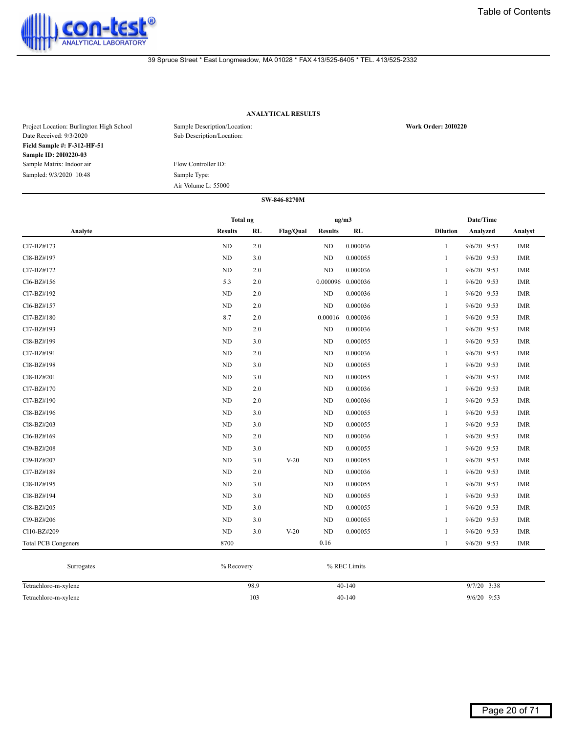con-test® ANALYTICAL LABORATORY

39 Spruce Street * East Longmeadow, MA 01028 * FAX 413/525-6405 * TEL. 413/525-2332

Table of Contents

## ANALYTICAL RESULTS

Project Location: Burlington High School
Date Received: 9/3/2020
**Field Sample #: F-312-HF-51**
**Sample ID: 20I0220-03**
Sample Matrix: Indoor air
Sampled: 9/3/2020 10:48

Sample Description/Location:
Sub Description/Location:

Flow Controller ID:
Sample Type:
Air Volume L: 55000

**Work Order: 20I0220**

**SW-846-8270M**

| Analyte | Total ng Results | Total ng RL | Flag/Qual | ug/m3 Results | ug/m3 RL | Dilution | Date/Time Analyzed | Analyst |
|---|---|---|---|---|---|---|---|---|
| Cl7-BZ#173 | ND | 2.0 | | ND | 0.000036 | 1 | 9/6/20 9:53 | IMR |
| Cl8-BZ#197 | ND | 3.0 | | ND | 0.000055 | 1 | 9/6/20 9:53 | IMR |
| Cl7-BZ#172 | ND | 2.0 | | ND | 0.000036 | 1 | 9/6/20 9:53 | IMR |
| Cl6-BZ#156 | 5.3 | 2.0 | | 0.000096 | 0.000036 | 1 | 9/6/20 9:53 | IMR |
| Cl7-BZ#192 | ND | 2.0 | | ND | 0.000036 | 1 | 9/6/20 9:53 | IMR |
| Cl6-BZ#157 | ND | 2.0 | | ND | 0.000036 | 1 | 9/6/20 9:53 | IMR |
| Cl7-BZ#180 | 8.7 | 2.0 | | 0.00016 | 0.000036 | 1 | 9/6/20 9:53 | IMR |
| Cl7-BZ#193 | ND | 2.0 | | ND | 0.000036 | 1 | 9/6/20 9:53 | IMR |
| Cl8-BZ#199 | ND | 3.0 | | ND | 0.000055 | 1 | 9/6/20 9:53 | IMR |
| Cl7-BZ#191 | ND | 2.0 | | ND | 0.000036 | 1 | 9/6/20 9:53 | IMR |
| Cl8-BZ#198 | ND | 3.0 | | ND | 0.000055 | 1 | 9/6/20 9:53 | IMR |
| Cl8-BZ#201 | ND | 3.0 | | ND | 0.000055 | 1 | 9/6/20 9:53 | IMR |
| Cl7-BZ#170 | ND | 2.0 | | ND | 0.000036 | 1 | 9/6/20 9:53 | IMR |
| Cl7-BZ#190 | ND | 2.0 | | ND | 0.000036 | 1 | 9/6/20 9:53 | IMR |
| Cl8-BZ#196 | ND | 3.0 | | ND | 0.000055 | 1 | 9/6/20 9:53 | IMR |
| Cl8-BZ#203 | ND | 3.0 | | ND | 0.000055 | 1 | 9/6/20 9:53 | IMR |
| Cl6-BZ#169 | ND | 2.0 | | ND | 0.000036 | 1 | 9/6/20 9:53 | IMR |
| Cl9-BZ#208 | ND | 3.0 | | ND | 0.000055 | 1 | 9/6/20 9:53 | IMR |
| Cl9-BZ#207 | ND | 3.0 | V-20 | ND | 0.000055 | 1 | 9/6/20 9:53 | IMR |
| Cl7-BZ#189 | ND | 2.0 | | ND | 0.000036 | 1 | 9/6/20 9:53 | IMR |
| Cl8-BZ#195 | ND | 3.0 | | ND | 0.000055 | 1 | 9/6/20 9:53 | IMR |
| Cl8-BZ#194 | ND | 3.0 | | ND | 0.000055 | 1 | 9/6/20 9:53 | IMR |
| Cl8-BZ#205 | ND | 3.0 | | ND | 0.000055 | 1 | 9/6/20 9:53 | IMR |
| Cl9-BZ#206 | ND | 3.0 | | ND | 0.000055 | 1 | 9/6/20 9:53 | IMR |
| Cl10-BZ#209 | ND | 3.0 | V-20 | ND | 0.000055 | 1 | 9/6/20 9:53 | IMR |
| Total PCB Congeners | 8700 | | | 0.16 | | 1 | 9/6/20 9:53 | IMR |

| Surrogates | % Recovery | % REC Limits | |
|---|---|---|---|
| Tetrachloro-m-xylene | 98.9 | 40-140 | 9/7/20 3:38 |
| Tetrachloro-m-xylene | 103 | 40-140 | 9/6/20 9:53 |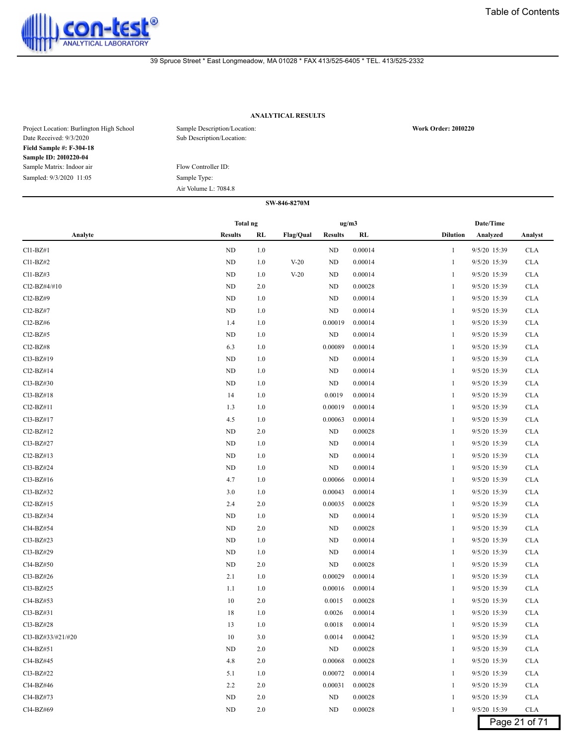con-test® ANALYTICAL LABORATORY

39 Spruce Street * East Longmeadow, MA 01028 * FAX 413/525-6405 * TEL. 413/525-2332

### ANALYTICAL RESULTS

Project Location: Burlington High School
Date Received: 9/3/2020
**Field Sample #: F-304-18**
**Sample ID: 20I0220-04**
Sample Matrix: Indoor air
Sampled: 9/3/2020 11:05

Sample Description/Location:
Sub Description/Location:

Flow Controller ID:
Sample Type:
Air Volume L: 7084.8

**Work Order: 20I0220**

**SW-846-8270M**

| Analyte | Total ng | | Flag/Qual | ug/m3 | | Dilution | Date/Time | Analyst |
|---|---|---|---|---|---|---|---|---|
| | Results | RL | | Results | RL | | Analyzed | |
| Cl1-BZ#1 | ND | 1.0 | | ND | 0.00014 | 1 | 9/5/20 15:39 | CLA |
| Cl1-BZ#2 | ND | 1.0 | V-20 | ND | 0.00014 | 1 | 9/5/20 15:39 | CLA |
| Cl1-BZ#3 | ND | 1.0 | V-20 | ND | 0.00014 | 1 | 9/5/20 15:39 | CLA |
| Cl2-BZ#4/#10 | ND | 2.0 | | ND | 0.00028 | 1 | 9/5/20 15:39 | CLA |
| Cl2-BZ#9 | ND | 1.0 | | ND | 0.00014 | 1 | 9/5/20 15:39 | CLA |
| Cl2-BZ#7 | ND | 1.0 | | ND | 0.00014 | 1 | 9/5/20 15:39 | CLA |
| Cl2-BZ#6 | 1.4 | 1.0 | | 0.00019 | 0.00014 | 1 | 9/5/20 15:39 | CLA |
| Cl2-BZ#5 | ND | 1.0 | | ND | 0.00014 | 1 | 9/5/20 15:39 | CLA |
| Cl2-BZ#8 | 6.3 | 1.0 | | 0.00089 | 0.00014 | 1 | 9/5/20 15:39 | CLA |
| Cl3-BZ#19 | ND | 1.0 | | ND | 0.00014 | 1 | 9/5/20 15:39 | CLA |
| Cl2-BZ#14 | ND | 1.0 | | ND | 0.00014 | 1 | 9/5/20 15:39 | CLA |
| Cl3-BZ#30 | ND | 1.0 | | ND | 0.00014 | 1 | 9/5/20 15:39 | CLA |
| Cl3-BZ#18 | 14 | 1.0 | | 0.0019 | 0.00014 | 1 | 9/5/20 15:39 | CLA |
| Cl2-BZ#11 | 1.3 | 1.0 | | 0.00019 | 0.00014 | 1 | 9/5/20 15:39 | CLA |
| Cl3-BZ#17 | 4.5 | 1.0 | | 0.00063 | 0.00014 | 1 | 9/5/20 15:39 | CLA |
| Cl2-BZ#12 | ND | 2.0 | | ND | 0.00028 | 1 | 9/5/20 15:39 | CLA |
| Cl3-BZ#27 | ND | 1.0 | | ND | 0.00014 | 1 | 9/5/20 15:39 | CLA |
| Cl2-BZ#13 | ND | 1.0 | | ND | 0.00014 | 1 | 9/5/20 15:39 | CLA |
| Cl3-BZ#24 | ND | 1.0 | | ND | 0.00014 | 1 | 9/5/20 15:39 | CLA |
| Cl3-BZ#16 | 4.7 | 1.0 | | 0.00066 | 0.00014 | 1 | 9/5/20 15:39 | CLA |
| Cl3-BZ#32 | 3.0 | 1.0 | | 0.00043 | 0.00014 | 1 | 9/5/20 15:39 | CLA |
| Cl2-BZ#15 | 2.4 | 2.0 | | 0.00035 | 0.00028 | 1 | 9/5/20 15:39 | CLA |
| Cl3-BZ#34 | ND | 1.0 | | ND | 0.00014 | 1 | 9/5/20 15:39 | CLA |
| Cl4-BZ#54 | ND | 2.0 | | ND | 0.00028 | 1 | 9/5/20 15:39 | CLA |
| Cl3-BZ#23 | ND | 1.0 | | ND | 0.00014 | 1 | 9/5/20 15:39 | CLA |
| Cl3-BZ#29 | ND | 1.0 | | ND | 0.00014 | 1 | 9/5/20 15:39 | CLA |
| Cl4-BZ#50 | ND | 2.0 | | ND | 0.00028 | 1 | 9/5/20 15:39 | CLA |
| Cl3-BZ#26 | 2.1 | 1.0 | | 0.00029 | 0.00014 | 1 | 9/5/20 15:39 | CLA |
| Cl3-BZ#25 | 1.1 | 1.0 | | 0.00016 | 0.00014 | 1 | 9/5/20 15:39 | CLA |
| Cl4-BZ#53 | 10 | 2.0 | | 0.0015 | 0.00028 | 1 | 9/5/20 15:39 | CLA |
| Cl3-BZ#31 | 18 | 1.0 | | 0.0026 | 0.00014 | 1 | 9/5/20 15:39 | CLA |
| Cl3-BZ#28 | 13 | 1.0 | | 0.0018 | 0.00014 | 1 | 9/5/20 15:39 | CLA |
| Cl3-BZ#33/#21/#20 | 10 | 3.0 | | 0.0014 | 0.00042 | 1 | 9/5/20 15:39 | CLA |
| Cl4-BZ#51 | ND | 2.0 | | ND | 0.00028 | 1 | 9/5/20 15:39 | CLA |
| Cl4-BZ#45 | 4.8 | 2.0 | | 0.00068 | 0.00028 | 1 | 9/5/20 15:39 | CLA |
| Cl3-BZ#22 | 5.1 | 1.0 | | 0.00072 | 0.00014 | 1 | 9/5/20 15:39 | CLA |
| Cl4-BZ#46 | 2.2 | 2.0 | | 0.00031 | 0.00028 | 1 | 9/5/20 15:39 | CLA |
| Cl4-BZ#73 | ND | 2.0 | | ND | 0.00028 | 1 | 9/5/20 15:39 | CLA |
| Cl4-BZ#69 | ND | 2.0 | | ND | 0.00028 | 1 | 9/5/20 15:39 | CLA |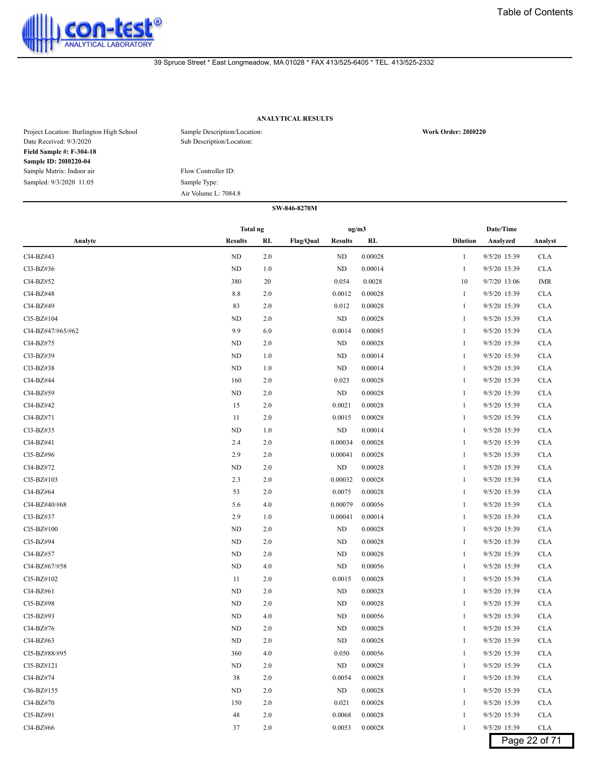## ANALYTICAL RESULTS

Project Location: Burlington High School
Date Received: 9/3/2020
**Field Sample #: F-304-18**
**Sample ID: 20I0220-04**
Sample Matrix: Indoor air
Sampled: 9/3/2020 11:05

Sample Description/Location:
Sub Description/Location:

Flow Controller ID:
Sample Type:
Air Volume L: 7084.8

**Work Order: 20I0220**

**SW-846-8270M**

| Analyte | Total ng Results | Total ng RL | Flag/Qual | ug/m3 Results | ug/m3 RL | Dilution | Date/Time Analyzed | Analyst |
|---|---|---|---|---|---|---|---|---|
| Cl4-BZ#43 | ND | 2.0 | | ND | 0.00028 | 1 | 9/5/20 15:39 | CLA |
| Cl3-BZ#36 | ND | 1.0 | | ND | 0.00014 | 1 | 9/5/20 15:39 | CLA |
| Cl4-BZ#52 | 380 | 20 | | 0.054 | 0.0028 | 10 | 9/7/20 13:06 | IMR |
| Cl4-BZ#48 | 8.8 | 2.0 | | 0.0012 | 0.00028 | 1 | 9/5/20 15:39 | CLA |
| Cl4-BZ#49 | 83 | 2.0 | | 0.012 | 0.00028 | 1 | 9/5/20 15:39 | CLA |
| Cl5-BZ#104 | ND | 2.0 | | ND | 0.00028 | 1 | 9/5/20 15:39 | CLA |
| Cl4-BZ#47/#65/#62 | 9.9 | 6.0 | | 0.0014 | 0.00085 | 1 | 9/5/20 15:39 | CLA |
| Cl4-BZ#75 | ND | 2.0 | | ND | 0.00028 | 1 | 9/5/20 15:39 | CLA |
| Cl3-BZ#39 | ND | 1.0 | | ND | 0.00014 | 1 | 9/5/20 15:39 | CLA |
| Cl3-BZ#38 | ND | 1.0 | | ND | 0.00014 | 1 | 9/5/20 15:39 | CLA |
| Cl4-BZ#44 | 160 | 2.0 | | 0.023 | 0.00028 | 1 | 9/5/20 15:39 | CLA |
| Cl4-BZ#59 | ND | 2.0 | | ND | 0.00028 | 1 | 9/5/20 15:39 | CLA |
| Cl4-BZ#42 | 15 | 2.0 | | 0.0021 | 0.00028 | 1 | 9/5/20 15:39 | CLA |
| Cl4-BZ#71 | 11 | 2.0 | | 0.0015 | 0.00028 | 1 | 9/5/20 15:39 | CLA |
| Cl3-BZ#35 | ND | 1.0 | | ND | 0.00014 | 1 | 9/5/20 15:39 | CLA |
| Cl4-BZ#41 | 2.4 | 2.0 | | 0.00034 | 0.00028 | 1 | 9/5/20 15:39 | CLA |
| Cl5-BZ#96 | 2.9 | 2.0 | | 0.00041 | 0.00028 | 1 | 9/5/20 15:39 | CLA |
| Cl4-BZ#72 | ND | 2.0 | | ND | 0.00028 | 1 | 9/5/20 15:39 | CLA |
| Cl5-BZ#103 | 2.3 | 2.0 | | 0.00032 | 0.00028 | 1 | 9/5/20 15:39 | CLA |
| Cl4-BZ#64 | 53 | 2.0 | | 0.0075 | 0.00028 | 1 | 9/5/20 15:39 | CLA |
| Cl4-BZ#40/#68 | 5.6 | 4.0 | | 0.00079 | 0.00056 | 1 | 9/5/20 15:39 | CLA |
| Cl3-BZ#37 | 2.9 | 1.0 | | 0.00041 | 0.00014 | 1 | 9/5/20 15:39 | CLA |
| Cl5-BZ#100 | ND | 2.0 | | ND | 0.00028 | 1 | 9/5/20 15:39 | CLA |
| Cl5-BZ#94 | ND | 2.0 | | ND | 0.00028 | 1 | 9/5/20 15:39 | CLA |
| Cl4-BZ#57 | ND | 2.0 | | ND | 0.00028 | 1 | 9/5/20 15:39 | CLA |
| Cl4-BZ#67/#58 | ND | 4.0 | | ND | 0.00056 | 1 | 9/5/20 15:39 | CLA |
| Cl5-BZ#102 | 11 | 2.0 | | 0.0015 | 0.00028 | 1 | 9/5/20 15:39 | CLA |
| Cl4-BZ#61 | ND | 2.0 | | ND | 0.00028 | 1 | 9/5/20 15:39 | CLA |
| Cl5-BZ#98 | ND | 2.0 | | ND | 0.00028 | 1 | 9/5/20 15:39 | CLA |
| Cl5-BZ#93 | ND | 4.0 | | ND | 0.00056 | 1 | 9/5/20 15:39 | CLA |
| Cl4-BZ#76 | ND | 2.0 | | ND | 0.00028 | 1 | 9/5/20 15:39 | CLA |
| Cl4-BZ#63 | ND | 2.0 | | ND | 0.00028 | 1 | 9/5/20 15:39 | CLA |
| Cl5-BZ#88/#95 | 360 | 4.0 | | 0.050 | 0.00056 | 1 | 9/5/20 15:39 | CLA |
| Cl5-BZ#121 | ND | 2.0 | | ND | 0.00028 | 1 | 9/5/20 15:39 | CLA |
| Cl4-BZ#74 | 38 | 2.0 | | 0.0054 | 0.00028 | 1 | 9/5/20 15:39 | CLA |
| Cl6-BZ#155 | ND | 2.0 | | ND | 0.00028 | 1 | 9/5/20 15:39 | CLA |
| Cl4-BZ#70 | 150 | 2.0 | | 0.021 | 0.00028 | 1 | 9/5/20 15:39 | CLA |
| Cl5-BZ#91 | 48 | 2.0 | | 0.0068 | 0.00028 | 1 | 9/5/20 15:39 | CLA |
| Cl4-BZ#66 | 37 | 2.0 | | 0.0053 | 0.00028 | 1 | 9/5/20 15:39 | CLA |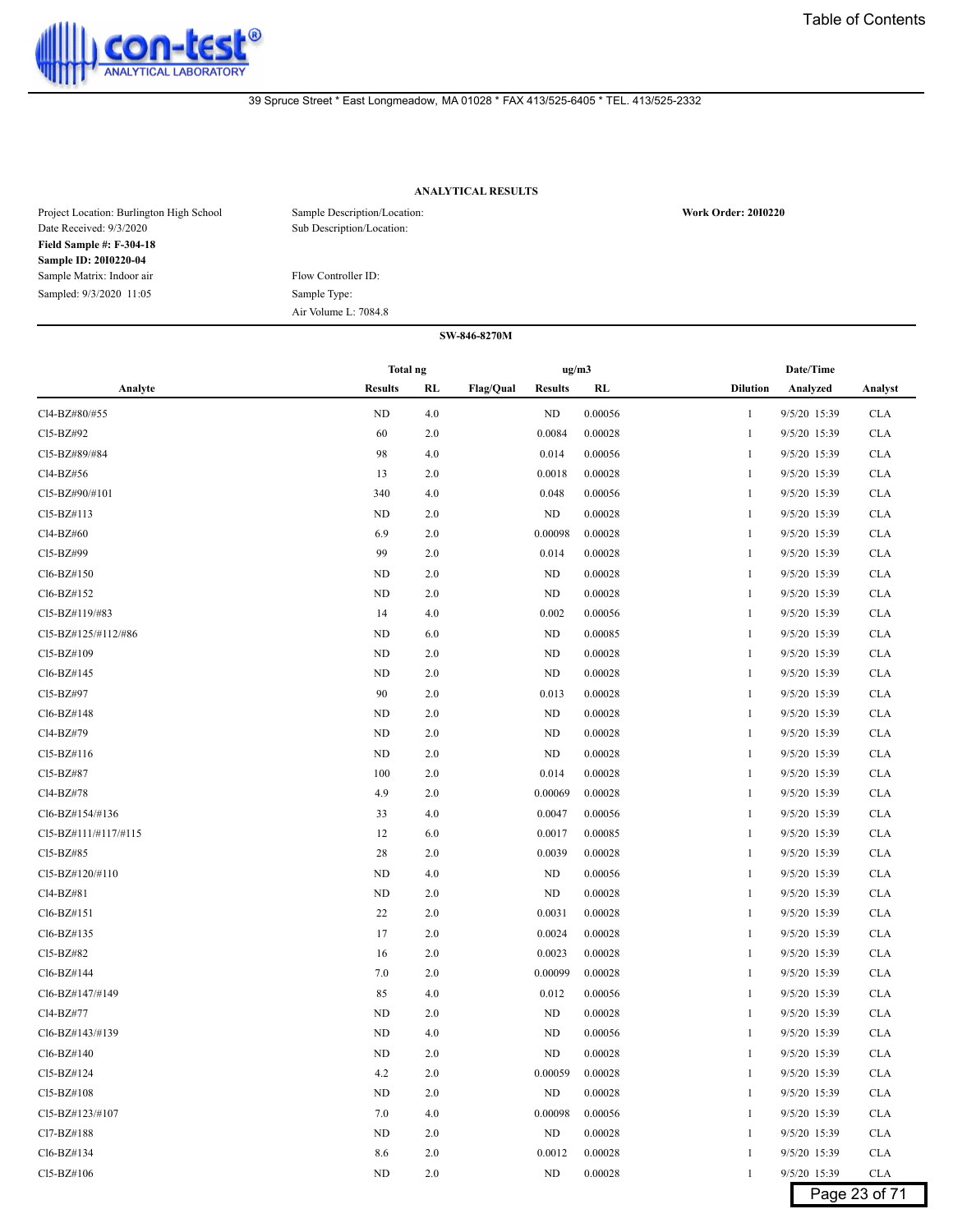Table of Contents

con-test® ANALYTICAL LABORATORY

39 Spruce Street * East Longmeadow, MA 01028 * FAX 413/525-6405 * TEL. 413/525-2332

### ANALYTICAL RESULTS

Project Location: Burlington High School
Date Received: 9/3/2020
**Field Sample #: F-304-18**
**Sample ID: 20I0220-04**
Sample Matrix: Indoor air
Sampled: 9/3/2020 11:05

Sample Description/Location:
Sub Description/Location:

Flow Controller ID:
Sample Type:
Air Volume L: 7084.8

**Work Order: 20I0220**

**SW-846-8270M**

| Analyte | Total ng Results | Total ng RL | Flag/Qual | ug/m3 Results | ug/m3 RL | Dilution | Date/Time Analyzed | Analyst |
|---|---|---|---|---|---|---|---|---|
| Cl4-BZ#80/#55 | ND | 4.0 | | ND | 0.00056 | 1 | 9/5/20 15:39 | CLA |
| Cl5-BZ#92 | 60 | 2.0 | | 0.0084 | 0.00028 | 1 | 9/5/20 15:39 | CLA |
| Cl5-BZ#89/#84 | 98 | 4.0 | | 0.014 | 0.00056 | 1 | 9/5/20 15:39 | CLA |
| Cl4-BZ#56 | 13 | 2.0 | | 0.0018 | 0.00028 | 1 | 9/5/20 15:39 | CLA |
| Cl5-BZ#90/#101 | 340 | 4.0 | | 0.048 | 0.00056 | 1 | 9/5/20 15:39 | CLA |
| Cl5-BZ#113 | ND | 2.0 | | ND | 0.00028 | 1 | 9/5/20 15:39 | CLA |
| Cl4-BZ#60 | 6.9 | 2.0 | | 0.00098 | 0.00028 | 1 | 9/5/20 15:39 | CLA |
| Cl5-BZ#99 | 99 | 2.0 | | 0.014 | 0.00028 | 1 | 9/5/20 15:39 | CLA |
| Cl6-BZ#150 | ND | 2.0 | | ND | 0.00028 | 1 | 9/5/20 15:39 | CLA |
| Cl6-BZ#152 | ND | 2.0 | | ND | 0.00028 | 1 | 9/5/20 15:39 | CLA |
| Cl5-BZ#119/#83 | 14 | 4.0 | | 0.002 | 0.00056 | 1 | 9/5/20 15:39 | CLA |
| Cl5-BZ#125/#112/#86 | ND | 6.0 | | ND | 0.00085 | 1 | 9/5/20 15:39 | CLA |
| Cl5-BZ#109 | ND | 2.0 | | ND | 0.00028 | 1 | 9/5/20 15:39 | CLA |
| Cl6-BZ#145 | ND | 2.0 | | ND | 0.00028 | 1 | 9/5/20 15:39 | CLA |
| Cl5-BZ#97 | 90 | 2.0 | | 0.013 | 0.00028 | 1 | 9/5/20 15:39 | CLA |
| Cl6-BZ#148 | ND | 2.0 | | ND | 0.00028 | 1 | 9/5/20 15:39 | CLA |
| Cl4-BZ#79 | ND | 2.0 | | ND | 0.00028 | 1 | 9/5/20 15:39 | CLA |
| Cl5-BZ#116 | ND | 2.0 | | ND | 0.00028 | 1 | 9/5/20 15:39 | CLA |
| Cl5-BZ#87 | 100 | 2.0 | | 0.014 | 0.00028 | 1 | 9/5/20 15:39 | CLA |
| Cl4-BZ#78 | 4.9 | 2.0 | | 0.00069 | 0.00028 | 1 | 9/5/20 15:39 | CLA |
| Cl6-BZ#154/#136 | 33 | 4.0 | | 0.0047 | 0.00056 | 1 | 9/5/20 15:39 | CLA |
| Cl5-BZ#111/#117/#115 | 12 | 6.0 | | 0.0017 | 0.00085 | 1 | 9/5/20 15:39 | CLA |
| Cl5-BZ#85 | 28 | 2.0 | | 0.0039 | 0.00028 | 1 | 9/5/20 15:39 | CLA |
| Cl5-BZ#120/#110 | ND | 4.0 | | ND | 0.00056 | 1 | 9/5/20 15:39 | CLA |
| Cl4-BZ#81 | ND | 2.0 | | ND | 0.00028 | 1 | 9/5/20 15:39 | CLA |
| Cl6-BZ#151 | 22 | 2.0 | | 0.0031 | 0.00028 | 1 | 9/5/20 15:39 | CLA |
| Cl6-BZ#135 | 17 | 2.0 | | 0.0024 | 0.00028 | 1 | 9/5/20 15:39 | CLA |
| Cl5-BZ#82 | 16 | 2.0 | | 0.0023 | 0.00028 | 1 | 9/5/20 15:39 | CLA |
| Cl6-BZ#144 | 7.0 | 2.0 | | 0.00099 | 0.00028 | 1 | 9/5/20 15:39 | CLA |
| Cl6-BZ#147/#149 | 85 | 4.0 | | 0.012 | 0.00056 | 1 | 9/5/20 15:39 | CLA |
| Cl4-BZ#77 | ND | 2.0 | | ND | 0.00028 | 1 | 9/5/20 15:39 | CLA |
| Cl6-BZ#143/#139 | ND | 4.0 | | ND | 0.00056 | 1 | 9/5/20 15:39 | CLA |
| Cl6-BZ#140 | ND | 2.0 | | ND | 0.00028 | 1 | 9/5/20 15:39 | CLA |
| Cl5-BZ#124 | 4.2 | 2.0 | | 0.00059 | 0.00028 | 1 | 9/5/20 15:39 | CLA |
| Cl5-BZ#108 | ND | 2.0 | | ND | 0.00028 | 1 | 9/5/20 15:39 | CLA |
| Cl5-BZ#123/#107 | 7.0 | 4.0 | | 0.00098 | 0.00056 | 1 | 9/5/20 15:39 | CLA |
| Cl7-BZ#188 | ND | 2.0 | | ND | 0.00028 | 1 | 9/5/20 15:39 | CLA |
| Cl6-BZ#134 | 8.6 | 2.0 | | 0.0012 | 0.00028 | 1 | 9/5/20 15:39 | CLA |
| Cl5-BZ#106 | ND | 2.0 | | ND | 0.00028 | 1 | 9/5/20 15:39 | CLA |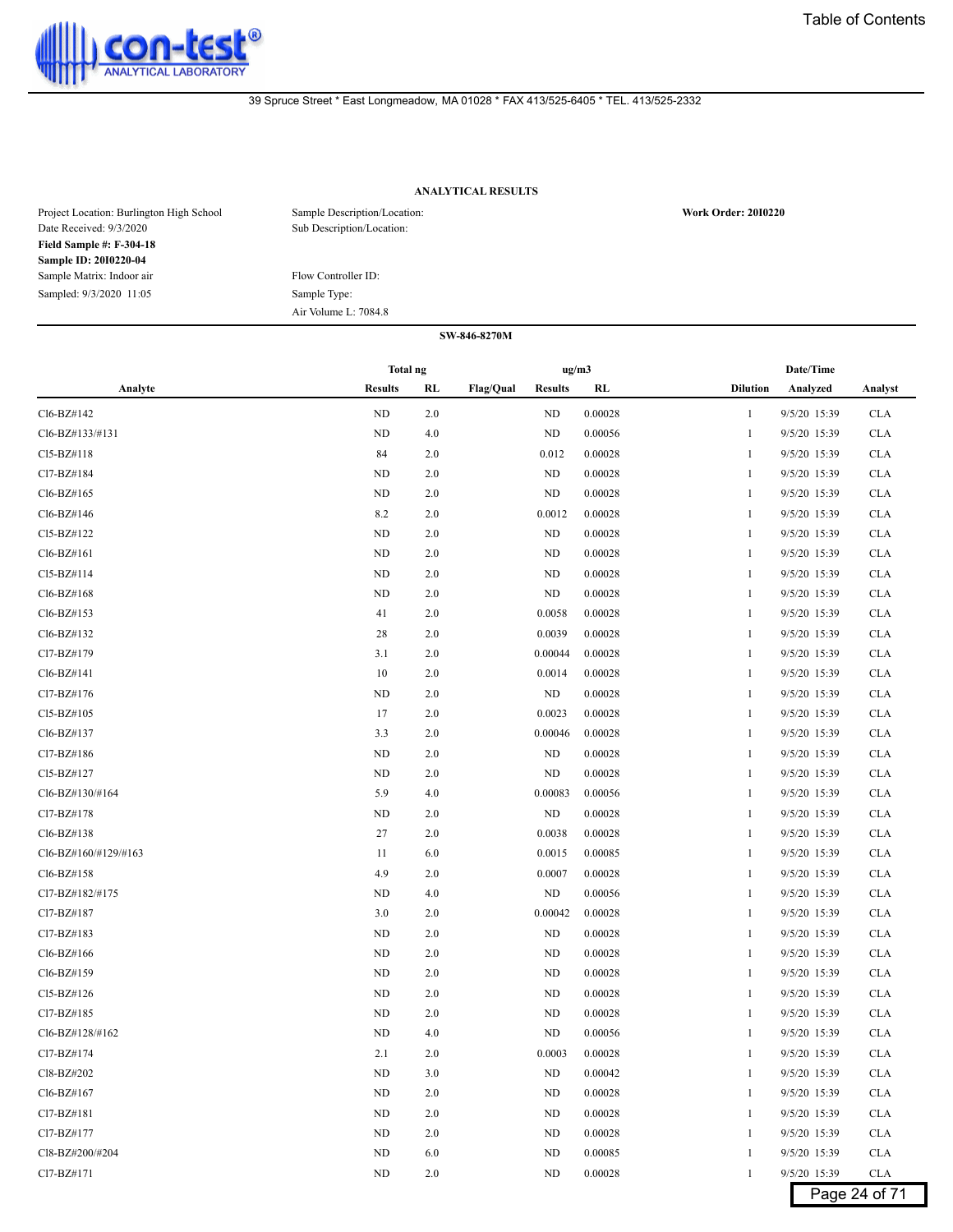**ANALYTICAL RESULTS**

| | | |
|---|---|---|
| Project Location: Burlington High School | Sample Description/Location: | **Work Order: 20I0220** |
| Date Received: 9/3/2020 | Sub Description/Location: | |
| **Field Sample #: F-304-18** | | |
| **Sample ID: 20I0220-04** | | |
| Sample Matrix: Indoor air | Flow Controller ID: | |
| Sampled: 9/3/2020 11:05 | Sample Type: | |
| | Air Volume L: 7084.8 | |

**SW-846-8270M**

| Analyte | Total ng Results | Total ng RL | Flag/Qual | ug/m3 Results | ug/m3 RL | Dilution | Date/Time Analyzed | Analyst |
|---|---|---|---|---|---|---|---|---|
| Cl6-BZ#142 | ND | 2.0 | | ND | 0.00028 | 1 | 9/5/20 15:39 | CLA |
| Cl6-BZ#133/#131 | ND | 4.0 | | ND | 0.00056 | 1 | 9/5/20 15:39 | CLA |
| Cl5-BZ#118 | 84 | 2.0 | | 0.012 | 0.00028 | 1 | 9/5/20 15:39 | CLA |
| Cl7-BZ#184 | ND | 2.0 | | ND | 0.00028 | 1 | 9/5/20 15:39 | CLA |
| Cl6-BZ#165 | ND | 2.0 | | ND | 0.00028 | 1 | 9/5/20 15:39 | CLA |
| Cl6-BZ#146 | 8.2 | 2.0 | | 0.0012 | 0.00028 | 1 | 9/5/20 15:39 | CLA |
| Cl5-BZ#122 | ND | 2.0 | | ND | 0.00028 | 1 | 9/5/20 15:39 | CLA |
| Cl6-BZ#161 | ND | 2.0 | | ND | 0.00028 | 1 | 9/5/20 15:39 | CLA |
| Cl5-BZ#114 | ND | 2.0 | | ND | 0.00028 | 1 | 9/5/20 15:39 | CLA |
| Cl6-BZ#168 | ND | 2.0 | | ND | 0.00028 | 1 | 9/5/20 15:39 | CLA |
| Cl6-BZ#153 | 41 | 2.0 | | 0.0058 | 0.00028 | 1 | 9/5/20 15:39 | CLA |
| Cl6-BZ#132 | 28 | 2.0 | | 0.0039 | 0.00028 | 1 | 9/5/20 15:39 | CLA |
| Cl7-BZ#179 | 3.1 | 2.0 | | 0.00044 | 0.00028 | 1 | 9/5/20 15:39 | CLA |
| Cl6-BZ#141 | 10 | 2.0 | | 0.0014 | 0.00028 | 1 | 9/5/20 15:39 | CLA |
| Cl7-BZ#176 | ND | 2.0 | | ND | 0.00028 | 1 | 9/5/20 15:39 | CLA |
| Cl5-BZ#105 | 17 | 2.0 | | 0.0023 | 0.00028 | 1 | 9/5/20 15:39 | CLA |
| Cl6-BZ#137 | 3.3 | 2.0 | | 0.00046 | 0.00028 | 1 | 9/5/20 15:39 | CLA |
| Cl7-BZ#186 | ND | 2.0 | | ND | 0.00028 | 1 | 9/5/20 15:39 | CLA |
| Cl5-BZ#127 | ND | 2.0 | | ND | 0.00028 | 1 | 9/5/20 15:39 | CLA |
| Cl6-BZ#130/#164 | 5.9 | 4.0 | | 0.00083 | 0.00056 | 1 | 9/5/20 15:39 | CLA |
| Cl7-BZ#178 | ND | 2.0 | | ND | 0.00028 | 1 | 9/5/20 15:39 | CLA |
| Cl6-BZ#138 | 27 | 2.0 | | 0.0038 | 0.00028 | 1 | 9/5/20 15:39 | CLA |
| Cl6-BZ#160/#129/#163 | 11 | 6.0 | | 0.0015 | 0.00085 | 1 | 9/5/20 15:39 | CLA |
| Cl6-BZ#158 | 4.9 | 2.0 | | 0.0007 | 0.00028 | 1 | 9/5/20 15:39 | CLA |
| Cl7-BZ#182/#175 | ND | 4.0 | | ND | 0.00056 | 1 | 9/5/20 15:39 | CLA |
| Cl7-BZ#187 | 3.0 | 2.0 | | 0.00042 | 0.00028 | 1 | 9/5/20 15:39 | CLA |
| Cl7-BZ#183 | ND | 2.0 | | ND | 0.00028 | 1 | 9/5/20 15:39 | CLA |
| Cl6-BZ#166 | ND | 2.0 | | ND | 0.00028 | 1 | 9/5/20 15:39 | CLA |
| Cl6-BZ#159 | ND | 2.0 | | ND | 0.00028 | 1 | 9/5/20 15:39 | CLA |
| Cl5-BZ#126 | ND | 2.0 | | ND | 0.00028 | 1 | 9/5/20 15:39 | CLA |
| Cl7-BZ#185 | ND | 2.0 | | ND | 0.00028 | 1 | 9/5/20 15:39 | CLA |
| Cl6-BZ#128/#162 | ND | 4.0 | | ND | 0.00056 | 1 | 9/5/20 15:39 | CLA |
| Cl7-BZ#174 | 2.1 | 2.0 | | 0.0003 | 0.00028 | 1 | 9/5/20 15:39 | CLA |
| Cl8-BZ#202 | ND | 3.0 | | ND | 0.00042 | 1 | 9/5/20 15:39 | CLA |
| Cl6-BZ#167 | ND | 2.0 | | ND | 0.00028 | 1 | 9/5/20 15:39 | CLA |
| Cl7-BZ#181 | ND | 2.0 | | ND | 0.00028 | 1 | 9/5/20 15:39 | CLA |
| Cl7-BZ#177 | ND | 2.0 | | ND | 0.00028 | 1 | 9/5/20 15:39 | CLA |
| Cl8-BZ#200/#204 | ND | 6.0 | | ND | 0.00085 | 1 | 9/5/20 15:39 | CLA |
| Cl7-BZ#171 | ND | 2.0 | | ND | 0.00028 | 1 | 9/5/20 15:39 | CLA |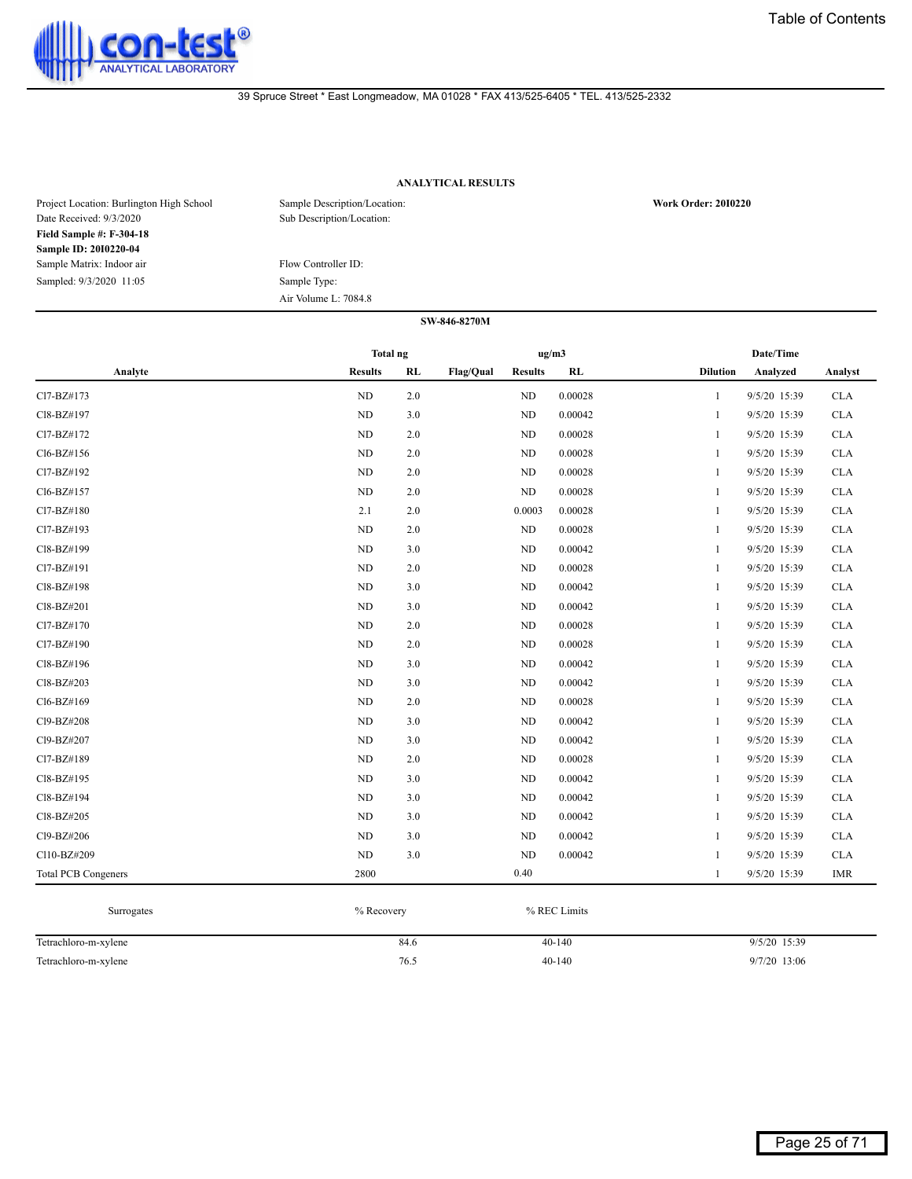con-test® ANALYTICAL LABORATORY

Table of Contents

39 Spruce Street * East Longmeadow, MA 01028 * FAX 413/525-6405 * TEL. 413/525-2332

## ANALYTICAL RESULTS

Project Location: Burlington High School
Date Received: 9/3/2020
**Field Sample #: F-304-18**
**Sample ID: 20I0220-04**
Sample Matrix: Indoor air
Sampled: 9/3/2020 11:05

Sample Description/Location:
Sub Description/Location:

Flow Controller ID:
Sample Type:
Air Volume L: 7084.8

**Work Order: 20I0220**

**SW-846-8270M**

| Analyte | Total ng | | | ug/m3 | | | Date/Time | |
|---|---|---|---|---|---|---|---|---|
| | Results | RL | Flag/Qual | Results | RL | Dilution | Analyzed | Analyst |
| Cl7-BZ#173 | ND | 2.0 | | ND | 0.00028 | 1 | 9/5/20 15:39 | CLA |
| Cl8-BZ#197 | ND | 3.0 | | ND | 0.00042 | 1 | 9/5/20 15:39 | CLA |
| Cl7-BZ#172 | ND | 2.0 | | ND | 0.00028 | 1 | 9/5/20 15:39 | CLA |
| Cl6-BZ#156 | ND | 2.0 | | ND | 0.00028 | 1 | 9/5/20 15:39 | CLA |
| Cl7-BZ#192 | ND | 2.0 | | ND | 0.00028 | 1 | 9/5/20 15:39 | CLA |
| Cl6-BZ#157 | ND | 2.0 | | ND | 0.00028 | 1 | 9/5/20 15:39 | CLA |
| Cl7-BZ#180 | 2.1 | 2.0 | | 0.0003 | 0.00028 | 1 | 9/5/20 15:39 | CLA |
| Cl7-BZ#193 | ND | 2.0 | | ND | 0.00028 | 1 | 9/5/20 15:39 | CLA |
| Cl8-BZ#199 | ND | 3.0 | | ND | 0.00042 | 1 | 9/5/20 15:39 | CLA |
| Cl7-BZ#191 | ND | 2.0 | | ND | 0.00028 | 1 | 9/5/20 15:39 | CLA |
| Cl8-BZ#198 | ND | 3.0 | | ND | 0.00042 | 1 | 9/5/20 15:39 | CLA |
| Cl8-BZ#201 | ND | 3.0 | | ND | 0.00042 | 1 | 9/5/20 15:39 | CLA |
| Cl7-BZ#170 | ND | 2.0 | | ND | 0.00028 | 1 | 9/5/20 15:39 | CLA |
| Cl7-BZ#190 | ND | 2.0 | | ND | 0.00028 | 1 | 9/5/20 15:39 | CLA |
| Cl8-BZ#196 | ND | 3.0 | | ND | 0.00042 | 1 | 9/5/20 15:39 | CLA |
| Cl8-BZ#203 | ND | 3.0 | | ND | 0.00042 | 1 | 9/5/20 15:39 | CLA |
| Cl6-BZ#169 | ND | 2.0 | | ND | 0.00028 | 1 | 9/5/20 15:39 | CLA |
| Cl9-BZ#208 | ND | 3.0 | | ND | 0.00042 | 1 | 9/5/20 15:39 | CLA |
| Cl9-BZ#207 | ND | 3.0 | | ND | 0.00042 | 1 | 9/5/20 15:39 | CLA |
| Cl7-BZ#189 | ND | 2.0 | | ND | 0.00028 | 1 | 9/5/20 15:39 | CLA |
| Cl8-BZ#195 | ND | 3.0 | | ND | 0.00042 | 1 | 9/5/20 15:39 | CLA |
| Cl8-BZ#194 | ND | 3.0 | | ND | 0.00042 | 1 | 9/5/20 15:39 | CLA |
| Cl8-BZ#205 | ND | 3.0 | | ND | 0.00042 | 1 | 9/5/20 15:39 | CLA |
| Cl9-BZ#206 | ND | 3.0 | | ND | 0.00042 | 1 | 9/5/20 15:39 | CLA |
| Cl10-BZ#209 | ND | 3.0 | | ND | 0.00042 | 1 | 9/5/20 15:39 | CLA |
| Total PCB Congeners | 2800 | | | 0.40 | | 1 | 9/5/20 15:39 | IMR |

| Surrogates | % Recovery | % REC Limits | |
|---|---|---|---|
| Tetrachloro-m-xylene | 84.6 | 40-140 | 9/5/20 15:39 |
| Tetrachloro-m-xylene | 76.5 | 40-140 | 9/7/20 13:06 |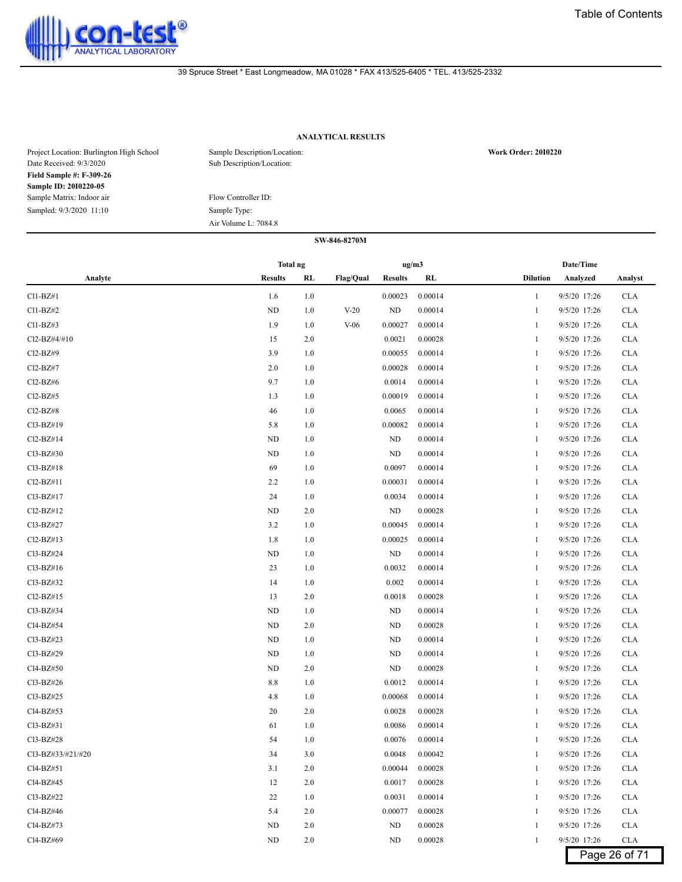39 Spruce Street * East Longmeadow, MA 01028 * FAX 413/525-6405 * TEL. 413/525-2332

## ANALYTICAL RESULTS

Project Location: Burlington High School
Date Received: 9/3/2020
**Field Sample #: F-309-26**
**Sample ID: 20I0220-05**
Sample Matrix: Indoor air
Sampled: 9/3/2020 11:10

Sample Description/Location:
Sub Description/Location:

Flow Controller ID:
Sample Type:
Air Volume L: 7084.8

**Work Order: 20I0220**

**SW-846-8270M**

| Analyte | Total ng | | | ug/m3 | | | Date/Time | |
|---|---|---|---|---|---|---|---|---|
| | Results | RL | Flag/Qual | Results | RL | Dilution | Analyzed | Analyst |
| Cl1-BZ#1 | 1.6 | 1.0 | | 0.00023 | 0.00014 | 1 | 9/5/20 17:26 | CLA |
| Cl1-BZ#2 | ND | 1.0 | V-20 | ND | 0.00014 | 1 | 9/5/20 17:26 | CLA |
| Cl1-BZ#3 | 1.9 | 1.0 | V-06 | 0.00027 | 0.00014 | 1 | 9/5/20 17:26 | CLA |
| Cl2-BZ#4/#10 | 15 | 2.0 | | 0.0021 | 0.00028 | 1 | 9/5/20 17:26 | CLA |
| Cl2-BZ#9 | 3.9 | 1.0 | | 0.00055 | 0.00014 | 1 | 9/5/20 17:26 | CLA |
| Cl2-BZ#7 | 2.0 | 1.0 | | 0.00028 | 0.00014 | 1 | 9/5/20 17:26 | CLA |
| Cl2-BZ#6 | 9.7 | 1.0 | | 0.0014 | 0.00014 | 1 | 9/5/20 17:26 | CLA |
| Cl2-BZ#5 | 1.3 | 1.0 | | 0.00019 | 0.00014 | 1 | 9/5/20 17:26 | CLA |
| Cl2-BZ#8 | 46 | 1.0 | | 0.0065 | 0.00014 | 1 | 9/5/20 17:26 | CLA |
| Cl3-BZ#19 | 5.8 | 1.0 | | 0.00082 | 0.00014 | 1 | 9/5/20 17:26 | CLA |
| Cl2-BZ#14 | ND | 1.0 | | ND | 0.00014 | 1 | 9/5/20 17:26 | CLA |
| Cl3-BZ#30 | ND | 1.0 | | ND | 0.00014 | 1 | 9/5/20 17:26 | CLA |
| Cl3-BZ#18 | 69 | 1.0 | | 0.0097 | 0.00014 | 1 | 9/5/20 17:26 | CLA |
| Cl2-BZ#11 | 2.2 | 1.0 | | 0.00031 | 0.00014 | 1 | 9/5/20 17:26 | CLA |
| Cl3-BZ#17 | 24 | 1.0 | | 0.0034 | 0.00014 | 1 | 9/5/20 17:26 | CLA |
| Cl2-BZ#12 | ND | 2.0 | | ND | 0.00028 | 1 | 9/5/20 17:26 | CLA |
| Cl3-BZ#27 | 3.2 | 1.0 | | 0.00045 | 0.00014 | 1 | 9/5/20 17:26 | CLA |
| Cl2-BZ#13 | 1.8 | 1.0 | | 0.00025 | 0.00014 | 1 | 9/5/20 17:26 | CLA |
| Cl3-BZ#24 | ND | 1.0 | | ND | 0.00014 | 1 | 9/5/20 17:26 | CLA |
| Cl3-BZ#16 | 23 | 1.0 | | 0.0032 | 0.00014 | 1 | 9/5/20 17:26 | CLA |
| Cl3-BZ#32 | 14 | 1.0 | | 0.002 | 0.00014 | 1 | 9/5/20 17:26 | CLA |
| Cl2-BZ#15 | 13 | 2.0 | | 0.0018 | 0.00028 | 1 | 9/5/20 17:26 | CLA |
| Cl3-BZ#34 | ND | 1.0 | | ND | 0.00014 | 1 | 9/5/20 17:26 | CLA |
| Cl4-BZ#54 | ND | 2.0 | | ND | 0.00028 | 1 | 9/5/20 17:26 | CLA |
| Cl3-BZ#23 | ND | 1.0 | | ND | 0.00014 | 1 | 9/5/20 17:26 | CLA |
| Cl3-BZ#29 | ND | 1.0 | | ND | 0.00014 | 1 | 9/5/20 17:26 | CLA |
| Cl4-BZ#50 | ND | 2.0 | | ND | 0.00028 | 1 | 9/5/20 17:26 | CLA |
| Cl3-BZ#26 | 8.8 | 1.0 | | 0.0012 | 0.00014 | 1 | 9/5/20 17:26 | CLA |
| Cl3-BZ#25 | 4.8 | 1.0 | | 0.00068 | 0.00014 | 1 | 9/5/20 17:26 | CLA |
| Cl4-BZ#53 | 20 | 2.0 | | 0.0028 | 0.00028 | 1 | 9/5/20 17:26 | CLA |
| Cl3-BZ#31 | 61 | 1.0 | | 0.0086 | 0.00014 | 1 | 9/5/20 17:26 | CLA |
| Cl3-BZ#28 | 54 | 1.0 | | 0.0076 | 0.00014 | 1 | 9/5/20 17:26 | CLA |
| Cl3-BZ#33/#21/#20 | 34 | 3.0 | | 0.0048 | 0.00042 | 1 | 9/5/20 17:26 | CLA |
| Cl4-BZ#51 | 3.1 | 2.0 | | 0.00044 | 0.00028 | 1 | 9/5/20 17:26 | CLA |
| Cl4-BZ#45 | 12 | 2.0 | | 0.0017 | 0.00028 | 1 | 9/5/20 17:26 | CLA |
| Cl3-BZ#22 | 22 | 1.0 | | 0.0031 | 0.00014 | 1 | 9/5/20 17:26 | CLA |
| Cl4-BZ#46 | 5.4 | 2.0 | | 0.00077 | 0.00028 | 1 | 9/5/20 17:26 | CLA |
| Cl4-BZ#73 | ND | 2.0 | | ND | 0.00028 | 1 | 9/5/20 17:26 | CLA |
| Cl4-BZ#69 | ND | 2.0 | | ND | 0.00028 | 1 | 9/5/20 17:26 | CLA |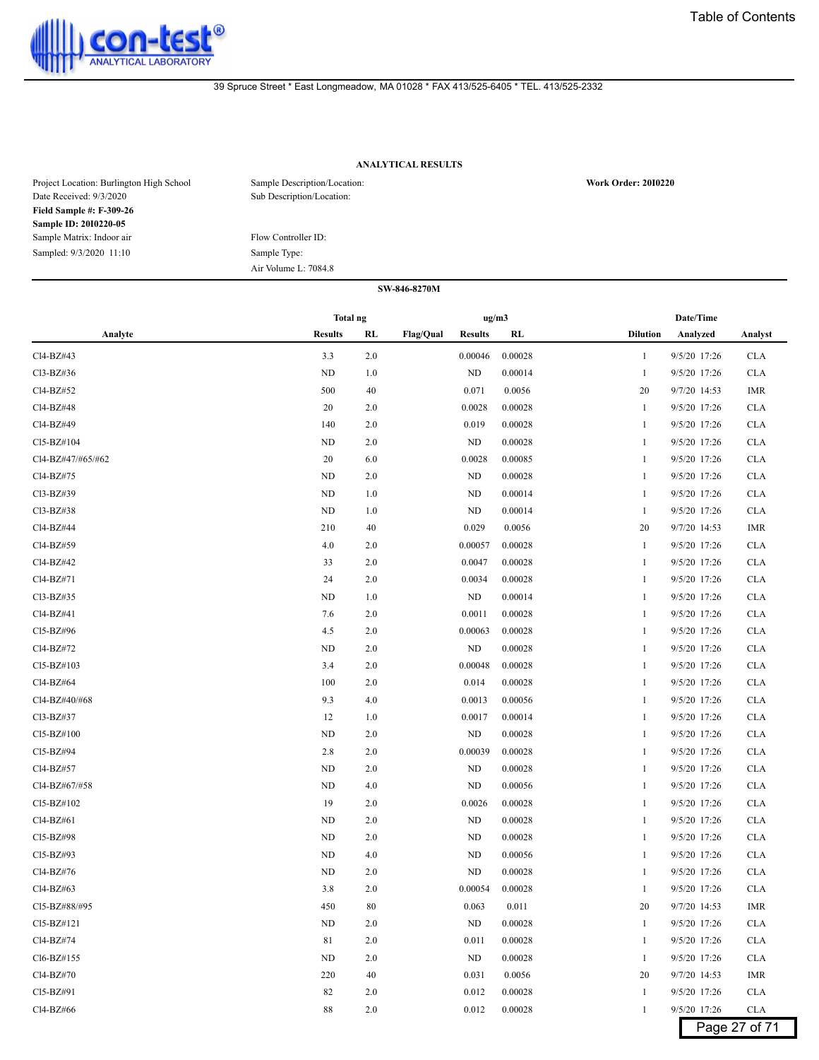con-test® ANALYTICAL LABORATORY

39 Spruce Street * East Longmeadow, MA 01028 * FAX 413/525-6405 * TEL. 413/525-2332

## ANALYTICAL RESULTS

Project Location: Burlington High School
Date Received: 9/3/2020
**Field Sample #: F-309-26**
**Sample ID: 20I0220-05**
Sample Matrix: Indoor air
Sampled: 9/3/2020 11:10

Sample Description/Location:
Sub Description/Location:

Flow Controller ID:
Sample Type:
Air Volume L: 7084.8

**Work Order: 20I0220**

**SW-846-8270M**

| Analyte | Total ng Results | Total ng RL | Flag/Qual | ug/m3 Results | ug/m3 RL | Dilution | Date/Time Analyzed | Analyst |
|---|---|---|---|---|---|---|---|---|
| Cl4-BZ#43 | 3.3 | 2.0 | | 0.00046 | 0.00028 | 1 | 9/5/20 17:26 | CLA |
| Cl3-BZ#36 | ND | 1.0 | | ND | 0.00014 | 1 | 9/5/20 17:26 | CLA |
| Cl4-BZ#52 | 500 | 40 | | 0.071 | 0.0056 | 20 | 9/7/20 14:53 | IMR |
| Cl4-BZ#48 | 20 | 2.0 | | 0.0028 | 0.00028 | 1 | 9/5/20 17:26 | CLA |
| Cl4-BZ#49 | 140 | 2.0 | | 0.019 | 0.00028 | 1 | 9/5/20 17:26 | CLA |
| Cl5-BZ#104 | ND | 2.0 | | ND | 0.00028 | 1 | 9/5/20 17:26 | CLA |
| Cl4-BZ#47/#65/#62 | 20 | 6.0 | | 0.0028 | 0.00085 | 1 | 9/5/20 17:26 | CLA |
| Cl4-BZ#75 | ND | 2.0 | | ND | 0.00028 | 1 | 9/5/20 17:26 | CLA |
| Cl3-BZ#39 | ND | 1.0 | | ND | 0.00014 | 1 | 9/5/20 17:26 | CLA |
| Cl3-BZ#38 | ND | 1.0 | | ND | 0.00014 | 1 | 9/5/20 17:26 | CLA |
| Cl4-BZ#44 | 210 | 40 | | 0.029 | 0.0056 | 20 | 9/7/20 14:53 | IMR |
| Cl4-BZ#59 | 4.0 | 2.0 | | 0.00057 | 0.00028 | 1 | 9/5/20 17:26 | CLA |
| Cl4-BZ#42 | 33 | 2.0 | | 0.0047 | 0.00028 | 1 | 9/5/20 17:26 | CLA |
| Cl4-BZ#71 | 24 | 2.0 | | 0.0034 | 0.00028 | 1 | 9/5/20 17:26 | CLA |
| Cl3-BZ#35 | ND | 1.0 | | ND | 0.00014 | 1 | 9/5/20 17:26 | CLA |
| Cl4-BZ#41 | 7.6 | 2.0 | | 0.0011 | 0.00028 | 1 | 9/5/20 17:26 | CLA |
| Cl5-BZ#96 | 4.5 | 2.0 | | 0.00063 | 0.00028 | 1 | 9/5/20 17:26 | CLA |
| Cl4-BZ#72 | ND | 2.0 | | ND | 0.00028 | 1 | 9/5/20 17:26 | CLA |
| Cl5-BZ#103 | 3.4 | 2.0 | | 0.00048 | 0.00028 | 1 | 9/5/20 17:26 | CLA |
| Cl4-BZ#64 | 100 | 2.0 | | 0.014 | 0.00028 | 1 | 9/5/20 17:26 | CLA |
| Cl4-BZ#40/#68 | 9.3 | 4.0 | | 0.0013 | 0.00056 | 1 | 9/5/20 17:26 | CLA |
| Cl3-BZ#37 | 12 | 1.0 | | 0.0017 | 0.00014 | 1 | 9/5/20 17:26 | CLA |
| Cl5-BZ#100 | ND | 2.0 | | ND | 0.00028 | 1 | 9/5/20 17:26 | CLA |
| Cl5-BZ#94 | 2.8 | 2.0 | | 0.00039 | 0.00028 | 1 | 9/5/20 17:26 | CLA |
| Cl4-BZ#57 | ND | 2.0 | | ND | 0.00028 | 1 | 9/5/20 17:26 | CLA |
| Cl4-BZ#67/#58 | ND | 4.0 | | ND | 0.00056 | 1 | 9/5/20 17:26 | CLA |
| Cl5-BZ#102 | 19 | 2.0 | | 0.0026 | 0.00028 | 1 | 9/5/20 17:26 | CLA |
| Cl4-BZ#61 | ND | 2.0 | | ND | 0.00028 | 1 | 9/5/20 17:26 | CLA |
| Cl5-BZ#98 | ND | 2.0 | | ND | 0.00028 | 1 | 9/5/20 17:26 | CLA |
| Cl5-BZ#93 | ND | 4.0 | | ND | 0.00056 | 1 | 9/5/20 17:26 | CLA |
| Cl4-BZ#76 | ND | 2.0 | | ND | 0.00028 | 1 | 9/5/20 17:26 | CLA |
| Cl4-BZ#63 | 3.8 | 2.0 | | 0.00054 | 0.00028 | 1 | 9/5/20 17:26 | CLA |
| Cl5-BZ#88/#95 | 450 | 80 | | 0.063 | 0.011 | 20 | 9/7/20 14:53 | IMR |
| Cl5-BZ#121 | ND | 2.0 | | ND | 0.00028 | 1 | 9/5/20 17:26 | CLA |
| Cl4-BZ#74 | 81 | 2.0 | | 0.011 | 0.00028 | 1 | 9/5/20 17:26 | CLA |
| Cl6-BZ#155 | ND | 2.0 | | ND | 0.00028 | 1 | 9/5/20 17:26 | CLA |
| Cl4-BZ#70 | 220 | 40 | | 0.031 | 0.0056 | 20 | 9/7/20 14:53 | IMR |
| Cl5-BZ#91 | 82 | 2.0 | | 0.012 | 0.00028 | 1 | 9/5/20 17:26 | CLA |
| Cl4-BZ#66 | 88 | 2.0 | | 0.012 | 0.00028 | 1 | 9/5/20 17:26 | CLA |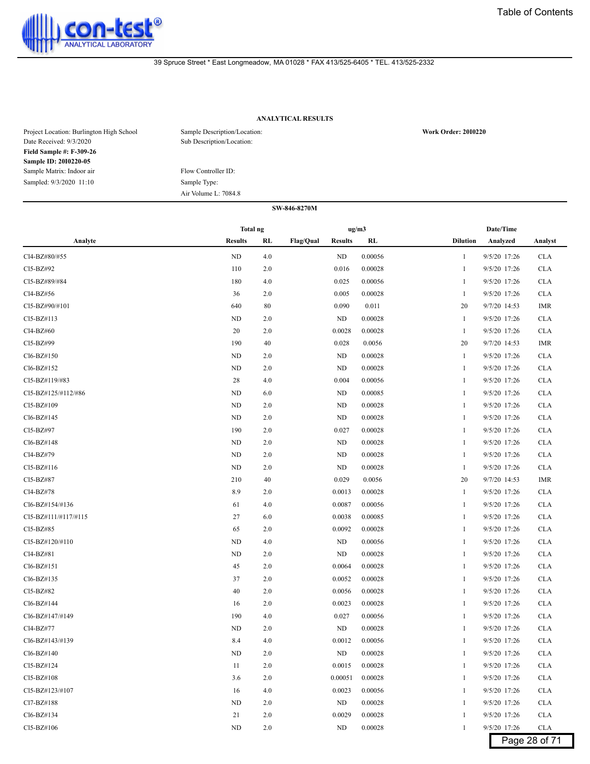con-test® ANALYTICAL LABORATORY

Table of Contents

39 Spruce Street * East Longmeadow, MA 01028 * FAX 413/525-6405 * TEL. 413/525-2332

**ANALYTICAL RESULTS**

Project Location: Burlington High School
Date Received: 9/3/2020
**Field Sample #: F-309-26**
**Sample ID: 20I0220-05**
Sample Matrix: Indoor air
Sampled: 9/3/2020 11:10

Sample Description/Location:
Sub Description/Location:

Flow Controller ID:
Sample Type:
Air Volume L: 7084.8

**Work Order: 20I0220**

**SW-846-8270M**

| Analyte | Total ng | | Flag/Qual | ug/m3 | | Dilution | Date/Time | Analyst |
|---|---|---|---|---|---|---|---|---|
| | Results | RL | | Results | RL | | Analyzed | |
| Cl4-BZ#80/#55 | ND | 4.0 | | ND | 0.00056 | 1 | 9/5/20 17:26 | CLA |
| Cl5-BZ#92 | 110 | 2.0 | | 0.016 | 0.00028 | 1 | 9/5/20 17:26 | CLA |
| Cl5-BZ#89/#84 | 180 | 4.0 | | 0.025 | 0.00056 | 1 | 9/5/20 17:26 | CLA |
| Cl4-BZ#56 | 36 | 2.0 | | 0.005 | 0.00028 | 1 | 9/5/20 17:26 | CLA |
| Cl5-BZ#90/#101 | 640 | 80 | | 0.090 | 0.011 | 20 | 9/7/20 14:53 | IMR |
| Cl5-BZ#113 | ND | 2.0 | | ND | 0.00028 | 1 | 9/5/20 17:26 | CLA |
| Cl4-BZ#60 | 20 | 2.0 | | 0.0028 | 0.00028 | 1 | 9/5/20 17:26 | CLA |
| Cl5-BZ#99 | 190 | 40 | | 0.028 | 0.0056 | 20 | 9/7/20 14:53 | IMR |
| Cl6-BZ#150 | ND | 2.0 | | ND | 0.00028 | 1 | 9/5/20 17:26 | CLA |
| Cl6-BZ#152 | ND | 2.0 | | ND | 0.00028 | 1 | 9/5/20 17:26 | CLA |
| Cl5-BZ#119/#83 | 28 | 4.0 | | 0.004 | 0.00056 | 1 | 9/5/20 17:26 | CLA |
| Cl5-BZ#125/#112/#86 | ND | 6.0 | | ND | 0.00085 | 1 | 9/5/20 17:26 | CLA |
| Cl5-BZ#109 | ND | 2.0 | | ND | 0.00028 | 1 | 9/5/20 17:26 | CLA |
| Cl6-BZ#145 | ND | 2.0 | | ND | 0.00028 | 1 | 9/5/20 17:26 | CLA |
| Cl5-BZ#97 | 190 | 2.0 | | 0.027 | 0.00028 | 1 | 9/5/20 17:26 | CLA |
| Cl6-BZ#148 | ND | 2.0 | | ND | 0.00028 | 1 | 9/5/20 17:26 | CLA |
| Cl4-BZ#79 | ND | 2.0 | | ND | 0.00028 | 1 | 9/5/20 17:26 | CLA |
| Cl5-BZ#116 | ND | 2.0 | | ND | 0.00028 | 1 | 9/5/20 17:26 | CLA |
| Cl5-BZ#87 | 210 | 40 | | 0.029 | 0.0056 | 20 | 9/7/20 14:53 | IMR |
| Cl4-BZ#78 | 8.9 | 2.0 | | 0.0013 | 0.00028 | 1 | 9/5/20 17:26 | CLA |
| Cl6-BZ#154/#136 | 61 | 4.0 | | 0.0087 | 0.00056 | 1 | 9/5/20 17:26 | CLA |
| Cl5-BZ#111/#117/#115 | 27 | 6.0 | | 0.0038 | 0.00085 | 1 | 9/5/20 17:26 | CLA |
| Cl5-BZ#85 | 65 | 2.0 | | 0.0092 | 0.00028 | 1 | 9/5/20 17:26 | CLA |
| Cl5-BZ#120/#110 | ND | 4.0 | | ND | 0.00056 | 1 | 9/5/20 17:26 | CLA |
| Cl4-BZ#81 | ND | 2.0 | | ND | 0.00028 | 1 | 9/5/20 17:26 | CLA |
| Cl6-BZ#151 | 45 | 2.0 | | 0.0064 | 0.00028 | 1 | 9/5/20 17:26 | CLA |
| Cl6-BZ#135 | 37 | 2.0 | | 0.0052 | 0.00028 | 1 | 9/5/20 17:26 | CLA |
| Cl5-BZ#82 | 40 | 2.0 | | 0.0056 | 0.00028 | 1 | 9/5/20 17:26 | CLA |
| Cl6-BZ#144 | 16 | 2.0 | | 0.0023 | 0.00028 | 1 | 9/5/20 17:26 | CLA |
| Cl6-BZ#147/#149 | 190 | 4.0 | | 0.027 | 0.00056 | 1 | 9/5/20 17:26 | CLA |
| Cl4-BZ#77 | ND | 2.0 | | ND | 0.00028 | 1 | 9/5/20 17:26 | CLA |
| Cl6-BZ#143/#139 | 8.4 | 4.0 | | 0.0012 | 0.00056 | 1 | 9/5/20 17:26 | CLA |
| Cl6-BZ#140 | ND | 2.0 | | ND | 0.00028 | 1 | 9/5/20 17:26 | CLA |
| Cl5-BZ#124 | 11 | 2.0 | | 0.0015 | 0.00028 | 1 | 9/5/20 17:26 | CLA |
| Cl5-BZ#108 | 3.6 | 2.0 | | 0.00051 | 0.00028 | 1 | 9/5/20 17:26 | CLA |
| Cl5-BZ#123/#107 | 16 | 4.0 | | 0.0023 | 0.00056 | 1 | 9/5/20 17:26 | CLA |
| Cl7-BZ#188 | ND | 2.0 | | ND | 0.00028 | 1 | 9/5/20 17:26 | CLA |
| Cl6-BZ#134 | 21 | 2.0 | | 0.0029 | 0.00028 | 1 | 9/5/20 17:26 | CLA |
| Cl5-BZ#106 | ND | 2.0 | | ND | 0.00028 | 1 | 9/5/20 17:26 | CLA |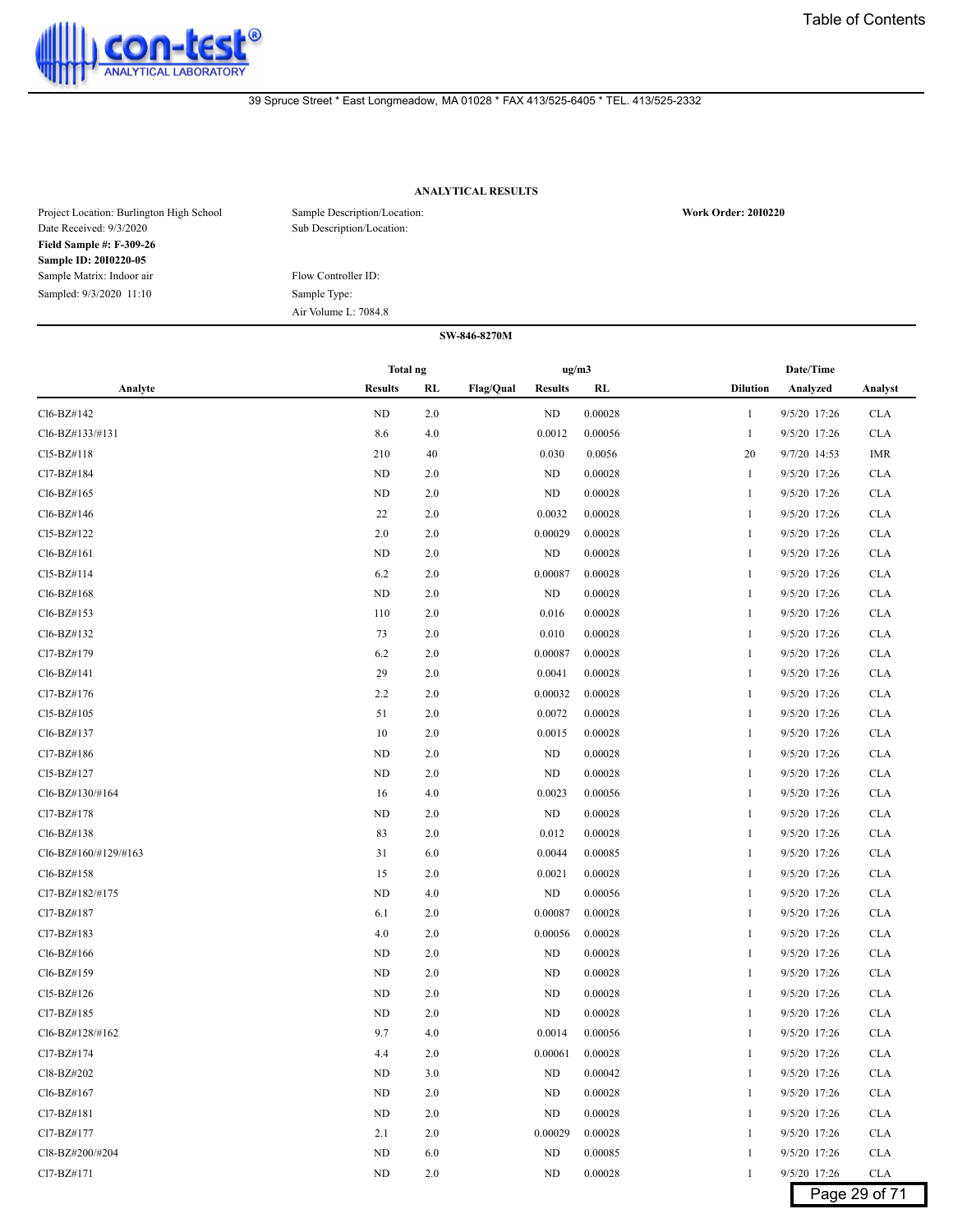Table of Contents

con-test® ANALYTICAL LABORATORY

39 Spruce Street * East Longmeadow, MA 01028 * FAX 413/525-6405 * TEL. 413/525-2332

## ANALYTICAL RESULTS

Project Location: Burlington High School
Date Received: 9/3/2020
**Field Sample #: F-309-26**
**Sample ID: 20I0220-05**
Sample Matrix: Indoor air
Sampled: 9/3/2020 11:10

Sample Description/Location:
Sub Description/Location:

Flow Controller ID:
Sample Type:
Air Volume L: 7084.8

**Work Order: 20I0220**

**SW-846-8270M**

| Analyte | Total ng | | | ug/m3 | | | Date/Time | |
|---|---|---|---|---|---|---|---|---|
| | Results | RL | Flag/Qual | Results | RL | Dilution | Analyzed | Analyst |
| Cl6-BZ#142 | ND | 2.0 | | ND | 0.00028 | 1 | 9/5/20 17:26 | CLA |
| Cl6-BZ#133/#131 | 8.6 | 4.0 | | 0.0012 | 0.00056 | 1 | 9/5/20 17:26 | CLA |
| Cl5-BZ#118 | 210 | 40 | | 0.030 | 0.0056 | 20 | 9/7/20 14:53 | IMR |
| Cl7-BZ#184 | ND | 2.0 | | ND | 0.00028 | 1 | 9/5/20 17:26 | CLA |
| Cl6-BZ#165 | ND | 2.0 | | ND | 0.00028 | 1 | 9/5/20 17:26 | CLA |
| Cl6-BZ#146 | 22 | 2.0 | | 0.0032 | 0.00028 | 1 | 9/5/20 17:26 | CLA |
| Cl5-BZ#122 | 2.0 | 2.0 | | 0.00029 | 0.00028 | 1 | 9/5/20 17:26 | CLA |
| Cl6-BZ#161 | ND | 2.0 | | ND | 0.00028 | 1 | 9/5/20 17:26 | CLA |
| Cl5-BZ#114 | 6.2 | 2.0 | | 0.00087 | 0.00028 | 1 | 9/5/20 17:26 | CLA |
| Cl6-BZ#168 | ND | 2.0 | | ND | 0.00028 | 1 | 9/5/20 17:26 | CLA |
| Cl6-BZ#153 | 110 | 2.0 | | 0.016 | 0.00028 | 1 | 9/5/20 17:26 | CLA |
| Cl6-BZ#132 | 73 | 2.0 | | 0.010 | 0.00028 | 1 | 9/5/20 17:26 | CLA |
| Cl7-BZ#179 | 6.2 | 2.0 | | 0.00087 | 0.00028 | 1 | 9/5/20 17:26 | CLA |
| Cl6-BZ#141 | 29 | 2.0 | | 0.0041 | 0.00028 | 1 | 9/5/20 17:26 | CLA |
| Cl7-BZ#176 | 2.2 | 2.0 | | 0.00032 | 0.00028 | 1 | 9/5/20 17:26 | CLA |
| Cl5-BZ#105 | 51 | 2.0 | | 0.0072 | 0.00028 | 1 | 9/5/20 17:26 | CLA |
| Cl6-BZ#137 | 10 | 2.0 | | 0.0015 | 0.00028 | 1 | 9/5/20 17:26 | CLA |
| Cl7-BZ#186 | ND | 2.0 | | ND | 0.00028 | 1 | 9/5/20 17:26 | CLA |
| Cl5-BZ#127 | ND | 2.0 | | ND | 0.00028 | 1 | 9/5/20 17:26 | CLA |
| Cl6-BZ#130/#164 | 16 | 4.0 | | 0.0023 | 0.00056 | 1 | 9/5/20 17:26 | CLA |
| Cl7-BZ#178 | ND | 2.0 | | ND | 0.00028 | 1 | 9/5/20 17:26 | CLA |
| Cl6-BZ#138 | 83 | 2.0 | | 0.012 | 0.00028 | 1 | 9/5/20 17:26 | CLA |
| Cl6-BZ#160/#129/#163 | 31 | 6.0 | | 0.0044 | 0.00085 | 1 | 9/5/20 17:26 | CLA |
| Cl6-BZ#158 | 15 | 2.0 | | 0.0021 | 0.00028 | 1 | 9/5/20 17:26 | CLA |
| Cl7-BZ#182/#175 | ND | 4.0 | | ND | 0.00056 | 1 | 9/5/20 17:26 | CLA |
| Cl7-BZ#187 | 6.1 | 2.0 | | 0.00087 | 0.00028 | 1 | 9/5/20 17:26 | CLA |
| Cl7-BZ#183 | 4.0 | 2.0 | | 0.00056 | 0.00028 | 1 | 9/5/20 17:26 | CLA |
| Cl6-BZ#166 | ND | 2.0 | | ND | 0.00028 | 1 | 9/5/20 17:26 | CLA |
| Cl6-BZ#159 | ND | 2.0 | | ND | 0.00028 | 1 | 9/5/20 17:26 | CLA |
| Cl5-BZ#126 | ND | 2.0 | | ND | 0.00028 | 1 | 9/5/20 17:26 | CLA |
| Cl7-BZ#185 | ND | 2.0 | | ND | 0.00028 | 1 | 9/5/20 17:26 | CLA |
| Cl6-BZ#128/#162 | 9.7 | 4.0 | | 0.0014 | 0.00056 | 1 | 9/5/20 17:26 | CLA |
| Cl7-BZ#174 | 4.4 | 2.0 | | 0.00061 | 0.00028 | 1 | 9/5/20 17:26 | CLA |
| Cl8-BZ#202 | ND | 3.0 | | ND | 0.00042 | 1 | 9/5/20 17:26 | CLA |
| Cl6-BZ#167 | ND | 2.0 | | ND | 0.00028 | 1 | 9/5/20 17:26 | CLA |
| Cl7-BZ#181 | ND | 2.0 | | ND | 0.00028 | 1 | 9/5/20 17:26 | CLA |
| Cl7-BZ#177 | 2.1 | 2.0 | | 0.00029 | 0.00028 | 1 | 9/5/20 17:26 | CLA |
| Cl8-BZ#200/#204 | ND | 6.0 | | ND | 0.00085 | 1 | 9/5/20 17:26 | CLA |
| Cl7-BZ#171 | ND | 2.0 | | ND | 0.00028 | 1 | 9/5/20 17:26 | CLA |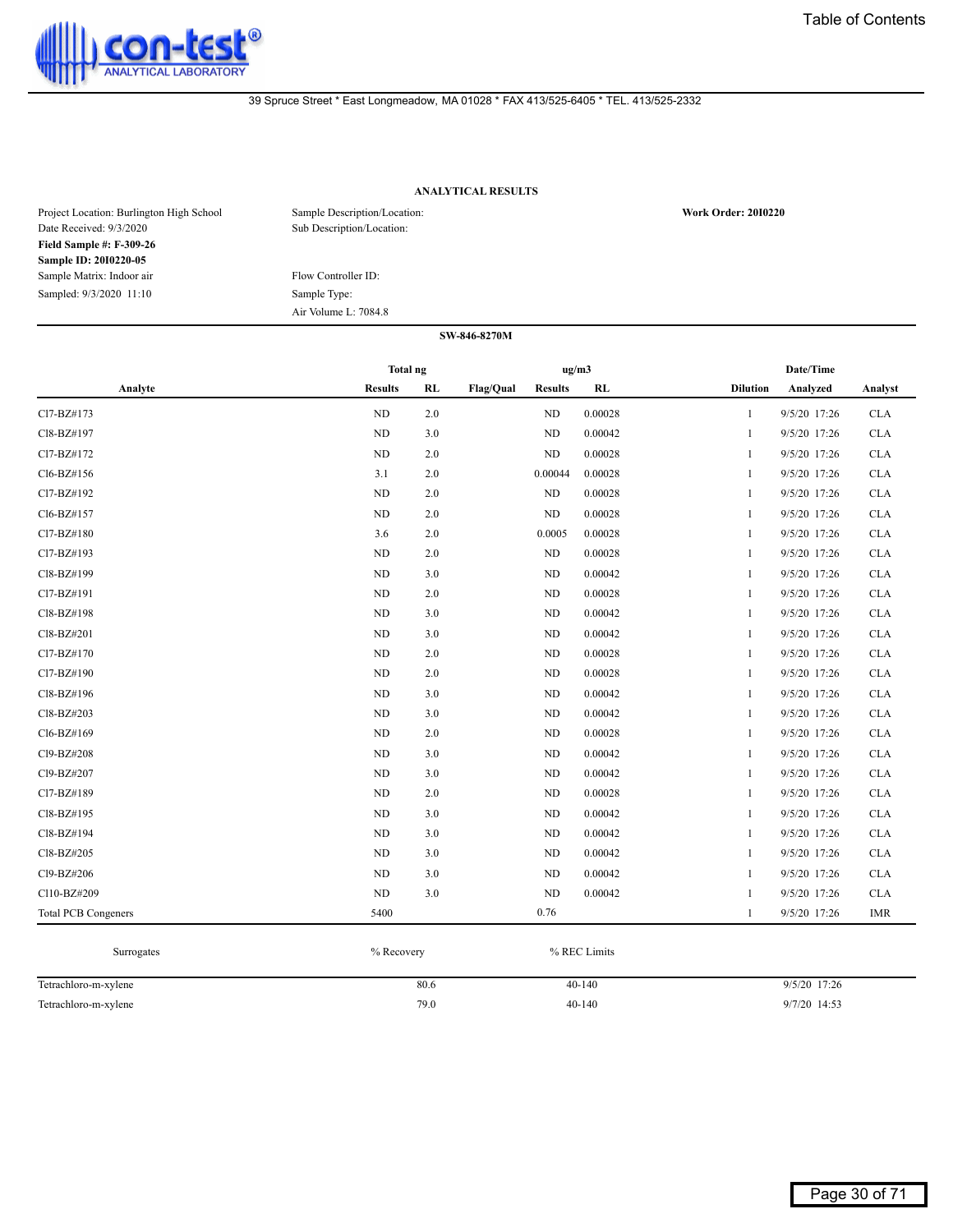con-test® ANALYTICAL LABORATORY

Table of Contents

39 Spruce Street * East Longmeadow, MA 01028 * FAX 413/525-6405 * TEL. 413/525-2332

## ANALYTICAL RESULTS

Project Location: Burlington High School
Date Received: 9/3/2020
**Field Sample #: F-309-26**
**Sample ID: 20I0220-05**
Sample Matrix: Indoor air
Sampled: 9/3/2020 11:10

Sample Description/Location:
Sub Description/Location:

Flow Controller ID:
Sample Type:
Air Volume L: 7084.8

**Work Order: 20I0220**

**SW-846-8270M**

| Analyte | Total ng Results | Total ng RL | Flag/Qual | ug/m3 Results | ug/m3 RL | Dilution | Date/Time Analyzed | Analyst |
|---|---|---|---|---|---|---|---|---|
| Cl7-BZ#173 | ND | 2.0 | | ND | 0.00028 | 1 | 9/5/20 17:26 | CLA |
| Cl8-BZ#197 | ND | 3.0 | | ND | 0.00042 | 1 | 9/5/20 17:26 | CLA |
| Cl7-BZ#172 | ND | 2.0 | | ND | 0.00028 | 1 | 9/5/20 17:26 | CLA |
| Cl6-BZ#156 | 3.1 | 2.0 | | 0.00044 | 0.00028 | 1 | 9/5/20 17:26 | CLA |
| Cl7-BZ#192 | ND | 2.0 | | ND | 0.00028 | 1 | 9/5/20 17:26 | CLA |
| Cl6-BZ#157 | ND | 2.0 | | ND | 0.00028 | 1 | 9/5/20 17:26 | CLA |
| Cl7-BZ#180 | 3.6 | 2.0 | | 0.0005 | 0.00028 | 1 | 9/5/20 17:26 | CLA |
| Cl7-BZ#193 | ND | 2.0 | | ND | 0.00028 | 1 | 9/5/20 17:26 | CLA |
| Cl8-BZ#199 | ND | 3.0 | | ND | 0.00042 | 1 | 9/5/20 17:26 | CLA |
| Cl7-BZ#191 | ND | 2.0 | | ND | 0.00028 | 1 | 9/5/20 17:26 | CLA |
| Cl8-BZ#198 | ND | 3.0 | | ND | 0.00042 | 1 | 9/5/20 17:26 | CLA |
| Cl8-BZ#201 | ND | 3.0 | | ND | 0.00042 | 1 | 9/5/20 17:26 | CLA |
| Cl7-BZ#170 | ND | 2.0 | | ND | 0.00028 | 1 | 9/5/20 17:26 | CLA |
| Cl7-BZ#190 | ND | 2.0 | | ND | 0.00028 | 1 | 9/5/20 17:26 | CLA |
| Cl8-BZ#196 | ND | 3.0 | | ND | 0.00042 | 1 | 9/5/20 17:26 | CLA |
| Cl8-BZ#203 | ND | 3.0 | | ND | 0.00042 | 1 | 9/5/20 17:26 | CLA |
| Cl6-BZ#169 | ND | 2.0 | | ND | 0.00028 | 1 | 9/5/20 17:26 | CLA |
| Cl9-BZ#208 | ND | 3.0 | | ND | 0.00042 | 1 | 9/5/20 17:26 | CLA |
| Cl9-BZ#207 | ND | 3.0 | | ND | 0.00042 | 1 | 9/5/20 17:26 | CLA |
| Cl7-BZ#189 | ND | 2.0 | | ND | 0.00028 | 1 | 9/5/20 17:26 | CLA |
| Cl8-BZ#195 | ND | 3.0 | | ND | 0.00042 | 1 | 9/5/20 17:26 | CLA |
| Cl8-BZ#194 | ND | 3.0 | | ND | 0.00042 | 1 | 9/5/20 17:26 | CLA |
| Cl8-BZ#205 | ND | 3.0 | | ND | 0.00042 | 1 | 9/5/20 17:26 | CLA |
| Cl9-BZ#206 | ND | 3.0 | | ND | 0.00042 | 1 | 9/5/20 17:26 | CLA |
| Cl10-BZ#209 | ND | 3.0 | | ND | 0.00042 | 1 | 9/5/20 17:26 | CLA |
| Total PCB Congeners | 5400 | | | 0.76 | | 1 | 9/5/20 17:26 | IMR |

| Surrogates | % Recovery | % REC Limits | |
|---|---|---|---|
| Tetrachloro-m-xylene | 80.6 | 40-140 | 9/5/20 17:26 |
| Tetrachloro-m-xylene | 79.0 | 40-140 | 9/7/20 14:53 |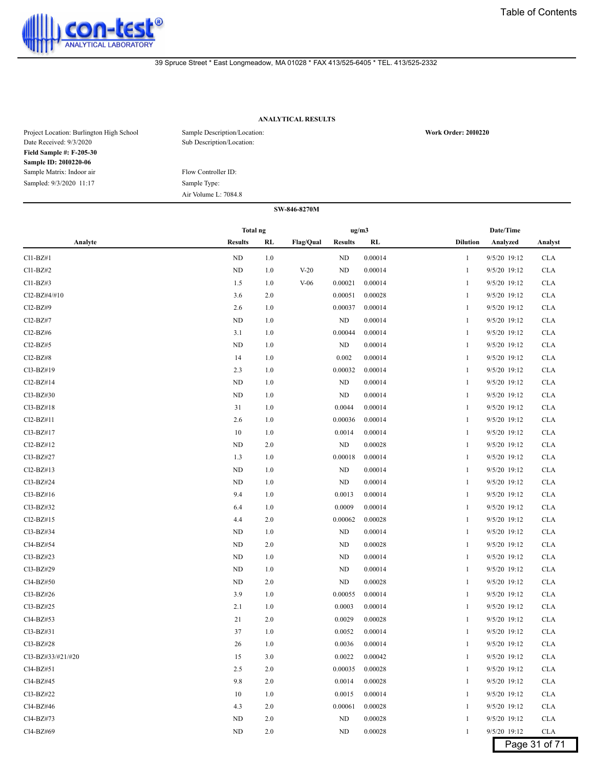con-test® ANALYTICAL LABORATORY

39 Spruce Street * East Longmeadow, MA 01028 * FAX 413/525-6405 * TEL. 413/525-2332

## ANALYTICAL RESULTS

Project Location: Burlington High School
Date Received: 9/3/2020
**Field Sample #: F-205-30**
**Sample ID: 20I0220-06**
Sample Matrix: Indoor air
Sampled: 9/3/2020 11:17

Sample Description/Location:
Sub Description/Location:

Flow Controller ID:
Sample Type:
Air Volume L: 7084.8

**Work Order: 20I0220**

**SW-846-8270M**

| Analyte | Total ng Results | Total ng RL | Flag/Qual | ug/m3 Results | ug/m3 RL | Dilution | Date/Time Analyzed | Analyst |
|---|---|---|---|---|---|---|---|---|
| Cl1-BZ#1 | ND | 1.0 | | ND | 0.00014 | 1 | 9/5/20 19:12 | CLA |
| Cl1-BZ#2 | ND | 1.0 | V-20 | ND | 0.00014 | 1 | 9/5/20 19:12 | CLA |
| Cl1-BZ#3 | 1.5 | 1.0 | V-06 | 0.00021 | 0.00014 | 1 | 9/5/20 19:12 | CLA |
| Cl2-BZ#4/#10 | 3.6 | 2.0 | | 0.00051 | 0.00028 | 1 | 9/5/20 19:12 | CLA |
| Cl2-BZ#9 | 2.6 | 1.0 | | 0.00037 | 0.00014 | 1 | 9/5/20 19:12 | CLA |
| Cl2-BZ#7 | ND | 1.0 | | ND | 0.00014 | 1 | 9/5/20 19:12 | CLA |
| Cl2-BZ#6 | 3.1 | 1.0 | | 0.00044 | 0.00014 | 1 | 9/5/20 19:12 | CLA |
| Cl2-BZ#5 | ND | 1.0 | | ND | 0.00014 | 1 | 9/5/20 19:12 | CLA |
| Cl2-BZ#8 | 14 | 1.0 | | 0.002 | 0.00014 | 1 | 9/5/20 19:12 | CLA |
| Cl3-BZ#19 | 2.3 | 1.0 | | 0.00032 | 0.00014 | 1 | 9/5/20 19:12 | CLA |
| Cl2-BZ#14 | ND | 1.0 | | ND | 0.00014 | 1 | 9/5/20 19:12 | CLA |
| Cl3-BZ#30 | ND | 1.0 | | ND | 0.00014 | 1 | 9/5/20 19:12 | CLA |
| Cl3-BZ#18 | 31 | 1.0 | | 0.0044 | 0.00014 | 1 | 9/5/20 19:12 | CLA |
| Cl2-BZ#11 | 2.6 | 1.0 | | 0.00036 | 0.00014 | 1 | 9/5/20 19:12 | CLA |
| Cl3-BZ#17 | 10 | 1.0 | | 0.0014 | 0.00014 | 1 | 9/5/20 19:12 | CLA |
| Cl2-BZ#12 | ND | 2.0 | | ND | 0.00028 | 1 | 9/5/20 19:12 | CLA |
| Cl3-BZ#27 | 1.3 | 1.0 | | 0.00018 | 0.00014 | 1 | 9/5/20 19:12 | CLA |
| Cl2-BZ#13 | ND | 1.0 | | ND | 0.00014 | 1 | 9/5/20 19:12 | CLA |
| Cl3-BZ#24 | ND | 1.0 | | ND | 0.00014 | 1 | 9/5/20 19:12 | CLA |
| Cl3-BZ#16 | 9.4 | 1.0 | | 0.0013 | 0.00014 | 1 | 9/5/20 19:12 | CLA |
| Cl3-BZ#32 | 6.4 | 1.0 | | 0.0009 | 0.00014 | 1 | 9/5/20 19:12 | CLA |
| Cl2-BZ#15 | 4.4 | 2.0 | | 0.00062 | 0.00028 | 1 | 9/5/20 19:12 | CLA |
| Cl3-BZ#34 | ND | 1.0 | | ND | 0.00014 | 1 | 9/5/20 19:12 | CLA |
| Cl4-BZ#54 | ND | 2.0 | | ND | 0.00028 | 1 | 9/5/20 19:12 | CLA |
| Cl3-BZ#23 | ND | 1.0 | | ND | 0.00014 | 1 | 9/5/20 19:12 | CLA |
| Cl3-BZ#29 | ND | 1.0 | | ND | 0.00014 | 1 | 9/5/20 19:12 | CLA |
| Cl4-BZ#50 | ND | 2.0 | | ND | 0.00028 | 1 | 9/5/20 19:12 | CLA |
| Cl3-BZ#26 | 3.9 | 1.0 | | 0.00055 | 0.00014 | 1 | 9/5/20 19:12 | CLA |
| Cl3-BZ#25 | 2.1 | 1.0 | | 0.0003 | 0.00014 | 1 | 9/5/20 19:12 | CLA |
| Cl4-BZ#53 | 21 | 2.0 | | 0.0029 | 0.00028 | 1 | 9/5/20 19:12 | CLA |
| Cl3-BZ#31 | 37 | 1.0 | | 0.0052 | 0.00014 | 1 | 9/5/20 19:12 | CLA |
| Cl3-BZ#28 | 26 | 1.0 | | 0.0036 | 0.00014 | 1 | 9/5/20 19:12 | CLA |
| Cl3-BZ#33/#21/#20 | 15 | 3.0 | | 0.0022 | 0.00042 | 1 | 9/5/20 19:12 | CLA |
| Cl4-BZ#51 | 2.5 | 2.0 | | 0.00035 | 0.00028 | 1 | 9/5/20 19:12 | CLA |
| Cl4-BZ#45 | 9.8 | 2.0 | | 0.0014 | 0.00028 | 1 | 9/5/20 19:12 | CLA |
| Cl3-BZ#22 | 10 | 1.0 | | 0.0015 | 0.00014 | 1 | 9/5/20 19:12 | CLA |
| Cl4-BZ#46 | 4.3 | 2.0 | | 0.00061 | 0.00028 | 1 | 9/5/20 19:12 | CLA |
| Cl4-BZ#73 | ND | 2.0 | | ND | 0.00028 | 1 | 9/5/20 19:12 | CLA |
| Cl4-BZ#69 | ND | 2.0 | | ND | 0.00028 | 1 | 9/5/20 19:12 | CLA |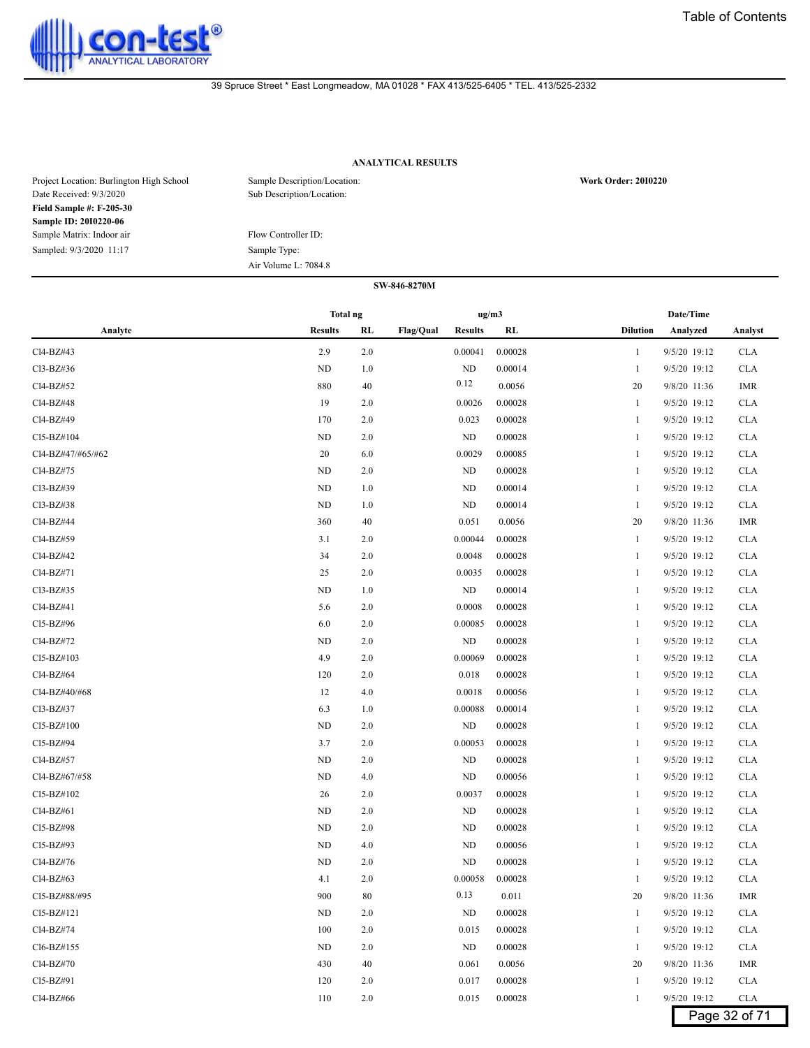39 Spruce Street * East Longmeadow, MA 01028 * FAX 413/525-6405 * TEL. 413/525-2332

**ANALYTICAL RESULTS**

| | | |
|---|---|---|
| Project Location: Burlington High School | Sample Description/Location: | **Work Order: 20I0220** |
| Date Received: 9/3/2020 | Sub Description/Location: | |
| **Field Sample #: F-205-30** | | |
| **Sample ID: 20I0220-06** | | |
| Sample Matrix: Indoor air | Flow Controller ID: | |
| Sampled: 9/3/2020 11:17 | Sample Type: | |
| | Air Volume L: 7084.8 | |

**SW-846-8270M**

| | Total ng | | | ug/m3 | | | Date/Time | |
|---|---|---|---|---|---|---|---|---|
| Analyte | Results | RL | Flag/Qual | Results | RL | Dilution | Analyzed | Analyst |
| Cl4-BZ#43 | 2.9 | 2.0 | | 0.00041 | 0.00028 | 1 | 9/5/20 19:12 | CLA |
| Cl3-BZ#36 | ND | 1.0 | | ND | 0.00014 | 1 | 9/5/20 19:12 | CLA |
| Cl4-BZ#52 | 880 | 40 | | 0.12 | 0.0056 | 20 | 9/8/20 11:36 | IMR |
| Cl4-BZ#48 | 19 | 2.0 | | 0.0026 | 0.00028 | 1 | 9/5/20 19:12 | CLA |
| Cl4-BZ#49 | 170 | 2.0 | | 0.023 | 0.00028 | 1 | 9/5/20 19:12 | CLA |
| Cl5-BZ#104 | ND | 2.0 | | ND | 0.00028 | 1 | 9/5/20 19:12 | CLA |
| Cl4-BZ#47/#65/#62 | 20 | 6.0 | | 0.0029 | 0.00085 | 1 | 9/5/20 19:12 | CLA |
| Cl4-BZ#75 | ND | 2.0 | | ND | 0.00028 | 1 | 9/5/20 19:12 | CLA |
| Cl3-BZ#39 | ND | 1.0 | | ND | 0.00014 | 1 | 9/5/20 19:12 | CLA |
| Cl3-BZ#38 | ND | 1.0 | | ND | 0.00014 | 1 | 9/5/20 19:12 | CLA |
| Cl4-BZ#44 | 360 | 40 | | 0.051 | 0.0056 | 20 | 9/8/20 11:36 | IMR |
| Cl4-BZ#59 | 3.1 | 2.0 | | 0.00044 | 0.00028 | 1 | 9/5/20 19:12 | CLA |
| Cl4-BZ#42 | 34 | 2.0 | | 0.0048 | 0.00028 | 1 | 9/5/20 19:12 | CLA |
| Cl4-BZ#71 | 25 | 2.0 | | 0.0035 | 0.00028 | 1 | 9/5/20 19:12 | CLA |
| Cl3-BZ#35 | ND | 1.0 | | ND | 0.00014 | 1 | 9/5/20 19:12 | CLA |
| Cl4-BZ#41 | 5.6 | 2.0 | | 0.0008 | 0.00028 | 1 | 9/5/20 19:12 | CLA |
| Cl5-BZ#96 | 6.0 | 2.0 | | 0.00085 | 0.00028 | 1 | 9/5/20 19:12 | CLA |
| Cl4-BZ#72 | ND | 2.0 | | ND | 0.00028 | 1 | 9/5/20 19:12 | CLA |
| Cl5-BZ#103 | 4.9 | 2.0 | | 0.00069 | 0.00028 | 1 | 9/5/20 19:12 | CLA |
| Cl4-BZ#64 | 120 | 2.0 | | 0.018 | 0.00028 | 1 | 9/5/20 19:12 | CLA |
| Cl4-BZ#40/#68 | 12 | 4.0 | | 0.0018 | 0.00056 | 1 | 9/5/20 19:12 | CLA |
| Cl3-BZ#37 | 6.3 | 1.0 | | 0.00088 | 0.00014 | 1 | 9/5/20 19:12 | CLA |
| Cl5-BZ#100 | ND | 2.0 | | ND | 0.00028 | 1 | 9/5/20 19:12 | CLA |
| Cl5-BZ#94 | 3.7 | 2.0 | | 0.00053 | 0.00028 | 1 | 9/5/20 19:12 | CLA |
| Cl4-BZ#57 | ND | 2.0 | | ND | 0.00028 | 1 | 9/5/20 19:12 | CLA |
| Cl4-BZ#67/#58 | ND | 4.0 | | ND | 0.00056 | 1 | 9/5/20 19:12 | CLA |
| Cl5-BZ#102 | 26 | 2.0 | | 0.0037 | 0.00028 | 1 | 9/5/20 19:12 | CLA |
| Cl4-BZ#61 | ND | 2.0 | | ND | 0.00028 | 1 | 9/5/20 19:12 | CLA |
| Cl5-BZ#98 | ND | 2.0 | | ND | 0.00028 | 1 | 9/5/20 19:12 | CLA |
| Cl5-BZ#93 | ND | 4.0 | | ND | 0.00056 | 1 | 9/5/20 19:12 | CLA |
| Cl4-BZ#76 | ND | 2.0 | | ND | 0.00028 | 1 | 9/5/20 19:12 | CLA |
| Cl4-BZ#63 | 4.1 | 2.0 | | 0.00058 | 0.00028 | 1 | 9/5/20 19:12 | CLA |
| Cl5-BZ#88/#95 | 900 | 80 | | 0.13 | 0.011 | 20 | 9/8/20 11:36 | IMR |
| Cl5-BZ#121 | ND | 2.0 | | ND | 0.00028 | 1 | 9/5/20 19:12 | CLA |
| Cl4-BZ#74 | 100 | 2.0 | | 0.015 | 0.00028 | 1 | 9/5/20 19:12 | CLA |
| Cl6-BZ#155 | ND | 2.0 | | ND | 0.00028 | 1 | 9/5/20 19:12 | CLA |
| Cl4-BZ#70 | 430 | 40 | | 0.061 | 0.0056 | 20 | 9/8/20 11:36 | IMR |
| Cl5-BZ#91 | 120 | 2.0 | | 0.017 | 0.00028 | 1 | 9/5/20 19:12 | CLA |
| Cl4-BZ#66 | 110 | 2.0 | | 0.015 | 0.00028 | 1 | 9/5/20 19:12 | CLA |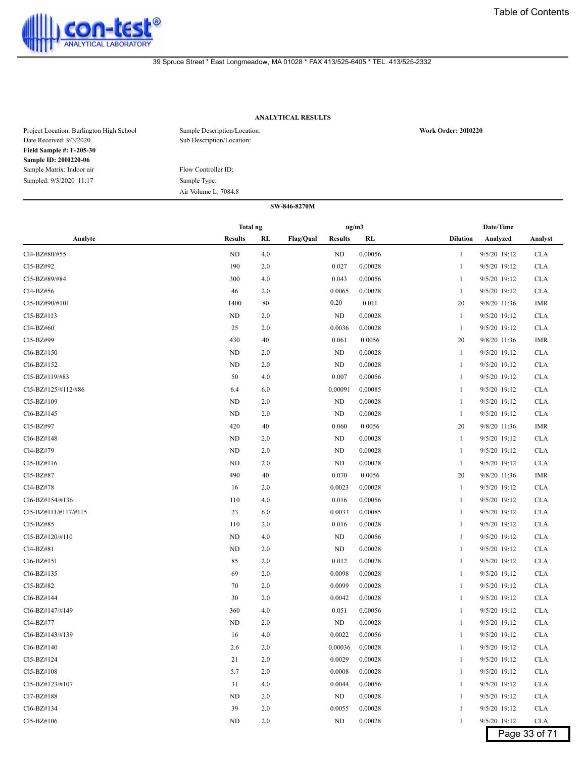con-test® ANALYTICAL LABORATORY

39 Spruce Street * East Longmeadow, MA 01028 * FAX 413/525-6405 * TEL. 413/525-2332

## ANALYTICAL RESULTS

Project Location: Burlington High School
Date Received: 9/3/2020
**Field Sample #: F-205-30**
**Sample ID: 20I0220-06**
Sample Matrix: Indoor air
Sampled: 9/3/2020 11:17

Sample Description/Location:
Sub Description/Location:

Flow Controller ID:
Sample Type:
Air Volume L: 7084.8

**Work Order: 20I0220**

### SW-846-8270M

| Analyte | Total ng Results | Total ng RL | Flag/Qual | ug/m3 Results | ug/m3 RL | Dilution | Date/Time Analyzed | Analyst |
|---|---|---|---|---|---|---|---|---|
| Cl4-BZ#80/#55 | ND | 4.0 | | ND | 0.00056 | 1 | 9/5/20 19:12 | CLA |
| Cl5-BZ#92 | 190 | 2.0 | | 0.027 | 0.00028 | 1 | 9/5/20 19:12 | CLA |
| Cl5-BZ#89/#84 | 300 | 4.0 | | 0.043 | 0.00056 | 1 | 9/5/20 19:12 | CLA |
| Cl4-BZ#56 | 46 | 2.0 | | 0.0065 | 0.00028 | 1 | 9/5/20 19:12 | CLA |
| Cl5-BZ#90/#101 | 1400 | 80 | | 0.20 | 0.011 | 20 | 9/8/20 11:36 | IMR |
| Cl5-BZ#113 | ND | 2.0 | | ND | 0.00028 | 1 | 9/5/20 19:12 | CLA |
| Cl4-BZ#60 | 25 | 2.0 | | 0.0036 | 0.00028 | 1 | 9/5/20 19:12 | CLA |
| Cl5-BZ#99 | 430 | 40 | | 0.061 | 0.0056 | 20 | 9/8/20 11:36 | IMR |
| Cl6-BZ#150 | ND | 2.0 | | ND | 0.00028 | 1 | 9/5/20 19:12 | CLA |
| Cl6-BZ#152 | ND | 2.0 | | ND | 0.00028 | 1 | 9/5/20 19:12 | CLA |
| Cl5-BZ#119/#83 | 50 | 4.0 | | 0.007 | 0.00056 | 1 | 9/5/20 19:12 | CLA |
| Cl5-BZ#125/#112/#86 | 6.4 | 6.0 | | 0.00091 | 0.00085 | 1 | 9/5/20 19:12 | CLA |
| Cl5-BZ#109 | ND | 2.0 | | ND | 0.00028 | 1 | 9/5/20 19:12 | CLA |
| Cl6-BZ#145 | ND | 2.0 | | ND | 0.00028 | 1 | 9/5/20 19:12 | CLA |
| Cl5-BZ#97 | 420 | 40 | | 0.060 | 0.0056 | 20 | 9/8/20 11:36 | IMR |
| Cl6-BZ#148 | ND | 2.0 | | ND | 0.00028 | 1 | 9/5/20 19:12 | CLA |
| Cl4-BZ#79 | ND | 2.0 | | ND | 0.00028 | 1 | 9/5/20 19:12 | CLA |
| Cl5-BZ#116 | ND | 2.0 | | ND | 0.00028 | 1 | 9/5/20 19:12 | CLA |
| Cl5-BZ#87 | 490 | 40 | | 0.070 | 0.0056 | 20 | 9/8/20 11:36 | IMR |
| Cl4-BZ#78 | 16 | 2.0 | | 0.0023 | 0.00028 | 1 | 9/5/20 19:12 | CLA |
| Cl6-BZ#154/#136 | 110 | 4.0 | | 0.016 | 0.00056 | 1 | 9/5/20 19:12 | CLA |
| Cl5-BZ#111/#117/#115 | 23 | 6.0 | | 0.0033 | 0.00085 | 1 | 9/5/20 19:12 | CLA |
| Cl5-BZ#85 | 110 | 2.0 | | 0.016 | 0.00028 | 1 | 9/5/20 19:12 | CLA |
| Cl5-BZ#120/#110 | ND | 4.0 | | ND | 0.00056 | 1 | 9/5/20 19:12 | CLA |
| Cl4-BZ#81 | ND | 2.0 | | ND | 0.00028 | 1 | 9/5/20 19:12 | CLA |
| Cl6-BZ#151 | 85 | 2.0 | | 0.012 | 0.00028 | 1 | 9/5/20 19:12 | CLA |
| Cl6-BZ#135 | 69 | 2.0 | | 0.0098 | 0.00028 | 1 | 9/5/20 19:12 | CLA |
| Cl5-BZ#82 | 70 | 2.0 | | 0.0099 | 0.00028 | 1 | 9/5/20 19:12 | CLA |
| Cl6-BZ#144 | 30 | 2.0 | | 0.0042 | 0.00028 | 1 | 9/5/20 19:12 | CLA |
| Cl6-BZ#147/#149 | 360 | 4.0 | | 0.051 | 0.00056 | 1 | 9/5/20 19:12 | CLA |
| Cl4-BZ#77 | ND | 2.0 | | ND | 0.00028 | 1 | 9/5/20 19:12 | CLA |
| Cl6-BZ#143/#139 | 16 | 4.0 | | 0.0022 | 0.00056 | 1 | 9/5/20 19:12 | CLA |
| Cl6-BZ#140 | 2.6 | 2.0 | | 0.00036 | 0.00028 | 1 | 9/5/20 19:12 | CLA |
| Cl5-BZ#124 | 21 | 2.0 | | 0.0029 | 0.00028 | 1 | 9/5/20 19:12 | CLA |
| Cl5-BZ#108 | 5.7 | 2.0 | | 0.0008 | 0.00028 | 1 | 9/5/20 19:12 | CLA |
| Cl5-BZ#123/#107 | 31 | 4.0 | | 0.0044 | 0.00056 | 1 | 9/5/20 19:12 | CLA |
| Cl7-BZ#188 | ND | 2.0 | | ND | 0.00028 | 1 | 9/5/20 19:12 | CLA |
| Cl6-BZ#134 | 39 | 2.0 | | 0.0055 | 0.00028 | 1 | 9/5/20 19:12 | CLA |
| Cl5-BZ#106 | ND | 2.0 | | ND | 0.00028 | 1 | 9/5/20 19:12 | CLA |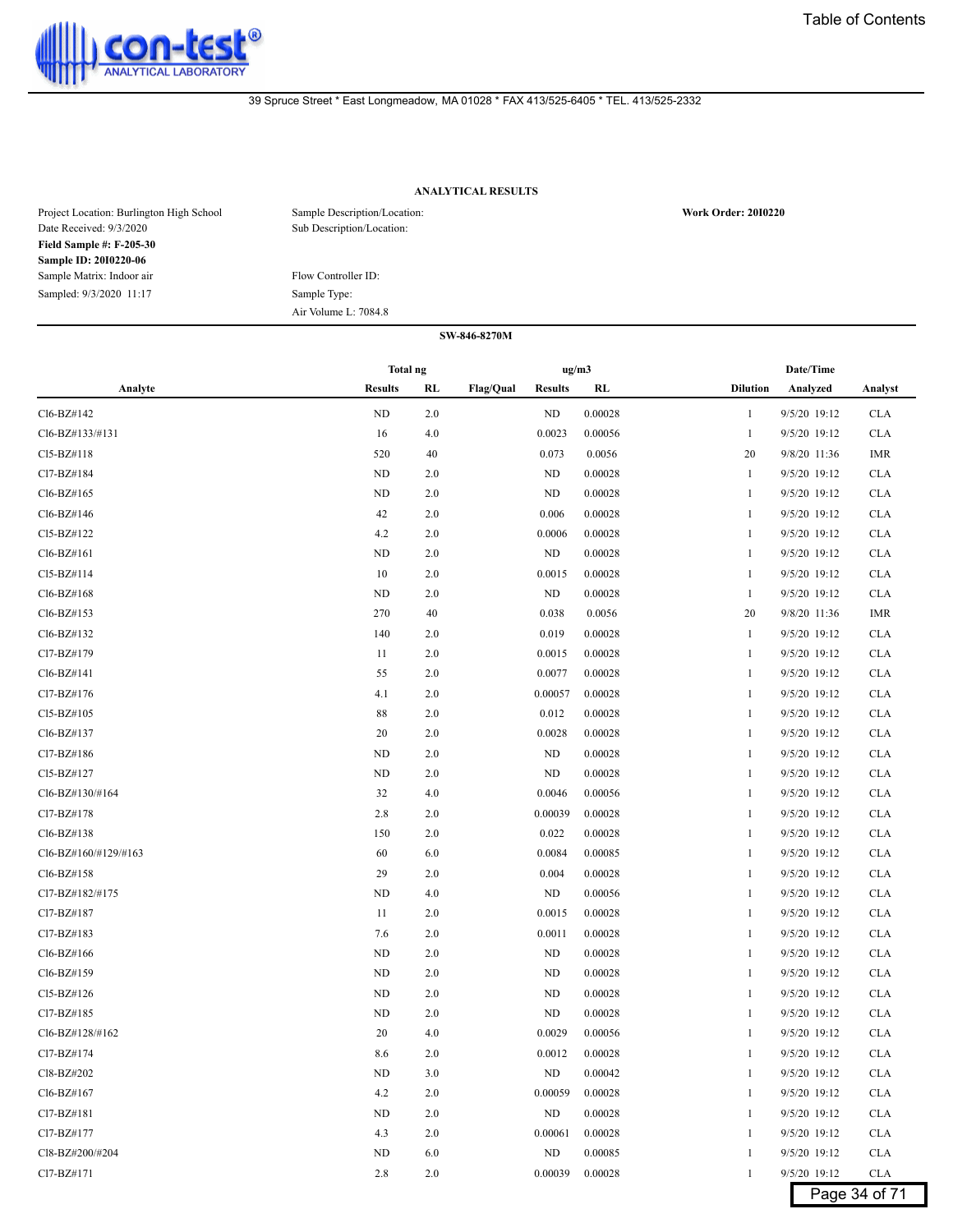39 Spruce Street * East Longmeadow, MA 01028 * FAX 413/525-6405 * TEL. 413/525-2332

### ANALYTICAL RESULTS

Project Location: Burlington High School
Date Received: 9/3/2020
**Field Sample #: F-205-30**
**Sample ID: 20I0220-06**
Sample Matrix: Indoor air
Sampled: 9/3/2020 11:17

Sample Description/Location:
Sub Description/Location:

Flow Controller ID:
Sample Type:
Air Volume L: 7084.8

**Work Order: 20I0220**

**SW-846-8270M**

| Analyte | Total ng | | | ug/m3 | | | Date/Time | |
|---|---|---|---|---|---|---|---|---|
| | Results | RL | Flag/Qual | Results | RL | Dilution | Analyzed | Analyst |
| Cl6-BZ#142 | ND | 2.0 | | ND | 0.00028 | 1 | 9/5/20 19:12 | CLA |
| Cl6-BZ#133/#131 | 16 | 4.0 | | 0.0023 | 0.00056 | 1 | 9/5/20 19:12 | CLA |
| Cl5-BZ#118 | 520 | 40 | | 0.073 | 0.0056 | 20 | 9/8/20 11:36 | IMR |
| Cl7-BZ#184 | ND | 2.0 | | ND | 0.00028 | 1 | 9/5/20 19:12 | CLA |
| Cl6-BZ#165 | ND | 2.0 | | ND | 0.00028 | 1 | 9/5/20 19:12 | CLA |
| Cl6-BZ#146 | 42 | 2.0 | | 0.006 | 0.00028 | 1 | 9/5/20 19:12 | CLA |
| Cl5-BZ#122 | 4.2 | 2.0 | | 0.0006 | 0.00028 | 1 | 9/5/20 19:12 | CLA |
| Cl6-BZ#161 | ND | 2.0 | | ND | 0.00028 | 1 | 9/5/20 19:12 | CLA |
| Cl5-BZ#114 | 10 | 2.0 | | 0.0015 | 0.00028 | 1 | 9/5/20 19:12 | CLA |
| Cl6-BZ#168 | ND | 2.0 | | ND | 0.00028 | 1 | 9/5/20 19:12 | CLA |
| Cl6-BZ#153 | 270 | 40 | | 0.038 | 0.0056 | 20 | 9/8/20 11:36 | IMR |
| Cl6-BZ#132 | 140 | 2.0 | | 0.019 | 0.00028 | 1 | 9/5/20 19:12 | CLA |
| Cl7-BZ#179 | 11 | 2.0 | | 0.0015 | 0.00028 | 1 | 9/5/20 19:12 | CLA |
| Cl6-BZ#141 | 55 | 2.0 | | 0.0077 | 0.00028 | 1 | 9/5/20 19:12 | CLA |
| Cl7-BZ#176 | 4.1 | 2.0 | | 0.00057 | 0.00028 | 1 | 9/5/20 19:12 | CLA |
| Cl5-BZ#105 | 88 | 2.0 | | 0.012 | 0.00028 | 1 | 9/5/20 19:12 | CLA |
| Cl6-BZ#137 | 20 | 2.0 | | 0.0028 | 0.00028 | 1 | 9/5/20 19:12 | CLA |
| Cl7-BZ#186 | ND | 2.0 | | ND | 0.00028 | 1 | 9/5/20 19:12 | CLA |
| Cl5-BZ#127 | ND | 2.0 | | ND | 0.00028 | 1 | 9/5/20 19:12 | CLA |
| Cl6-BZ#130/#164 | 32 | 4.0 | | 0.0046 | 0.00056 | 1 | 9/5/20 19:12 | CLA |
| Cl7-BZ#178 | 2.8 | 2.0 | | 0.00039 | 0.00028 | 1 | 9/5/20 19:12 | CLA |
| Cl6-BZ#138 | 150 | 2.0 | | 0.022 | 0.00028 | 1 | 9/5/20 19:12 | CLA |
| Cl6-BZ#160/#129/#163 | 60 | 6.0 | | 0.0084 | 0.00085 | 1 | 9/5/20 19:12 | CLA |
| Cl6-BZ#158 | 29 | 2.0 | | 0.004 | 0.00028 | 1 | 9/5/20 19:12 | CLA |
| Cl7-BZ#182/#175 | ND | 4.0 | | ND | 0.00056 | 1 | 9/5/20 19:12 | CLA |
| Cl7-BZ#187 | 11 | 2.0 | | 0.0015 | 0.00028 | 1 | 9/5/20 19:12 | CLA |
| Cl7-BZ#183 | 7.6 | 2.0 | | 0.0011 | 0.00028 | 1 | 9/5/20 19:12 | CLA |
| Cl6-BZ#166 | ND | 2.0 | | ND | 0.00028 | 1 | 9/5/20 19:12 | CLA |
| Cl6-BZ#159 | ND | 2.0 | | ND | 0.00028 | 1 | 9/5/20 19:12 | CLA |
| Cl5-BZ#126 | ND | 2.0 | | ND | 0.00028 | 1 | 9/5/20 19:12 | CLA |
| Cl7-BZ#185 | ND | 2.0 | | ND | 0.00028 | 1 | 9/5/20 19:12 | CLA |
| Cl6-BZ#128/#162 | 20 | 4.0 | | 0.0029 | 0.00056 | 1 | 9/5/20 19:12 | CLA |
| Cl7-BZ#174 | 8.6 | 2.0 | | 0.0012 | 0.00028 | 1 | 9/5/20 19:12 | CLA |
| Cl8-BZ#202 | ND | 3.0 | | ND | 0.00042 | 1 | 9/5/20 19:12 | CLA |
| Cl6-BZ#167 | 4.2 | 2.0 | | 0.00059 | 0.00028 | 1 | 9/5/20 19:12 | CLA |
| Cl7-BZ#181 | ND | 2.0 | | ND | 0.00028 | 1 | 9/5/20 19:12 | CLA |
| Cl7-BZ#177 | 4.3 | 2.0 | | 0.00061 | 0.00028 | 1 | 9/5/20 19:12 | CLA |
| Cl8-BZ#200/#204 | ND | 6.0 | | ND | 0.00085 | 1 | 9/5/20 19:12 | CLA |
| Cl7-BZ#171 | 2.8 | 2.0 | | 0.00039 | 0.00028 | 1 | 9/5/20 19:12 | CLA |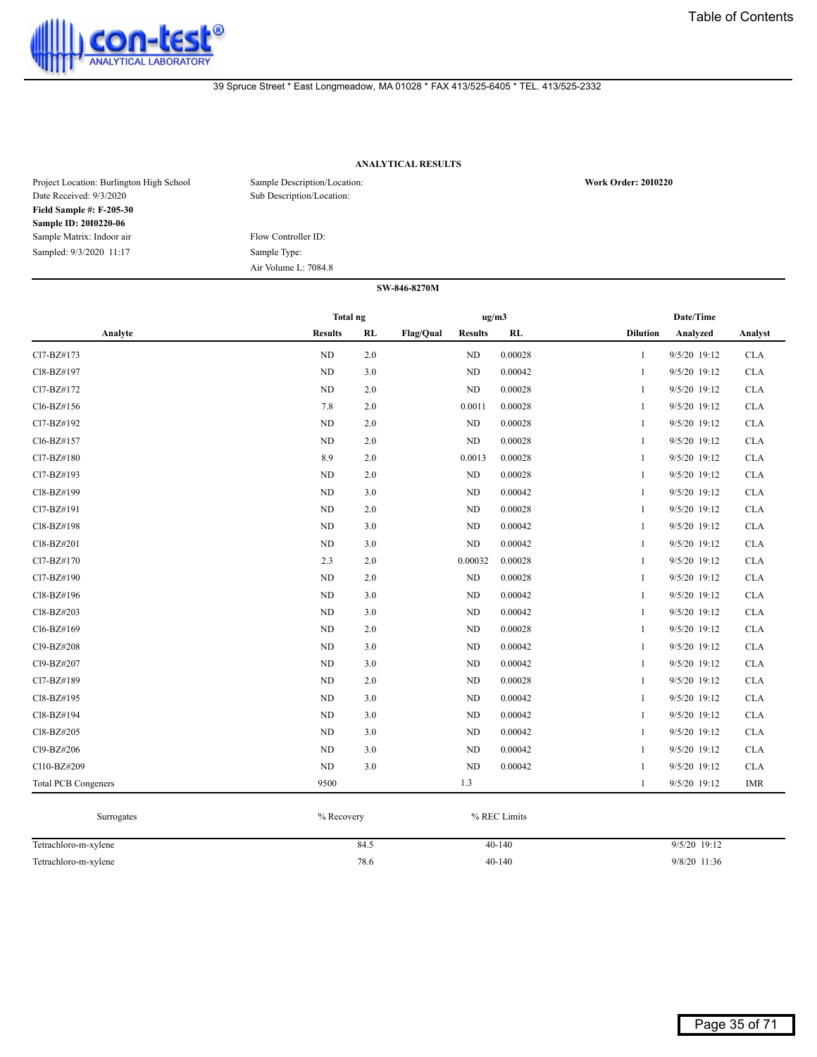con-test® ANALYTICAL LABORATORY

39 Spruce Street * East Longmeadow, MA 01028 * FAX 413/525-6405 * TEL. 413/525-2332

## ANALYTICAL RESULTS

Project Location: Burlington High School
Date Received: 9/3/2020
**Field Sample #: F-205-30**
**Sample ID: 20I0220-06**
Sample Matrix: Indoor air
Sampled: 9/3/2020 11:17

Sample Description/Location:
Sub Description/Location:

Flow Controller ID:
Sample Type:
Air Volume L: 7084.8

**Work Order: 20I0220**

**SW-846-8270M**

| Analyte | Total ng Results | Total ng RL | Flag/Qual | ug/m3 Results | ug/m3 RL | Dilution | Date/Time Analyzed | Analyst |
|---|---|---|---|---|---|---|---|---|
| Cl7-BZ#173 | ND | 2.0 | | ND | 0.00028 | 1 | 9/5/20 19:12 | CLA |
| Cl8-BZ#197 | ND | 3.0 | | ND | 0.00042 | 1 | 9/5/20 19:12 | CLA |
| Cl7-BZ#172 | ND | 2.0 | | ND | 0.00028 | 1 | 9/5/20 19:12 | CLA |
| Cl6-BZ#156 | 7.8 | 2.0 | | 0.0011 | 0.00028 | 1 | 9/5/20 19:12 | CLA |
| Cl7-BZ#192 | ND | 2.0 | | ND | 0.00028 | 1 | 9/5/20 19:12 | CLA |
| Cl6-BZ#157 | ND | 2.0 | | ND | 0.00028 | 1 | 9/5/20 19:12 | CLA |
| Cl7-BZ#180 | 8.9 | 2.0 | | 0.0013 | 0.00028 | 1 | 9/5/20 19:12 | CLA |
| Cl7-BZ#193 | ND | 2.0 | | ND | 0.00028 | 1 | 9/5/20 19:12 | CLA |
| Cl8-BZ#199 | ND | 3.0 | | ND | 0.00042 | 1 | 9/5/20 19:12 | CLA |
| Cl7-BZ#191 | ND | 2.0 | | ND | 0.00028 | 1 | 9/5/20 19:12 | CLA |
| Cl8-BZ#198 | ND | 3.0 | | ND | 0.00042 | 1 | 9/5/20 19:12 | CLA |
| Cl8-BZ#201 | ND | 3.0 | | ND | 0.00042 | 1 | 9/5/20 19:12 | CLA |
| Cl7-BZ#170 | 2.3 | 2.0 | | 0.00032 | 0.00028 | 1 | 9/5/20 19:12 | CLA |
| Cl7-BZ#190 | ND | 2.0 | | ND | 0.00028 | 1 | 9/5/20 19:12 | CLA |
| Cl8-BZ#196 | ND | 3.0 | | ND | 0.00042 | 1 | 9/5/20 19:12 | CLA |
| Cl8-BZ#203 | ND | 3.0 | | ND | 0.00042 | 1 | 9/5/20 19:12 | CLA |
| Cl6-BZ#169 | ND | 2.0 | | ND | 0.00028 | 1 | 9/5/20 19:12 | CLA |
| Cl9-BZ#208 | ND | 3.0 | | ND | 0.00042 | 1 | 9/5/20 19:12 | CLA |
| Cl9-BZ#207 | ND | 3.0 | | ND | 0.00042 | 1 | 9/5/20 19:12 | CLA |
| Cl7-BZ#189 | ND | 2.0 | | ND | 0.00028 | 1 | 9/5/20 19:12 | CLA |
| Cl8-BZ#195 | ND | 3.0 | | ND | 0.00042 | 1 | 9/5/20 19:12 | CLA |
| Cl8-BZ#194 | ND | 3.0 | | ND | 0.00042 | 1 | 9/5/20 19:12 | CLA |
| Cl8-BZ#205 | ND | 3.0 | | ND | 0.00042 | 1 | 9/5/20 19:12 | CLA |
| Cl9-BZ#206 | ND | 3.0 | | ND | 0.00042 | 1 | 9/5/20 19:12 | CLA |
| Cl10-BZ#209 | ND | 3.0 | | ND | 0.00042 | 1 | 9/5/20 19:12 | CLA |
| Total PCB Congeners | 9500 | | | 1.3 | | 1 | 9/5/20 19:12 | IMR |

| Surrogates | % Recovery | % REC Limits | |
|---|---|---|---|
| Tetrachloro-m-xylene | 84.5 | 40-140 | 9/5/20 19:12 |
| Tetrachloro-m-xylene | 78.6 | 40-140 | 9/8/20 11:36 |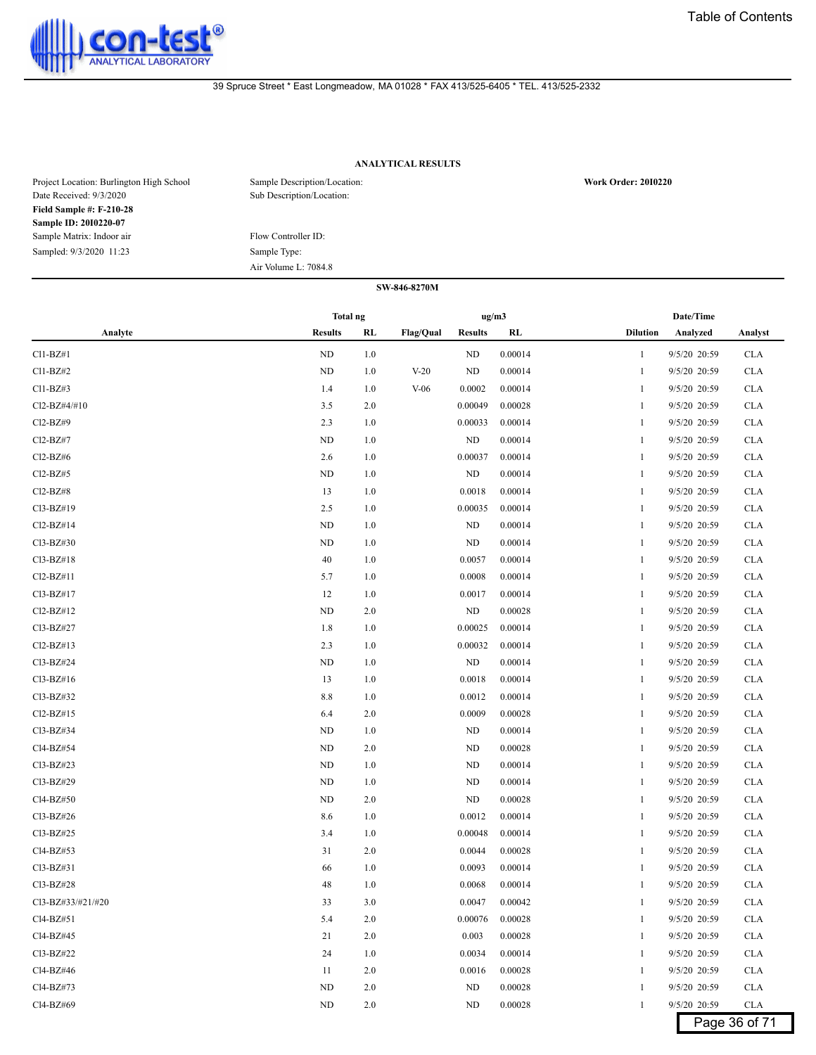39 Spruce Street * East Longmeadow, MA 01028 * FAX 413/525-6405 * TEL. 413/525-2332

**ANALYTICAL RESULTS**

Project Location: Burlington High School
Date Received: 9/3/2020
**Field Sample #: F-210-28**
**Sample ID: 20I0220-07**
Sample Matrix: Indoor air
Sampled: 9/3/2020 11:23

Sample Description/Location:
Sub Description/Location:

Flow Controller ID:
Sample Type:
Air Volume L: 7084.8

**Work Order: 20I0220**

**SW-846-8270M**

| Analyte | Total ng Results | Total ng RL | Flag/Qual | ug/m3 Results | ug/m3 RL | Dilution | Date/Time Analyzed | Analyst |
|---|---|---|---|---|---|---|---|---|
| Cl1-BZ#1 | ND | 1.0 | | ND | 0.00014 | 1 | 9/5/20 20:59 | CLA |
| Cl1-BZ#2 | ND | 1.0 | V-20 | ND | 0.00014 | 1 | 9/5/20 20:59 | CLA |
| Cl1-BZ#3 | 1.4 | 1.0 | V-06 | 0.0002 | 0.00014 | 1 | 9/5/20 20:59 | CLA |
| Cl2-BZ#4/#10 | 3.5 | 2.0 | | 0.00049 | 0.00028 | 1 | 9/5/20 20:59 | CLA |
| Cl2-BZ#9 | 2.3 | 1.0 | | 0.00033 | 0.00014 | 1 | 9/5/20 20:59 | CLA |
| Cl2-BZ#7 | ND | 1.0 | | ND | 0.00014 | 1 | 9/5/20 20:59 | CLA |
| Cl2-BZ#6 | 2.6 | 1.0 | | 0.00037 | 0.00014 | 1 | 9/5/20 20:59 | CLA |
| Cl2-BZ#5 | ND | 1.0 | | ND | 0.00014 | 1 | 9/5/20 20:59 | CLA |
| Cl2-BZ#8 | 13 | 1.0 | | 0.0018 | 0.00014 | 1 | 9/5/20 20:59 | CLA |
| Cl3-BZ#19 | 2.5 | 1.0 | | 0.00035 | 0.00014 | 1 | 9/5/20 20:59 | CLA |
| Cl2-BZ#14 | ND | 1.0 | | ND | 0.00014 | 1 | 9/5/20 20:59 | CLA |
| Cl3-BZ#30 | ND | 1.0 | | ND | 0.00014 | 1 | 9/5/20 20:59 | CLA |
| Cl3-BZ#18 | 40 | 1.0 | | 0.0057 | 0.00014 | 1 | 9/5/20 20:59 | CLA |
| Cl2-BZ#11 | 5.7 | 1.0 | | 0.0008 | 0.00014 | 1 | 9/5/20 20:59 | CLA |
| Cl3-BZ#17 | 12 | 1.0 | | 0.0017 | 0.00014 | 1 | 9/5/20 20:59 | CLA |
| Cl2-BZ#12 | ND | 2.0 | | ND | 0.00028 | 1 | 9/5/20 20:59 | CLA |
| Cl3-BZ#27 | 1.8 | 1.0 | | 0.00025 | 0.00014 | 1 | 9/5/20 20:59 | CLA |
| Cl2-BZ#13 | 2.3 | 1.0 | | 0.00032 | 0.00014 | 1 | 9/5/20 20:59 | CLA |
| Cl3-BZ#24 | ND | 1.0 | | ND | 0.00014 | 1 | 9/5/20 20:59 | CLA |
| Cl3-BZ#16 | 13 | 1.0 | | 0.0018 | 0.00014 | 1 | 9/5/20 20:59 | CLA |
| Cl3-BZ#32 | 8.8 | 1.0 | | 0.0012 | 0.00014 | 1 | 9/5/20 20:59 | CLA |
| Cl2-BZ#15 | 6.4 | 2.0 | | 0.0009 | 0.00028 | 1 | 9/5/20 20:59 | CLA |
| Cl3-BZ#34 | ND | 1.0 | | ND | 0.00014 | 1 | 9/5/20 20:59 | CLA |
| Cl4-BZ#54 | ND | 2.0 | | ND | 0.00028 | 1 | 9/5/20 20:59 | CLA |
| Cl3-BZ#23 | ND | 1.0 | | ND | 0.00014 | 1 | 9/5/20 20:59 | CLA |
| Cl3-BZ#29 | ND | 1.0 | | ND | 0.00014 | 1 | 9/5/20 20:59 | CLA |
| Cl4-BZ#50 | ND | 2.0 | | ND | 0.00028 | 1 | 9/5/20 20:59 | CLA |
| Cl3-BZ#26 | 8.6 | 1.0 | | 0.0012 | 0.00014 | 1 | 9/5/20 20:59 | CLA |
| Cl3-BZ#25 | 3.4 | 1.0 | | 0.00048 | 0.00014 | 1 | 9/5/20 20:59 | CLA |
| Cl4-BZ#53 | 31 | 2.0 | | 0.0044 | 0.00028 | 1 | 9/5/20 20:59 | CLA |
| Cl3-BZ#31 | 66 | 1.0 | | 0.0093 | 0.00014 | 1 | 9/5/20 20:59 | CLA |
| Cl3-BZ#28 | 48 | 1.0 | | 0.0068 | 0.00014 | 1 | 9/5/20 20:59 | CLA |
| Cl3-BZ#33/#21/#20 | 33 | 3.0 | | 0.0047 | 0.00042 | 1 | 9/5/20 20:59 | CLA |
| Cl4-BZ#51 | 5.4 | 2.0 | | 0.00076 | 0.00028 | 1 | 9/5/20 20:59 | CLA |
| Cl4-BZ#45 | 21 | 2.0 | | 0.003 | 0.00028 | 1 | 9/5/20 20:59 | CLA |
| Cl3-BZ#22 | 24 | 1.0 | | 0.0034 | 0.00014 | 1 | 9/5/20 20:59 | CLA |
| Cl4-BZ#46 | 11 | 2.0 | | 0.0016 | 0.00028 | 1 | 9/5/20 20:59 | CLA |
| Cl4-BZ#73 | ND | 2.0 | | ND | 0.00028 | 1 | 9/5/20 20:59 | CLA |
| Cl4-BZ#69 | ND | 2.0 | | ND | 0.00028 | 1 | 9/5/20 20:59 | CLA |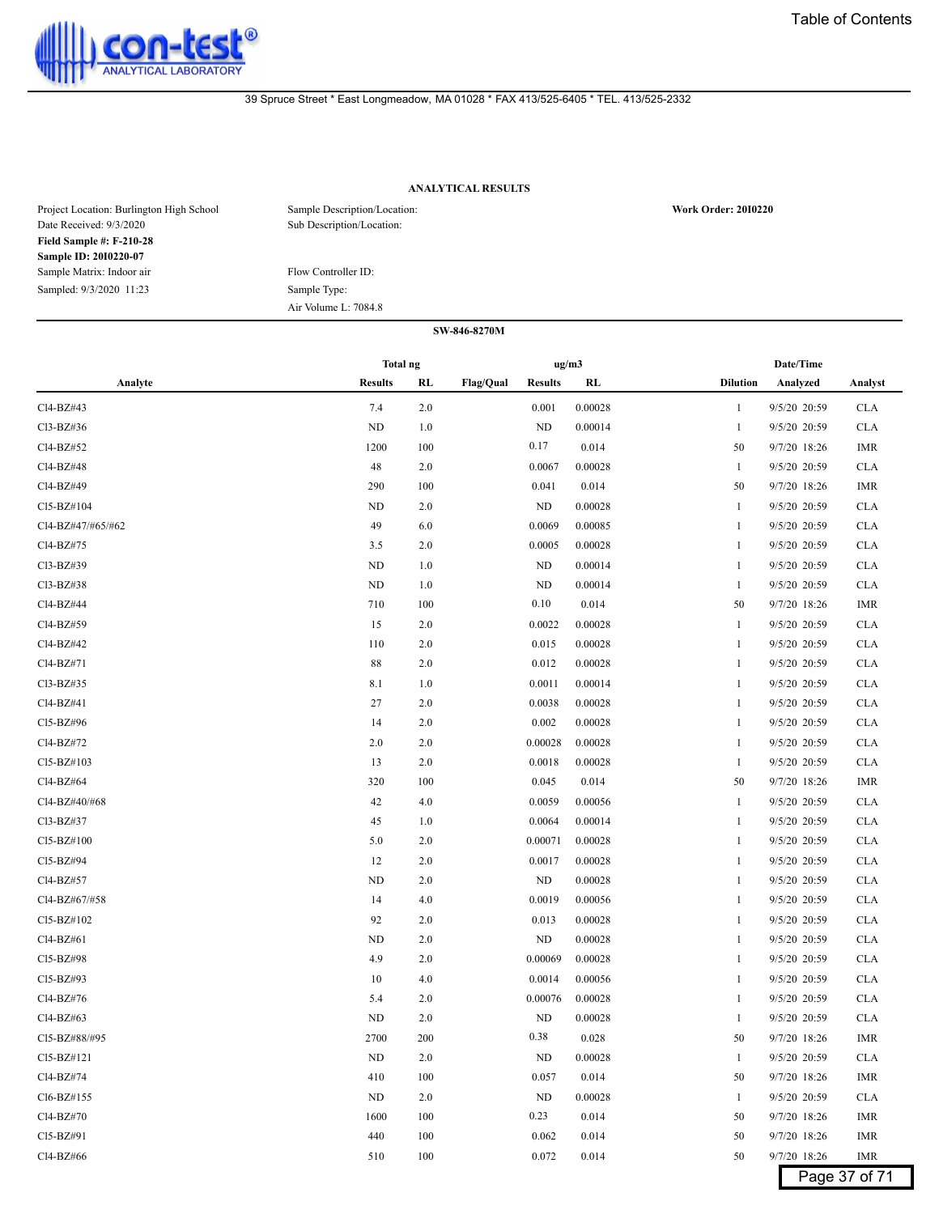con-test® ANALYTICAL LABORATORY

39 Spruce Street * East Longmeadow, MA 01028 * FAX 413/525-6405 * TEL. 413/525-2332

## ANALYTICAL RESULTS

Project Location: Burlington High School
Date Received: 9/3/2020
**Field Sample #: F-210-28**
**Sample ID: 20I0220-07**
Sample Matrix: Indoor air
Sampled: 9/3/2020 11:23

Sample Description/Location:
Sub Description/Location:

Flow Controller ID:
Sample Type:
Air Volume L: 7084.8

**Work Order: 20I0220**

**SW-846-8270M**

| Analyte | Total ng Results | Total ng RL | Flag/Qual | ug/m3 Results | ug/m3 RL | Dilution | Date/Time Analyzed | Analyst |
|---|---|---|---|---|---|---|---|---|
| Cl4-BZ#43 | 7.4 | 2.0 | | 0.001 | 0.00028 | 1 | 9/5/20 20:59 | CLA |
| Cl3-BZ#36 | ND | 1.0 | | ND | 0.00014 | 1 | 9/5/20 20:59 | CLA |
| Cl4-BZ#52 | 1200 | 100 | | 0.17 | 0.014 | 50 | 9/7/20 18:26 | IMR |
| Cl4-BZ#48 | 48 | 2.0 | | 0.0067 | 0.00028 | 1 | 9/5/20 20:59 | CLA |
| Cl4-BZ#49 | 290 | 100 | | 0.041 | 0.014 | 50 | 9/7/20 18:26 | IMR |
| Cl5-BZ#104 | ND | 2.0 | | ND | 0.00028 | 1 | 9/5/20 20:59 | CLA |
| Cl4-BZ#47/#65/#62 | 49 | 6.0 | | 0.0069 | 0.00085 | 1 | 9/5/20 20:59 | CLA |
| Cl4-BZ#75 | 3.5 | 2.0 | | 0.0005 | 0.00028 | 1 | 9/5/20 20:59 | CLA |
| Cl3-BZ#39 | ND | 1.0 | | ND | 0.00014 | 1 | 9/5/20 20:59 | CLA |
| Cl3-BZ#38 | ND | 1.0 | | ND | 0.00014 | 1 | 9/5/20 20:59 | CLA |
| Cl4-BZ#44 | 710 | 100 | | 0.10 | 0.014 | 50 | 9/7/20 18:26 | IMR |
| Cl4-BZ#59 | 15 | 2.0 | | 0.0022 | 0.00028 | 1 | 9/5/20 20:59 | CLA |
| Cl4-BZ#42 | 110 | 2.0 | | 0.015 | 0.00028 | 1 | 9/5/20 20:59 | CLA |
| Cl4-BZ#71 | 88 | 2.0 | | 0.012 | 0.00028 | 1 | 9/5/20 20:59 | CLA |
| Cl3-BZ#35 | 8.1 | 1.0 | | 0.0011 | 0.00014 | 1 | 9/5/20 20:59 | CLA |
| Cl4-BZ#41 | 27 | 2.0 | | 0.0038 | 0.00028 | 1 | 9/5/20 20:59 | CLA |
| Cl5-BZ#96 | 14 | 2.0 | | 0.002 | 0.00028 | 1 | 9/5/20 20:59 | CLA |
| Cl4-BZ#72 | 2.0 | 2.0 | | 0.00028 | 0.00028 | 1 | 9/5/20 20:59 | CLA |
| Cl5-BZ#103 | 13 | 2.0 | | 0.0018 | 0.00028 | 1 | 9/5/20 20:59 | CLA |
| Cl4-BZ#64 | 320 | 100 | | 0.045 | 0.014 | 50 | 9/7/20 18:26 | IMR |
| Cl4-BZ#40/#68 | 42 | 4.0 | | 0.0059 | 0.00056 | 1 | 9/5/20 20:59 | CLA |
| Cl3-BZ#37 | 45 | 1.0 | | 0.0064 | 0.00014 | 1 | 9/5/20 20:59 | CLA |
| Cl5-BZ#100 | 5.0 | 2.0 | | 0.00071 | 0.00028 | 1 | 9/5/20 20:59 | CLA |
| Cl5-BZ#94 | 12 | 2.0 | | 0.0017 | 0.00028 | 1 | 9/5/20 20:59 | CLA |
| Cl4-BZ#57 | ND | 2.0 | | ND | 0.00028 | 1 | 9/5/20 20:59 | CLA |
| Cl4-BZ#67/#58 | 14 | 4.0 | | 0.0019 | 0.00056 | 1 | 9/5/20 20:59 | CLA |
| Cl5-BZ#102 | 92 | 2.0 | | 0.013 | 0.00028 | 1 | 9/5/20 20:59 | CLA |
| Cl4-BZ#61 | ND | 2.0 | | ND | 0.00028 | 1 | 9/5/20 20:59 | CLA |
| Cl5-BZ#98 | 4.9 | 2.0 | | 0.00069 | 0.00028 | 1 | 9/5/20 20:59 | CLA |
| Cl5-BZ#93 | 10 | 4.0 | | 0.0014 | 0.00056 | 1 | 9/5/20 20:59 | CLA |
| Cl4-BZ#76 | 5.4 | 2.0 | | 0.00076 | 0.00028 | 1 | 9/5/20 20:59 | CLA |
| Cl4-BZ#63 | ND | 2.0 | | ND | 0.00028 | 1 | 9/5/20 20:59 | CLA |
| Cl5-BZ#88/#95 | 2700 | 200 | | 0.38 | 0.028 | 50 | 9/7/20 18:26 | IMR |
| Cl5-BZ#121 | ND | 2.0 | | ND | 0.00028 | 1 | 9/5/20 20:59 | CLA |
| Cl4-BZ#74 | 410 | 100 | | 0.057 | 0.014 | 50 | 9/7/20 18:26 | IMR |
| Cl6-BZ#155 | ND | 2.0 | | ND | 0.00028 | 1 | 9/5/20 20:59 | CLA |
| Cl4-BZ#70 | 1600 | 100 | | 0.23 | 0.014 | 50 | 9/7/20 18:26 | IMR |
| Cl5-BZ#91 | 440 | 100 | | 0.062 | 0.014 | 50 | 9/7/20 18:26 | IMR |
| Cl4-BZ#66 | 510 | 100 | | 0.072 | 0.014 | 50 | 9/7/20 18:26 | IMR |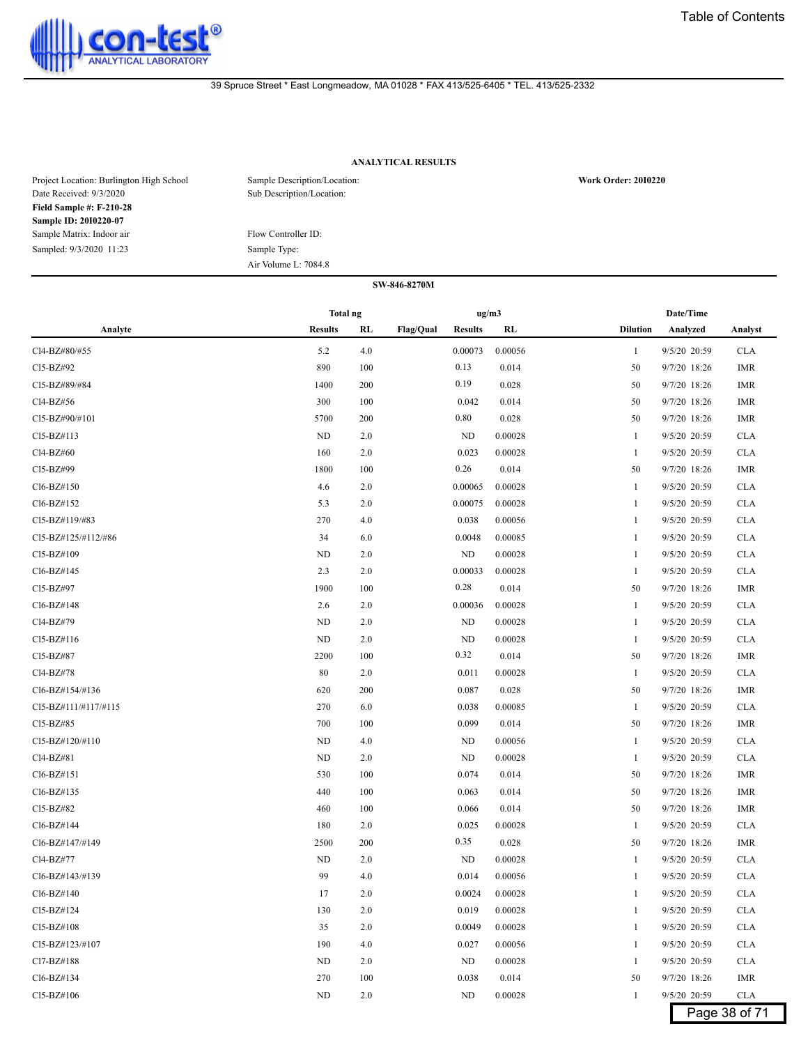39 Spruce Street * East Longmeadow, MA 01028 * FAX 413/525-6405 * TEL. 413/525-2332

## ANALYTICAL RESULTS

Project Location: Burlington High School
Date Received: 9/3/2020
**Field Sample #: F-210-28**
**Sample ID: 20I0220-07**
Sample Matrix: Indoor air
Sampled: 9/3/2020 11:23

Sample Description/Location:
Sub Description/Location:

Flow Controller ID:
Sample Type:
Air Volume L: 7084.8

**Work Order: 20I0220**

**SW-846-8270M**

| Analyte | Total ng | | | ug/m3 | | | Date/Time | |
|---|---|---|---|---|---|---|---|---|
| | Results | RL | Flag/Qual | Results | RL | Dilution | Analyzed | Analyst |
| Cl4-BZ#80/#55 | 5.2 | 4.0 | | 0.00073 | 0.00056 | 1 | 9/5/20 20:59 | CLA |
| Cl5-BZ#92 | 890 | 100 | | 0.13 | 0.014 | 50 | 9/7/20 18:26 | IMR |
| Cl5-BZ#89/#84 | 1400 | 200 | | 0.19 | 0.028 | 50 | 9/7/20 18:26 | IMR |
| Cl4-BZ#56 | 300 | 100 | | 0.042 | 0.014 | 50 | 9/7/20 18:26 | IMR |
| Cl5-BZ#90/#101 | 5700 | 200 | | 0.80 | 0.028 | 50 | 9/7/20 18:26 | IMR |
| Cl5-BZ#113 | ND | 2.0 | | ND | 0.00028 | 1 | 9/5/20 20:59 | CLA |
| Cl4-BZ#60 | 160 | 2.0 | | 0.023 | 0.00028 | 1 | 9/5/20 20:59 | CLA |
| Cl5-BZ#99 | 1800 | 100 | | 0.26 | 0.014 | 50 | 9/7/20 18:26 | IMR |
| Cl6-BZ#150 | 4.6 | 2.0 | | 0.00065 | 0.00028 | 1 | 9/5/20 20:59 | CLA |
| Cl6-BZ#152 | 5.3 | 2.0 | | 0.00075 | 0.00028 | 1 | 9/5/20 20:59 | CLA |
| Cl5-BZ#119/#83 | 270 | 4.0 | | 0.038 | 0.00056 | 1 | 9/5/20 20:59 | CLA |
| Cl5-BZ#125/#112/#86 | 34 | 6.0 | | 0.0048 | 0.00085 | 1 | 9/5/20 20:59 | CLA |
| Cl5-BZ#109 | ND | 2.0 | | ND | 0.00028 | 1 | 9/5/20 20:59 | CLA |
| Cl6-BZ#145 | 2.3 | 2.0 | | 0.00033 | 0.00028 | 1 | 9/5/20 20:59 | CLA |
| Cl5-BZ#97 | 1900 | 100 | | 0.28 | 0.014 | 50 | 9/7/20 18:26 | IMR |
| Cl6-BZ#148 | 2.6 | 2.0 | | 0.00036 | 0.00028 | 1 | 9/5/20 20:59 | CLA |
| Cl4-BZ#79 | ND | 2.0 | | ND | 0.00028 | 1 | 9/5/20 20:59 | CLA |
| Cl5-BZ#116 | ND | 2.0 | | ND | 0.00028 | 1 | 9/5/20 20:59 | CLA |
| Cl5-BZ#87 | 2200 | 100 | | 0.32 | 0.014 | 50 | 9/7/20 18:26 | IMR |
| Cl4-BZ#78 | 80 | 2.0 | | 0.011 | 0.00028 | 1 | 9/5/20 20:59 | CLA |
| Cl6-BZ#154/#136 | 620 | 200 | | 0.087 | 0.028 | 50 | 9/7/20 18:26 | IMR |
| Cl5-BZ#111/#117/#115 | 270 | 6.0 | | 0.038 | 0.00085 | 1 | 9/5/20 20:59 | CLA |
| Cl5-BZ#85 | 700 | 100 | | 0.099 | 0.014 | 50 | 9/7/20 18:26 | IMR |
| Cl5-BZ#120/#110 | ND | 4.0 | | ND | 0.00056 | 1 | 9/5/20 20:59 | CLA |
| Cl4-BZ#81 | ND | 2.0 | | ND | 0.00028 | 1 | 9/5/20 20:59 | CLA |
| Cl6-BZ#151 | 530 | 100 | | 0.074 | 0.014 | 50 | 9/7/20 18:26 | IMR |
| Cl6-BZ#135 | 440 | 100 | | 0.063 | 0.014 | 50 | 9/7/20 18:26 | IMR |
| Cl5-BZ#82 | 460 | 100 | | 0.066 | 0.014 | 50 | 9/7/20 18:26 | IMR |
| Cl6-BZ#144 | 180 | 2.0 | | 0.025 | 0.00028 | 1 | 9/5/20 20:59 | CLA |
| Cl6-BZ#147/#149 | 2500 | 200 | | 0.35 | 0.028 | 50 | 9/7/20 18:26 | IMR |
| Cl4-BZ#77 | ND | 2.0 | | ND | 0.00028 | 1 | 9/5/20 20:59 | CLA |
| Cl6-BZ#143/#139 | 99 | 4.0 | | 0.014 | 0.00056 | 1 | 9/5/20 20:59 | CLA |
| Cl6-BZ#140 | 17 | 2.0 | | 0.0024 | 0.00028 | 1 | 9/5/20 20:59 | CLA |
| Cl5-BZ#124 | 130 | 2.0 | | 0.019 | 0.00028 | 1 | 9/5/20 20:59 | CLA |
| Cl5-BZ#108 | 35 | 2.0 | | 0.0049 | 0.00028 | 1 | 9/5/20 20:59 | CLA |
| Cl5-BZ#123/#107 | 190 | 4.0 | | 0.027 | 0.00056 | 1 | 9/5/20 20:59 | CLA |
| Cl7-BZ#188 | ND | 2.0 | | ND | 0.00028 | 1 | 9/5/20 20:59 | CLA |
| Cl6-BZ#134 | 270 | 100 | | 0.038 | 0.014 | 50 | 9/7/20 18:26 | IMR |
| Cl5-BZ#106 | ND | 2.0 | | ND | 0.00028 | 1 | 9/5/20 20:59 | CLA |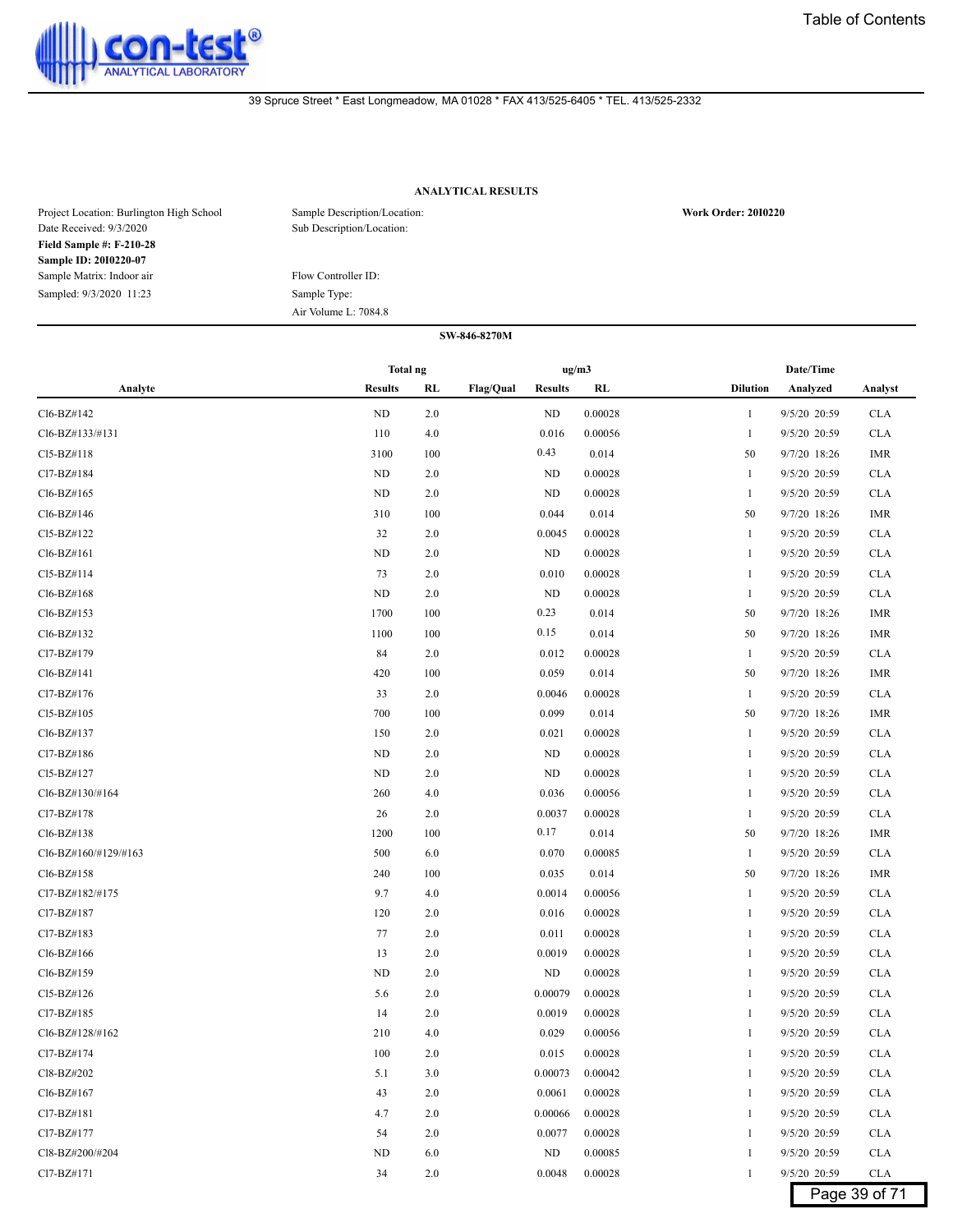con-test® ANALYTICAL LABORATORY

39 Spruce Street * East Longmeadow, MA 01028 * FAX 413/525-6405 * TEL. 413/525-2332

### ANALYTICAL RESULTS

Project Location: Burlington High School
Date Received: 9/3/2020
**Field Sample #: F-210-28**
**Sample ID: 20I0220-07**
Sample Matrix: Indoor air
Sampled: 9/3/2020 11:23

Sample Description/Location:
Sub Description/Location:

Flow Controller ID:
Sample Type:
Air Volume L: 7084.8

**Work Order: 20I0220**

**SW-846-8270M**

| Analyte | Total ng Results | Total ng RL | Flag/Qual | ug/m3 Results | ug/m3 RL | Dilution | Date/Time Analyzed | Analyst |
|---|---|---|---|---|---|---|---|---|
| Cl6-BZ#142 | ND | 2.0 | | ND | 0.00028 | 1 | 9/5/20 20:59 | CLA |
| Cl6-BZ#133/#131 | 110 | 4.0 | | 0.016 | 0.00056 | 1 | 9/5/20 20:59 | CLA |
| Cl5-BZ#118 | 3100 | 100 | | 0.43 | 0.014 | 50 | 9/7/20 18:26 | IMR |
| Cl7-BZ#184 | ND | 2.0 | | ND | 0.00028 | 1 | 9/5/20 20:59 | CLA |
| Cl6-BZ#165 | ND | 2.0 | | ND | 0.00028 | 1 | 9/5/20 20:59 | CLA |
| Cl6-BZ#146 | 310 | 100 | | 0.044 | 0.014 | 50 | 9/7/20 18:26 | IMR |
| Cl5-BZ#122 | 32 | 2.0 | | 0.0045 | 0.00028 | 1 | 9/5/20 20:59 | CLA |
| Cl6-BZ#161 | ND | 2.0 | | ND | 0.00028 | 1 | 9/5/20 20:59 | CLA |
| Cl5-BZ#114 | 73 | 2.0 | | 0.010 | 0.00028 | 1 | 9/5/20 20:59 | CLA |
| Cl6-BZ#168 | ND | 2.0 | | ND | 0.00028 | 1 | 9/5/20 20:59 | CLA |
| Cl6-BZ#153 | 1700 | 100 | | 0.23 | 0.014 | 50 | 9/7/20 18:26 | IMR |
| Cl6-BZ#132 | 1100 | 100 | | 0.15 | 0.014 | 50 | 9/7/20 18:26 | IMR |
| Cl7-BZ#179 | 84 | 2.0 | | 0.012 | 0.00028 | 1 | 9/5/20 20:59 | CLA |
| Cl6-BZ#141 | 420 | 100 | | 0.059 | 0.014 | 50 | 9/7/20 18:26 | IMR |
| Cl7-BZ#176 | 33 | 2.0 | | 0.0046 | 0.00028 | 1 | 9/5/20 20:59 | CLA |
| Cl5-BZ#105 | 700 | 100 | | 0.099 | 0.014 | 50 | 9/7/20 18:26 | IMR |
| Cl6-BZ#137 | 150 | 2.0 | | 0.021 | 0.00028 | 1 | 9/5/20 20:59 | CLA |
| Cl7-BZ#186 | ND | 2.0 | | ND | 0.00028 | 1 | 9/5/20 20:59 | CLA |
| Cl5-BZ#127 | ND | 2.0 | | ND | 0.00028 | 1 | 9/5/20 20:59 | CLA |
| Cl6-BZ#130/#164 | 260 | 4.0 | | 0.036 | 0.00056 | 1 | 9/5/20 20:59 | CLA |
| Cl7-BZ#178 | 26 | 2.0 | | 0.0037 | 0.00028 | 1 | 9/5/20 20:59 | CLA |
| Cl6-BZ#138 | 1200 | 100 | | 0.17 | 0.014 | 50 | 9/7/20 18:26 | IMR |
| Cl6-BZ#160/#129/#163 | 500 | 6.0 | | 0.070 | 0.00085 | 1 | 9/5/20 20:59 | CLA |
| Cl6-BZ#158 | 240 | 100 | | 0.035 | 0.014 | 50 | 9/7/20 18:26 | IMR |
| Cl7-BZ#182/#175 | 9.7 | 4.0 | | 0.0014 | 0.00056 | 1 | 9/5/20 20:59 | CLA |
| Cl7-BZ#187 | 120 | 2.0 | | 0.016 | 0.00028 | 1 | 9/5/20 20:59 | CLA |
| Cl7-BZ#183 | 77 | 2.0 | | 0.011 | 0.00028 | 1 | 9/5/20 20:59 | CLA |
| Cl6-BZ#166 | 13 | 2.0 | | 0.0019 | 0.00028 | 1 | 9/5/20 20:59 | CLA |
| Cl6-BZ#159 | ND | 2.0 | | ND | 0.00028 | 1 | 9/5/20 20:59 | CLA |
| Cl5-BZ#126 | 5.6 | 2.0 | | 0.00079 | 0.00028 | 1 | 9/5/20 20:59 | CLA |
| Cl7-BZ#185 | 14 | 2.0 | | 0.0019 | 0.00028 | 1 | 9/5/20 20:59 | CLA |
| Cl6-BZ#128/#162 | 210 | 4.0 | | 0.029 | 0.00056 | 1 | 9/5/20 20:59 | CLA |
| Cl7-BZ#174 | 100 | 2.0 | | 0.015 | 0.00028 | 1 | 9/5/20 20:59 | CLA |
| Cl8-BZ#202 | 5.1 | 3.0 | | 0.00073 | 0.00042 | 1 | 9/5/20 20:59 | CLA |
| Cl6-BZ#167 | 43 | 2.0 | | 0.0061 | 0.00028 | 1 | 9/5/20 20:59 | CLA |
| Cl7-BZ#181 | 4.7 | 2.0 | | 0.00066 | 0.00028 | 1 | 9/5/20 20:59 | CLA |
| Cl7-BZ#177 | 54 | 2.0 | | 0.0077 | 0.00028 | 1 | 9/5/20 20:59 | CLA |
| Cl8-BZ#200/#204 | ND | 6.0 | | ND | 0.00085 | 1 | 9/5/20 20:59 | CLA |
| Cl7-BZ#171 | 34 | 2.0 | | 0.0048 | 0.00028 | 1 | 9/5/20 20:59 | CLA |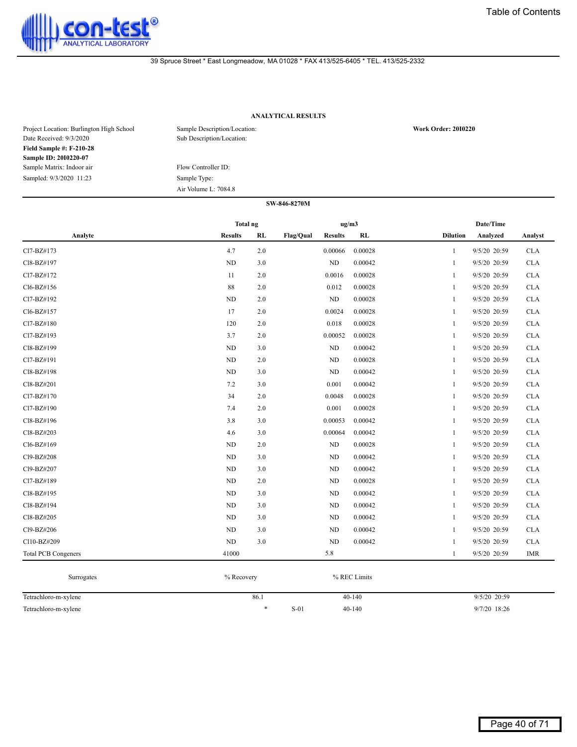con-test® ANALYTICAL LABORATORY

39 Spruce Street * East Longmeadow, MA 01028 * FAX 413/525-6405 * TEL. 413/525-2332

## ANALYTICAL RESULTS

Project Location: Burlington High School
Date Received: 9/3/2020
**Field Sample #: F-210-28**
**Sample ID: 20I0220-07**
Sample Matrix: Indoor air
Sampled: 9/3/2020 11:23

Sample Description/Location:
Sub Description/Location:

Flow Controller ID:
Sample Type:
Air Volume L: 7084.8

**Work Order: 20I0220**

**SW-846-8270M**

| Analyte | Total ng Results | Total ng RL | Flag/Qual | ug/m3 Results | ug/m3 RL | Dilution | Date/Time Analyzed | Analyst |
|---|---|---|---|---|---|---|---|---|
| Cl7-BZ#173 | 4.7 | 2.0 | | 0.00066 | 0.00028 | 1 | 9/5/20 20:59 | CLA |
| Cl8-BZ#197 | ND | 3.0 | | ND | 0.00042 | 1 | 9/5/20 20:59 | CLA |
| Cl7-BZ#172 | 11 | 2.0 | | 0.0016 | 0.00028 | 1 | 9/5/20 20:59 | CLA |
| Cl6-BZ#156 | 88 | 2.0 | | 0.012 | 0.00028 | 1 | 9/5/20 20:59 | CLA |
| Cl7-BZ#192 | ND | 2.0 | | ND | 0.00028 | 1 | 9/5/20 20:59 | CLA |
| Cl6-BZ#157 | 17 | 2.0 | | 0.0024 | 0.00028 | 1 | 9/5/20 20:59 | CLA |
| Cl7-BZ#180 | 120 | 2.0 | | 0.018 | 0.00028 | 1 | 9/5/20 20:59 | CLA |
| Cl7-BZ#193 | 3.7 | 2.0 | | 0.00052 | 0.00028 | 1 | 9/5/20 20:59 | CLA |
| Cl8-BZ#199 | ND | 3.0 | | ND | 0.00042 | 1 | 9/5/20 20:59 | CLA |
| Cl7-BZ#191 | ND | 2.0 | | ND | 0.00028 | 1 | 9/5/20 20:59 | CLA |
| Cl8-BZ#198 | ND | 3.0 | | ND | 0.00042 | 1 | 9/5/20 20:59 | CLA |
| Cl8-BZ#201 | 7.2 | 3.0 | | 0.001 | 0.00042 | 1 | 9/5/20 20:59 | CLA |
| Cl7-BZ#170 | 34 | 2.0 | | 0.0048 | 0.00028 | 1 | 9/5/20 20:59 | CLA |
| Cl7-BZ#190 | 7.4 | 2.0 | | 0.001 | 0.00028 | 1 | 9/5/20 20:59 | CLA |
| Cl8-BZ#196 | 3.8 | 3.0 | | 0.00053 | 0.00042 | 1 | 9/5/20 20:59 | CLA |
| Cl8-BZ#203 | 4.6 | 3.0 | | 0.00064 | 0.00042 | 1 | 9/5/20 20:59 | CLA |
| Cl6-BZ#169 | ND | 2.0 | | ND | 0.00028 | 1 | 9/5/20 20:59 | CLA |
| Cl9-BZ#208 | ND | 3.0 | | ND | 0.00042 | 1 | 9/5/20 20:59 | CLA |
| Cl9-BZ#207 | ND | 3.0 | | ND | 0.00042 | 1 | 9/5/20 20:59 | CLA |
| Cl7-BZ#189 | ND | 2.0 | | ND | 0.00028 | 1 | 9/5/20 20:59 | CLA |
| Cl8-BZ#195 | ND | 3.0 | | ND | 0.00042 | 1 | 9/5/20 20:59 | CLA |
| Cl8-BZ#194 | ND | 3.0 | | ND | 0.00042 | 1 | 9/5/20 20:59 | CLA |
| Cl8-BZ#205 | ND | 3.0 | | ND | 0.00042 | 1 | 9/5/20 20:59 | CLA |
| Cl9-BZ#206 | ND | 3.0 | | ND | 0.00042 | 1 | 9/5/20 20:59 | CLA |
| Cl10-BZ#209 | ND | 3.0 | | ND | 0.00042 | 1 | 9/5/20 20:59 | CLA |
| Total PCB Congeners | 41000 | | | 5.8 | | 1 | 9/5/20 20:59 | IMR |

| Surrogates | % Recovery | Flag/Qual | % REC Limits | Date/Time Analyzed |
|---|---|---|---|---|
| Tetrachloro-m-xylene | 86.1 | | 40-140 | 9/5/20 20:59 |
| Tetrachloro-m-xylene | * | S-01 | 40-140 | 9/7/20 18:26 |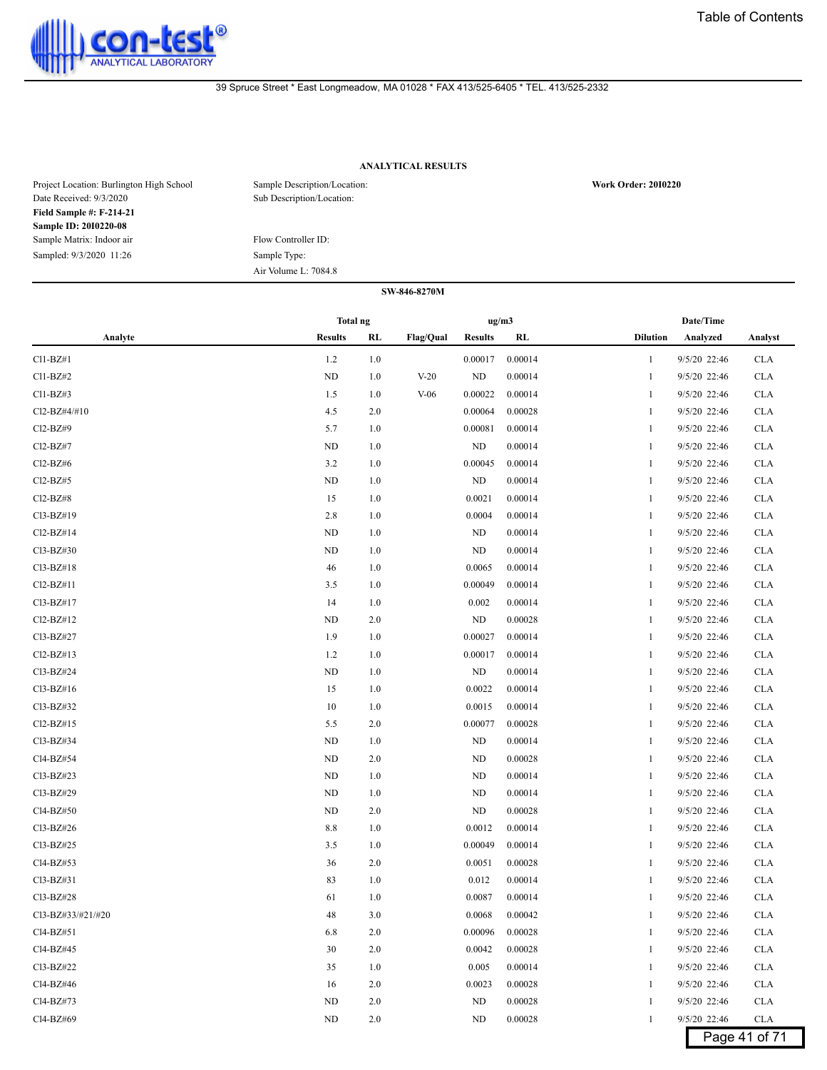con-test® ANALYTICAL LABORATORY

39 Spruce Street * East Longmeadow, MA 01028 * FAX 413/525-6405 * TEL. 413/525-2332

Table of Contents

## ANALYTICAL RESULTS

Project Location: Burlington High School
Date Received: 9/3/2020
**Field Sample #: F-214-21**
**Sample ID: 20I0220-08**
Sample Matrix: Indoor air
Sampled: 9/3/2020 11:26

Sample Description/Location:
Sub Description/Location:

Flow Controller ID:
Sample Type:
Air Volume L: 7084.8

**Work Order: 20I0220**

### SW-846-8270M

| Analyte | Total ng Results | Total ng RL | Flag/Qual | ug/m3 Results | ug/m3 RL | Dilution | Date/Time Analyzed | Analyst |
|---|---|---|---|---|---|---|---|---|
| Cl1-BZ#1 | 1.2 | 1.0 | | 0.00017 | 0.00014 | 1 | 9/5/20 22:46 | CLA |
| Cl1-BZ#2 | ND | 1.0 | V-20 | ND | 0.00014 | 1 | 9/5/20 22:46 | CLA |
| Cl1-BZ#3 | 1.5 | 1.0 | V-06 | 0.00022 | 0.00014 | 1 | 9/5/20 22:46 | CLA |
| Cl2-BZ#4/#10 | 4.5 | 2.0 | | 0.00064 | 0.00028 | 1 | 9/5/20 22:46 | CLA |
| Cl2-BZ#9 | 5.7 | 1.0 | | 0.00081 | 0.00014 | 1 | 9/5/20 22:46 | CLA |
| Cl2-BZ#7 | ND | 1.0 | | ND | 0.00014 | 1 | 9/5/20 22:46 | CLA |
| Cl2-BZ#6 | 3.2 | 1.0 | | 0.00045 | 0.00014 | 1 | 9/5/20 22:46 | CLA |
| Cl2-BZ#5 | ND | 1.0 | | ND | 0.00014 | 1 | 9/5/20 22:46 | CLA |
| Cl2-BZ#8 | 15 | 1.0 | | 0.0021 | 0.00014 | 1 | 9/5/20 22:46 | CLA |
| Cl3-BZ#19 | 2.8 | 1.0 | | 0.0004 | 0.00014 | 1 | 9/5/20 22:46 | CLA |
| Cl2-BZ#14 | ND | 1.0 | | ND | 0.00014 | 1 | 9/5/20 22:46 | CLA |
| Cl3-BZ#30 | ND | 1.0 | | ND | 0.00014 | 1 | 9/5/20 22:46 | CLA |
| Cl3-BZ#18 | 46 | 1.0 | | 0.0065 | 0.00014 | 1 | 9/5/20 22:46 | CLA |
| Cl2-BZ#11 | 3.5 | 1.0 | | 0.00049 | 0.00014 | 1 | 9/5/20 22:46 | CLA |
| Cl3-BZ#17 | 14 | 1.0 | | 0.002 | 0.00014 | 1 | 9/5/20 22:46 | CLA |
| Cl2-BZ#12 | ND | 2.0 | | ND | 0.00028 | 1 | 9/5/20 22:46 | CLA |
| Cl3-BZ#27 | 1.9 | 1.0 | | 0.00027 | 0.00014 | 1 | 9/5/20 22:46 | CLA |
| Cl2-BZ#13 | 1.2 | 1.0 | | 0.00017 | 0.00014 | 1 | 9/5/20 22:46 | CLA |
| Cl3-BZ#24 | ND | 1.0 | | ND | 0.00014 | 1 | 9/5/20 22:46 | CLA |
| Cl3-BZ#16 | 15 | 1.0 | | 0.0022 | 0.00014 | 1 | 9/5/20 22:46 | CLA |
| Cl3-BZ#32 | 10 | 1.0 | | 0.0015 | 0.00014 | 1 | 9/5/20 22:46 | CLA |
| Cl2-BZ#15 | 5.5 | 2.0 | | 0.00077 | 0.00028 | 1 | 9/5/20 22:46 | CLA |
| Cl3-BZ#34 | ND | 1.0 | | ND | 0.00014 | 1 | 9/5/20 22:46 | CLA |
| Cl4-BZ#54 | ND | 2.0 | | ND | 0.00028 | 1 | 9/5/20 22:46 | CLA |
| Cl3-BZ#23 | ND | 1.0 | | ND | 0.00014 | 1 | 9/5/20 22:46 | CLA |
| Cl3-BZ#29 | ND | 1.0 | | ND | 0.00014 | 1 | 9/5/20 22:46 | CLA |
| Cl4-BZ#50 | ND | 2.0 | | ND | 0.00028 | 1 | 9/5/20 22:46 | CLA |
| Cl3-BZ#26 | 8.8 | 1.0 | | 0.0012 | 0.00014 | 1 | 9/5/20 22:46 | CLA |
| Cl3-BZ#25 | 3.5 | 1.0 | | 0.00049 | 0.00014 | 1 | 9/5/20 22:46 | CLA |
| Cl4-BZ#53 | 36 | 2.0 | | 0.0051 | 0.00028 | 1 | 9/5/20 22:46 | CLA |
| Cl3-BZ#31 | 83 | 1.0 | | 0.012 | 0.00014 | 1 | 9/5/20 22:46 | CLA |
| Cl3-BZ#28 | 61 | 1.0 | | 0.0087 | 0.00014 | 1 | 9/5/20 22:46 | CLA |
| Cl3-BZ#33/#21/#20 | 48 | 3.0 | | 0.0068 | 0.00042 | 1 | 9/5/20 22:46 | CLA |
| Cl4-BZ#51 | 6.8 | 2.0 | | 0.00096 | 0.00028 | 1 | 9/5/20 22:46 | CLA |
| Cl4-BZ#45 | 30 | 2.0 | | 0.0042 | 0.00028 | 1 | 9/5/20 22:46 | CLA |
| Cl3-BZ#22 | 35 | 1.0 | | 0.005 | 0.00014 | 1 | 9/5/20 22:46 | CLA |
| Cl4-BZ#46 | 16 | 2.0 | | 0.0023 | 0.00028 | 1 | 9/5/20 22:46 | CLA |
| Cl4-BZ#73 | ND | 2.0 | | ND | 0.00028 | 1 | 9/5/20 22:46 | CLA |
| Cl4-BZ#69 | ND | 2.0 | | ND | 0.00028 | 1 | 9/5/20 22:46 | CLA |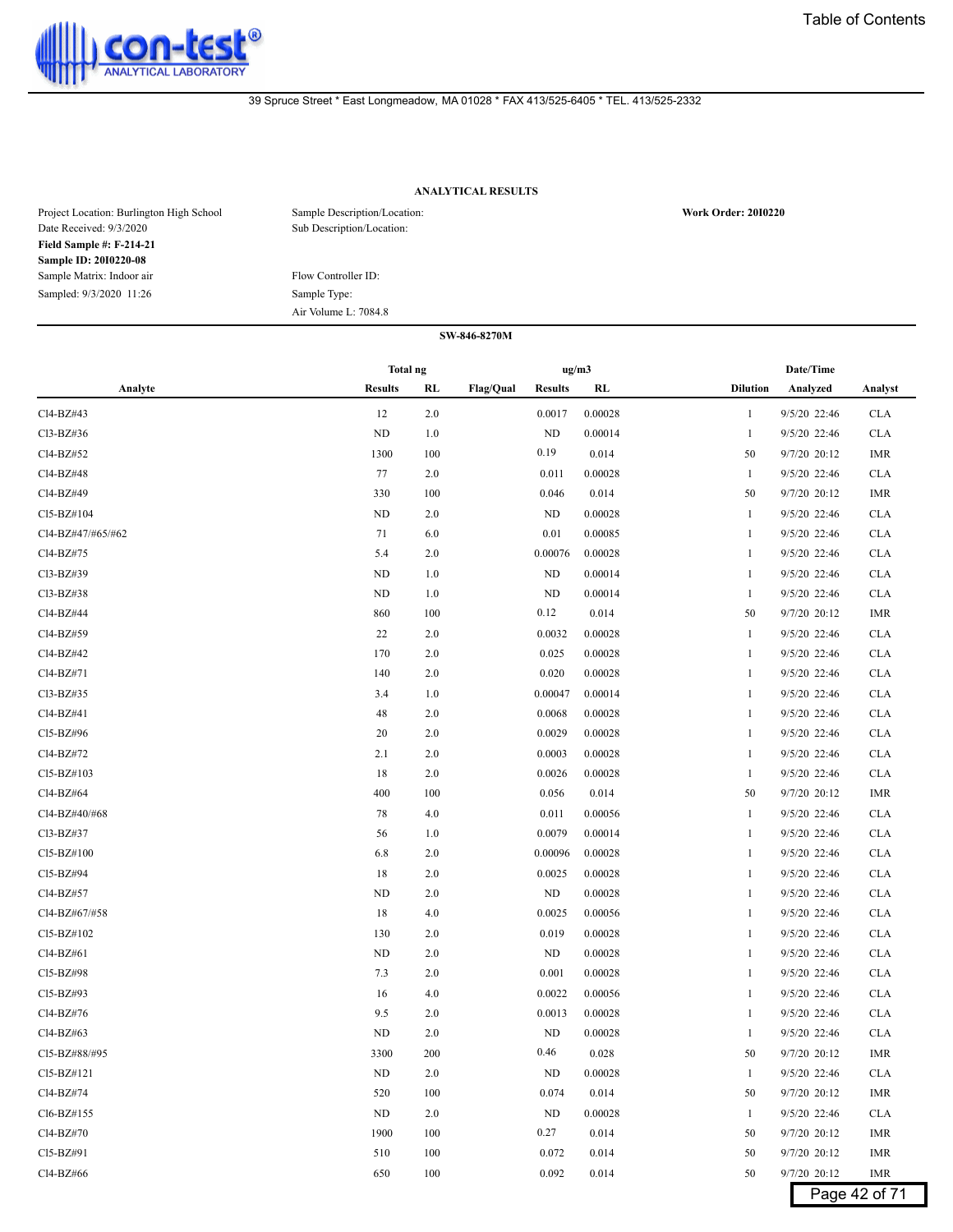Table of Contents

con-test® ANALYTICAL LABORATORY

39 Spruce Street * East Longmeadow, MA 01028 * FAX 413/525-6405 * TEL. 413/525-2332

### ANALYTICAL RESULTS

Project Location: Burlington High School
Date Received: 9/3/2020
**Field Sample #: F-214-21**
**Sample ID: 20I0220-08**
Sample Matrix: Indoor air
Sampled: 9/3/2020 11:26

Sample Description/Location:
Sub Description/Location:

Flow Controller ID:
Sample Type:
Air Volume L: 7084.8

**Work Order: 20I0220**

**SW-846-8270M**

| Analyte | Total ng | | | ug/m3 | | | Date/Time | |
|---|---|---|---|---|---|---|---|---|
| | Results | RL | Flag/Qual | Results | RL | Dilution | Analyzed | Analyst |
| Cl4-BZ#43 | 12 | 2.0 | | 0.0017 | 0.00028 | 1 | 9/5/20 22:46 | CLA |
| Cl3-BZ#36 | ND | 1.0 | | ND | 0.00014 | 1 | 9/5/20 22:46 | CLA |
| Cl4-BZ#52 | 1300 | 100 | | 0.19 | 0.014 | 50 | 9/7/20 20:12 | IMR |
| Cl4-BZ#48 | 77 | 2.0 | | 0.011 | 0.00028 | 1 | 9/5/20 22:46 | CLA |
| Cl4-BZ#49 | 330 | 100 | | 0.046 | 0.014 | 50 | 9/7/20 20:12 | IMR |
| Cl5-BZ#104 | ND | 2.0 | | ND | 0.00028 | 1 | 9/5/20 22:46 | CLA |
| Cl4-BZ#47/#65/#62 | 71 | 6.0 | | 0.01 | 0.00085 | 1 | 9/5/20 22:46 | CLA |
| Cl4-BZ#75 | 5.4 | 2.0 | | 0.00076 | 0.00028 | 1 | 9/5/20 22:46 | CLA |
| Cl3-BZ#39 | ND | 1.0 | | ND | 0.00014 | 1 | 9/5/20 22:46 | CLA |
| Cl3-BZ#38 | ND | 1.0 | | ND | 0.00014 | 1 | 9/5/20 22:46 | CLA |
| Cl4-BZ#44 | 860 | 100 | | 0.12 | 0.014 | 50 | 9/7/20 20:12 | IMR |
| Cl4-BZ#59 | 22 | 2.0 | | 0.0032 | 0.00028 | 1 | 9/5/20 22:46 | CLA |
| Cl4-BZ#42 | 170 | 2.0 | | 0.025 | 0.00028 | 1 | 9/5/20 22:46 | CLA |
| Cl4-BZ#71 | 140 | 2.0 | | 0.020 | 0.00028 | 1 | 9/5/20 22:46 | CLA |
| Cl3-BZ#35 | 3.4 | 1.0 | | 0.00047 | 0.00014 | 1 | 9/5/20 22:46 | CLA |
| Cl4-BZ#41 | 48 | 2.0 | | 0.0068 | 0.00028 | 1 | 9/5/20 22:46 | CLA |
| Cl5-BZ#96 | 20 | 2.0 | | 0.0029 | 0.00028 | 1 | 9/5/20 22:46 | CLA |
| Cl4-BZ#72 | 2.1 | 2.0 | | 0.0003 | 0.00028 | 1 | 9/5/20 22:46 | CLA |
| Cl5-BZ#103 | 18 | 2.0 | | 0.0026 | 0.00028 | 1 | 9/5/20 22:46 | CLA |
| Cl4-BZ#64 | 400 | 100 | | 0.056 | 0.014 | 50 | 9/7/20 20:12 | IMR |
| Cl4-BZ#40/#68 | 78 | 4.0 | | 0.011 | 0.00056 | 1 | 9/5/20 22:46 | CLA |
| Cl3-BZ#37 | 56 | 1.0 | | 0.0079 | 0.00014 | 1 | 9/5/20 22:46 | CLA |
| Cl5-BZ#100 | 6.8 | 2.0 | | 0.00096 | 0.00028 | 1 | 9/5/20 22:46 | CLA |
| Cl5-BZ#94 | 18 | 2.0 | | 0.0025 | 0.00028 | 1 | 9/5/20 22:46 | CLA |
| Cl4-BZ#57 | ND | 2.0 | | ND | 0.00028 | 1 | 9/5/20 22:46 | CLA |
| Cl4-BZ#67/#58 | 18 | 4.0 | | 0.0025 | 0.00056 | 1 | 9/5/20 22:46 | CLA |
| Cl5-BZ#102 | 130 | 2.0 | | 0.019 | 0.00028 | 1 | 9/5/20 22:46 | CLA |
| Cl4-BZ#61 | ND | 2.0 | | ND | 0.00028 | 1 | 9/5/20 22:46 | CLA |
| Cl5-BZ#98 | 7.3 | 2.0 | | 0.001 | 0.00028 | 1 | 9/5/20 22:46 | CLA |
| Cl5-BZ#93 | 16 | 4.0 | | 0.0022 | 0.00056 | 1 | 9/5/20 22:46 | CLA |
| Cl4-BZ#76 | 9.5 | 2.0 | | 0.0013 | 0.00028 | 1 | 9/5/20 22:46 | CLA |
| Cl4-BZ#63 | ND | 2.0 | | ND | 0.00028 | 1 | 9/5/20 22:46 | CLA |
| Cl5-BZ#88/#95 | 3300 | 200 | | 0.46 | 0.028 | 50 | 9/7/20 20:12 | IMR |
| Cl5-BZ#121 | ND | 2.0 | | ND | 0.00028 | 1 | 9/5/20 22:46 | CLA |
| Cl4-BZ#74 | 520 | 100 | | 0.074 | 0.014 | 50 | 9/7/20 20:12 | IMR |
| Cl6-BZ#155 | ND | 2.0 | | ND | 0.00028 | 1 | 9/5/20 22:46 | CLA |
| Cl4-BZ#70 | 1900 | 100 | | 0.27 | 0.014 | 50 | 9/7/20 20:12 | IMR |
| Cl5-BZ#91 | 510 | 100 | | 0.072 | 0.014 | 50 | 9/7/20 20:12 | IMR |
| Cl4-BZ#66 | 650 | 100 | | 0.092 | 0.014 | 50 | 9/7/20 20:12 | IMR |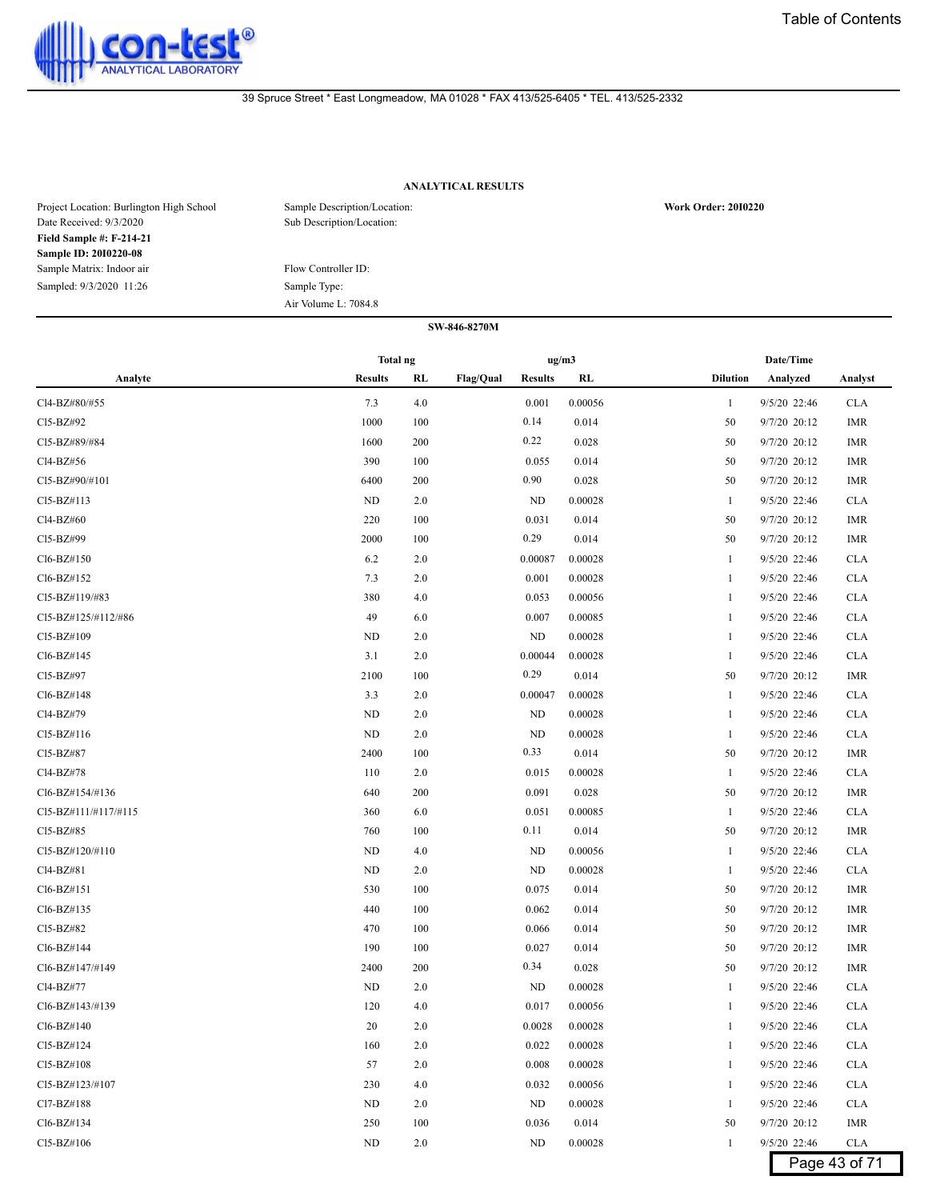39 Spruce Street * East Longmeadow, MA 01028 * FAX 413/525-6405 * TEL. 413/525-2332

## ANALYTICAL RESULTS

Project Location: Burlington High School
Date Received: 9/3/2020
**Field Sample #: F-214-21**
**Sample ID: 20I0220-08**
Sample Matrix: Indoor air
Sampled: 9/3/2020 11:26

Sample Description/Location:
Sub Description/Location:

Flow Controller ID:
Sample Type:
Air Volume L: 7084.8

**Work Order: 20I0220**

**SW-846-8270M**

| Analyte | Total ng | | Flag/Qual | ug/m3 | | Dilution | Date/Time | Analyst |
|---|---|---|---|---|---|---|---|---|
| | Results | RL | | Results | RL | | Analyzed | |
| Cl4-BZ#80/#55 | 7.3 | 4.0 | | 0.001 | 0.00056 | 1 | 9/5/20 22:46 | CLA |
| Cl5-BZ#92 | 1000 | 100 | | 0.14 | 0.014 | 50 | 9/7/20 20:12 | IMR |
| Cl5-BZ#89/#84 | 1600 | 200 | | 0.22 | 0.028 | 50 | 9/7/20 20:12 | IMR |
| Cl4-BZ#56 | 390 | 100 | | 0.055 | 0.014 | 50 | 9/7/20 20:12 | IMR |
| Cl5-BZ#90/#101 | 6400 | 200 | | 0.90 | 0.028 | 50 | 9/7/20 20:12 | IMR |
| Cl5-BZ#113 | ND | 2.0 | | ND | 0.00028 | 1 | 9/5/20 22:46 | CLA |
| Cl4-BZ#60 | 220 | 100 | | 0.031 | 0.014 | 50 | 9/7/20 20:12 | IMR |
| Cl5-BZ#99 | 2000 | 100 | | 0.29 | 0.014 | 50 | 9/7/20 20:12 | IMR |
| Cl6-BZ#150 | 6.2 | 2.0 | | 0.00087 | 0.00028 | 1 | 9/5/20 22:46 | CLA |
| Cl6-BZ#152 | 7.3 | 2.0 | | 0.001 | 0.00028 | 1 | 9/5/20 22:46 | CLA |
| Cl5-BZ#119/#83 | 380 | 4.0 | | 0.053 | 0.00056 | 1 | 9/5/20 22:46 | CLA |
| Cl5-BZ#125/#112/#86 | 49 | 6.0 | | 0.007 | 0.00085 | 1 | 9/5/20 22:46 | CLA |
| Cl5-BZ#109 | ND | 2.0 | | ND | 0.00028 | 1 | 9/5/20 22:46 | CLA |
| Cl6-BZ#145 | 3.1 | 2.0 | | 0.00044 | 0.00028 | 1 | 9/5/20 22:46 | CLA |
| Cl5-BZ#97 | 2100 | 100 | | 0.29 | 0.014 | 50 | 9/7/20 20:12 | IMR |
| Cl6-BZ#148 | 3.3 | 2.0 | | 0.00047 | 0.00028 | 1 | 9/5/20 22:46 | CLA |
| Cl4-BZ#79 | ND | 2.0 | | ND | 0.00028 | 1 | 9/5/20 22:46 | CLA |
| Cl5-BZ#116 | ND | 2.0 | | ND | 0.00028 | 1 | 9/5/20 22:46 | CLA |
| Cl5-BZ#87 | 2400 | 100 | | 0.33 | 0.014 | 50 | 9/7/20 20:12 | IMR |
| Cl4-BZ#78 | 110 | 2.0 | | 0.015 | 0.00028 | 1 | 9/5/20 22:46 | CLA |
| Cl6-BZ#154/#136 | 640 | 200 | | 0.091 | 0.028 | 50 | 9/7/20 20:12 | IMR |
| Cl5-BZ#111/#117/#115 | 360 | 6.0 | | 0.051 | 0.00085 | 1 | 9/5/20 22:46 | CLA |
| Cl5-BZ#85 | 760 | 100 | | 0.11 | 0.014 | 50 | 9/7/20 20:12 | IMR |
| Cl5-BZ#120/#110 | ND | 4.0 | | ND | 0.00056 | 1 | 9/5/20 22:46 | CLA |
| Cl4-BZ#81 | ND | 2.0 | | ND | 0.00028 | 1 | 9/5/20 22:46 | CLA |
| Cl6-BZ#151 | 530 | 100 | | 0.075 | 0.014 | 50 | 9/7/20 20:12 | IMR |
| Cl6-BZ#135 | 440 | 100 | | 0.062 | 0.014 | 50 | 9/7/20 20:12 | IMR |
| Cl5-BZ#82 | 470 | 100 | | 0.066 | 0.014 | 50 | 9/7/20 20:12 | IMR |
| Cl6-BZ#144 | 190 | 100 | | 0.027 | 0.014 | 50 | 9/7/20 20:12 | IMR |
| Cl6-BZ#147/#149 | 2400 | 200 | | 0.34 | 0.028 | 50 | 9/7/20 20:12 | IMR |
| Cl4-BZ#77 | ND | 2.0 | | ND | 0.00028 | 1 | 9/5/20 22:46 | CLA |
| Cl6-BZ#143/#139 | 120 | 4.0 | | 0.017 | 0.00056 | 1 | 9/5/20 22:46 | CLA |
| Cl6-BZ#140 | 20 | 2.0 | | 0.0028 | 0.00028 | 1 | 9/5/20 22:46 | CLA |
| Cl5-BZ#124 | 160 | 2.0 | | 0.022 | 0.00028 | 1 | 9/5/20 22:46 | CLA |
| Cl5-BZ#108 | 57 | 2.0 | | 0.008 | 0.00028 | 1 | 9/5/20 22:46 | CLA |
| Cl5-BZ#123/#107 | 230 | 4.0 | | 0.032 | 0.00056 | 1 | 9/5/20 22:46 | CLA |
| Cl7-BZ#188 | ND | 2.0 | | ND | 0.00028 | 1 | 9/5/20 22:46 | CLA |
| Cl6-BZ#134 | 250 | 100 | | 0.036 | 0.014 | 50 | 9/7/20 20:12 | IMR |
| Cl5-BZ#106 | ND | 2.0 | | ND | 0.00028 | 1 | 9/5/20 22:46 | CLA |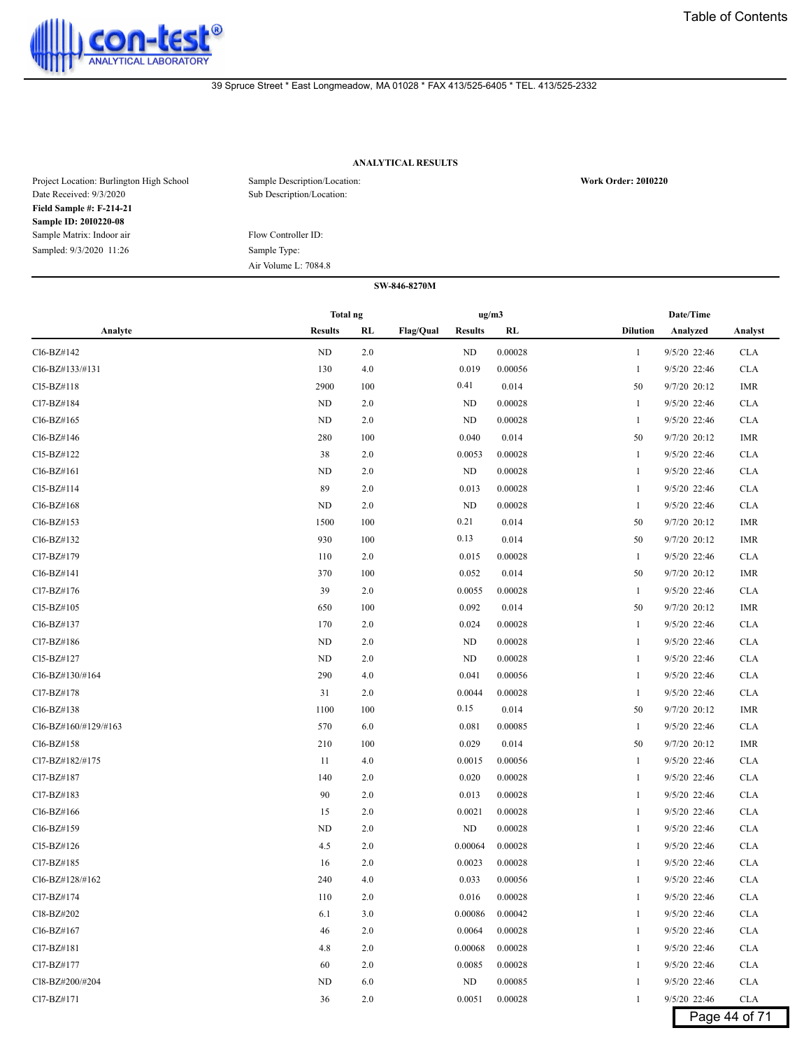Table of Contents

39 Spruce Street * East Longmeadow, MA 01028 * FAX 413/525-6405 * TEL. 413/525-2332

### ANALYTICAL RESULTS

Project Location: Burlington High School
Date Received: 9/3/2020
**Field Sample #: F-214-21**
**Sample ID: 20I0220-08**
Sample Matrix: Indoor air
Sampled: 9/3/2020 11:26

Sample Description/Location:
Sub Description/Location:

Flow Controller ID:
Sample Type:
Air Volume L: 7084.8

**Work Order: 20I0220**

**SW-846-8270M**

| Analyte | Total ng Results | Total ng RL | Flag/Qual | ug/m3 Results | ug/m3 RL | Dilution | Date/Time Analyzed | Analyst |
|---|---|---|---|---|---|---|---|---|
| Cl6-BZ#142 | ND | 2.0 | | ND | 0.00028 | 1 | 9/5/20 22:46 | CLA |
| Cl6-BZ#133/#131 | 130 | 4.0 | | 0.019 | 0.00056 | 1 | 9/5/20 22:46 | CLA |
| Cl5-BZ#118 | 2900 | 100 | | 0.41 | 0.014 | 50 | 9/7/20 20:12 | IMR |
| Cl7-BZ#184 | ND | 2.0 | | ND | 0.00028 | 1 | 9/5/20 22:46 | CLA |
| Cl6-BZ#165 | ND | 2.0 | | ND | 0.00028 | 1 | 9/5/20 22:46 | CLA |
| Cl6-BZ#146 | 280 | 100 | | 0.040 | 0.014 | 50 | 9/7/20 20:12 | IMR |
| Cl5-BZ#122 | 38 | 2.0 | | 0.0053 | 0.00028 | 1 | 9/5/20 22:46 | CLA |
| Cl6-BZ#161 | ND | 2.0 | | ND | 0.00028 | 1 | 9/5/20 22:46 | CLA |
| Cl5-BZ#114 | 89 | 2.0 | | 0.013 | 0.00028 | 1 | 9/5/20 22:46 | CLA |
| Cl6-BZ#168 | ND | 2.0 | | ND | 0.00028 | 1 | 9/5/20 22:46 | CLA |
| Cl6-BZ#153 | 1500 | 100 | | 0.21 | 0.014 | 50 | 9/7/20 20:12 | IMR |
| Cl6-BZ#132 | 930 | 100 | | 0.13 | 0.014 | 50 | 9/7/20 20:12 | IMR |
| Cl7-BZ#179 | 110 | 2.0 | | 0.015 | 0.00028 | 1 | 9/5/20 22:46 | CLA |
| Cl6-BZ#141 | 370 | 100 | | 0.052 | 0.014 | 50 | 9/7/20 20:12 | IMR |
| Cl7-BZ#176 | 39 | 2.0 | | 0.0055 | 0.00028 | 1 | 9/5/20 22:46 | CLA |
| Cl5-BZ#105 | 650 | 100 | | 0.092 | 0.014 | 50 | 9/7/20 20:12 | IMR |
| Cl6-BZ#137 | 170 | 2.0 | | 0.024 | 0.00028 | 1 | 9/5/20 22:46 | CLA |
| Cl7-BZ#186 | ND | 2.0 | | ND | 0.00028 | 1 | 9/5/20 22:46 | CLA |
| Cl5-BZ#127 | ND | 2.0 | | ND | 0.00028 | 1 | 9/5/20 22:46 | CLA |
| Cl6-BZ#130/#164 | 290 | 4.0 | | 0.041 | 0.00056 | 1 | 9/5/20 22:46 | CLA |
| Cl7-BZ#178 | 31 | 2.0 | | 0.0044 | 0.00028 | 1 | 9/5/20 22:46 | CLA |
| Cl6-BZ#138 | 1100 | 100 | | 0.15 | 0.014 | 50 | 9/7/20 20:12 | IMR |
| Cl6-BZ#160/#129/#163 | 570 | 6.0 | | 0.081 | 0.00085 | 1 | 9/5/20 22:46 | CLA |
| Cl6-BZ#158 | 210 | 100 | | 0.029 | 0.014 | 50 | 9/7/20 20:12 | IMR |
| Cl7-BZ#182/#175 | 11 | 4.0 | | 0.0015 | 0.00056 | 1 | 9/5/20 22:46 | CLA |
| Cl7-BZ#187 | 140 | 2.0 | | 0.020 | 0.00028 | 1 | 9/5/20 22:46 | CLA |
| Cl7-BZ#183 | 90 | 2.0 | | 0.013 | 0.00028 | 1 | 9/5/20 22:46 | CLA |
| Cl6-BZ#166 | 15 | 2.0 | | 0.0021 | 0.00028 | 1 | 9/5/20 22:46 | CLA |
| Cl6-BZ#159 | ND | 2.0 | | ND | 0.00028 | 1 | 9/5/20 22:46 | CLA |
| Cl5-BZ#126 | 4.5 | 2.0 | | 0.00064 | 0.00028 | 1 | 9/5/20 22:46 | CLA |
| Cl7-BZ#185 | 16 | 2.0 | | 0.0023 | 0.00028 | 1 | 9/5/20 22:46 | CLA |
| Cl6-BZ#128/#162 | 240 | 4.0 | | 0.033 | 0.00056 | 1 | 9/5/20 22:46 | CLA |
| Cl7-BZ#174 | 110 | 2.0 | | 0.016 | 0.00028 | 1 | 9/5/20 22:46 | CLA |
| Cl8-BZ#202 | 6.1 | 3.0 | | 0.00086 | 0.00042 | 1 | 9/5/20 22:46 | CLA |
| Cl6-BZ#167 | 46 | 2.0 | | 0.0064 | 0.00028 | 1 | 9/5/20 22:46 | CLA |
| Cl7-BZ#181 | 4.8 | 2.0 | | 0.00068 | 0.00028 | 1 | 9/5/20 22:46 | CLA |
| Cl7-BZ#177 | 60 | 2.0 | | 0.0085 | 0.00028 | 1 | 9/5/20 22:46 | CLA |
| Cl8-BZ#200/#204 | ND | 6.0 | | ND | 0.00085 | 1 | 9/5/20 22:46 | CLA |
| Cl7-BZ#171 | 36 | 2.0 | | 0.0051 | 0.00028 | 1 | 9/5/20 22:46 | CLA |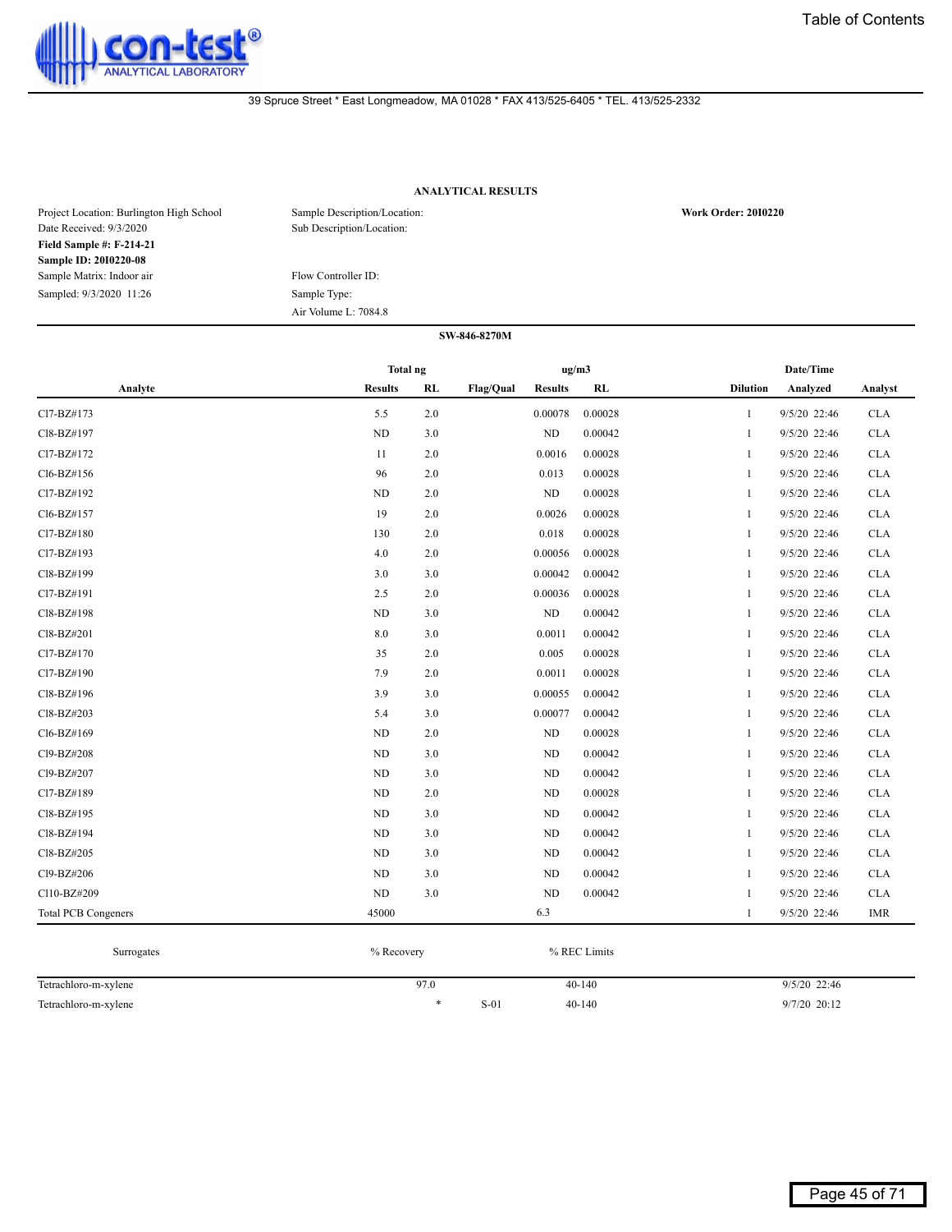39 Spruce Street * East Longmeadow, MA 01028 * FAX 413/525-6405 * TEL. 413/525-2332

## ANALYTICAL RESULTS

Project Location: Burlington High School
Date Received: 9/3/2020
**Field Sample #: F-214-21**
**Sample ID: 20I0220-08**
Sample Matrix: Indoor air
Sampled: 9/3/2020 11:26

Sample Description/Location:
Sub Description/Location:

Flow Controller ID:
Sample Type:
Air Volume L: 7084.8

**Work Order: 20I0220**

### SW-846-8270M

| Analyte | Total ng Results | Total ng RL | Flag/Qual | ug/m3 Results | ug/m3 RL | Dilution | Date/Time Analyzed | Analyst |
|---|---|---|---|---|---|---|---|---|
| Cl7-BZ#173 | 5.5 | 2.0 | | 0.00078 | 0.00028 | 1 | 9/5/20 22:46 | CLA |
| Cl8-BZ#197 | ND | 3.0 | | ND | 0.00042 | 1 | 9/5/20 22:46 | CLA |
| Cl7-BZ#172 | 11 | 2.0 | | 0.0016 | 0.00028 | 1 | 9/5/20 22:46 | CLA |
| Cl6-BZ#156 | 96 | 2.0 | | 0.013 | 0.00028 | 1 | 9/5/20 22:46 | CLA |
| Cl7-BZ#192 | ND | 2.0 | | ND | 0.00028 | 1 | 9/5/20 22:46 | CLA |
| Cl6-BZ#157 | 19 | 2.0 | | 0.0026 | 0.00028 | 1 | 9/5/20 22:46 | CLA |
| Cl7-BZ#180 | 130 | 2.0 | | 0.018 | 0.00028 | 1 | 9/5/20 22:46 | CLA |
| Cl7-BZ#193 | 4.0 | 2.0 | | 0.00056 | 0.00028 | 1 | 9/5/20 22:46 | CLA |
| Cl8-BZ#199 | 3.0 | 3.0 | | 0.00042 | 0.00042 | 1 | 9/5/20 22:46 | CLA |
| Cl7-BZ#191 | 2.5 | 2.0 | | 0.00036 | 0.00028 | 1 | 9/5/20 22:46 | CLA |
| Cl8-BZ#198 | ND | 3.0 | | ND | 0.00042 | 1 | 9/5/20 22:46 | CLA |
| Cl8-BZ#201 | 8.0 | 3.0 | | 0.0011 | 0.00042 | 1 | 9/5/20 22:46 | CLA |
| Cl7-BZ#170 | 35 | 2.0 | | 0.005 | 0.00028 | 1 | 9/5/20 22:46 | CLA |
| Cl7-BZ#190 | 7.9 | 2.0 | | 0.0011 | 0.00028 | 1 | 9/5/20 22:46 | CLA |
| Cl8-BZ#196 | 3.9 | 3.0 | | 0.00055 | 0.00042 | 1 | 9/5/20 22:46 | CLA |
| Cl8-BZ#203 | 5.4 | 3.0 | | 0.00077 | 0.00042 | 1 | 9/5/20 22:46 | CLA |
| Cl6-BZ#169 | ND | 2.0 | | ND | 0.00028 | 1 | 9/5/20 22:46 | CLA |
| Cl9-BZ#208 | ND | 3.0 | | ND | 0.00042 | 1 | 9/5/20 22:46 | CLA |
| Cl9-BZ#207 | ND | 3.0 | | ND | 0.00042 | 1 | 9/5/20 22:46 | CLA |
| Cl7-BZ#189 | ND | 2.0 | | ND | 0.00028 | 1 | 9/5/20 22:46 | CLA |
| Cl8-BZ#195 | ND | 3.0 | | ND | 0.00042 | 1 | 9/5/20 22:46 | CLA |
| Cl8-BZ#194 | ND | 3.0 | | ND | 0.00042 | 1 | 9/5/20 22:46 | CLA |
| Cl8-BZ#205 | ND | 3.0 | | ND | 0.00042 | 1 | 9/5/20 22:46 | CLA |
| Cl9-BZ#206 | ND | 3.0 | | ND | 0.00042 | 1 | 9/5/20 22:46 | CLA |
| Cl10-BZ#209 | ND | 3.0 | | ND | 0.00042 | 1 | 9/5/20 22:46 | CLA |
| Total PCB Congeners | 45000 | | | 6.3 | | 1 | 9/5/20 22:46 | IMR |

| Surrogates | % Recovery | | % REC Limits | |
|---|---|---|---|---|
| Tetrachloro-m-xylene | 97.0 | | 40-140 | 9/5/20 22:46 |
| Tetrachloro-m-xylene | * | S-01 | 40-140 | 9/7/20 20:12 |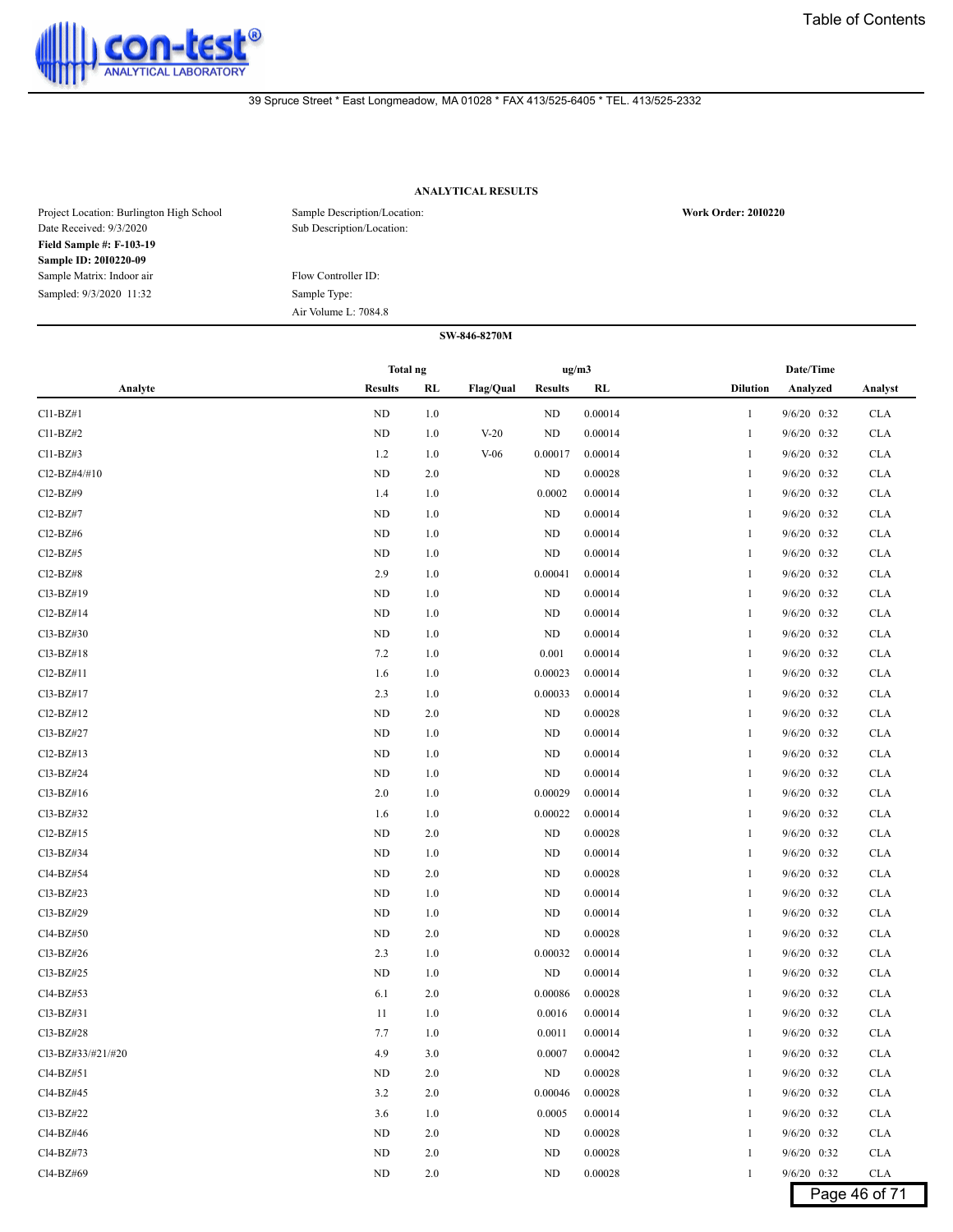39 Spruce Street * East Longmeadow, MA 01028 * FAX 413/525-6405 * TEL. 413/525-2332

### ANALYTICAL RESULTS

Project Location: Burlington High School
Date Received: 9/3/2020
**Field Sample #: F-103-19**
**Sample ID: 20I0220-09**
Sample Matrix: Indoor air
Sampled: 9/3/2020 11:32

Sample Description/Location:
Sub Description/Location:

Flow Controller ID:
Sample Type:
Air Volume L: 7084.8

**Work Order: 20I0220**

**SW-846-8270M**

| Analyte | Total ng Results | Total ng RL | Flag/Qual | ug/m3 Results | ug/m3 RL | Dilution | Date/Time Analyzed | Analyst |
|---|---|---|---|---|---|---|---|---|
| Cl1-BZ#1 | ND | 1.0 | | ND | 0.00014 | 1 | 9/6/20 0:32 | CLA |
| Cl1-BZ#2 | ND | 1.0 | V-20 | ND | 0.00014 | 1 | 9/6/20 0:32 | CLA |
| Cl1-BZ#3 | 1.2 | 1.0 | V-06 | 0.00017 | 0.00014 | 1 | 9/6/20 0:32 | CLA |
| Cl2-BZ#4/#10 | ND | 2.0 | | ND | 0.00028 | 1 | 9/6/20 0:32 | CLA |
| Cl2-BZ#9 | 1.4 | 1.0 | | 0.0002 | 0.00014 | 1 | 9/6/20 0:32 | CLA |
| Cl2-BZ#7 | ND | 1.0 | | ND | 0.00014 | 1 | 9/6/20 0:32 | CLA |
| Cl2-BZ#6 | ND | 1.0 | | ND | 0.00014 | 1 | 9/6/20 0:32 | CLA |
| Cl2-BZ#5 | ND | 1.0 | | ND | 0.00014 | 1 | 9/6/20 0:32 | CLA |
| Cl2-BZ#8 | 2.9 | 1.0 | | 0.00041 | 0.00014 | 1 | 9/6/20 0:32 | CLA |
| Cl3-BZ#19 | ND | 1.0 | | ND | 0.00014 | 1 | 9/6/20 0:32 | CLA |
| Cl2-BZ#14 | ND | 1.0 | | ND | 0.00014 | 1 | 9/6/20 0:32 | CLA |
| Cl3-BZ#30 | ND | 1.0 | | ND | 0.00014 | 1 | 9/6/20 0:32 | CLA |
| Cl3-BZ#18 | 7.2 | 1.0 | | 0.001 | 0.00014 | 1 | 9/6/20 0:32 | CLA |
| Cl2-BZ#11 | 1.6 | 1.0 | | 0.00023 | 0.00014 | 1 | 9/6/20 0:32 | CLA |
| Cl3-BZ#17 | 2.3 | 1.0 | | 0.00033 | 0.00014 | 1 | 9/6/20 0:32 | CLA |
| Cl2-BZ#12 | ND | 2.0 | | ND | 0.00028 | 1 | 9/6/20 0:32 | CLA |
| Cl3-BZ#27 | ND | 1.0 | | ND | 0.00014 | 1 | 9/6/20 0:32 | CLA |
| Cl2-BZ#13 | ND | 1.0 | | ND | 0.00014 | 1 | 9/6/20 0:32 | CLA |
| Cl3-BZ#24 | ND | 1.0 | | ND | 0.00014 | 1 | 9/6/20 0:32 | CLA |
| Cl3-BZ#16 | 2.0 | 1.0 | | 0.00029 | 0.00014 | 1 | 9/6/20 0:32 | CLA |
| Cl3-BZ#32 | 1.6 | 1.0 | | 0.00022 | 0.00014 | 1 | 9/6/20 0:32 | CLA |
| Cl2-BZ#15 | ND | 2.0 | | ND | 0.00028 | 1 | 9/6/20 0:32 | CLA |
| Cl3-BZ#34 | ND | 1.0 | | ND | 0.00014 | 1 | 9/6/20 0:32 | CLA |
| Cl4-BZ#54 | ND | 2.0 | | ND | 0.00028 | 1 | 9/6/20 0:32 | CLA |
| Cl3-BZ#23 | ND | 1.0 | | ND | 0.00014 | 1 | 9/6/20 0:32 | CLA |
| Cl3-BZ#29 | ND | 1.0 | | ND | 0.00014 | 1 | 9/6/20 0:32 | CLA |
| Cl4-BZ#50 | ND | 2.0 | | ND | 0.00028 | 1 | 9/6/20 0:32 | CLA |
| Cl3-BZ#26 | 2.3 | 1.0 | | 0.00032 | 0.00014 | 1 | 9/6/20 0:32 | CLA |
| Cl3-BZ#25 | ND | 1.0 | | ND | 0.00014 | 1 | 9/6/20 0:32 | CLA |
| Cl4-BZ#53 | 6.1 | 2.0 | | 0.00086 | 0.00028 | 1 | 9/6/20 0:32 | CLA |
| Cl3-BZ#31 | 11 | 1.0 | | 0.0016 | 0.00014 | 1 | 9/6/20 0:32 | CLA |
| Cl3-BZ#28 | 7.7 | 1.0 | | 0.0011 | 0.00014 | 1 | 9/6/20 0:32 | CLA |
| Cl3-BZ#33/#21/#20 | 4.9 | 3.0 | | 0.0007 | 0.00042 | 1 | 9/6/20 0:32 | CLA |
| Cl4-BZ#51 | ND | 2.0 | | ND | 0.00028 | 1 | 9/6/20 0:32 | CLA |
| Cl4-BZ#45 | 3.2 | 2.0 | | 0.00046 | 0.00028 | 1 | 9/6/20 0:32 | CLA |
| Cl3-BZ#22 | 3.6 | 1.0 | | 0.0005 | 0.00014 | 1 | 9/6/20 0:32 | CLA |
| Cl4-BZ#46 | ND | 2.0 | | ND | 0.00028 | 1 | 9/6/20 0:32 | CLA |
| Cl4-BZ#73 | ND | 2.0 | | ND | 0.00028 | 1 | 9/6/20 0:32 | CLA |
| Cl4-BZ#69 | ND | 2.0 | | ND | 0.00028 | 1 | 9/6/20 0:32 | CLA |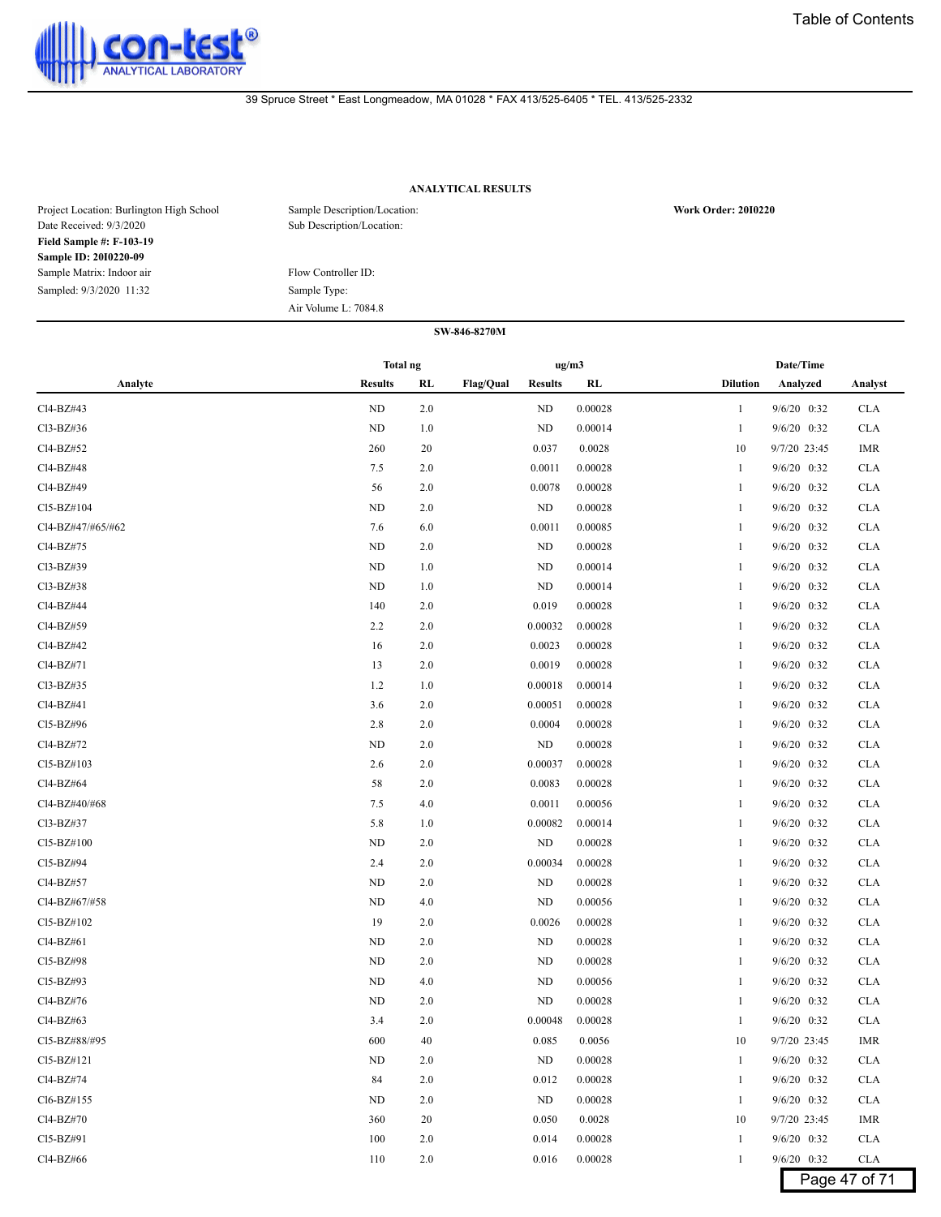Table of Contents

con-test® ANALYTICAL LABORATORY

39 Spruce Street * East Longmeadow, MA 01028 * FAX 413/525-6405 * TEL. 413/525-2332

**ANALYTICAL RESULTS**

Project Location: Burlington High School
Date Received: 9/3/2020
**Field Sample #: F-103-19**
**Sample ID: 20I0220-09**
Sample Matrix: Indoor air
Sampled: 9/3/2020 11:32

Sample Description/Location:
Sub Description/Location:

Flow Controller ID:
Sample Type:
Air Volume L: 7084.8

**Work Order: 20I0220**

**SW-846-8270M**

| Analyte | Total ng Results | Total ng RL | Flag/Qual | ug/m3 Results | ug/m3 RL | Dilution | Date/Time Analyzed | Analyst |
|---|---|---|---|---|---|---|---|---|
| Cl4-BZ#43 | ND | 2.0 | | ND | 0.00028 | 1 | 9/6/20 0:32 | CLA |
| Cl3-BZ#36 | ND | 1.0 | | ND | 0.00014 | 1 | 9/6/20 0:32 | CLA |
| Cl4-BZ#52 | 260 | 20 | | 0.037 | 0.0028 | 10 | 9/7/20 23:45 | IMR |
| Cl4-BZ#48 | 7.5 | 2.0 | | 0.0011 | 0.00028 | 1 | 9/6/20 0:32 | CLA |
| Cl4-BZ#49 | 56 | 2.0 | | 0.0078 | 0.00028 | 1 | 9/6/20 0:32 | CLA |
| Cl5-BZ#104 | ND | 2.0 | | ND | 0.00028 | 1 | 9/6/20 0:32 | CLA |
| Cl4-BZ#47/#65/#62 | 7.6 | 6.0 | | 0.0011 | 0.00085 | 1 | 9/6/20 0:32 | CLA |
| Cl4-BZ#75 | ND | 2.0 | | ND | 0.00028 | 1 | 9/6/20 0:32 | CLA |
| Cl3-BZ#39 | ND | 1.0 | | ND | 0.00014 | 1 | 9/6/20 0:32 | CLA |
| Cl3-BZ#38 | ND | 1.0 | | ND | 0.00014 | 1 | 9/6/20 0:32 | CLA |
| Cl4-BZ#44 | 140 | 2.0 | | 0.019 | 0.00028 | 1 | 9/6/20 0:32 | CLA |
| Cl4-BZ#59 | 2.2 | 2.0 | | 0.00032 | 0.00028 | 1 | 9/6/20 0:32 | CLA |
| Cl4-BZ#42 | 16 | 2.0 | | 0.0023 | 0.00028 | 1 | 9/6/20 0:32 | CLA |
| Cl4-BZ#71 | 13 | 2.0 | | 0.0019 | 0.00028 | 1 | 9/6/20 0:32 | CLA |
| Cl3-BZ#35 | 1.2 | 1.0 | | 0.00018 | 0.00014 | 1 | 9/6/20 0:32 | CLA |
| Cl4-BZ#41 | 3.6 | 2.0 | | 0.00051 | 0.00028 | 1 | 9/6/20 0:32 | CLA |
| Cl5-BZ#96 | 2.8 | 2.0 | | 0.0004 | 0.00028 | 1 | 9/6/20 0:32 | CLA |
| Cl4-BZ#72 | ND | 2.0 | | ND | 0.00028 | 1 | 9/6/20 0:32 | CLA |
| Cl5-BZ#103 | 2.6 | 2.0 | | 0.00037 | 0.00028 | 1 | 9/6/20 0:32 | CLA |
| Cl4-BZ#64 | 58 | 2.0 | | 0.0083 | 0.00028 | 1 | 9/6/20 0:32 | CLA |
| Cl4-BZ#40/#68 | 7.5 | 4.0 | | 0.0011 | 0.00056 | 1 | 9/6/20 0:32 | CLA |
| Cl3-BZ#37 | 5.8 | 1.0 | | 0.00082 | 0.00014 | 1 | 9/6/20 0:32 | CLA |
| Cl5-BZ#100 | ND | 2.0 | | ND | 0.00028 | 1 | 9/6/20 0:32 | CLA |
| Cl5-BZ#94 | 2.4 | 2.0 | | 0.00034 | 0.00028 | 1 | 9/6/20 0:32 | CLA |
| Cl4-BZ#57 | ND | 2.0 | | ND | 0.00028 | 1 | 9/6/20 0:32 | CLA |
| Cl4-BZ#67/#58 | ND | 4.0 | | ND | 0.00056 | 1 | 9/6/20 0:32 | CLA |
| Cl5-BZ#102 | 19 | 2.0 | | 0.0026 | 0.00028 | 1 | 9/6/20 0:32 | CLA |
| Cl4-BZ#61 | ND | 2.0 | | ND | 0.00028 | 1 | 9/6/20 0:32 | CLA |
| Cl5-BZ#98 | ND | 2.0 | | ND | 0.00028 | 1 | 9/6/20 0:32 | CLA |
| Cl5-BZ#93 | ND | 4.0 | | ND | 0.00056 | 1 | 9/6/20 0:32 | CLA |
| Cl4-BZ#76 | ND | 2.0 | | ND | 0.00028 | 1 | 9/6/20 0:32 | CLA |
| Cl4-BZ#63 | 3.4 | 2.0 | | 0.00048 | 0.00028 | 1 | 9/6/20 0:32 | CLA |
| Cl5-BZ#88/#95 | 600 | 40 | | 0.085 | 0.0056 | 10 | 9/7/20 23:45 | IMR |
| Cl5-BZ#121 | ND | 2.0 | | ND | 0.00028 | 1 | 9/6/20 0:32 | CLA |
| Cl4-BZ#74 | 84 | 2.0 | | 0.012 | 0.00028 | 1 | 9/6/20 0:32 | CLA |
| Cl6-BZ#155 | ND | 2.0 | | ND | 0.00028 | 1 | 9/6/20 0:32 | CLA |
| Cl4-BZ#70 | 360 | 20 | | 0.050 | 0.0028 | 10 | 9/7/20 23:45 | IMR |
| Cl5-BZ#91 | 100 | 2.0 | | 0.014 | 0.00028 | 1 | 9/6/20 0:32 | CLA |
| Cl4-BZ#66 | 110 | 2.0 | | 0.016 | 0.00028 | 1 | 9/6/20 0:32 | CLA |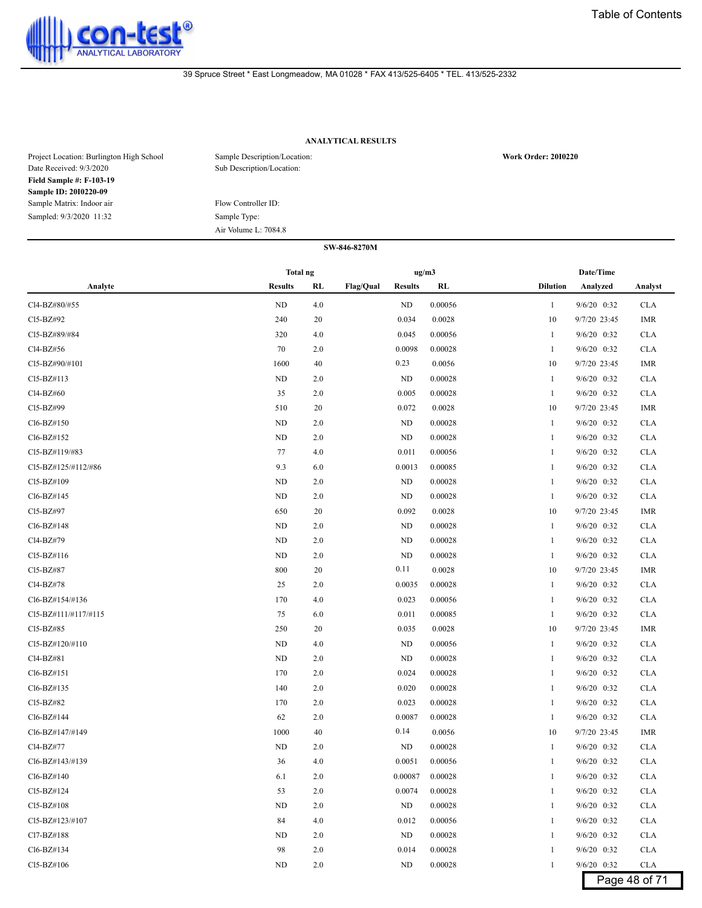**ANALYTICAL RESULTS**

| | | |
|---|---|---|
| Project Location: Burlington High School | Sample Description/Location: | **Work Order: 20I0220** |
| Date Received: 9/3/2020 | Sub Description/Location: | |
| **Field Sample #: F-103-19** | | |
| **Sample ID: 20I0220-09** | | |
| Sample Matrix: Indoor air | Flow Controller ID: | |
| Sampled: 9/3/2020 11:32 | Sample Type: | |
| | Air Volume L: 7084.8 | |

**SW-846-8270M**

| Analyte | Total ng Results | Total ng RL | Flag/Qual | ug/m3 Results | ug/m3 RL | Dilution | Date/Time Analyzed | Analyst |
|---|---|---|---|---|---|---|---|---|
| Cl4-BZ#80/#55 | ND | 4.0 | | ND | 0.00056 | 1 | 9/6/20 0:32 | CLA |
| Cl5-BZ#92 | 240 | 20 | | 0.034 | 0.0028 | 10 | 9/7/20 23:45 | IMR |
| Cl5-BZ#89/#84 | 320 | 4.0 | | 0.045 | 0.00056 | 1 | 9/6/20 0:32 | CLA |
| Cl4-BZ#56 | 70 | 2.0 | | 0.0098 | 0.00028 | 1 | 9/6/20 0:32 | CLA |
| Cl5-BZ#90/#101 | 1600 | 40 | | 0.23 | 0.0056 | 10 | 9/7/20 23:45 | IMR |
| Cl5-BZ#113 | ND | 2.0 | | ND | 0.00028 | 1 | 9/6/20 0:32 | CLA |
| Cl4-BZ#60 | 35 | 2.0 | | 0.005 | 0.00028 | 1 | 9/6/20 0:32 | CLA |
| Cl5-BZ#99 | 510 | 20 | | 0.072 | 0.0028 | 10 | 9/7/20 23:45 | IMR |
| Cl6-BZ#150 | ND | 2.0 | | ND | 0.00028 | 1 | 9/6/20 0:32 | CLA |
| Cl6-BZ#152 | ND | 2.0 | | ND | 0.00028 | 1 | 9/6/20 0:32 | CLA |
| Cl5-BZ#119/#83 | 77 | 4.0 | | 0.011 | 0.00056 | 1 | 9/6/20 0:32 | CLA |
| Cl5-BZ#125/#112/#86 | 9.3 | 6.0 | | 0.0013 | 0.00085 | 1 | 9/6/20 0:32 | CLA |
| Cl5-BZ#109 | ND | 2.0 | | ND | 0.00028 | 1 | 9/6/20 0:32 | CLA |
| Cl6-BZ#145 | ND | 2.0 | | ND | 0.00028 | 1 | 9/6/20 0:32 | CLA |
| Cl5-BZ#97 | 650 | 20 | | 0.092 | 0.0028 | 10 | 9/7/20 23:45 | IMR |
| Cl6-BZ#148 | ND | 2.0 | | ND | 0.00028 | 1 | 9/6/20 0:32 | CLA |
| Cl4-BZ#79 | ND | 2.0 | | ND | 0.00028 | 1 | 9/6/20 0:32 | CLA |
| Cl5-BZ#116 | ND | 2.0 | | ND | 0.00028 | 1 | 9/6/20 0:32 | CLA |
| Cl5-BZ#87 | 800 | 20 | | 0.11 | 0.0028 | 10 | 9/7/20 23:45 | IMR |
| Cl4-BZ#78 | 25 | 2.0 | | 0.0035 | 0.00028 | 1 | 9/6/20 0:32 | CLA |
| Cl6-BZ#154/#136 | 170 | 4.0 | | 0.023 | 0.00056 | 1 | 9/6/20 0:32 | CLA |
| Cl5-BZ#111/#117/#115 | 75 | 6.0 | | 0.011 | 0.00085 | 1 | 9/6/20 0:32 | CLA |
| Cl5-BZ#85 | 250 | 20 | | 0.035 | 0.0028 | 10 | 9/7/20 23:45 | IMR |
| Cl5-BZ#120/#110 | ND | 4.0 | | ND | 0.00056 | 1 | 9/6/20 0:32 | CLA |
| Cl4-BZ#81 | ND | 2.0 | | ND | 0.00028 | 1 | 9/6/20 0:32 | CLA |
| Cl6-BZ#151 | 170 | 2.0 | | 0.024 | 0.00028 | 1 | 9/6/20 0:32 | CLA |
| Cl6-BZ#135 | 140 | 2.0 | | 0.020 | 0.00028 | 1 | 9/6/20 0:32 | CLA |
| Cl5-BZ#82 | 170 | 2.0 | | 0.023 | 0.00028 | 1 | 9/6/20 0:32 | CLA |
| Cl6-BZ#144 | 62 | 2.0 | | 0.0087 | 0.00028 | 1 | 9/6/20 0:32 | CLA |
| Cl6-BZ#147/#149 | 1000 | 40 | | 0.14 | 0.0056 | 10 | 9/7/20 23:45 | IMR |
| Cl4-BZ#77 | ND | 2.0 | | ND | 0.00028 | 1 | 9/6/20 0:32 | CLA |
| Cl6-BZ#143/#139 | 36 | 4.0 | | 0.0051 | 0.00056 | 1 | 9/6/20 0:32 | CLA |
| Cl6-BZ#140 | 6.1 | 2.0 | | 0.00087 | 0.00028 | 1 | 9/6/20 0:32 | CLA |
| Cl5-BZ#124 | 53 | 2.0 | | 0.0074 | 0.00028 | 1 | 9/6/20 0:32 | CLA |
| Cl5-BZ#108 | ND | 2.0 | | ND | 0.00028 | 1 | 9/6/20 0:32 | CLA |
| Cl5-BZ#123/#107 | 84 | 4.0 | | 0.012 | 0.00056 | 1 | 9/6/20 0:32 | CLA |
| Cl7-BZ#188 | ND | 2.0 | | ND | 0.00028 | 1 | 9/6/20 0:32 | CLA |
| Cl6-BZ#134 | 98 | 2.0 | | 0.014 | 0.00028 | 1 | 9/6/20 0:32 | CLA |
| Cl5-BZ#106 | ND | 2.0 | | ND | 0.00028 | 1 | 9/6/20 0:32 | CLA |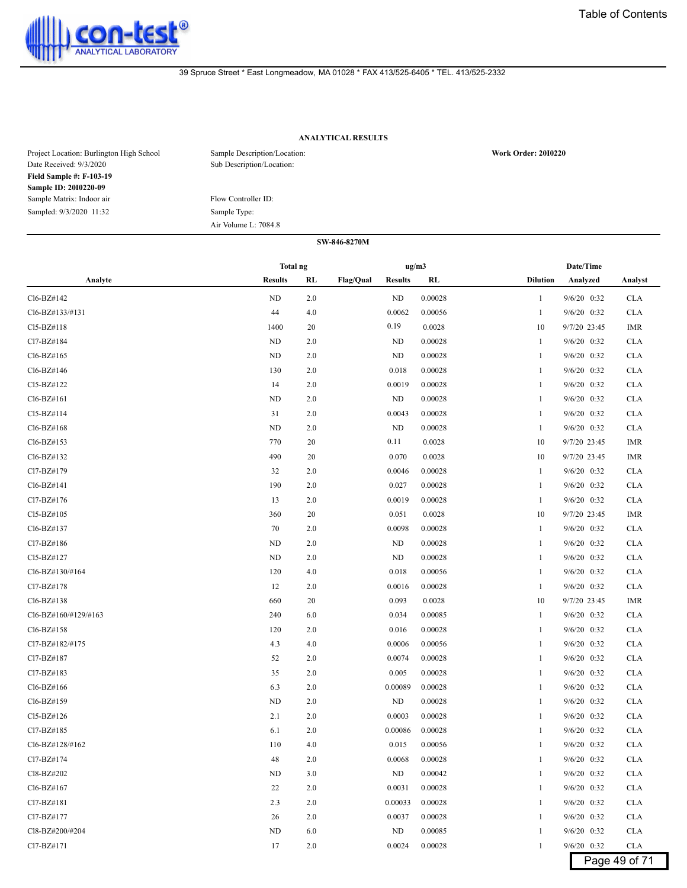con-test® ANALYTICAL LABORATORY

Table of Contents

39 Spruce Street * East Longmeadow, MA 01028 * FAX 413/525-6405 * TEL. 413/525-2332

**ANALYTICAL RESULTS**

Project Location: Burlington High School
Date Received: 9/3/2020
**Field Sample #: F-103-19**
**Sample ID: 20I0220-09**
Sample Matrix: Indoor air
Sampled: 9/3/2020 11:32

Sample Description/Location:
Sub Description/Location:

Flow Controller ID:
Sample Type:
Air Volume L: 7084.8

**Work Order: 20I0220**

**SW-846-8270M**

| Analyte | Total ng Results | Total ng RL | Flag/Qual | ug/m3 Results | ug/m3 RL | Dilution | Date/Time Analyzed | Analyst |
|---|---|---|---|---|---|---|---|---|
| Cl6-BZ#142 | ND | 2.0 | | ND | 0.00028 | 1 | 9/6/20 0:32 | CLA |
| Cl6-BZ#133/#131 | 44 | 4.0 | | 0.0062 | 0.00056 | 1 | 9/6/20 0:32 | CLA |
| Cl5-BZ#118 | 1400 | 20 | | 0.19 | 0.0028 | 10 | 9/7/20 23:45 | IMR |
| Cl7-BZ#184 | ND | 2.0 | | ND | 0.00028 | 1 | 9/6/20 0:32 | CLA |
| Cl6-BZ#165 | ND | 2.0 | | ND | 0.00028 | 1 | 9/6/20 0:32 | CLA |
| Cl6-BZ#146 | 130 | 2.0 | | 0.018 | 0.00028 | 1 | 9/6/20 0:32 | CLA |
| Cl5-BZ#122 | 14 | 2.0 | | 0.0019 | 0.00028 | 1 | 9/6/20 0:32 | CLA |
| Cl6-BZ#161 | ND | 2.0 | | ND | 0.00028 | 1 | 9/6/20 0:32 | CLA |
| Cl5-BZ#114 | 31 | 2.0 | | 0.0043 | 0.00028 | 1 | 9/6/20 0:32 | CLA |
| Cl6-BZ#168 | ND | 2.0 | | ND | 0.00028 | 1 | 9/6/20 0:32 | CLA |
| Cl6-BZ#153 | 770 | 20 | | 0.11 | 0.0028 | 10 | 9/7/20 23:45 | IMR |
| Cl6-BZ#132 | 490 | 20 | | 0.070 | 0.0028 | 10 | 9/7/20 23:45 | IMR |
| Cl7-BZ#179 | 32 | 2.0 | | 0.0046 | 0.00028 | 1 | 9/6/20 0:32 | CLA |
| Cl6-BZ#141 | 190 | 2.0 | | 0.027 | 0.00028 | 1 | 9/6/20 0:32 | CLA |
| Cl7-BZ#176 | 13 | 2.0 | | 0.0019 | 0.00028 | 1 | 9/6/20 0:32 | CLA |
| Cl5-BZ#105 | 360 | 20 | | 0.051 | 0.0028 | 10 | 9/7/20 23:45 | IMR |
| Cl6-BZ#137 | 70 | 2.0 | | 0.0098 | 0.00028 | 1 | 9/6/20 0:32 | CLA |
| Cl7-BZ#186 | ND | 2.0 | | ND | 0.00028 | 1 | 9/6/20 0:32 | CLA |
| Cl5-BZ#127 | ND | 2.0 | | ND | 0.00028 | 1 | 9/6/20 0:32 | CLA |
| Cl6-BZ#130/#164 | 120 | 4.0 | | 0.018 | 0.00056 | 1 | 9/6/20 0:32 | CLA |
| Cl7-BZ#178 | 12 | 2.0 | | 0.0016 | 0.00028 | 1 | 9/6/20 0:32 | CLA |
| Cl6-BZ#138 | 660 | 20 | | 0.093 | 0.0028 | 10 | 9/7/20 23:45 | IMR |
| Cl6-BZ#160/#129/#163 | 240 | 6.0 | | 0.034 | 0.00085 | 1 | 9/6/20 0:32 | CLA |
| Cl6-BZ#158 | 120 | 2.0 | | 0.016 | 0.00028 | 1 | 9/6/20 0:32 | CLA |
| Cl7-BZ#182/#175 | 4.3 | 4.0 | | 0.0006 | 0.00056 | 1 | 9/6/20 0:32 | CLA |
| Cl7-BZ#187 | 52 | 2.0 | | 0.0074 | 0.00028 | 1 | 9/6/20 0:32 | CLA |
| Cl7-BZ#183 | 35 | 2.0 | | 0.005 | 0.00028 | 1 | 9/6/20 0:32 | CLA |
| Cl6-BZ#166 | 6.3 | 2.0 | | 0.00089 | 0.00028 | 1 | 9/6/20 0:32 | CLA |
| Cl6-BZ#159 | ND | 2.0 | | ND | 0.00028 | 1 | 9/6/20 0:32 | CLA |
| Cl5-BZ#126 | 2.1 | 2.0 | | 0.0003 | 0.00028 | 1 | 9/6/20 0:32 | CLA |
| Cl7-BZ#185 | 6.1 | 2.0 | | 0.00086 | 0.00028 | 1 | 9/6/20 0:32 | CLA |
| Cl6-BZ#128/#162 | 110 | 4.0 | | 0.015 | 0.00056 | 1 | 9/6/20 0:32 | CLA |
| Cl7-BZ#174 | 48 | 2.0 | | 0.0068 | 0.00028 | 1 | 9/6/20 0:32 | CLA |
| Cl8-BZ#202 | ND | 3.0 | | ND | 0.00042 | 1 | 9/6/20 0:32 | CLA |
| Cl6-BZ#167 | 22 | 2.0 | | 0.0031 | 0.00028 | 1 | 9/6/20 0:32 | CLA |
| Cl7-BZ#181 | 2.3 | 2.0 | | 0.00033 | 0.00028 | 1 | 9/6/20 0:32 | CLA |
| Cl7-BZ#177 | 26 | 2.0 | | 0.0037 | 0.00028 | 1 | 9/6/20 0:32 | CLA |
| Cl8-BZ#200/#204 | ND | 6.0 | | ND | 0.00085 | 1 | 9/6/20 0:32 | CLA |
| Cl7-BZ#171 | 17 | 2.0 | | 0.0024 | 0.00028 | 1 | 9/6/20 0:32 | CLA |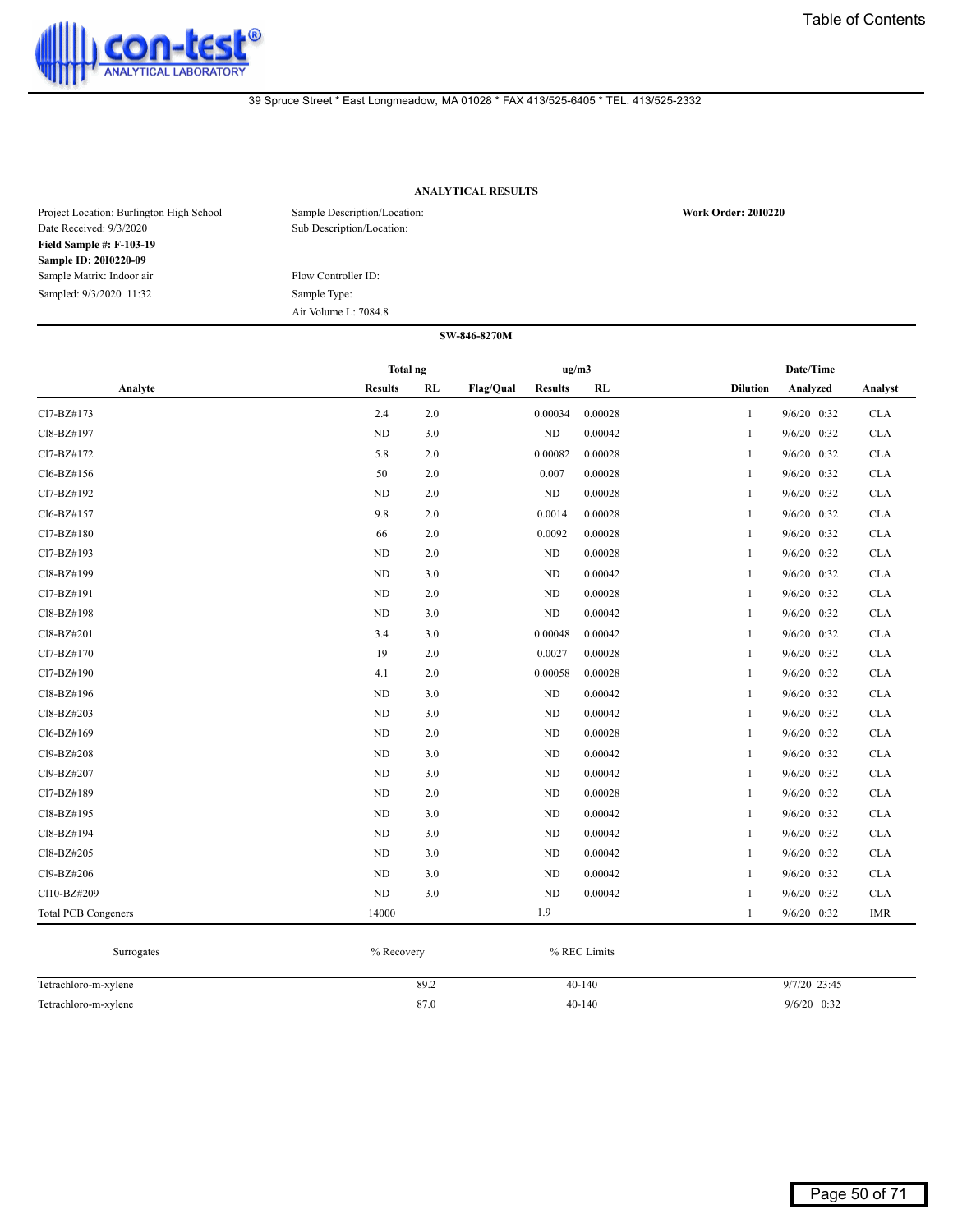## ANALYTICAL RESULTS

Project Location: Burlington High School
Date Received: 9/3/2020
**Field Sample #: F-103-19**
**Sample ID: 20I0220-09**
Sample Matrix: Indoor air
Sampled: 9/3/2020 11:32

Sample Description/Location:
Sub Description/Location:

Flow Controller ID:
Sample Type:
Air Volume L: 7084.8

**Work Order: 20I0220**

### SW-846-8270M

| Analyte | Total ng Results | Total ng RL | Flag/Qual | ug/m3 Results | ug/m3 RL | Dilution | Date/Time Analyzed | Analyst |
|---|---|---|---|---|---|---|---|---|
| Cl7-BZ#173 | 2.4 | 2.0 | | 0.00034 | 0.00028 | 1 | 9/6/20 0:32 | CLA |
| Cl8-BZ#197 | ND | 3.0 | | ND | 0.00042 | 1 | 9/6/20 0:32 | CLA |
| Cl7-BZ#172 | 5.8 | 2.0 | | 0.00082 | 0.00028 | 1 | 9/6/20 0:32 | CLA |
| Cl6-BZ#156 | 50 | 2.0 | | 0.007 | 0.00028 | 1 | 9/6/20 0:32 | CLA |
| Cl7-BZ#192 | ND | 2.0 | | ND | 0.00028 | 1 | 9/6/20 0:32 | CLA |
| Cl6-BZ#157 | 9.8 | 2.0 | | 0.0014 | 0.00028 | 1 | 9/6/20 0:32 | CLA |
| Cl7-BZ#180 | 66 | 2.0 | | 0.0092 | 0.00028 | 1 | 9/6/20 0:32 | CLA |
| Cl7-BZ#193 | ND | 2.0 | | ND | 0.00028 | 1 | 9/6/20 0:32 | CLA |
| Cl8-BZ#199 | ND | 3.0 | | ND | 0.00042 | 1 | 9/6/20 0:32 | CLA |
| Cl7-BZ#191 | ND | 2.0 | | ND | 0.00028 | 1 | 9/6/20 0:32 | CLA |
| Cl8-BZ#198 | ND | 3.0 | | ND | 0.00042 | 1 | 9/6/20 0:32 | CLA |
| Cl8-BZ#201 | 3.4 | 3.0 | | 0.00048 | 0.00042 | 1 | 9/6/20 0:32 | CLA |
| Cl7-BZ#170 | 19 | 2.0 | | 0.0027 | 0.00028 | 1 | 9/6/20 0:32 | CLA |
| Cl7-BZ#190 | 4.1 | 2.0 | | 0.00058 | 0.00028 | 1 | 9/6/20 0:32 | CLA |
| Cl8-BZ#196 | ND | 3.0 | | ND | 0.00042 | 1 | 9/6/20 0:32 | CLA |
| Cl8-BZ#203 | ND | 3.0 | | ND | 0.00042 | 1 | 9/6/20 0:32 | CLA |
| Cl6-BZ#169 | ND | 2.0 | | ND | 0.00028 | 1 | 9/6/20 0:32 | CLA |
| Cl9-BZ#208 | ND | 3.0 | | ND | 0.00042 | 1 | 9/6/20 0:32 | CLA |
| Cl9-BZ#207 | ND | 3.0 | | ND | 0.00042 | 1 | 9/6/20 0:32 | CLA |
| Cl7-BZ#189 | ND | 2.0 | | ND | 0.00028 | 1 | 9/6/20 0:32 | CLA |
| Cl8-BZ#195 | ND | 3.0 | | ND | 0.00042 | 1 | 9/6/20 0:32 | CLA |
| Cl8-BZ#194 | ND | 3.0 | | ND | 0.00042 | 1 | 9/6/20 0:32 | CLA |
| Cl8-BZ#205 | ND | 3.0 | | ND | 0.00042 | 1 | 9/6/20 0:32 | CLA |
| Cl9-BZ#206 | ND | 3.0 | | ND | 0.00042 | 1 | 9/6/20 0:32 | CLA |
| Cl10-BZ#209 | ND | 3.0 | | ND | 0.00042 | 1 | 9/6/20 0:32 | CLA |
| Total PCB Congeners | 14000 | | | 1.9 | | 1 | 9/6/20 0:32 | IMR |

| Surrogates | % Recovery | % REC Limits | |
|---|---|---|---|
| Tetrachloro-m-xylene | 89.2 | 40-140 | 9/7/20 23:45 |
| Tetrachloro-m-xylene | 87.0 | 40-140 | 9/6/20 0:32 |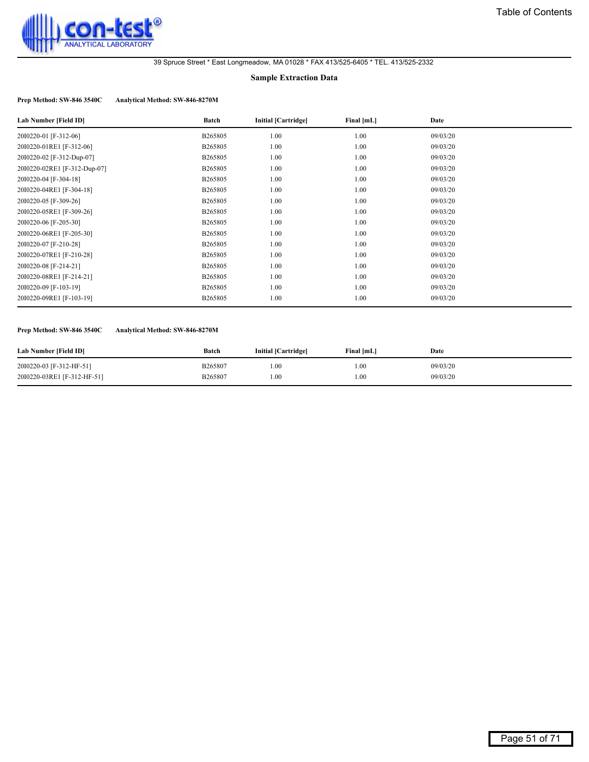39 Spruce Street * East Longmeadow, MA 01028 * FAX 413/525-6405 * TEL. 413/525-2332

## Sample Extraction Data

**Prep Method: SW-846 3540C Analytical Method: SW-846-8270M**

| Lab Number [Field ID] | Batch | Initial [Cartridge] | Final [mL] | Date |
|---|---|---|---|---|
| 20I0220-01 [F-312-06] | B265805 | 1.00 | 1.00 | 09/03/20 |
| 20I0220-01RE1 [F-312-06] | B265805 | 1.00 | 1.00 | 09/03/20 |
| 20I0220-02 [F-312-Dup-07] | B265805 | 1.00 | 1.00 | 09/03/20 |
| 20I0220-02RE1 [F-312-Dup-07] | B265805 | 1.00 | 1.00 | 09/03/20 |
| 20I0220-04 [F-304-18] | B265805 | 1.00 | 1.00 | 09/03/20 |
| 20I0220-04RE1 [F-304-18] | B265805 | 1.00 | 1.00 | 09/03/20 |
| 20I0220-05 [F-309-26] | B265805 | 1.00 | 1.00 | 09/03/20 |
| 20I0220-05RE1 [F-309-26] | B265805 | 1.00 | 1.00 | 09/03/20 |
| 20I0220-06 [F-205-30] | B265805 | 1.00 | 1.00 | 09/03/20 |
| 20I0220-06RE1 [F-205-30] | B265805 | 1.00 | 1.00 | 09/03/20 |
| 20I0220-07 [F-210-28] | B265805 | 1.00 | 1.00 | 09/03/20 |
| 20I0220-07RE1 [F-210-28] | B265805 | 1.00 | 1.00 | 09/03/20 |
| 20I0220-08 [F-214-21] | B265805 | 1.00 | 1.00 | 09/03/20 |
| 20I0220-08RE1 [F-214-21] | B265805 | 1.00 | 1.00 | 09/03/20 |
| 20I0220-09 [F-103-19] | B265805 | 1.00 | 1.00 | 09/03/20 |
| 20I0220-09RE1 [F-103-19] | B265805 | 1.00 | 1.00 | 09/03/20 |

**Prep Method: SW-846 3540C Analytical Method: SW-846-8270M**

| Lab Number [Field ID] | Batch | Initial [Cartridge] | Final [mL] | Date |
|---|---|---|---|---|
| 20I0220-03 [F-312-HF-51] | B265807 | 1.00 | 1.00 | 09/03/20 |
| 20I0220-03RE1 [F-312-HF-51] | B265807 | 1.00 | 1.00 | 09/03/20 |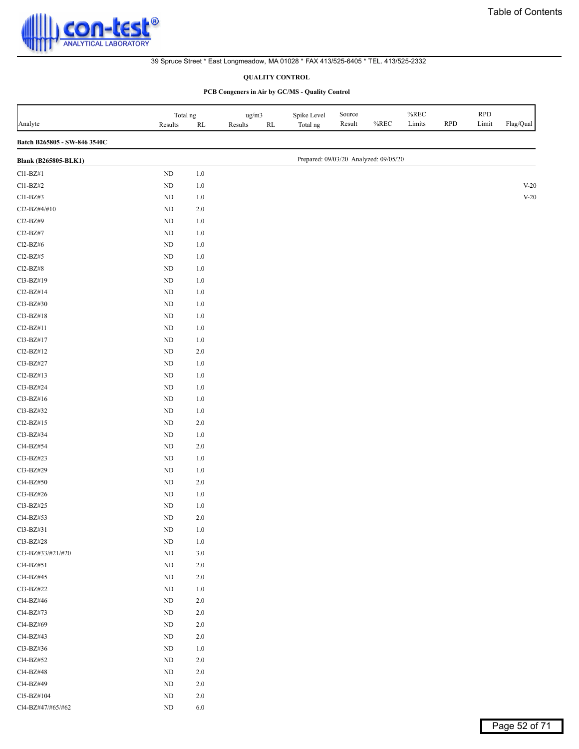39 Spruce Street * East Longmeadow, MA 01028 * FAX 413/525-6405 * TEL. 413/525-2332

**QUALITY CONTROL**

**PCB Congeners in Air by GC/MS - Quality Control**

| Analyte | Total ng Results | Total ng RL | ug/m3 Results | ug/m3 RL | Spike Level Total ng | Source Result | %REC | %REC Limits | RPD | RPD Limit | Flag/Qual |
|---|---|---|---|---|---|---|---|---|---|---|---|
| **Batch B265805 - SW-846 3540C** | | | | | | | | | | | |
| **Blank (B265805-BLK1)** | | | | | Prepared: 09/03/20 Analyzed: 09/05/20 | | | | | | |
| Cl1-BZ#1 | ND | 1.0 | | | | | | | | | |
| Cl1-BZ#2 | ND | 1.0 | | | | | | | | | V-20 |
| Cl1-BZ#3 | ND | 1.0 | | | | | | | | | V-20 |
| Cl2-BZ#4/#10 | ND | 2.0 | | | | | | | | | |
| Cl2-BZ#9 | ND | 1.0 | | | | | | | | | |
| Cl2-BZ#7 | ND | 1.0 | | | | | | | | | |
| Cl2-BZ#6 | ND | 1.0 | | | | | | | | | |
| Cl2-BZ#5 | ND | 1.0 | | | | | | | | | |
| Cl2-BZ#8 | ND | 1.0 | | | | | | | | | |
| Cl3-BZ#19 | ND | 1.0 | | | | | | | | | |
| Cl2-BZ#14 | ND | 1.0 | | | | | | | | | |
| Cl3-BZ#30 | ND | 1.0 | | | | | | | | | |
| Cl3-BZ#18 | ND | 1.0 | | | | | | | | | |
| Cl2-BZ#11 | ND | 1.0 | | | | | | | | | |
| Cl3-BZ#17 | ND | 1.0 | | | | | | | | | |
| Cl2-BZ#12 | ND | 2.0 | | | | | | | | | |
| Cl3-BZ#27 | ND | 1.0 | | | | | | | | | |
| Cl2-BZ#13 | ND | 1.0 | | | | | | | | | |
| Cl3-BZ#24 | ND | 1.0 | | | | | | | | | |
| Cl3-BZ#16 | ND | 1.0 | | | | | | | | | |
| Cl3-BZ#32 | ND | 1.0 | | | | | | | | | |
| Cl2-BZ#15 | ND | 2.0 | | | | | | | | | |
| Cl3-BZ#34 | ND | 1.0 | | | | | | | | | |
| Cl4-BZ#54 | ND | 2.0 | | | | | | | | | |
| Cl3-BZ#23 | ND | 1.0 | | | | | | | | | |
| Cl3-BZ#29 | ND | 1.0 | | | | | | | | | |
| Cl4-BZ#50 | ND | 2.0 | | | | | | | | | |
| Cl3-BZ#26 | ND | 1.0 | | | | | | | | | |
| Cl3-BZ#25 | ND | 1.0 | | | | | | | | | |
| Cl4-BZ#53 | ND | 2.0 | | | | | | | | | |
| Cl3-BZ#31 | ND | 1.0 | | | | | | | | | |
| Cl3-BZ#28 | ND | 1.0 | | | | | | | | | |
| Cl3-BZ#33/#21/#20 | ND | 3.0 | | | | | | | | | |
| Cl4-BZ#51 | ND | 2.0 | | | | | | | | | |
| Cl4-BZ#45 | ND | 2.0 | | | | | | | | | |
| Cl3-BZ#22 | ND | 1.0 | | | | | | | | | |
| Cl4-BZ#46 | ND | 2.0 | | | | | | | | | |
| Cl4-BZ#73 | ND | 2.0 | | | | | | | | | |
| Cl4-BZ#69 | ND | 2.0 | | | | | | | | | |
| Cl4-BZ#43 | ND | 2.0 | | | | | | | | | |
| Cl3-BZ#36 | ND | 1.0 | | | | | | | | | |
| Cl4-BZ#52 | ND | 2.0 | | | | | | | | | |
| Cl4-BZ#48 | ND | 2.0 | | | | | | | | | |
| Cl4-BZ#49 | ND | 2.0 | | | | | | | | | |
| Cl5-BZ#104 | ND | 2.0 | | | | | | | | | |
| Cl4-BZ#47/#65/#62 | ND | 6.0 | | | | | | | | | |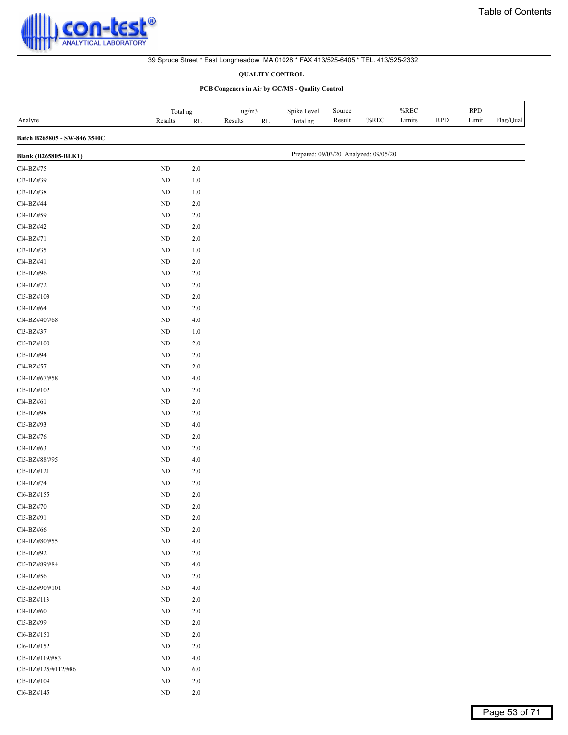con-test® ANALYTICAL LABORATORY

Table of Contents

39 Spruce Street * East Longmeadow, MA 01028 * FAX 413/525-6405 * TEL. 413/525-2332

**QUALITY CONTROL**

**PCB Congeners in Air by GC/MS - Quality Control**

| Analyte | Total ng Results | RL | ug/m3 Results | RL | Spike Level Total ng | Source Result | %REC | %REC Limits | RPD | RPD Limit | Flag/Qual |
|---|---|---|---|---|---|---|---|---|---|---|---|
| **Batch B265805 - SW-846 3540C** | | | | | | | | | | | |
| **Blank (B265805-BLK1)** | | | | | Prepared: 09/03/20 Analyzed: 09/05/20 | | | | | | |
| Cl4-BZ#75 | ND | 2.0 | | | | | | | | | |
| Cl3-BZ#39 | ND | 1.0 | | | | | | | | | |
| Cl3-BZ#38 | ND | 1.0 | | | | | | | | | |
| Cl4-BZ#44 | ND | 2.0 | | | | | | | | | |
| Cl4-BZ#59 | ND | 2.0 | | | | | | | | | |
| Cl4-BZ#42 | ND | 2.0 | | | | | | | | | |
| Cl4-BZ#71 | ND | 2.0 | | | | | | | | | |
| Cl3-BZ#35 | ND | 1.0 | | | | | | | | | |
| Cl4-BZ#41 | ND | 2.0 | | | | | | | | | |
| Cl5-BZ#96 | ND | 2.0 | | | | | | | | | |
| Cl4-BZ#72 | ND | 2.0 | | | | | | | | | |
| Cl5-BZ#103 | ND | 2.0 | | | | | | | | | |
| Cl4-BZ#64 | ND | 2.0 | | | | | | | | | |
| Cl4-BZ#40/#68 | ND | 4.0 | | | | | | | | | |
| Cl3-BZ#37 | ND | 1.0 | | | | | | | | | |
| Cl5-BZ#100 | ND | 2.0 | | | | | | | | | |
| Cl5-BZ#94 | ND | 2.0 | | | | | | | | | |
| Cl4-BZ#57 | ND | 2.0 | | | | | | | | | |
| Cl4-BZ#67/#58 | ND | 4.0 | | | | | | | | | |
| Cl5-BZ#102 | ND | 2.0 | | | | | | | | | |
| Cl4-BZ#61 | ND | 2.0 | | | | | | | | | |
| Cl5-BZ#98 | ND | 2.0 | | | | | | | | | |
| Cl5-BZ#93 | ND | 4.0 | | | | | | | | | |
| Cl4-BZ#76 | ND | 2.0 | | | | | | | | | |
| Cl4-BZ#63 | ND | 2.0 | | | | | | | | | |
| Cl5-BZ#88/#95 | ND | 4.0 | | | | | | | | | |
| Cl5-BZ#121 | ND | 2.0 | | | | | | | | | |
| Cl4-BZ#74 | ND | 2.0 | | | | | | | | | |
| Cl6-BZ#155 | ND | 2.0 | | | | | | | | | |
| Cl4-BZ#70 | ND | 2.0 | | | | | | | | | |
| Cl5-BZ#91 | ND | 2.0 | | | | | | | | | |
| Cl4-BZ#66 | ND | 2.0 | | | | | | | | | |
| Cl4-BZ#80/#55 | ND | 4.0 | | | | | | | | | |
| Cl5-BZ#92 | ND | 2.0 | | | | | | | | | |
| Cl5-BZ#89/#84 | ND | 4.0 | | | | | | | | | |
| Cl4-BZ#56 | ND | 2.0 | | | | | | | | | |
| Cl5-BZ#90/#101 | ND | 4.0 | | | | | | | | | |
| Cl5-BZ#113 | ND | 2.0 | | | | | | | | | |
| Cl4-BZ#60 | ND | 2.0 | | | | | | | | | |
| Cl5-BZ#99 | ND | 2.0 | | | | | | | | | |
| Cl6-BZ#150 | ND | 2.0 | | | | | | | | | |
| Cl6-BZ#152 | ND | 2.0 | | | | | | | | | |
| Cl5-BZ#119/#83 | ND | 4.0 | | | | | | | | | |
| Cl5-BZ#125/#112/#86 | ND | 6.0 | | | | | | | | | |
| Cl5-BZ#109 | ND | 2.0 | | | | | | | | | |
| Cl6-BZ#145 | ND | 2.0 | | | | | | | | | |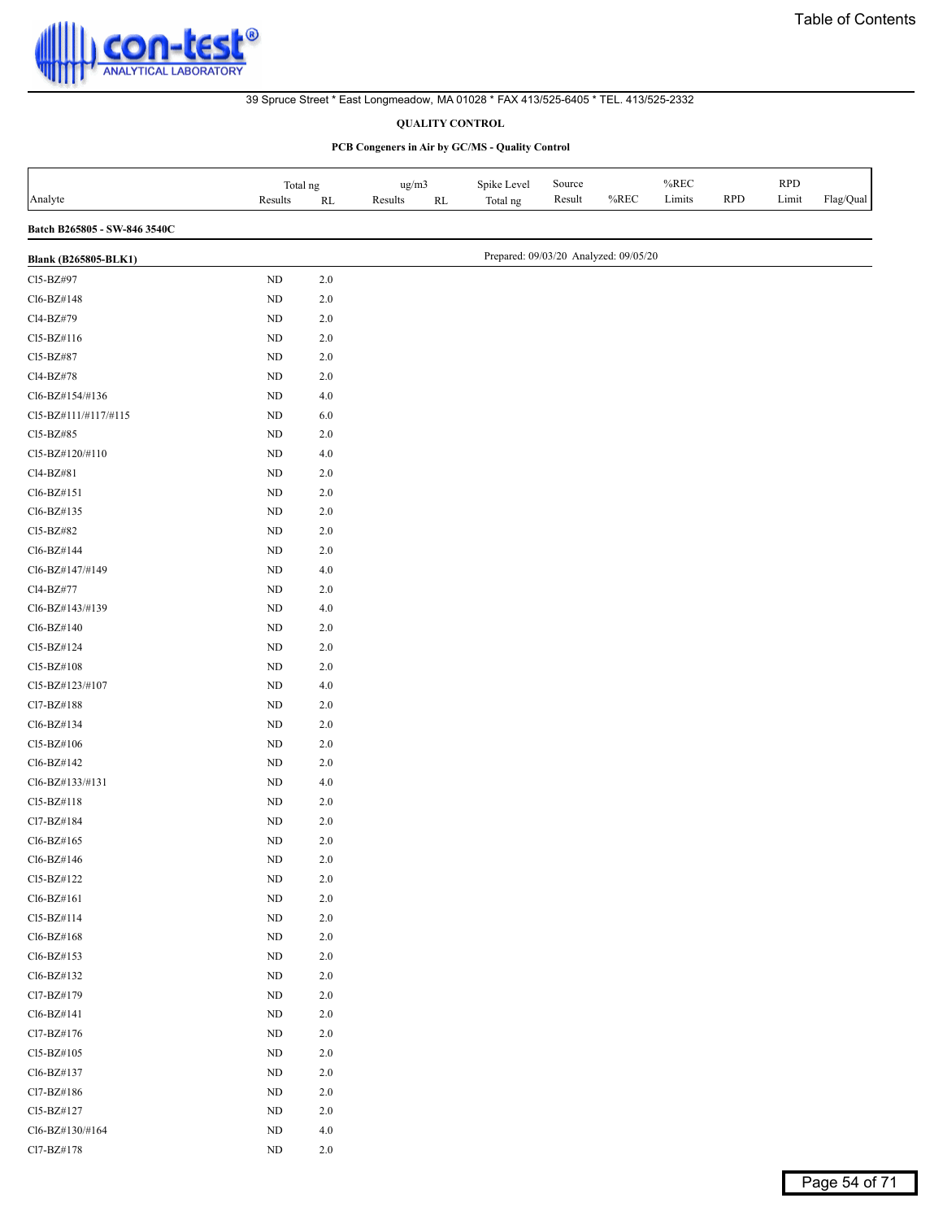39 Spruce Street * East Longmeadow, MA 01028 * FAX 413/525-6405 * TEL. 413/525-2332

**QUALITY CONTROL**

**PCB Congeners in Air by GC/MS - Quality Control**

| Analyte | Total ng Results | Total ng RL | ug/m3 Results | ug/m3 RL | Spike Level Total ng | Source Result | %REC | %REC Limits | RPD | RPD Limit | Flag/Qual |
|---|---|---|---|---|---|---|---|---|---|---|---|
| **Batch B265805 - SW-846 3540C** | | | | | | | | | | | |
| **Blank (B265805-BLK1)** | | | | | Prepared: 09/03/20 Analyzed: 09/05/20 | | | | | | |
| Cl5-BZ#97 | ND | 2.0 | | | | | | | | | |
| Cl6-BZ#148 | ND | 2.0 | | | | | | | | | |
| Cl4-BZ#79 | ND | 2.0 | | | | | | | | | |
| Cl5-BZ#116 | ND | 2.0 | | | | | | | | | |
| Cl5-BZ#87 | ND | 2.0 | | | | | | | | | |
| Cl4-BZ#78 | ND | 2.0 | | | | | | | | | |
| Cl6-BZ#154/#136 | ND | 4.0 | | | | | | | | | |
| Cl5-BZ#111/#117/#115 | ND | 6.0 | | | | | | | | | |
| Cl5-BZ#85 | ND | 2.0 | | | | | | | | | |
| Cl5-BZ#120/#110 | ND | 4.0 | | | | | | | | | |
| Cl4-BZ#81 | ND | 2.0 | | | | | | | | | |
| Cl6-BZ#151 | ND | 2.0 | | | | | | | | | |
| Cl6-BZ#135 | ND | 2.0 | | | | | | | | | |
| Cl5-BZ#82 | ND | 2.0 | | | | | | | | | |
| Cl6-BZ#144 | ND | 2.0 | | | | | | | | | |
| Cl6-BZ#147/#149 | ND | 4.0 | | | | | | | | | |
| Cl4-BZ#77 | ND | 2.0 | | | | | | | | | |
| Cl6-BZ#143/#139 | ND | 4.0 | | | | | | | | | |
| Cl6-BZ#140 | ND | 2.0 | | | | | | | | | |
| Cl5-BZ#124 | ND | 2.0 | | | | | | | | | |
| Cl5-BZ#108 | ND | 2.0 | | | | | | | | | |
| Cl5-BZ#123/#107 | ND | 4.0 | | | | | | | | | |
| Cl7-BZ#188 | ND | 2.0 | | | | | | | | | |
| Cl6-BZ#134 | ND | 2.0 | | | | | | | | | |
| Cl5-BZ#106 | ND | 2.0 | | | | | | | | | |
| Cl6-BZ#142 | ND | 2.0 | | | | | | | | | |
| Cl6-BZ#133/#131 | ND | 4.0 | | | | | | | | | |
| Cl5-BZ#118 | ND | 2.0 | | | | | | | | | |
| Cl7-BZ#184 | ND | 2.0 | | | | | | | | | |
| Cl6-BZ#165 | ND | 2.0 | | | | | | | | | |
| Cl6-BZ#146 | ND | 2.0 | | | | | | | | | |
| Cl5-BZ#122 | ND | 2.0 | | | | | | | | | |
| Cl6-BZ#161 | ND | 2.0 | | | | | | | | | |
| Cl5-BZ#114 | ND | 2.0 | | | | | | | | | |
| Cl6-BZ#168 | ND | 2.0 | | | | | | | | | |
| Cl6-BZ#153 | ND | 2.0 | | | | | | | | | |
| Cl6-BZ#132 | ND | 2.0 | | | | | | | | | |
| Cl7-BZ#179 | ND | 2.0 | | | | | | | | | |
| Cl6-BZ#141 | ND | 2.0 | | | | | | | | | |
| Cl7-BZ#176 | ND | 2.0 | | | | | | | | | |
| Cl5-BZ#105 | ND | 2.0 | | | | | | | | | |
| Cl6-BZ#137 | ND | 2.0 | | | | | | | | | |
| Cl7-BZ#186 | ND | 2.0 | | | | | | | | | |
| Cl5-BZ#127 | ND | 2.0 | | | | | | | | | |
| Cl6-BZ#130/#164 | ND | 4.0 | | | | | | | | | |
| Cl7-BZ#178 | ND | 2.0 | | | | | | | | | |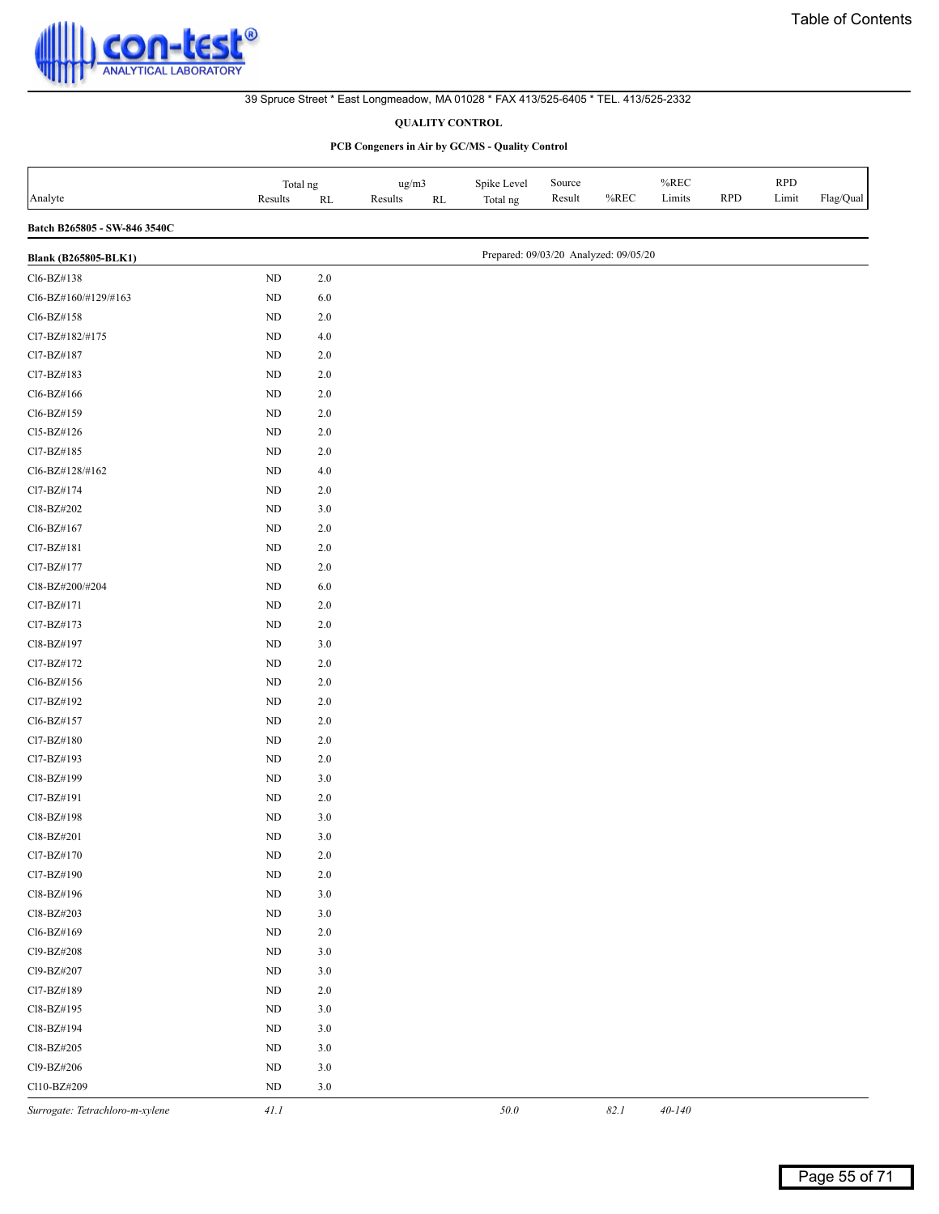Table of Contents

con-test® ANALYTICAL LABORATORY

39 Spruce Street * East Longmeadow, MA 01028 * FAX 413/525-6405 * TEL. 413/525-2332

**QUALITY CONTROL**

**PCB Congeners in Air by GC/MS - Quality Control**

| Analyte | Total ng Results | Total ng RL | ug/m3 Results | ug/m3 RL | Spike Level Total ng | Source Result | %REC | %REC Limits | RPD | RPD Limit | Flag/Qual |
|---|---|---|---|---|---|---|---|---|---|---|---|
| **Batch B265805 - SW-846 3540C** | | | | | | | | | | | |
| **Blank (B265805-BLK1)** | | | | | Prepared: 09/03/20 Analyzed: 09/05/20 | | | | | | |
| Cl6-BZ#138 | ND | 2.0 | | | | | | | | | |
| Cl6-BZ#160/#129/#163 | ND | 6.0 | | | | | | | | | |
| Cl6-BZ#158 | ND | 2.0 | | | | | | | | | |
| Cl7-BZ#182/#175 | ND | 4.0 | | | | | | | | | |
| Cl7-BZ#187 | ND | 2.0 | | | | | | | | | |
| Cl7-BZ#183 | ND | 2.0 | | | | | | | | | |
| Cl6-BZ#166 | ND | 2.0 | | | | | | | | | |
| Cl6-BZ#159 | ND | 2.0 | | | | | | | | | |
| Cl5-BZ#126 | ND | 2.0 | | | | | | | | | |
| Cl7-BZ#185 | ND | 2.0 | | | | | | | | | |
| Cl6-BZ#128/#162 | ND | 4.0 | | | | | | | | | |
| Cl7-BZ#174 | ND | 2.0 | | | | | | | | | |
| Cl8-BZ#202 | ND | 3.0 | | | | | | | | | |
| Cl6-BZ#167 | ND | 2.0 | | | | | | | | | |
| Cl7-BZ#181 | ND | 2.0 | | | | | | | | | |
| Cl7-BZ#177 | ND | 2.0 | | | | | | | | | |
| Cl8-BZ#200/#204 | ND | 6.0 | | | | | | | | | |
| Cl7-BZ#171 | ND | 2.0 | | | | | | | | | |
| Cl7-BZ#173 | ND | 2.0 | | | | | | | | | |
| Cl8-BZ#197 | ND | 3.0 | | | | | | | | | |
| Cl7-BZ#172 | ND | 2.0 | | | | | | | | | |
| Cl6-BZ#156 | ND | 2.0 | | | | | | | | | |
| Cl7-BZ#192 | ND | 2.0 | | | | | | | | | |
| Cl6-BZ#157 | ND | 2.0 | | | | | | | | | |
| Cl7-BZ#180 | ND | 2.0 | | | | | | | | | |
| Cl7-BZ#193 | ND | 2.0 | | | | | | | | | |
| Cl8-BZ#199 | ND | 3.0 | | | | | | | | | |
| Cl7-BZ#191 | ND | 2.0 | | | | | | | | | |
| Cl8-BZ#198 | ND | 3.0 | | | | | | | | | |
| Cl8-BZ#201 | ND | 3.0 | | | | | | | | | |
| Cl7-BZ#170 | ND | 2.0 | | | | | | | | | |
| Cl7-BZ#190 | ND | 2.0 | | | | | | | | | |
| Cl8-BZ#196 | ND | 3.0 | | | | | | | | | |
| Cl8-BZ#203 | ND | 3.0 | | | | | | | | | |
| Cl6-BZ#169 | ND | 2.0 | | | | | | | | | |
| Cl9-BZ#208 | ND | 3.0 | | | | | | | | | |
| Cl9-BZ#207 | ND | 3.0 | | | | | | | | | |
| Cl7-BZ#189 | ND | 2.0 | | | | | | | | | |
| Cl8-BZ#195 | ND | 3.0 | | | | | | | | | |
| Cl8-BZ#194 | ND | 3.0 | | | | | | | | | |
| Cl8-BZ#205 | ND | 3.0 | | | | | | | | | |
| Cl9-BZ#206 | ND | 3.0 | | | | | | | | | |
| Cl10-BZ#209 | ND | 3.0 | | | | | | | | | |
| *Surrogate: Tetrachloro-m-xylene* | *41.1* | | | | *50.0* | | *82.1* | *40-140* | | | |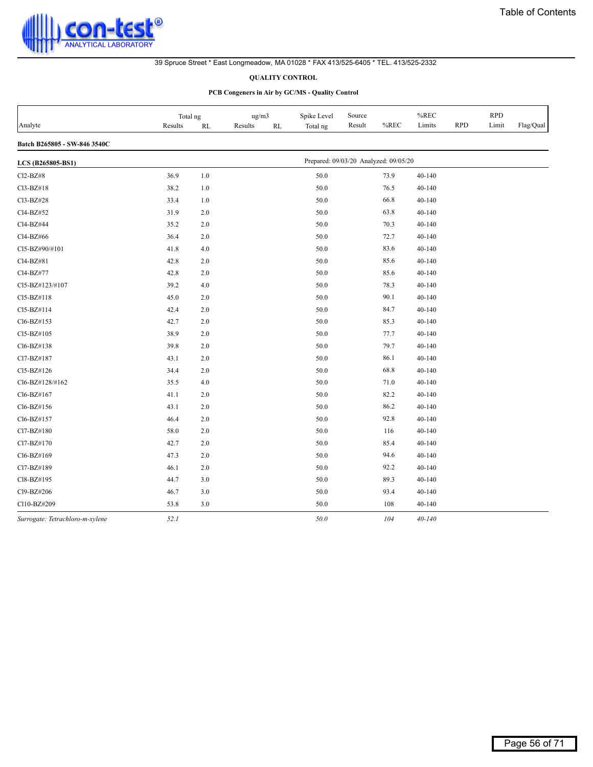con-test® ANALYTICAL LABORATORY

39 Spruce Street * East Longmeadow, MA 01028 * FAX 413/525-6405 * TEL. 413/525-2332

**QUALITY CONTROL**

**PCB Congeners in Air by GC/MS - Quality Control**

| Analyte | Total ng Results | Total ng RL | ug/m3 Results | ug/m3 RL | Spike Level Total ng | Source Result | %REC | %REC Limits | RPD | RPD Limit | Flag/Qual |
|---|---|---|---|---|---|---|---|---|---|---|---|
| **Batch B265805 - SW-846 3540C** | | | | | | | | | | | |
| **LCS (B265805-BS1)** | | | | | Prepared: 09/03/20 Analyzed: 09/05/20 | | | | | | |
| Cl2-BZ#8 | 36.9 | 1.0 | | | 50.0 | | 73.9 | 40-140 | | | |
| Cl3-BZ#18 | 38.2 | 1.0 | | | 50.0 | | 76.5 | 40-140 | | | |
| Cl3-BZ#28 | 33.4 | 1.0 | | | 50.0 | | 66.8 | 40-140 | | | |
| Cl4-BZ#52 | 31.9 | 2.0 | | | 50.0 | | 63.8 | 40-140 | | | |
| Cl4-BZ#44 | 35.2 | 2.0 | | | 50.0 | | 70.3 | 40-140 | | | |
| Cl4-BZ#66 | 36.4 | 2.0 | | | 50.0 | | 72.7 | 40-140 | | | |
| Cl5-BZ#90/#101 | 41.8 | 4.0 | | | 50.0 | | 83.6 | 40-140 | | | |
| Cl4-BZ#81 | 42.8 | 2.0 | | | 50.0 | | 85.6 | 40-140 | | | |
| Cl4-BZ#77 | 42.8 | 2.0 | | | 50.0 | | 85.6 | 40-140 | | | |
| Cl5-BZ#123/#107 | 39.2 | 4.0 | | | 50.0 | | 78.3 | 40-140 | | | |
| Cl5-BZ#118 | 45.0 | 2.0 | | | 50.0 | | 90.1 | 40-140 | | | |
| Cl5-BZ#114 | 42.4 | 2.0 | | | 50.0 | | 84.7 | 40-140 | | | |
| Cl6-BZ#153 | 42.7 | 2.0 | | | 50.0 | | 85.3 | 40-140 | | | |
| Cl5-BZ#105 | 38.9 | 2.0 | | | 50.0 | | 77.7 | 40-140 | | | |
| Cl6-BZ#138 | 39.8 | 2.0 | | | 50.0 | | 79.7 | 40-140 | | | |
| Cl7-BZ#187 | 43.1 | 2.0 | | | 50.0 | | 86.1 | 40-140 | | | |
| Cl5-BZ#126 | 34.4 | 2.0 | | | 50.0 | | 68.8 | 40-140 | | | |
| Cl6-BZ#128/#162 | 35.5 | 4.0 | | | 50.0 | | 71.0 | 40-140 | | | |
| Cl6-BZ#167 | 41.1 | 2.0 | | | 50.0 | | 82.2 | 40-140 | | | |
| Cl6-BZ#156 | 43.1 | 2.0 | | | 50.0 | | 86.2 | 40-140 | | | |
| Cl6-BZ#157 | 46.4 | 2.0 | | | 50.0 | | 92.8 | 40-140 | | | |
| Cl7-BZ#180 | 58.0 | 2.0 | | | 50.0 | | 116 | 40-140 | | | |
| Cl7-BZ#170 | 42.7 | 2.0 | | | 50.0 | | 85.4 | 40-140 | | | |
| Cl6-BZ#169 | 47.3 | 2.0 | | | 50.0 | | 94.6 | 40-140 | | | |
| Cl7-BZ#189 | 46.1 | 2.0 | | | 50.0 | | 92.2 | 40-140 | | | |
| Cl8-BZ#195 | 44.7 | 3.0 | | | 50.0 | | 89.3 | 40-140 | | | |
| Cl9-BZ#206 | 46.7 | 3.0 | | | 50.0 | | 93.4 | 40-140 | | | |
| Cl10-BZ#209 | 53.8 | 3.0 | | | 50.0 | | 108 | 40-140 | | | |
| *Surrogate: Tetrachloro-m-xylene* | *52.1* | | | | *50.0* | | *104* | *40-140* | | | |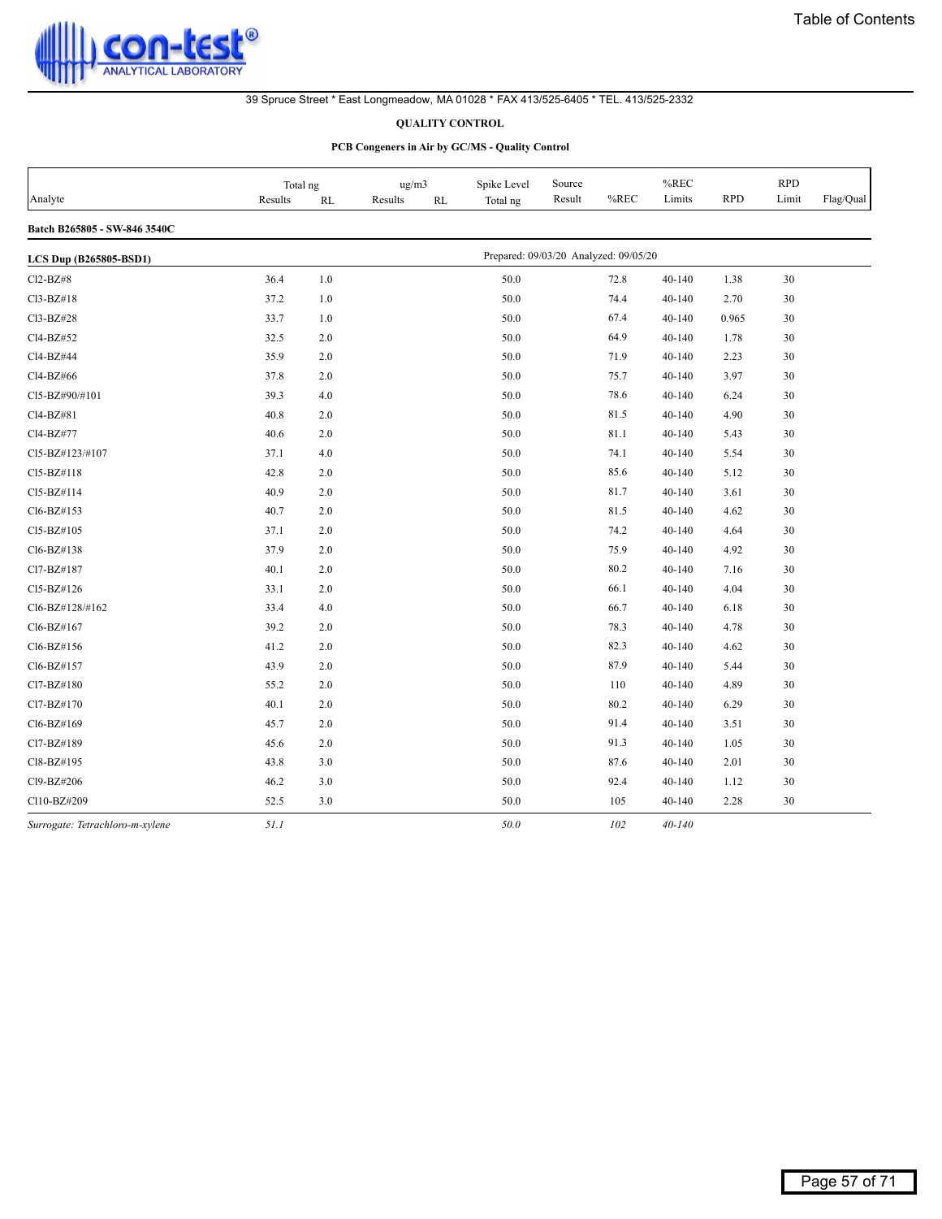39 Spruce Street * East Longmeadow, MA 01028 * FAX 413/525-6405 * TEL. 413/525-2332

## QUALITY CONTROL

### PCB Congeners in Air by GC/MS - Quality Control

| Analyte | Total ng Results | RL | ug/m3 Results | RL | Spike Level Total ng | Source Result | %REC | %REC Limits | RPD | RPD Limit | Flag/Qual |
|---|---|---|---|---|---|---|---|---|---|---|---|
| **Batch B265805 - SW-846 3540C** | | | | | | | | | | | |
| **LCS Dup (B265805-BSD1)** | | | | | Prepared: 09/03/20 Analyzed: 09/05/20 | | | | | | |
| Cl2-BZ#8 | 36.4 | 1.0 | | | 50.0 | | 72.8 | 40-140 | 1.38 | 30 | |
| Cl3-BZ#18 | 37.2 | 1.0 | | | 50.0 | | 74.4 | 40-140 | 2.70 | 30 | |
| Cl3-BZ#28 | 33.7 | 1.0 | | | 50.0 | | 67.4 | 40-140 | 0.965 | 30 | |
| Cl4-BZ#52 | 32.5 | 2.0 | | | 50.0 | | 64.9 | 40-140 | 1.78 | 30 | |
| Cl4-BZ#44 | 35.9 | 2.0 | | | 50.0 | | 71.9 | 40-140 | 2.23 | 30 | |
| Cl4-BZ#66 | 37.8 | 2.0 | | | 50.0 | | 75.7 | 40-140 | 3.97 | 30 | |
| Cl5-BZ#90/#101 | 39.3 | 4.0 | | | 50.0 | | 78.6 | 40-140 | 6.24 | 30 | |
| Cl4-BZ#81 | 40.8 | 2.0 | | | 50.0 | | 81.5 | 40-140 | 4.90 | 30 | |
| Cl4-BZ#77 | 40.6 | 2.0 | | | 50.0 | | 81.1 | 40-140 | 5.43 | 30 | |
| Cl5-BZ#123/#107 | 37.1 | 4.0 | | | 50.0 | | 74.1 | 40-140 | 5.54 | 30 | |
| Cl5-BZ#118 | 42.8 | 2.0 | | | 50.0 | | 85.6 | 40-140 | 5.12 | 30 | |
| Cl5-BZ#114 | 40.9 | 2.0 | | | 50.0 | | 81.7 | 40-140 | 3.61 | 30 | |
| Cl6-BZ#153 | 40.7 | 2.0 | | | 50.0 | | 81.5 | 40-140 | 4.62 | 30 | |
| Cl5-BZ#105 | 37.1 | 2.0 | | | 50.0 | | 74.2 | 40-140 | 4.64 | 30 | |
| Cl6-BZ#138 | 37.9 | 2.0 | | | 50.0 | | 75.9 | 40-140 | 4.92 | 30 | |
| Cl7-BZ#187 | 40.1 | 2.0 | | | 50.0 | | 80.2 | 40-140 | 7.16 | 30 | |
| Cl5-BZ#126 | 33.1 | 2.0 | | | 50.0 | | 66.1 | 40-140 | 4.04 | 30 | |
| Cl6-BZ#128/#162 | 33.4 | 4.0 | | | 50.0 | | 66.7 | 40-140 | 6.18 | 30 | |
| Cl6-BZ#167 | 39.2 | 2.0 | | | 50.0 | | 78.3 | 40-140 | 4.78 | 30 | |
| Cl6-BZ#156 | 41.2 | 2.0 | | | 50.0 | | 82.3 | 40-140 | 4.62 | 30 | |
| Cl6-BZ#157 | 43.9 | 2.0 | | | 50.0 | | 87.9 | 40-140 | 5.44 | 30 | |
| Cl7-BZ#180 | 55.2 | 2.0 | | | 50.0 | | 110 | 40-140 | 4.89 | 30 | |
| Cl7-BZ#170 | 40.1 | 2.0 | | | 50.0 | | 80.2 | 40-140 | 6.29 | 30 | |
| Cl6-BZ#169 | 45.7 | 2.0 | | | 50.0 | | 91.4 | 40-140 | 3.51 | 30 | |
| Cl7-BZ#189 | 45.6 | 2.0 | | | 50.0 | | 91.3 | 40-140 | 1.05 | 30 | |
| Cl8-BZ#195 | 43.8 | 3.0 | | | 50.0 | | 87.6 | 40-140 | 2.01 | 30 | |
| Cl9-BZ#206 | 46.2 | 3.0 | | | 50.0 | | 92.4 | 40-140 | 1.12 | 30 | |
| Cl10-BZ#209 | 52.5 | 3.0 | | | 50.0 | | 105 | 40-140 | 2.28 | 30 | |
| *Surrogate: Tetrachloro-m-xylene* | *51.1* | | | | *50.0* | | *102* | *40-140* | | | |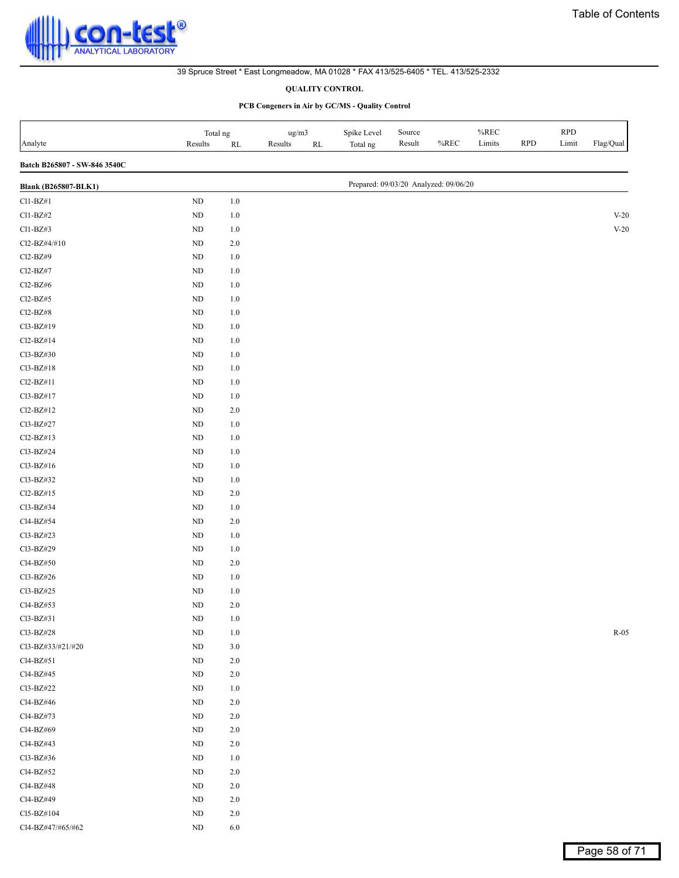39 Spruce Street * East Longmeadow, MA 01028 * FAX 413/525-6405 * TEL. 413/525-2332

**QUALITY CONTROL**

**PCB Congeners in Air by GC/MS - Quality Control**

| Analyte | Total ng Results | Total ng RL | ug/m3 Results | ug/m3 RL | Spike Level Total ng | Source Result | %REC | %REC Limits | RPD | RPD Limit | Flag/Qual |
|---|---|---|---|---|---|---|---|---|---|---|---|
| **Batch B265807 - SW-846 3540C** | | | | | | | | | | | |
| **Blank (B265807-BLK1)** | | | | | Prepared: 09/03/20 Analyzed: 09/06/20 | | | | | | |
| Cl1-BZ#1 | ND | 1.0 | | | | | | | | | |
| Cl1-BZ#2 | ND | 1.0 | | | | | | | | | V-20 |
| Cl1-BZ#3 | ND | 1.0 | | | | | | | | | V-20 |
| Cl2-BZ#4/#10 | ND | 2.0 | | | | | | | | | |
| Cl2-BZ#9 | ND | 1.0 | | | | | | | | | |
| Cl2-BZ#7 | ND | 1.0 | | | | | | | | | |
| Cl2-BZ#6 | ND | 1.0 | | | | | | | | | |
| Cl2-BZ#5 | ND | 1.0 | | | | | | | | | |
| Cl2-BZ#8 | ND | 1.0 | | | | | | | | | |
| Cl3-BZ#19 | ND | 1.0 | | | | | | | | | |
| Cl2-BZ#14 | ND | 1.0 | | | | | | | | | |
| Cl3-BZ#30 | ND | 1.0 | | | | | | | | | |
| Cl3-BZ#18 | ND | 1.0 | | | | | | | | | |
| Cl2-BZ#11 | ND | 1.0 | | | | | | | | | |
| Cl3-BZ#17 | ND | 1.0 | | | | | | | | | |
| Cl2-BZ#12 | ND | 2.0 | | | | | | | | | |
| Cl3-BZ#27 | ND | 1.0 | | | | | | | | | |
| Cl2-BZ#13 | ND | 1.0 | | | | | | | | | |
| Cl3-BZ#24 | ND | 1.0 | | | | | | | | | |
| Cl3-BZ#16 | ND | 1.0 | | | | | | | | | |
| Cl3-BZ#32 | ND | 1.0 | | | | | | | | | |
| Cl2-BZ#15 | ND | 2.0 | | | | | | | | | |
| Cl3-BZ#34 | ND | 1.0 | | | | | | | | | |
| Cl4-BZ#54 | ND | 2.0 | | | | | | | | | |
| Cl3-BZ#23 | ND | 1.0 | | | | | | | | | |
| Cl3-BZ#29 | ND | 1.0 | | | | | | | | | |
| Cl4-BZ#50 | ND | 2.0 | | | | | | | | | |
| Cl3-BZ#26 | ND | 1.0 | | | | | | | | | |
| Cl3-BZ#25 | ND | 1.0 | | | | | | | | | |
| Cl4-BZ#53 | ND | 2.0 | | | | | | | | | |
| Cl3-BZ#31 | ND | 1.0 | | | | | | | | | |
| Cl3-BZ#28 | ND | 1.0 | | | | | | | | | R-05 |
| Cl3-BZ#33/#21/#20 | ND | 3.0 | | | | | | | | | |
| Cl4-BZ#51 | ND | 2.0 | | | | | | | | | |
| Cl4-BZ#45 | ND | 2.0 | | | | | | | | | |
| Cl3-BZ#22 | ND | 1.0 | | | | | | | | | |
| Cl4-BZ#46 | ND | 2.0 | | | | | | | | | |
| Cl4-BZ#73 | ND | 2.0 | | | | | | | | | |
| Cl4-BZ#69 | ND | 2.0 | | | | | | | | | |
| Cl4-BZ#43 | ND | 2.0 | | | | | | | | | |
| Cl3-BZ#36 | ND | 1.0 | | | | | | | | | |
| Cl4-BZ#52 | ND | 2.0 | | | | | | | | | |
| Cl4-BZ#48 | ND | 2.0 | | | | | | | | | |
| Cl4-BZ#49 | ND | 2.0 | | | | | | | | | |
| Cl5-BZ#104 | ND | 2.0 | | | | | | | | | |
| Cl4-BZ#47/#65/#62 | ND | 6.0 | | | | | | | | | |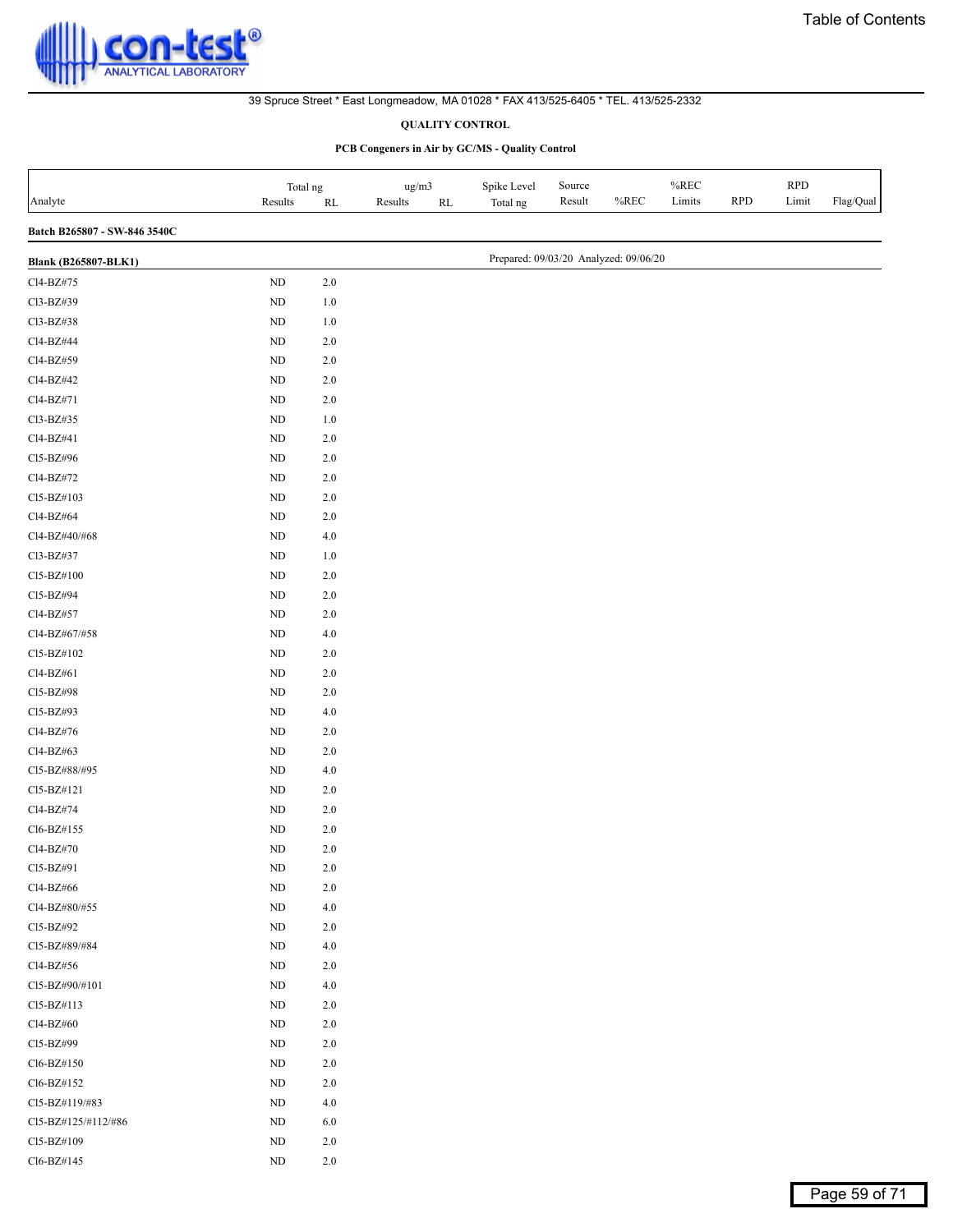39 Spruce Street * East Longmeadow, MA 01028 * FAX 413/525-6405 * TEL. 413/525-2332

**QUALITY CONTROL**

**PCB Congeners in Air by GC/MS - Quality Control**

| Analyte | Total ng Results | RL | ug/m3 Results | RL | Spike Level Total ng | Source Result | %REC | %REC Limits | RPD | RPD Limit | Flag/Qual |
|---|---|---|---|---|---|---|---|---|---|---|---|
| **Batch B265807 - SW-846 3540C** | | | | | | | | | | | |
| **Blank (B265807-BLK1)** | | | | | Prepared: 09/03/20 Analyzed: 09/06/20 | | | | | | |
| Cl4-BZ#75 | ND | 2.0 | | | | | | | | | |
| Cl3-BZ#39 | ND | 1.0 | | | | | | | | | |
| Cl3-BZ#38 | ND | 1.0 | | | | | | | | | |
| Cl4-BZ#44 | ND | 2.0 | | | | | | | | | |
| Cl4-BZ#59 | ND | 2.0 | | | | | | | | | |
| Cl4-BZ#42 | ND | 2.0 | | | | | | | | | |
| Cl4-BZ#71 | ND | 2.0 | | | | | | | | | |
| Cl3-BZ#35 | ND | 1.0 | | | | | | | | | |
| Cl4-BZ#41 | ND | 2.0 | | | | | | | | | |
| Cl5-BZ#96 | ND | 2.0 | | | | | | | | | |
| Cl4-BZ#72 | ND | 2.0 | | | | | | | | | |
| Cl5-BZ#103 | ND | 2.0 | | | | | | | | | |
| Cl4-BZ#64 | ND | 2.0 | | | | | | | | | |
| Cl4-BZ#40/#68 | ND | 4.0 | | | | | | | | | |
| Cl3-BZ#37 | ND | 1.0 | | | | | | | | | |
| Cl5-BZ#100 | ND | 2.0 | | | | | | | | | |
| Cl5-BZ#94 | ND | 2.0 | | | | | | | | | |
| Cl4-BZ#57 | ND | 2.0 | | | | | | | | | |
| Cl4-BZ#67/#58 | ND | 4.0 | | | | | | | | | |
| Cl5-BZ#102 | ND | 2.0 | | | | | | | | | |
| Cl4-BZ#61 | ND | 2.0 | | | | | | | | | |
| Cl5-BZ#98 | ND | 2.0 | | | | | | | | | |
| Cl5-BZ#93 | ND | 4.0 | | | | | | | | | |
| Cl4-BZ#76 | ND | 2.0 | | | | | | | | | |
| Cl4-BZ#63 | ND | 2.0 | | | | | | | | | |
| Cl5-BZ#88/#95 | ND | 4.0 | | | | | | | | | |
| Cl5-BZ#121 | ND | 2.0 | | | | | | | | | |
| Cl4-BZ#74 | ND | 2.0 | | | | | | | | | |
| Cl6-BZ#155 | ND | 2.0 | | | | | | | | | |
| Cl4-BZ#70 | ND | 2.0 | | | | | | | | | |
| Cl5-BZ#91 | ND | 2.0 | | | | | | | | | |
| Cl4-BZ#66 | ND | 2.0 | | | | | | | | | |
| Cl4-BZ#80/#55 | ND | 4.0 | | | | | | | | | |
| Cl5-BZ#92 | ND | 2.0 | | | | | | | | | |
| Cl5-BZ#89/#84 | ND | 4.0 | | | | | | | | | |
| Cl4-BZ#56 | ND | 2.0 | | | | | | | | | |
| Cl5-BZ#90/#101 | ND | 4.0 | | | | | | | | | |
| Cl5-BZ#113 | ND | 2.0 | | | | | | | | | |
| Cl4-BZ#60 | ND | 2.0 | | | | | | | | | |
| Cl5-BZ#99 | ND | 2.0 | | | | | | | | | |
| Cl6-BZ#150 | ND | 2.0 | | | | | | | | | |
| Cl6-BZ#152 | ND | 2.0 | | | | | | | | | |
| Cl5-BZ#119/#83 | ND | 4.0 | | | | | | | | | |
| Cl5-BZ#125/#112/#86 | ND | 6.0 | | | | | | | | | |
| Cl5-BZ#109 | ND | 2.0 | | | | | | | | | |
| Cl6-BZ#145 | ND | 2.0 | | | | | | | | | |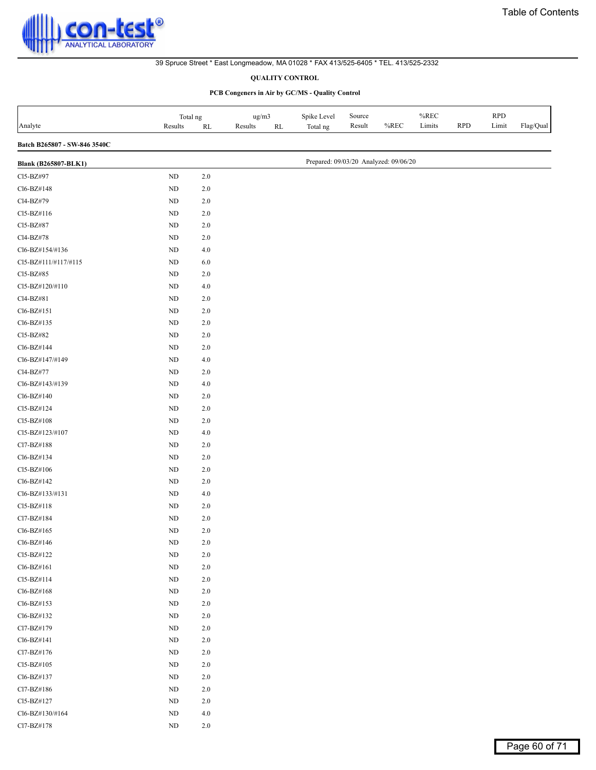Table of Contents

con-test® ANALYTICAL LABORATORY

39 Spruce Street * East Longmeadow, MA 01028 * FAX 413/525-6405 * TEL. 413/525-2332

**QUALITY CONTROL**

**PCB Congeners in Air by GC/MS - Quality Control**

| Analyte | Total ng Results | Total ng RL | ug/m3 Results | ug/m3 RL | Spike Level Total ng | Source Result | %REC | %REC Limits | RPD | RPD Limit | Flag/Qual |
|---|---|---|---|---|---|---|---|---|---|---|---|
| **Batch B265807 - SW-846 3540C** | | | | | | | | | | | |
| **Blank (B265807-BLK1)** | | | | | Prepared: 09/03/20 Analyzed: 09/06/20 | | | | | | |
| Cl5-BZ#97 | ND | 2.0 | | | | | | | | | |
| Cl6-BZ#148 | ND | 2.0 | | | | | | | | | |
| Cl4-BZ#79 | ND | 2.0 | | | | | | | | | |
| Cl5-BZ#116 | ND | 2.0 | | | | | | | | | |
| Cl5-BZ#87 | ND | 2.0 | | | | | | | | | |
| Cl4-BZ#78 | ND | 2.0 | | | | | | | | | |
| Cl6-BZ#154/#136 | ND | 4.0 | | | | | | | | | |
| Cl5-BZ#111/#117/#115 | ND | 6.0 | | | | | | | | | |
| Cl5-BZ#85 | ND | 2.0 | | | | | | | | | |
| Cl5-BZ#120/#110 | ND | 4.0 | | | | | | | | | |
| Cl4-BZ#81 | ND | 2.0 | | | | | | | | | |
| Cl6-BZ#151 | ND | 2.0 | | | | | | | | | |
| Cl6-BZ#135 | ND | 2.0 | | | | | | | | | |
| Cl5-BZ#82 | ND | 2.0 | | | | | | | | | |
| Cl6-BZ#144 | ND | 2.0 | | | | | | | | | |
| Cl6-BZ#147/#149 | ND | 4.0 | | | | | | | | | |
| Cl4-BZ#77 | ND | 2.0 | | | | | | | | | |
| Cl6-BZ#143/#139 | ND | 4.0 | | | | | | | | | |
| Cl6-BZ#140 | ND | 2.0 | | | | | | | | | |
| Cl5-BZ#124 | ND | 2.0 | | | | | | | | | |
| Cl5-BZ#108 | ND | 2.0 | | | | | | | | | |
| Cl5-BZ#123/#107 | ND | 4.0 | | | | | | | | | |
| Cl7-BZ#188 | ND | 2.0 | | | | | | | | | |
| Cl6-BZ#134 | ND | 2.0 | | | | | | | | | |
| Cl5-BZ#106 | ND | 2.0 | | | | | | | | | |
| Cl6-BZ#142 | ND | 2.0 | | | | | | | | | |
| Cl6-BZ#133/#131 | ND | 4.0 | | | | | | | | | |
| Cl5-BZ#118 | ND | 2.0 | | | | | | | | | |
| Cl7-BZ#184 | ND | 2.0 | | | | | | | | | |
| Cl6-BZ#165 | ND | 2.0 | | | | | | | | | |
| Cl6-BZ#146 | ND | 2.0 | | | | | | | | | |
| Cl5-BZ#122 | ND | 2.0 | | | | | | | | | |
| Cl6-BZ#161 | ND | 2.0 | | | | | | | | | |
| Cl5-BZ#114 | ND | 2.0 | | | | | | | | | |
| Cl6-BZ#168 | ND | 2.0 | | | | | | | | | |
| Cl6-BZ#153 | ND | 2.0 | | | | | | | | | |
| Cl6-BZ#132 | ND | 2.0 | | | | | | | | | |
| Cl7-BZ#179 | ND | 2.0 | | | | | | | | | |
| Cl6-BZ#141 | ND | 2.0 | | | | | | | | | |
| Cl7-BZ#176 | ND | 2.0 | | | | | | | | | |
| Cl5-BZ#105 | ND | 2.0 | | | | | | | | | |
| Cl6-BZ#137 | ND | 2.0 | | | | | | | | | |
| Cl7-BZ#186 | ND | 2.0 | | | | | | | | | |
| Cl5-BZ#127 | ND | 2.0 | | | | | | | | | |
| Cl6-BZ#130/#164 | ND | 4.0 | | | | | | | | | |
| Cl7-BZ#178 | ND | 2.0 | | | | | | | | | |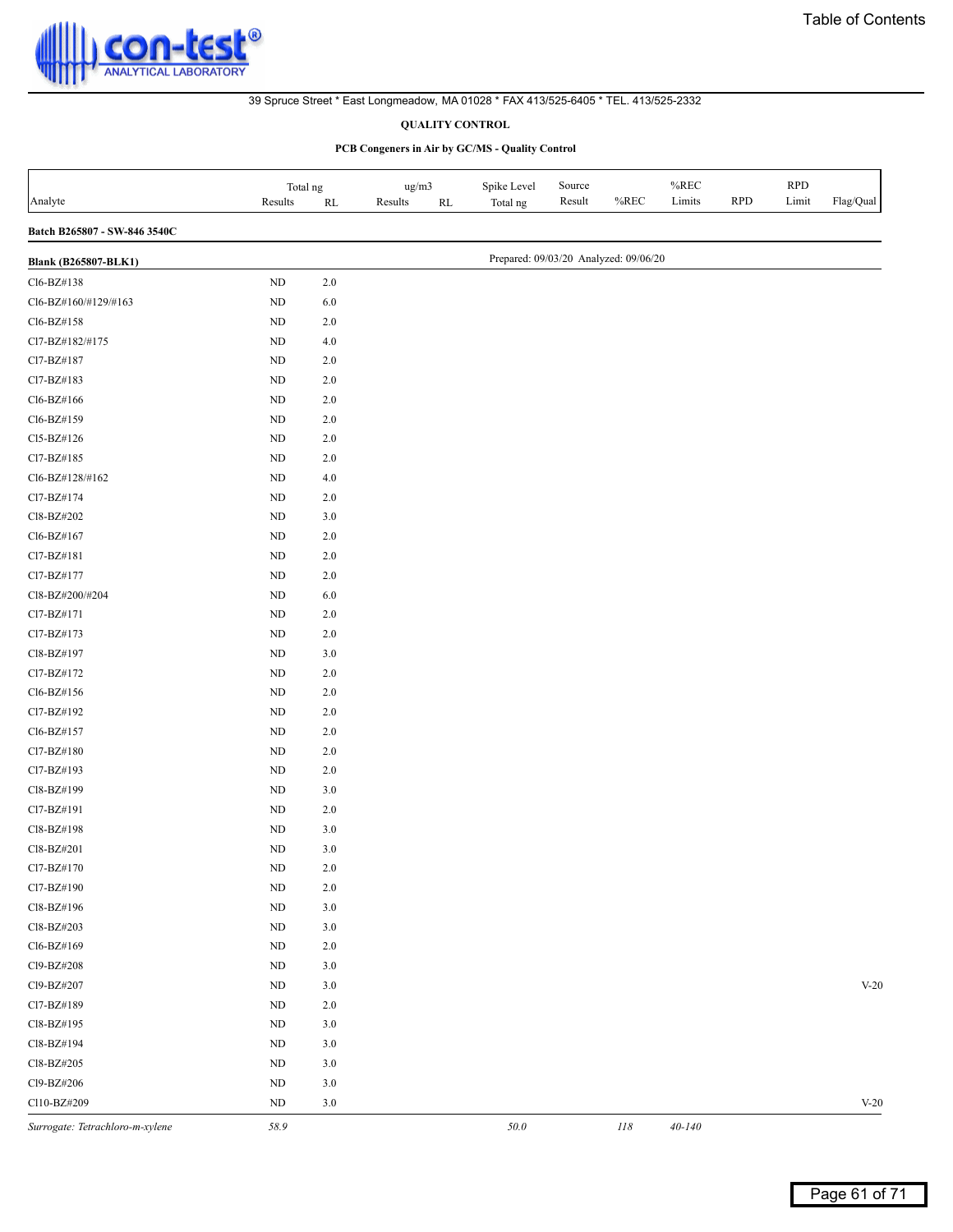39 Spruce Street * East Longmeadow, MA 01028 * FAX 413/525-6405 * TEL. 413/525-2332

**QUALITY CONTROL**

**PCB Congeners in Air by GC/MS - Quality Control**

| Analyte | Total ng Results | RL | ug/m3 Results | RL | Spike Level Total ng | Source Result | %REC | %REC Limits | RPD | RPD Limit | Flag/Qual |
|---|---|---|---|---|---|---|---|---|---|---|---|
| **Batch B265807 - SW-846 3540C** | | | | | | | | | | | |
| **Blank (B265807-BLK1)** | | | | | Prepared: 09/03/20 Analyzed: 09/06/20 | | | | | | |
| Cl6-BZ#138 | ND | 2.0 | | | | | | | | | |
| Cl6-BZ#160/#129/#163 | ND | 6.0 | | | | | | | | | |
| Cl6-BZ#158 | ND | 2.0 | | | | | | | | | |
| Cl7-BZ#182/#175 | ND | 4.0 | | | | | | | | | |
| Cl7-BZ#187 | ND | 2.0 | | | | | | | | | |
| Cl7-BZ#183 | ND | 2.0 | | | | | | | | | |
| Cl6-BZ#166 | ND | 2.0 | | | | | | | | | |
| Cl6-BZ#159 | ND | 2.0 | | | | | | | | | |
| Cl5-BZ#126 | ND | 2.0 | | | | | | | | | |
| Cl7-BZ#185 | ND | 2.0 | | | | | | | | | |
| Cl6-BZ#128/#162 | ND | 4.0 | | | | | | | | | |
| Cl7-BZ#174 | ND | 2.0 | | | | | | | | | |
| Cl8-BZ#202 | ND | 3.0 | | | | | | | | | |
| Cl6-BZ#167 | ND | 2.0 | | | | | | | | | |
| Cl7-BZ#181 | ND | 2.0 | | | | | | | | | |
| Cl7-BZ#177 | ND | 2.0 | | | | | | | | | |
| Cl8-BZ#200/#204 | ND | 6.0 | | | | | | | | | |
| Cl7-BZ#171 | ND | 2.0 | | | | | | | | | |
| Cl7-BZ#173 | ND | 2.0 | | | | | | | | | |
| Cl8-BZ#197 | ND | 3.0 | | | | | | | | | |
| Cl7-BZ#172 | ND | 2.0 | | | | | | | | | |
| Cl6-BZ#156 | ND | 2.0 | | | | | | | | | |
| Cl7-BZ#192 | ND | 2.0 | | | | | | | | | |
| Cl6-BZ#157 | ND | 2.0 | | | | | | | | | |
| Cl7-BZ#180 | ND | 2.0 | | | | | | | | | |
| Cl7-BZ#193 | ND | 2.0 | | | | | | | | | |
| Cl8-BZ#199 | ND | 3.0 | | | | | | | | | |
| Cl7-BZ#191 | ND | 2.0 | | | | | | | | | |
| Cl8-BZ#198 | ND | 3.0 | | | | | | | | | |
| Cl8-BZ#201 | ND | 3.0 | | | | | | | | | |
| Cl7-BZ#170 | ND | 2.0 | | | | | | | | | |
| Cl7-BZ#190 | ND | 2.0 | | | | | | | | | |
| Cl8-BZ#196 | ND | 3.0 | | | | | | | | | |
| Cl8-BZ#203 | ND | 3.0 | | | | | | | | | |
| Cl6-BZ#169 | ND | 2.0 | | | | | | | | | |
| Cl9-BZ#208 | ND | 3.0 | | | | | | | | | |
| Cl9-BZ#207 | ND | 3.0 | | | | | | | | | V-20 |
| Cl7-BZ#189 | ND | 2.0 | | | | | | | | | |
| Cl8-BZ#195 | ND | 3.0 | | | | | | | | | |
| Cl8-BZ#194 | ND | 3.0 | | | | | | | | | |
| Cl8-BZ#205 | ND | 3.0 | | | | | | | | | |
| Cl9-BZ#206 | ND | 3.0 | | | | | | | | | |
| Cl10-BZ#209 | ND | 3.0 | | | | | | | | | V-20 |
| *Surrogate: Tetrachloro-m-xylene* | *58.9* | | | | *50.0* | | *118* | *40-140* | | | |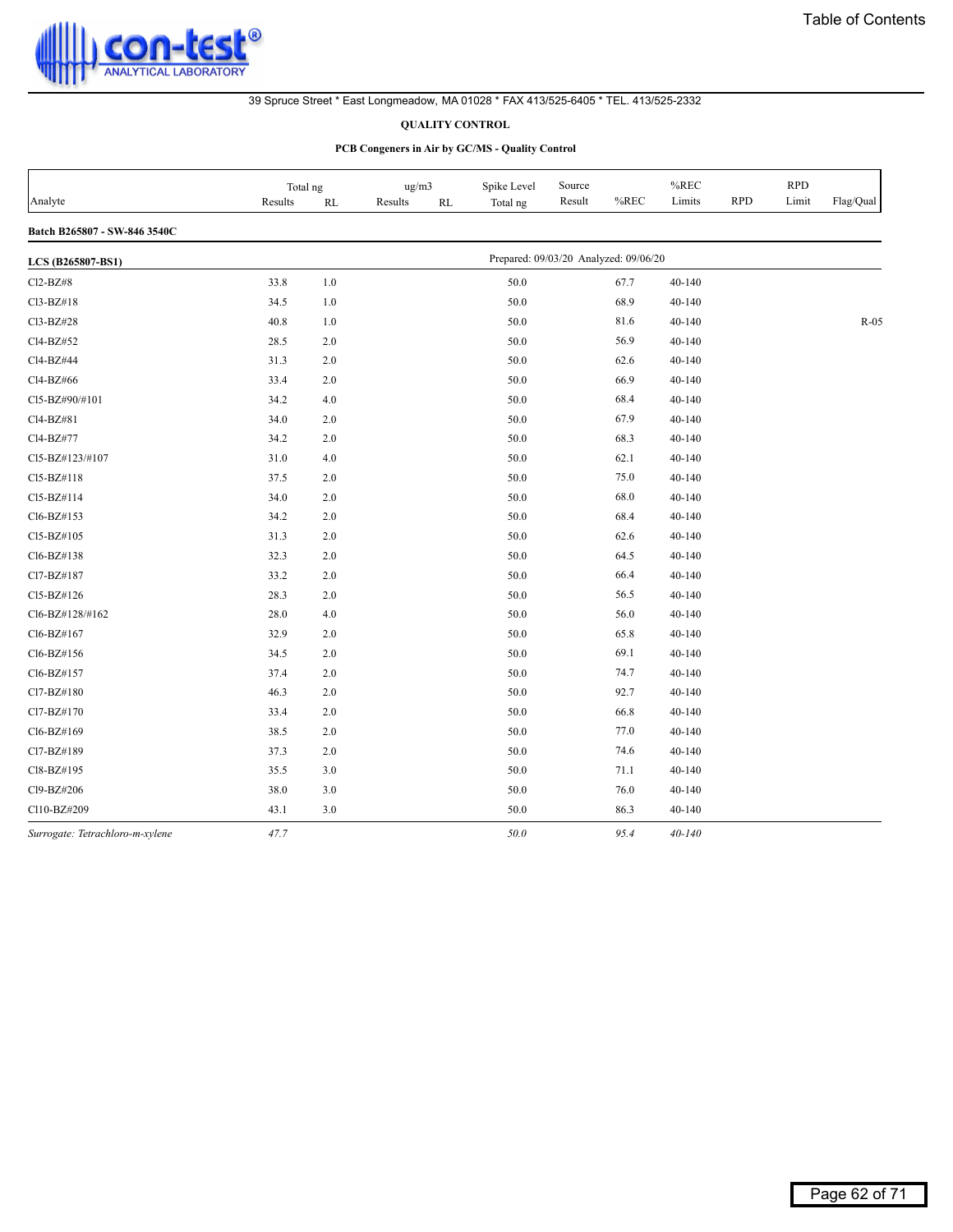39 Spruce Street * East Longmeadow, MA 01028 * FAX 413/525-6405 * TEL. 413/525-2332

**QUALITY CONTROL**

**PCB Congeners in Air by GC/MS - Quality Control**

| Analyte | Total ng Results | Total ng RL | ug/m3 Results | ug/m3 RL | Spike Level Total ng | Source Result | %REC | %REC Limits | RPD | RPD Limit | Flag/Qual |
|---|---|---|---|---|---|---|---|---|---|---|---|
| **Batch B265807 - SW-846 3540C** | | | | | | | | | | | |
| **LCS (B265807-BS1)** | | | | | Prepared: 09/03/20 Analyzed: 09/06/20 | | | | | | |
| Cl2-BZ#8 | 33.8 | 1.0 | | | 50.0 | | 67.7 | 40-140 | | | |
| Cl3-BZ#18 | 34.5 | 1.0 | | | 50.0 | | 68.9 | 40-140 | | | |
| Cl3-BZ#28 | 40.8 | 1.0 | | | 50.0 | | 81.6 | 40-140 | | | R-05 |
| Cl4-BZ#52 | 28.5 | 2.0 | | | 50.0 | | 56.9 | 40-140 | | | |
| Cl4-BZ#44 | 31.3 | 2.0 | | | 50.0 | | 62.6 | 40-140 | | | |
| Cl4-BZ#66 | 33.4 | 2.0 | | | 50.0 | | 66.9 | 40-140 | | | |
| Cl5-BZ#90/#101 | 34.2 | 4.0 | | | 50.0 | | 68.4 | 40-140 | | | |
| Cl4-BZ#81 | 34.0 | 2.0 | | | 50.0 | | 67.9 | 40-140 | | | |
| Cl4-BZ#77 | 34.2 | 2.0 | | | 50.0 | | 68.3 | 40-140 | | | |
| Cl5-BZ#123/#107 | 31.0 | 4.0 | | | 50.0 | | 62.1 | 40-140 | | | |
| Cl5-BZ#118 | 37.5 | 2.0 | | | 50.0 | | 75.0 | 40-140 | | | |
| Cl5-BZ#114 | 34.0 | 2.0 | | | 50.0 | | 68.0 | 40-140 | | | |
| Cl6-BZ#153 | 34.2 | 2.0 | | | 50.0 | | 68.4 | 40-140 | | | |
| Cl5-BZ#105 | 31.3 | 2.0 | | | 50.0 | | 62.6 | 40-140 | | | |
| Cl6-BZ#138 | 32.3 | 2.0 | | | 50.0 | | 64.5 | 40-140 | | | |
| Cl7-BZ#187 | 33.2 | 2.0 | | | 50.0 | | 66.4 | 40-140 | | | |
| Cl5-BZ#126 | 28.3 | 2.0 | | | 50.0 | | 56.5 | 40-140 | | | |
| Cl6-BZ#128/#162 | 28.0 | 4.0 | | | 50.0 | | 56.0 | 40-140 | | | |
| Cl6-BZ#167 | 32.9 | 2.0 | | | 50.0 | | 65.8 | 40-140 | | | |
| Cl6-BZ#156 | 34.5 | 2.0 | | | 50.0 | | 69.1 | 40-140 | | | |
| Cl6-BZ#157 | 37.4 | 2.0 | | | 50.0 | | 74.7 | 40-140 | | | |
| Cl7-BZ#180 | 46.3 | 2.0 | | | 50.0 | | 92.7 | 40-140 | | | |
| Cl7-BZ#170 | 33.4 | 2.0 | | | 50.0 | | 66.8 | 40-140 | | | |
| Cl6-BZ#169 | 38.5 | 2.0 | | | 50.0 | | 77.0 | 40-140 | | | |
| Cl7-BZ#189 | 37.3 | 2.0 | | | 50.0 | | 74.6 | 40-140 | | | |
| Cl8-BZ#195 | 35.5 | 3.0 | | | 50.0 | | 71.1 | 40-140 | | | |
| Cl9-BZ#206 | 38.0 | 3.0 | | | 50.0 | | 76.0 | 40-140 | | | |
| Cl10-BZ#209 | 43.1 | 3.0 | | | 50.0 | | 86.3 | 40-140 | | | |
| *Surrogate: Tetrachloro-m-xylene* | *47.7* | | | | *50.0* | | *95.4* | *40-140* | | | |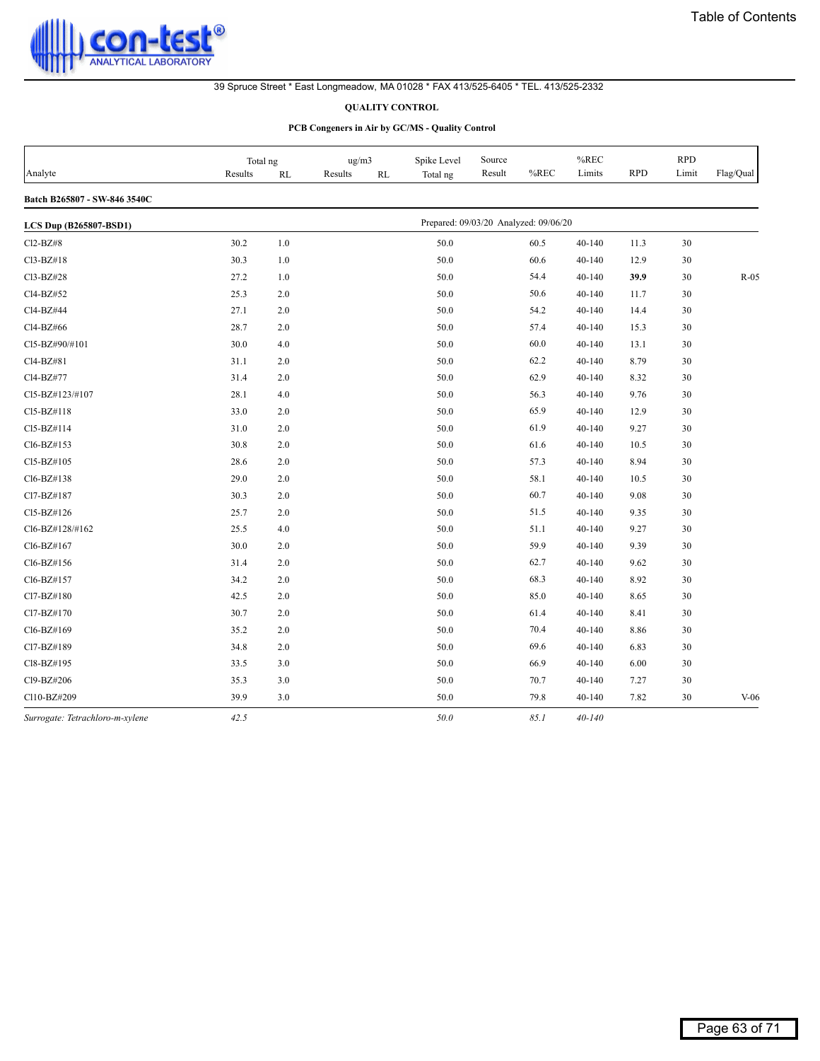39 Spruce Street * East Longmeadow, MA 01028 * FAX 413/525-6405 * TEL. 413/525-2332

**QUALITY CONTROL**

**PCB Congeners in Air by GC/MS - Quality Control**

| Analyte | Total ng Results | RL | ug/m3 Results | RL | Spike Level Total ng | Source Result | %REC | %REC Limits | RPD | RPD Limit | Flag/Qual |
|---|---|---|---|---|---|---|---|---|---|---|---|
| **Batch B265807 - SW-846 3540C** | | | | | | | | | | | |
| **LCS Dup (B265807-BSD1)** | | | | | Prepared: 09/03/20 Analyzed: 09/06/20 | | | | | | |
| Cl2-BZ#8 | 30.2 | 1.0 | | | 50.0 | | 60.5 | 40-140 | 11.3 | 30 | |
| Cl3-BZ#18 | 30.3 | 1.0 | | | 50.0 | | 60.6 | 40-140 | 12.9 | 30 | |
| Cl3-BZ#28 | 27.2 | 1.0 | | | 50.0 | | 54.4 | 40-140 | **39.9** | 30 | R-05 |
| Cl4-BZ#52 | 25.3 | 2.0 | | | 50.0 | | 50.6 | 40-140 | 11.7 | 30 | |
| Cl4-BZ#44 | 27.1 | 2.0 | | | 50.0 | | 54.2 | 40-140 | 14.4 | 30 | |
| Cl4-BZ#66 | 28.7 | 2.0 | | | 50.0 | | 57.4 | 40-140 | 15.3 | 30 | |
| Cl5-BZ#90/#101 | 30.0 | 4.0 | | | 50.0 | | 60.0 | 40-140 | 13.1 | 30 | |
| Cl4-BZ#81 | 31.1 | 2.0 | | | 50.0 | | 62.2 | 40-140 | 8.79 | 30 | |
| Cl4-BZ#77 | 31.4 | 2.0 | | | 50.0 | | 62.9 | 40-140 | 8.32 | 30 | |
| Cl5-BZ#123/#107 | 28.1 | 4.0 | | | 50.0 | | 56.3 | 40-140 | 9.76 | 30 | |
| Cl5-BZ#118 | 33.0 | 2.0 | | | 50.0 | | 65.9 | 40-140 | 12.9 | 30 | |
| Cl5-BZ#114 | 31.0 | 2.0 | | | 50.0 | | 61.9 | 40-140 | 9.27 | 30 | |
| Cl6-BZ#153 | 30.8 | 2.0 | | | 50.0 | | 61.6 | 40-140 | 10.5 | 30 | |
| Cl5-BZ#105 | 28.6 | 2.0 | | | 50.0 | | 57.3 | 40-140 | 8.94 | 30 | |
| Cl6-BZ#138 | 29.0 | 2.0 | | | 50.0 | | 58.1 | 40-140 | 10.5 | 30 | |
| Cl7-BZ#187 | 30.3 | 2.0 | | | 50.0 | | 60.7 | 40-140 | 9.08 | 30 | |
| Cl5-BZ#126 | 25.7 | 2.0 | | | 50.0 | | 51.5 | 40-140 | 9.35 | 30 | |
| Cl6-BZ#128/#162 | 25.5 | 4.0 | | | 50.0 | | 51.1 | 40-140 | 9.27 | 30 | |
| Cl6-BZ#167 | 30.0 | 2.0 | | | 50.0 | | 59.9 | 40-140 | 9.39 | 30 | |
| Cl6-BZ#156 | 31.4 | 2.0 | | | 50.0 | | 62.7 | 40-140 | 9.62 | 30 | |
| Cl6-BZ#157 | 34.2 | 2.0 | | | 50.0 | | 68.3 | 40-140 | 8.92 | 30 | |
| Cl7-BZ#180 | 42.5 | 2.0 | | | 50.0 | | 85.0 | 40-140 | 8.65 | 30 | |
| Cl7-BZ#170 | 30.7 | 2.0 | | | 50.0 | | 61.4 | 40-140 | 8.41 | 30 | |
| Cl6-BZ#169 | 35.2 | 2.0 | | | 50.0 | | 70.4 | 40-140 | 8.86 | 30 | |
| Cl7-BZ#189 | 34.8 | 2.0 | | | 50.0 | | 69.6 | 40-140 | 6.83 | 30 | |
| Cl8-BZ#195 | 33.5 | 3.0 | | | 50.0 | | 66.9 | 40-140 | 6.00 | 30 | |
| Cl9-BZ#206 | 35.3 | 3.0 | | | 50.0 | | 70.7 | 40-140 | 7.27 | 30 | |
| Cl10-BZ#209 | 39.9 | 3.0 | | | 50.0 | | 79.8 | 40-140 | 7.82 | 30 | V-06 |
| *Surrogate: Tetrachloro-m-xylene* | *42.5* | | | | *50.0* | | *85.1* | *40-140* | | | |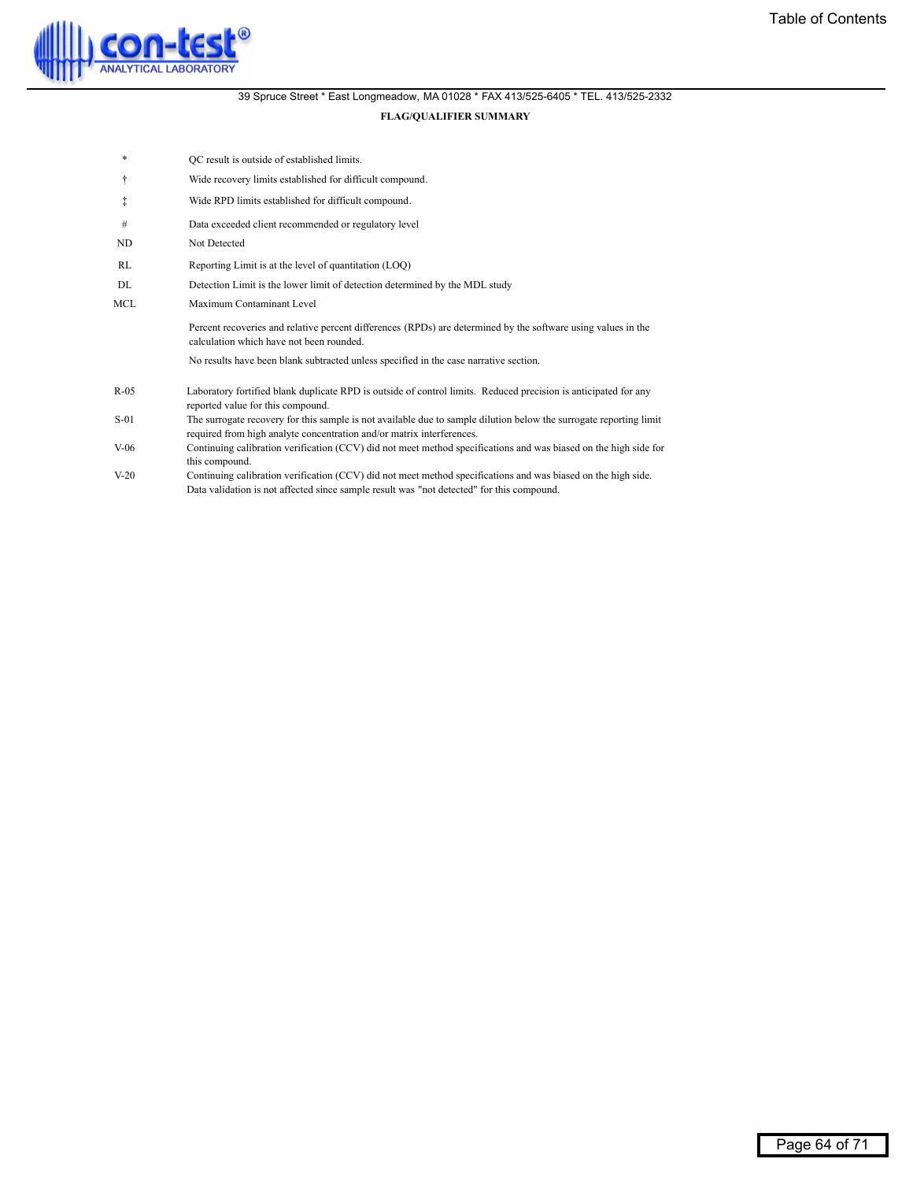con-test® ANALYTICAL LABORATORY

39 Spruce Street * East Longmeadow, MA 01028 * FAX 413/525-6405 * TEL. 413/525-2332

**FLAG/QUALIFIER SUMMARY**

| | |
|---|---|
| * | QC result is outside of established limits. |
| † | Wide recovery limits established for difficult compound. |
| ‡ | Wide RPD limits established for difficult compound. |
| # | Data exceeded client recommended or regulatory level |
| ND | Not Detected |
| RL | Reporting Limit is at the level of quantitation (LOQ) |
| DL | Detection Limit is the lower limit of detection determined by the MDL study |
| MCL | Maximum Contaminant Level |

Percent recoveries and relative percent differences (RPDs) are determined by the software using values in the calculation which have not been rounded.

No results have been blank subtracted unless specified in the case narrative section.

| | |
|---|---|
| R-05 | Laboratory fortified blank duplicate RPD is outside of control limits. Reduced precision is anticipated for any reported value for this compound. |
| S-01 | The surrogate recovery for this sample is not available due to sample dilution below the surrogate reporting limit required from high analyte concentration and/or matrix interferences. |
| V-06 | Continuing calibration verification (CCV) did not meet method specifications and was biased on the high side for this compound. |
| V-20 | Continuing calibration verification (CCV) did not meet method specifications and was biased on the high side. Data validation is not affected since sample result was "not detected" for this compound. |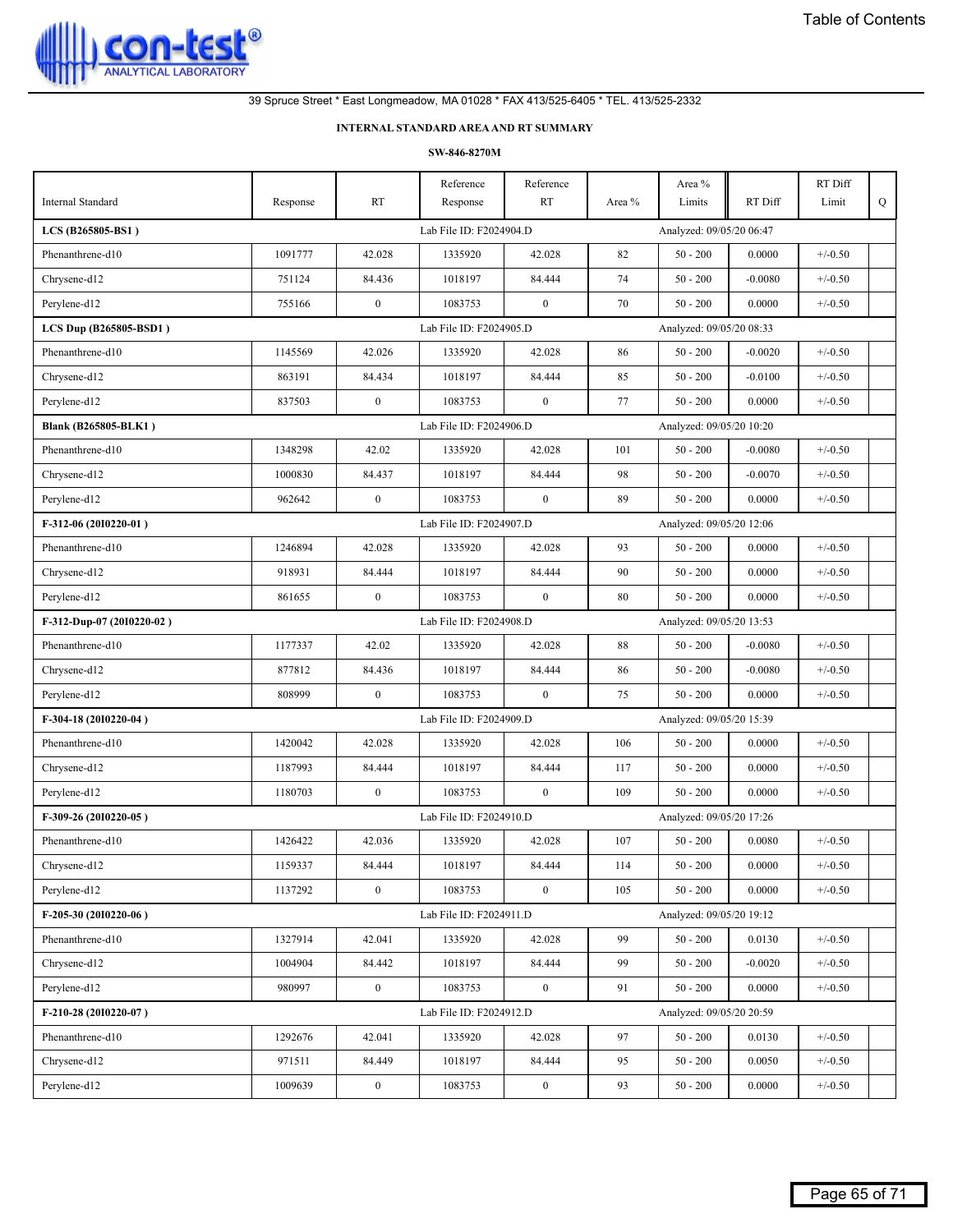Table of Contents

con-test® ANALYTICAL LABORATORY

39 Spruce Street * East Longmeadow, MA 01028 * FAX 413/525-6405 * TEL. 413/525-2332

## INTERNAL STANDARD AREA AND RT SUMMARY

### SW-846-8270M

| Internal Standard | Response | RT | Reference Response | Reference RT | Area % | Area % Limits | RT Diff | RT Diff Limit | Q |
|---|---|---|---|---|---|---|---|---|---|
| **LCS (B265805-BS1 )** | | | Lab File ID: F2024904.D | | | Analyzed: 09/05/20 06:47 | | | |
| Phenanthrene-d10 | 1091777 | 42.028 | 1335920 | 42.028 | 82 | 50 - 200 | 0.0000 | +/-0.50 | |
| Chrysene-d12 | 751124 | 84.436 | 1018197 | 84.444 | 74 | 50 - 200 | -0.0080 | +/-0.50 | |
| Perylene-d12 | 755166 | 0 | 1083753 | 0 | 70 | 50 - 200 | 0.0000 | +/-0.50 | |
| **LCS Dup (B265805-BSD1 )** | | | Lab File ID: F2024905.D | | | Analyzed: 09/05/20 08:33 | | | |
| Phenanthrene-d10 | 1145569 | 42.026 | 1335920 | 42.028 | 86 | 50 - 200 | -0.0020 | +/-0.50 | |
| Chrysene-d12 | 863191 | 84.434 | 1018197 | 84.444 | 85 | 50 - 200 | -0.0100 | +/-0.50 | |
| Perylene-d12 | 837503 | 0 | 1083753 | 0 | 77 | 50 - 200 | 0.0000 | +/-0.50 | |
| **Blank (B265805-BLK1 )** | | | Lab File ID: F2024906.D | | | Analyzed: 09/05/20 10:20 | | | |
| Phenanthrene-d10 | 1348298 | 42.02 | 1335920 | 42.028 | 101 | 50 - 200 | -0.0080 | +/-0.50 | |
| Chrysene-d12 | 1000830 | 84.437 | 1018197 | 84.444 | 98 | 50 - 200 | -0.0070 | +/-0.50 | |
| Perylene-d12 | 962642 | 0 | 1083753 | 0 | 89 | 50 - 200 | 0.0000 | +/-0.50 | |
| **F-312-06 (20I0220-01 )** | | | Lab File ID: F2024907.D | | | Analyzed: 09/05/20 12:06 | | | |
| Phenanthrene-d10 | 1246894 | 42.028 | 1335920 | 42.028 | 93 | 50 - 200 | 0.0000 | +/-0.50 | |
| Chrysene-d12 | 918931 | 84.444 | 1018197 | 84.444 | 90 | 50 - 200 | 0.0000 | +/-0.50 | |
| Perylene-d12 | 861655 | 0 | 1083753 | 0 | 80 | 50 - 200 | 0.0000 | +/-0.50 | |
| **F-312-Dup-07 (20I0220-02 )** | | | Lab File ID: F2024908.D | | | Analyzed: 09/05/20 13:53 | | | |
| Phenanthrene-d10 | 1177337 | 42.02 | 1335920 | 42.028 | 88 | 50 - 200 | -0.0080 | +/-0.50 | |
| Chrysene-d12 | 877812 | 84.436 | 1018197 | 84.444 | 86 | 50 - 200 | -0.0080 | +/-0.50 | |
| Perylene-d12 | 808999 | 0 | 1083753 | 0 | 75 | 50 - 200 | 0.0000 | +/-0.50 | |
| **F-304-18 (20I0220-04 )** | | | Lab File ID: F2024909.D | | | Analyzed: 09/05/20 15:39 | | | |
| Phenanthrene-d10 | 1420042 | 42.028 | 1335920 | 42.028 | 106 | 50 - 200 | 0.0000 | +/-0.50 | |
| Chrysene-d12 | 1187993 | 84.444 | 1018197 | 84.444 | 117 | 50 - 200 | 0.0000 | +/-0.50 | |
| Perylene-d12 | 1180703 | 0 | 1083753 | 0 | 109 | 50 - 200 | 0.0000 | +/-0.50 | |
| **F-309-26 (20I0220-05 )** | | | Lab File ID: F2024910.D | | | Analyzed: 09/05/20 17:26 | | | |
| Phenanthrene-d10 | 1426422 | 42.036 | 1335920 | 42.028 | 107 | 50 - 200 | 0.0080 | +/-0.50 | |
| Chrysene-d12 | 1159337 | 84.444 | 1018197 | 84.444 | 114 | 50 - 200 | 0.0000 | +/-0.50 | |
| Perylene-d12 | 1137292 | 0 | 1083753 | 0 | 105 | 50 - 200 | 0.0000 | +/-0.50 | |
| **F-205-30 (20I0220-06 )** | | | Lab File ID: F2024911.D | | | Analyzed: 09/05/20 19:12 | | | |
| Phenanthrene-d10 | 1327914 | 42.041 | 1335920 | 42.028 | 99 | 50 - 200 | 0.0130 | +/-0.50 | |
| Chrysene-d12 | 1004904 | 84.442 | 1018197 | 84.444 | 99 | 50 - 200 | -0.0020 | +/-0.50 | |
| Perylene-d12 | 980997 | 0 | 1083753 | 0 | 91 | 50 - 200 | 0.0000 | +/-0.50 | |
| **F-210-28 (20I0220-07 )** | | | Lab File ID: F2024912.D | | | Analyzed: 09/05/20 20:59 | | | |
| Phenanthrene-d10 | 1292676 | 42.041 | 1335920 | 42.028 | 97 | 50 - 200 | 0.0130 | +/-0.50 | |
| Chrysene-d12 | 971511 | 84.449 | 1018197 | 84.444 | 95 | 50 - 200 | 0.0050 | +/-0.50 | |
| Perylene-d12 | 1009639 | 0 | 1083753 | 0 | 93 | 50 - 200 | 0.0000 | +/-0.50 | |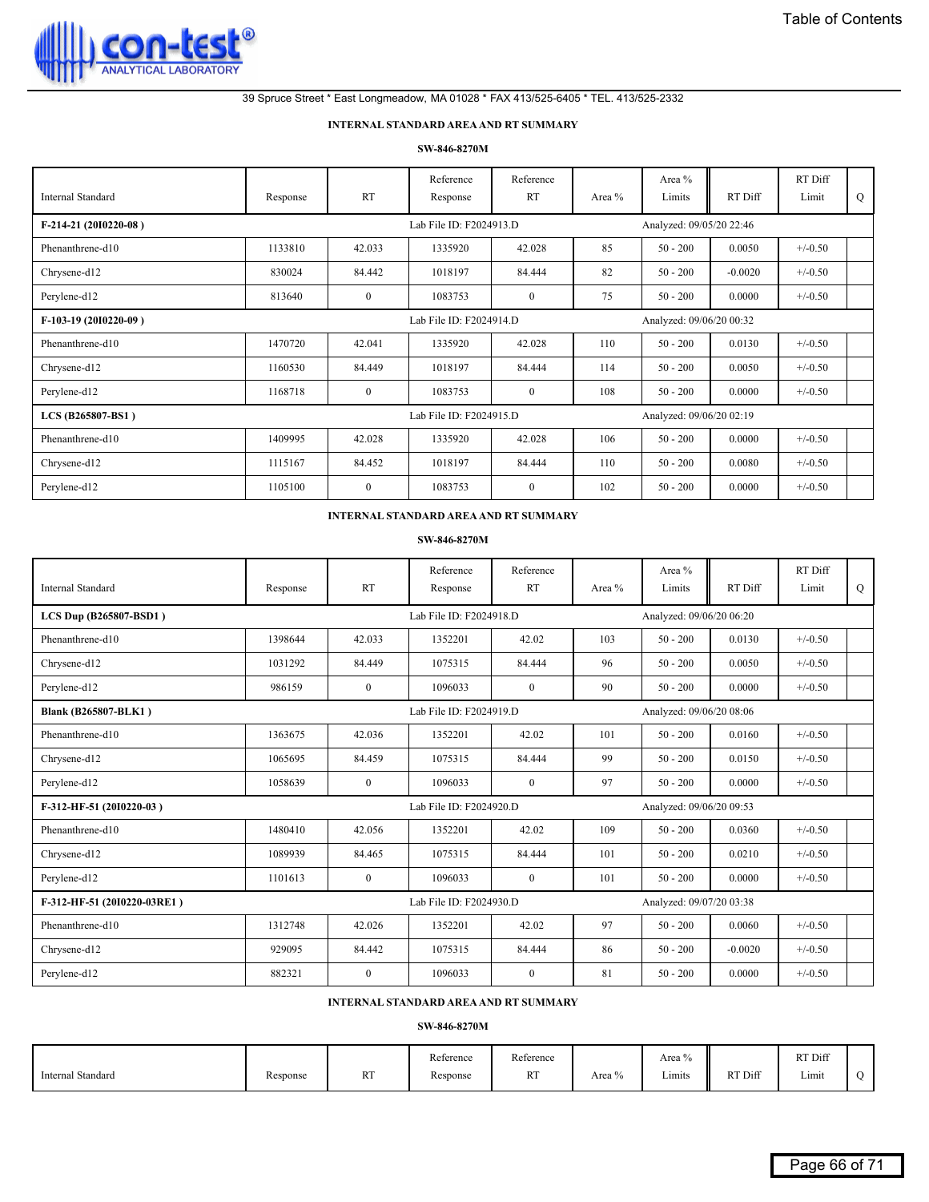con-test® ANALYTICAL LABORATORY

39 Spruce Street * East Longmeadow, MA 01028 * FAX 413/525-6405 * TEL. 413/525-2332

### INTERNAL STANDARD AREA AND RT SUMMARY

### SW-846-8270M

| Internal Standard | Response | RT | Reference Response | Reference RT | Area % | Area % Limits | RT Diff | RT Diff Limit | Q |
|---|---|---|---|---|---|---|---|---|---|
| **F-214-21 (20I0220-08 )** | | | Lab File ID: F2024913.D | | | Analyzed: 09/05/20 22:46 | | | |
| Phenanthrene-d10 | 1133810 | 42.033 | 1335920 | 42.028 | 85 | 50 - 200 | 0.0050 | +/-0.50 | |
| Chrysene-d12 | 830024 | 84.442 | 1018197 | 84.444 | 82 | 50 - 200 | -0.0020 | +/-0.50 | |
| Perylene-d12 | 813640 | 0 | 1083753 | 0 | 75 | 50 - 200 | 0.0000 | +/-0.50 | |
| **F-103-19 (20I0220-09 )** | | | Lab File ID: F2024914.D | | | Analyzed: 09/06/20 00:32 | | | |
| Phenanthrene-d10 | 1470720 | 42.041 | 1335920 | 42.028 | 110 | 50 - 200 | 0.0130 | +/-0.50 | |
| Chrysene-d12 | 1160530 | 84.449 | 1018197 | 84.444 | 114 | 50 - 200 | 0.0050 | +/-0.50 | |
| Perylene-d12 | 1168718 | 0 | 1083753 | 0 | 108 | 50 - 200 | 0.0000 | +/-0.50 | |
| **LCS (B265807-BS1 )** | | | Lab File ID: F2024915.D | | | Analyzed: 09/06/20 02:19 | | | |
| Phenanthrene-d10 | 1409995 | 42.028 | 1335920 | 42.028 | 106 | 50 - 200 | 0.0000 | +/-0.50 | |
| Chrysene-d12 | 1115167 | 84.452 | 1018197 | 84.444 | 110 | 50 - 200 | 0.0080 | +/-0.50 | |
| Perylene-d12 | 1105100 | 0 | 1083753 | 0 | 102 | 50 - 200 | 0.0000 | +/-0.50 | |

### INTERNAL STANDARD AREA AND RT SUMMARY

### SW-846-8270M

| Internal Standard | Response | RT | Reference Response | Reference RT | Area % | Area % Limits | RT Diff | RT Diff Limit | Q |
|---|---|---|---|---|---|---|---|---|---|
| **LCS Dup (B265807-BSD1 )** | | | Lab File ID: F2024918.D | | | Analyzed: 09/06/20 06:20 | | | |
| Phenanthrene-d10 | 1398644 | 42.033 | 1352201 | 42.02 | 103 | 50 - 200 | 0.0130 | +/-0.50 | |
| Chrysene-d12 | 1031292 | 84.449 | 1075315 | 84.444 | 96 | 50 - 200 | 0.0050 | +/-0.50 | |
| Perylene-d12 | 986159 | 0 | 1096033 | 0 | 90 | 50 - 200 | 0.0000 | +/-0.50 | |
| **Blank (B265807-BLK1 )** | | | Lab File ID: F2024919.D | | | Analyzed: 09/06/20 08:06 | | | |
| Phenanthrene-d10 | 1363675 | 42.036 | 1352201 | 42.02 | 101 | 50 - 200 | 0.0160 | +/-0.50 | |
| Chrysene-d12 | 1065695 | 84.459 | 1075315 | 84.444 | 99 | 50 - 200 | 0.0150 | +/-0.50 | |
| Perylene-d12 | 1058639 | 0 | 1096033 | 0 | 97 | 50 - 200 | 0.0000 | +/-0.50 | |
| **F-312-HF-51 (20I0220-03 )** | | | Lab File ID: F2024920.D | | | Analyzed: 09/06/20 09:53 | | | |
| Phenanthrene-d10 | 1480410 | 42.056 | 1352201 | 42.02 | 109 | 50 - 200 | 0.0360 | +/-0.50 | |
| Chrysene-d12 | 1089939 | 84.465 | 1075315 | 84.444 | 101 | 50 - 200 | 0.0210 | +/-0.50 | |
| Perylene-d12 | 1101613 | 0 | 1096033 | 0 | 101 | 50 - 200 | 0.0000 | +/-0.50 | |
| **F-312-HF-51 (20I0220-03RE1 )** | | | Lab File ID: F2024930.D | | | Analyzed: 09/07/20 03:38 | | | |
| Phenanthrene-d10 | 1312748 | 42.026 | 1352201 | 42.02 | 97 | 50 - 200 | 0.0060 | +/-0.50 | |
| Chrysene-d12 | 929095 | 84.442 | 1075315 | 84.444 | 86 | 50 - 200 | -0.0020 | +/-0.50 | |
| Perylene-d12 | 882321 | 0 | 1096033 | 0 | 81 | 50 - 200 | 0.0000 | +/-0.50 | |

### INTERNAL STANDARD AREA AND RT SUMMARY

### SW-846-8270M

| Internal Standard | Response | RT | Reference Response | Reference RT | Area % | Area % Limits | RT Diff | RT Diff Limit | Q |
|---|---|---|---|---|---|---|---|---|---|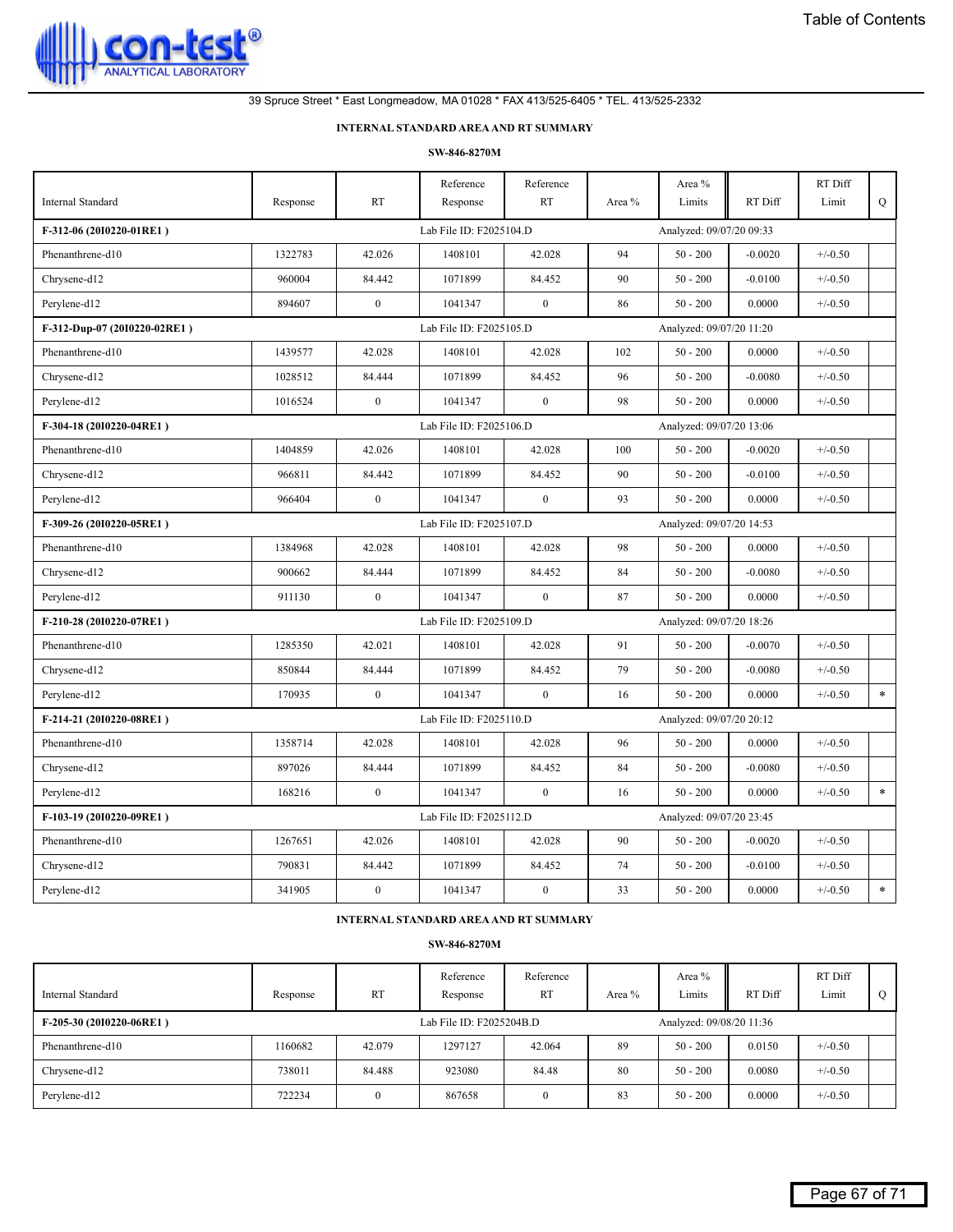Table of Contents

con-test® ANALYTICAL LABORATORY

39 Spruce Street * East Longmeadow, MA 01028 * FAX 413/525-6405 * TEL. 413/525-2332

**INTERNAL STANDARD AREA AND RT SUMMARY**

**SW-846-8270M**

| Internal Standard | Response | RT | Reference Response | Reference RT | Area % | Area % Limits | RT Diff | RT Diff Limit | Q |
|---|---|---|---|---|---|---|---|---|---|
| **F-312-06 (20I0220-01RE1 )** | | | Lab File ID: F2025104.D | | | Analyzed: 09/07/20 09:33 | | | |
| Phenanthrene-d10 | 1322783 | 42.026 | 1408101 | 42.028 | 94 | 50 - 200 | -0.0020 | +/-0.50 | |
| Chrysene-d12 | 960004 | 84.442 | 1071899 | 84.452 | 90 | 50 - 200 | -0.0100 | +/-0.50 | |
| Perylene-d12 | 894607 | 0 | 1041347 | 0 | 86 | 50 - 200 | 0.0000 | +/-0.50 | |
| **F-312-Dup-07 (20I0220-02RE1 )** | | | Lab File ID: F2025105.D | | | Analyzed: 09/07/20 11:20 | | | |
| Phenanthrene-d10 | 1439577 | 42.028 | 1408101 | 42.028 | 102 | 50 - 200 | 0.0000 | +/-0.50 | |
| Chrysene-d12 | 1028512 | 84.444 | 1071899 | 84.452 | 96 | 50 - 200 | -0.0080 | +/-0.50 | |
| Perylene-d12 | 1016524 | 0 | 1041347 | 0 | 98 | 50 - 200 | 0.0000 | +/-0.50 | |
| **F-304-18 (20I0220-04RE1 )** | | | Lab File ID: F2025106.D | | | Analyzed: 09/07/20 13:06 | | | |
| Phenanthrene-d10 | 1404859 | 42.026 | 1408101 | 42.028 | 100 | 50 - 200 | -0.0020 | +/-0.50 | |
| Chrysene-d12 | 966811 | 84.442 | 1071899 | 84.452 | 90 | 50 - 200 | -0.0100 | +/-0.50 | |
| Perylene-d12 | 966404 | 0 | 1041347 | 0 | 93 | 50 - 200 | 0.0000 | +/-0.50 | |
| **F-309-26 (20I0220-05RE1 )** | | | Lab File ID: F2025107.D | | | Analyzed: 09/07/20 14:53 | | | |
| Phenanthrene-d10 | 1384968 | 42.028 | 1408101 | 42.028 | 98 | 50 - 200 | 0.0000 | +/-0.50 | |
| Chrysene-d12 | 900662 | 84.444 | 1071899 | 84.452 | 84 | 50 - 200 | -0.0080 | +/-0.50 | |
| Perylene-d12 | 911130 | 0 | 1041347 | 0 | 87 | 50 - 200 | 0.0000 | +/-0.50 | |
| **F-210-28 (20I0220-07RE1 )** | | | Lab File ID: F2025109.D | | | Analyzed: 09/07/20 18:26 | | | |
| Phenanthrene-d10 | 1285350 | 42.021 | 1408101 | 42.028 | 91 | 50 - 200 | -0.0070 | +/-0.50 | |
| Chrysene-d12 | 850844 | 84.444 | 1071899 | 84.452 | 79 | 50 - 200 | -0.0080 | +/-0.50 | |
| Perylene-d12 | 170935 | 0 | 1041347 | 0 | 16 | 50 - 200 | 0.0000 | +/-0.50 | * |
| **F-214-21 (20I0220-08RE1 )** | | | Lab File ID: F2025110.D | | | Analyzed: 09/07/20 20:12 | | | |
| Phenanthrene-d10 | 1358714 | 42.028 | 1408101 | 42.028 | 96 | 50 - 200 | 0.0000 | +/-0.50 | |
| Chrysene-d12 | 897026 | 84.444 | 1071899 | 84.452 | 84 | 50 - 200 | -0.0080 | +/-0.50 | |
| Perylene-d12 | 168216 | 0 | 1041347 | 0 | 16 | 50 - 200 | 0.0000 | +/-0.50 | * |
| **F-103-19 (20I0220-09RE1 )** | | | Lab File ID: F2025112.D | | | Analyzed: 09/07/20 23:45 | | | |
| Phenanthrene-d10 | 1267651 | 42.026 | 1408101 | 42.028 | 90 | 50 - 200 | -0.0020 | +/-0.50 | |
| Chrysene-d12 | 790831 | 84.442 | 1071899 | 84.452 | 74 | 50 - 200 | -0.0100 | +/-0.50 | |
| Perylene-d12 | 341905 | 0 | 1041347 | 0 | 33 | 50 - 200 | 0.0000 | +/-0.50 | * |

**INTERNAL STANDARD AREA AND RT SUMMARY**

**SW-846-8270M**

| Internal Standard | Response | RT | Reference Response | Reference RT | Area % | Area % Limits | RT Diff | RT Diff Limit | Q |
|---|---|---|---|---|---|---|---|---|---|
| **F-205-30 (20I0220-06RE1 )** | | | Lab File ID: F2025204B.D | | | Analyzed: 09/08/20 11:36 | | | |
| Phenanthrene-d10 | 1160682 | 42.079 | 1297127 | 42.064 | 89 | 50 - 200 | 0.0150 | +/-0.50 | |
| Chrysene-d12 | 738011 | 84.488 | 923080 | 84.48 | 80 | 50 - 200 | 0.0080 | +/-0.50 | |
| Perylene-d12 | 722234 | 0 | 867658 | 0 | 83 | 50 - 200 | 0.0000 | +/-0.50 | |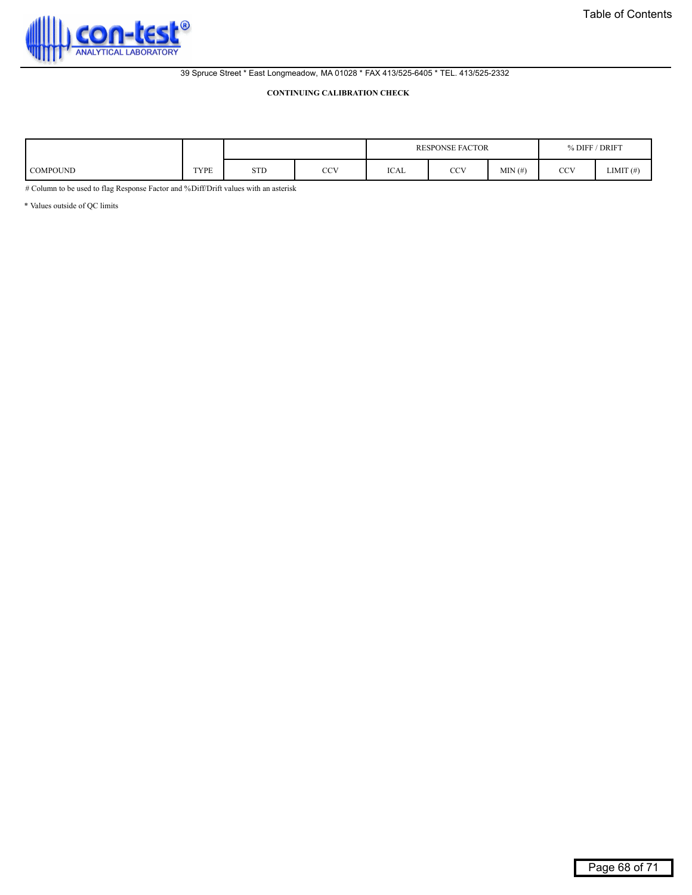39 Spruce Street * East Longmeadow, MA 01028 * FAX 413/525-6405 * TEL. 413/525-2332

**CONTINUING CALIBRATION CHECK**

| | | | | RESPONSE FACTOR | | | % DIFF / DRIFT | |
|---|---|---|---|---|---|---|---|---|
| COMPOUND | TYPE | STD | CCV | ICAL | CCV | MIN (#) | CCV | LIMIT (#) |

# Column to be used to flag Response Factor and %Diff/Drift values with an asterisk

* Values outside of QC limits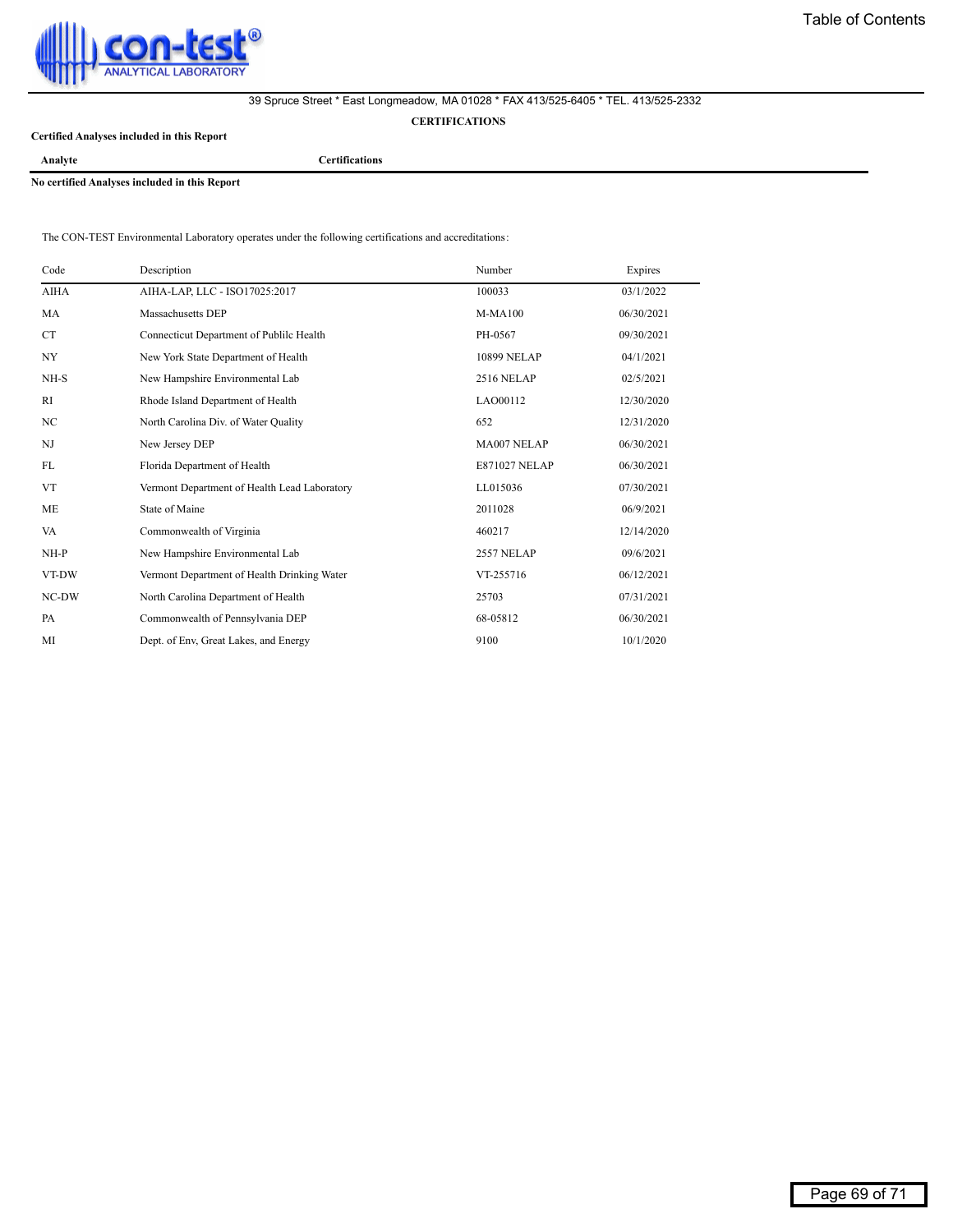39 Spruce Street * East Longmeadow, MA 01028 * FAX 413/525-6405 * TEL. 413/525-2332

## CERTIFICATIONS

**Certified Analyses included in this Report**

| Analyte | Certifications |
|---|---|

**No certified Analyses included in this Report**

The CON-TEST Environmental Laboratory operates under the following certifications and accreditations:

| Code | Description | Number | Expires |
|---|---|---|---|
| AIHA | AIHA-LAP, LLC - ISO17025:2017 | 100033 | 03/1/2022 |
| MA | Massachusetts DEP | M-MA100 | 06/30/2021 |
| CT | Connecticut Department of Publilc Health | PH-0567 | 09/30/2021 |
| NY | New York State Department of Health | 10899 NELAP | 04/1/2021 |
| NH-S | New Hampshire Environmental Lab | 2516 NELAP | 02/5/2021 |
| RI | Rhode Island Department of Health | LAO00112 | 12/30/2020 |
| NC | North Carolina Div. of Water Quality | 652 | 12/31/2020 |
| NJ | New Jersey DEP | MA007 NELAP | 06/30/2021 |
| FL | Florida Department of Health | E871027 NELAP | 06/30/2021 |
| VT | Vermont Department of Health Lead Laboratory | LL015036 | 07/30/2021 |
| ME | State of Maine | 2011028 | 06/9/2021 |
| VA | Commonwealth of Virginia | 460217 | 12/14/2020 |
| NH-P | New Hampshire Environmental Lab | 2557 NELAP | 09/6/2021 |
| VT-DW | Vermont Department of Health Drinking Water | VT-255716 | 06/12/2021 |
| NC-DW | North Carolina Department of Health | 25703 | 07/31/2021 |
| PA | Commonwealth of Pennsylvania DEP | 68-05812 | 06/30/2021 |
| MI | Dept. of Env, Great Lakes, and Energy | 9100 | 10/1/2020 |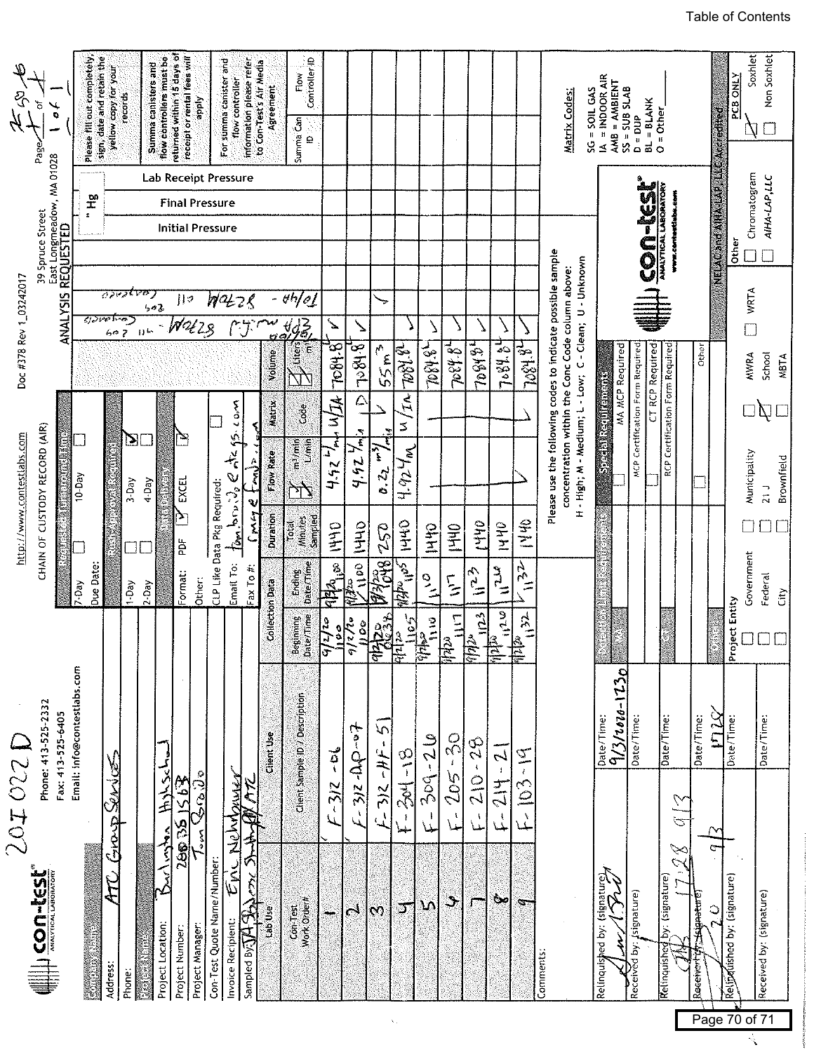Table of Contents

201022D

**con-test** ANALYTICAL LABORATORY

Phone: 413-525-2332
Fax: 413-525-6405
Email: info@contestlabs.com

http://www.contestlabs.com

CHAIN OF CUSTODY RECORD (AIR)

Doc #378 Rev 1_03242017

39 Spruce Street
East Longmeadow, MA 01028

Page 1 of 1

| Field | Value |
|---|---|
| Company Name: | ATC Group Services |
| Address: | |
| Phone: | |
| Project Name: | |
| Project Location: | Burlington Highschool |
| Project Number: | 2880351563 |
| Project Manager: | Tom Groido |
| Con-Test Quote Name/Number: | |
| Invoice Recipient: | Eric Nehrbauer |
| Sampled By: | JA Skinner Shelby AA ATC |

**Requested Turnaround Time:** 7-Day ☐ 10-Day ☐ Due Date:

**Rush-Approval Required:** 1-Day ☐ 3-Day ☑ 2-Day ☐ 4-Day ☐

**Data Delivery:** Format: PDF ☑ EXCEL ☑ Other:

CLP Like Data Pkg Required: ☐

Email To: tom.broido@atcgs.com cmeyer@nd... .com

Fax To #:

| Con-Test Work Order# | Client Sample ID / Description | Beginning Date/Time | Ending Date/Time | Duration Total Minutes Sampled | Flow Rate m3/min / L/min | Matrix Code | Volume Liters / m3 | TO/48 - EPA Method | 8270M - all ... | TO/48 - 8270M all ... | Initial Pressure | Final Pressure | Lab Receipt Pressure | Summa Can ID | Flow Controller ID |
|---|---|---|---|---|---|---|---|---|---|---|---|---|---|---|---|
| 1 | F-312-06 | 9/2/20 1100 | 9/3/20 1100 | 1440 | 4.92 L/m | U/IA | 7084.8 L | ✓ | | | | | | | |
| 2 | F-312-DUP-07 | 9/2/20 1100 | 9/3/20 1100 | 1440 | 4.92 L/m | D | 7084.8 | ✓ | | | | | | | |
| 3 | F-312-HF-51 | 9/3/20 0638 | 9/3/20 1048 | 250 | 0.22 m3/m | ✓ | 55 m3 | | | ✓ | | | | | |
| 4 | F-204-18 | 9/2/20 1105 | 9/3/20 1105 | 1440 | 4.92 L/m | u/IA | 7084.8 L | ✓ | | | | | | | |
| 5 | F-309-26 | 9/2/20 1110 | 1110 | 1440 | | | 7084.8 L | ✓ | | | | | | | |
| 6 | F-205-30 | 9/2/20 1117 | 1117 | 1440 | | | 7084.8 | ✓ | | | | | | | |
| 7 | F-210-28 | 9/2/20 1123 | 1123 | 1440 | | | 7084.8 L | ✓ | | | | | | | |
| 8 | F-214-21 | 9/2/20 1126 | 1126 | 1440 | | | 7084.8 L | ✓ | | | | | | | |
| 9 | F-103-19 | 9/2/20 1132 | 1132 | 1440 | | | 7084.8 L | ✓ | | | | | | | |

Comments:

Please use the following codes to indicate possible sample concentration within the Conc Code column above:
H - High; M - Medium; L - Low; C - Clean; U - Unknown

**Matrix Codes:**
SG = SOIL GAS
IA = INDOOR AIR
AMB = AMBIENT
SS = SUB SLAB
D = DUP
BL = BLANK
O = Other

| Relinquished by: (signature) | Date/Time: 9/3/2020-1230 |
|---|---|
| Received by: (signature) | Date/Time: |
| Relinquished by: (signature) 1728 9/3 | Date/Time: |
| Received by: (signature) 20 9/3 | Date/Time: 1728 |
| Relinquished by: (signature) | Date/Time: |
| Received by: (signature) | Date/Time: |

**Special Requirements:**
☐ MA MCP Required
MCP Certification Form Required
☐ CT RCP Required
RCP Certification Form Required
☐ Other

**Project Entity:**
☐ Government ☐ Municipality ☐ MWRA ☐ WRTA
☐ Federal ☐ 21 J ☑ School
☐ City ☐ Brownfield ☐ MBTA

**Other:**
☐ Chromatogram
☐ AIHA-LAP,LLC

NELAC and AIHA-LAP, LLC Accredited

**PCB ONLY**
☑ Soxhlet
☐ Non Soxhlet

Please fill out completely, sign, date and retain the yellow copy for your records

Summa canisters and flow controllers must be returned within 15 days of receipt or rental fees will apply

For summa canister and flow controller information please refer to Con-Test's Air Media Agreement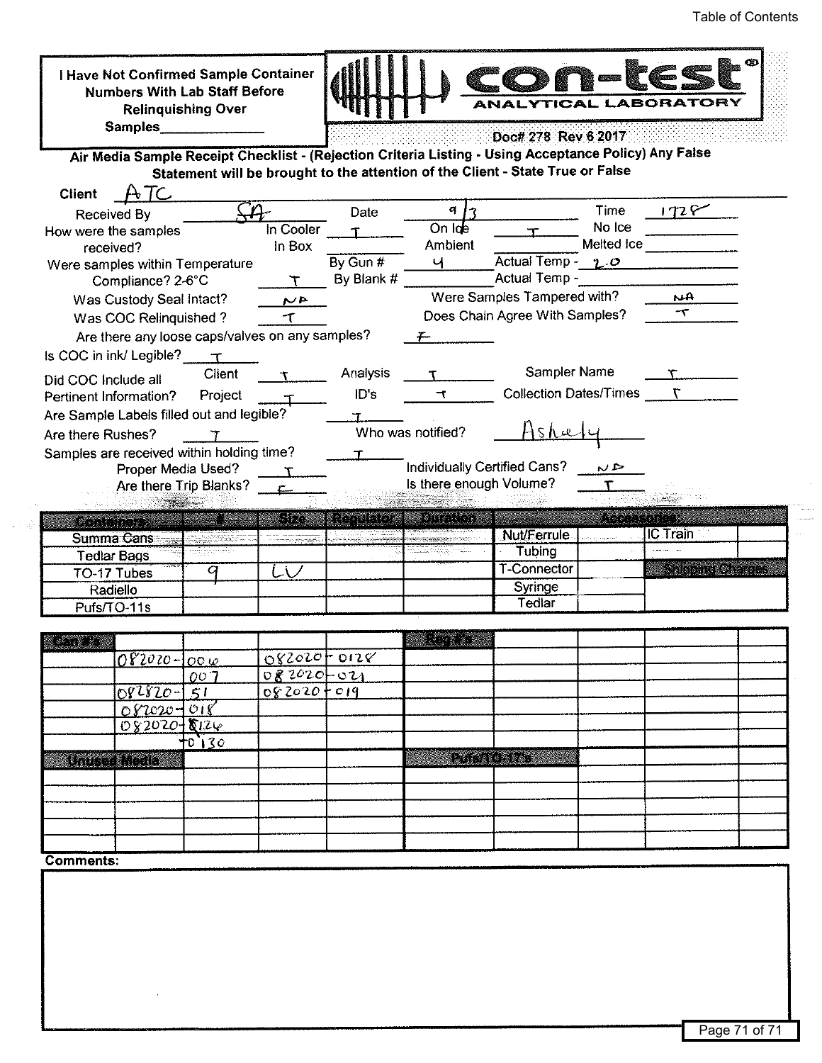I Have Not Confirmed Sample Container Numbers With Lab Staff Before Relinquishing Over Samples_______________

**con-test® ANALYTICAL LABORATORY**

Doc# 278 Rev 6 2017

**Air Media Sample Receipt Checklist - (Rejection Criteria Listing - Using Acceptance Policy) Any False Statement will be brought to the attention of the Client - State True or False**

Client: ATC

Received By: SA    Date: 9/3    Time: 1728

How were the samples received? In Cooler: T    In Box: ___    On Ice: T    Ambient: ___    No Ice: ___    Melted Ice: ___

Were samples within Temperature Compliance? 2-6°C: T    By Gun #: 4    Actual Temp - 2.0    By Blank #: ___    Actual Temp - ___

Was Custody Seal Intact? NA    Were Samples Tampered with? NA

Was COC Relinquished? T    Does Chain Agree With Samples? T

Are there any loose caps/valves on any samples? F

Is COC in ink/ Legible? T

Did COC Include all Pertinent Information? Client: T    Analysis: T    Sampler Name: T    Project: T    ID's: T    Collection Dates/Times: T

Are Sample Labels filled out and legible? T

Are there Rushes? T    Who was notified? Ashely

Samples are received within holding time? T

Proper Media Used? T    Individually Certified Cans? ND

Are there Trip Blanks? F    Is there enough Volume? T

| Containers | # | Size | Regulator | Duration | Accessories | | | |
|---|---|---|---|---|---|---|---|---|
| Summa Cans | | | | | Nut/Ferrule | | IC Train | |
| Tedlar Bags | | | | | Tubing | | | |
| TO-17 Tubes | 9 | LV | | | T-Connector | | Shipping Charges | |
| Radiello | | | | | Syringe | | | |
| Pufs/TO-11s | | | | | Tedlar | | | |

| Can #'s | | | | | Reg #'s | | | | |
|---|---|---|---|---|---|---|---|---|---|
| | 082020-006 | | 082020-0128 | | | | | | |
| | 007 | | 082020-021 | | | | | | |
| | 082820-51 | | 082020-019 | | | | | | |
| | 082020-018 | | | | | | | | |
| | 082020-0124 | | | | | | | | |
| | -0130 | | | | | | | | |

| Unused Media | | | | | Pufs/TO-17's | | | | |
|---|---|---|---|---|---|---|---|---|---|
| | | | | | | | | | |
| | | | | | | | | | |
| | | | | | | | | | |
| | | | | | | | | | |
| | | | | | | | | | |

Comments: